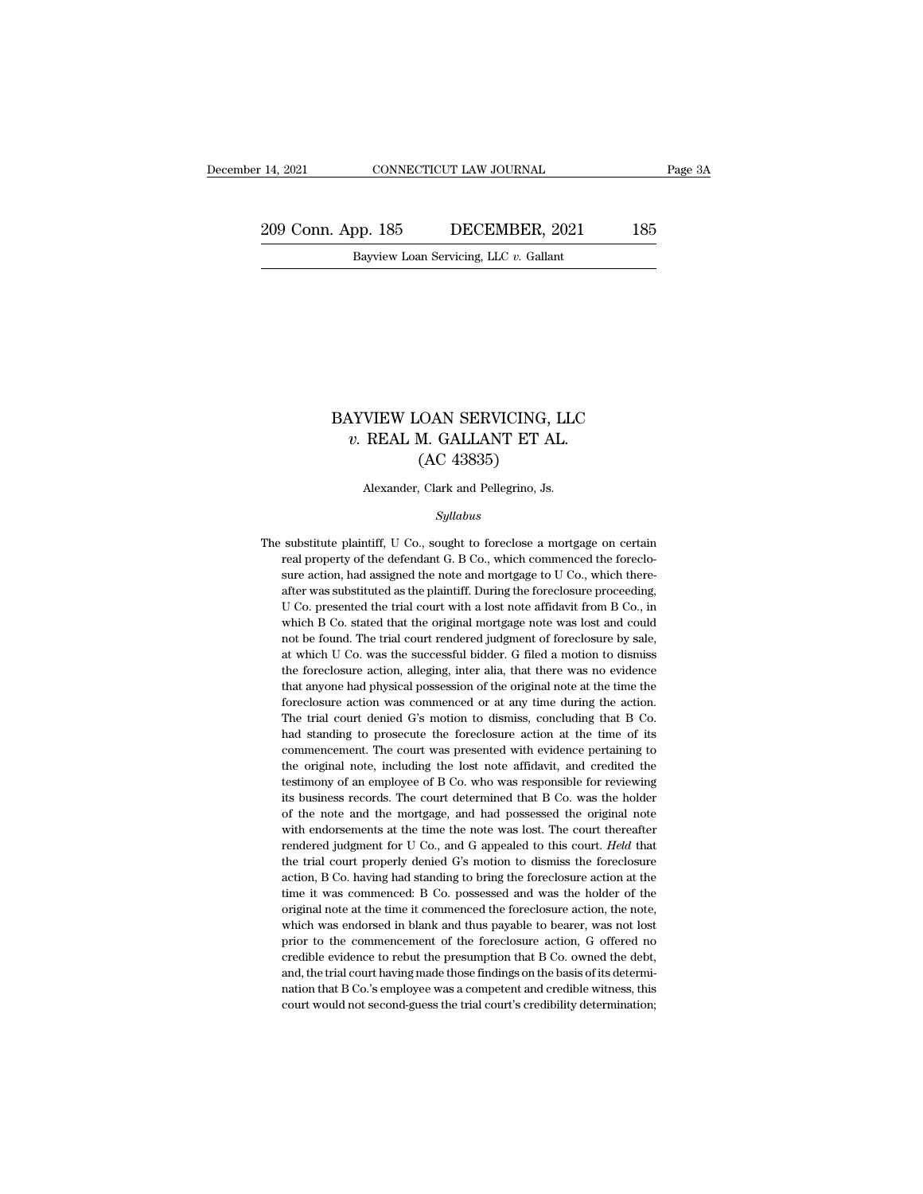# BAYVIEW LOAN SERVICING, LLC *v.* REAL M. GALLANT ET AL.

## (AC 43835)

Alexander, Clark and Pellegrino, Js.

*Syllabus*

The substitute plaintiff, U Co., sought to foreclose a mortgage on certain real property of the defendant G. B Co., which commenced the foreclosure action, had assigned the note and mortgage to U Co., which thereafter was substituted as the plaintiff. During the foreclosure proceeding, U Co. presented the trial court with a lost note affidavit from B Co., in which B Co. stated that the original mortgage note was lost and could not be found. The trial court rendered judgment of foreclosure by sale, at which U Co. was the successful bidder. G filed a motion to dismiss the foreclosure action, alleging, inter alia, that there was no evidence that anyone had physical possession of the original note at the time the foreclosure action was commenced or at any time during the action. The trial court denied G's motion to dismiss, concluding that B Co. had standing to prosecute the foreclosure action at the time of its commencement. The court was presented with evidence pertaining to the original note, including the lost note affidavit, and credited the testimony of an employee of B Co. who was responsible for reviewing its business records. The court determined that B Co. was the holder of the note and the mortgage, and had possessed the original note with endorsements at the time the note was lost. The court thereafter rendered judgment for U Co., and G appealed to this court. *Held* that the trial court properly denied G's motion to dismiss the foreclosure action, B Co. having had standing to bring the foreclosure action at the time it was commenced: B Co. possessed and was the holder of the original note at the time it commenced the foreclosure action, the note, which was endorsed in blank and thus payable to bearer, was not lost prior to the commencement of the foreclosure action, G offered no credible evidence to rebut the presumption that B Co. owned the debt, and, the trial court having made those findings on the basis of its determination that B Co.'s employee was a competent and credible witness, this court would not second-guess the trial court's credibility determination;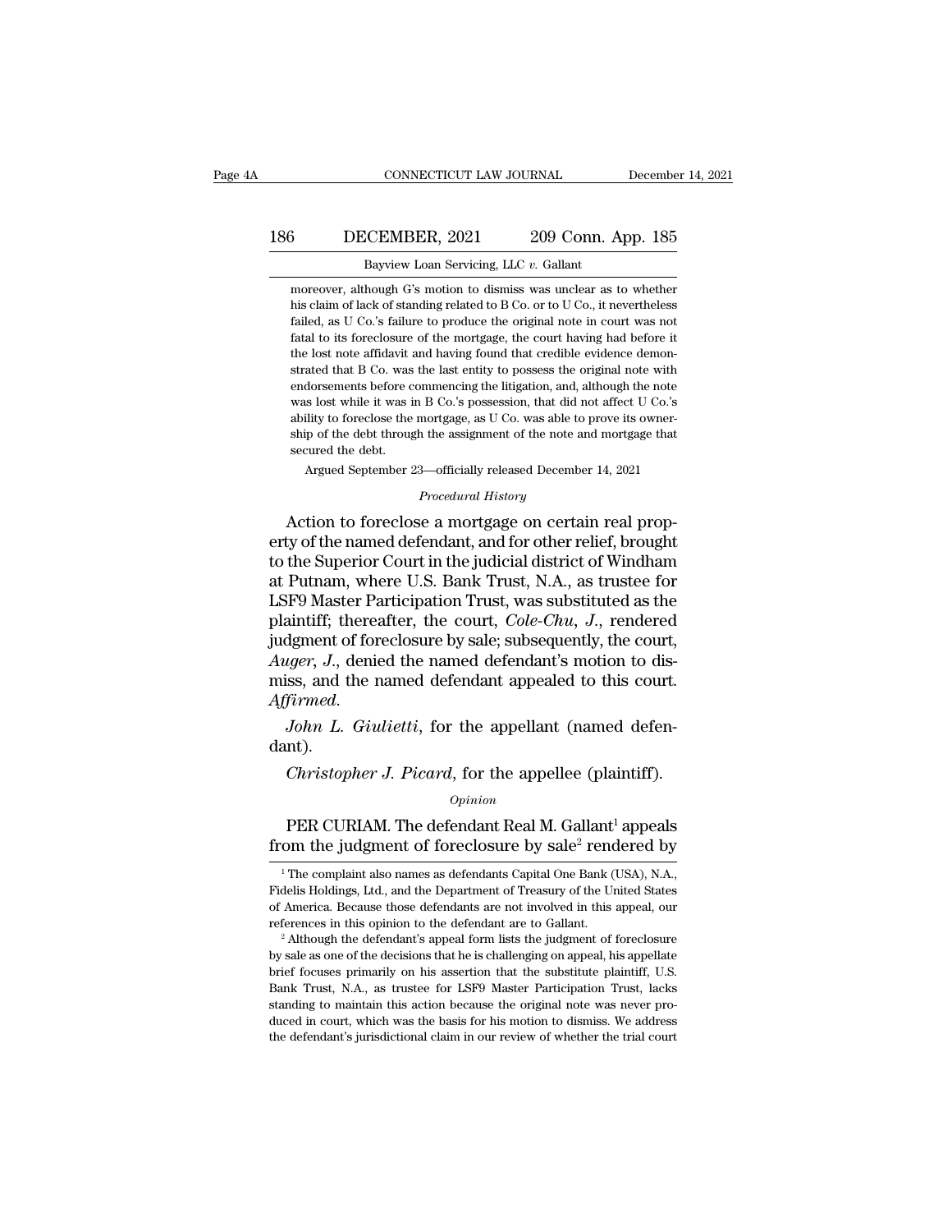moreover, although G's motion to dismiss was unclear as to whether his claim of lack of standing related to B Co. or to U Co., it nevertheless failed, as U Co.'s failure to produce the original note in court was not fatal to its foreclosure of the mortgage, the court having had before it the lost note affidavit and having found that credible evidence demonstrated that B Co. was the last entity to possess the original note with endorsements before commencing the litigation, and, although the note was lost while it was in B Co.'s possession, that did not affect U Co.'s ability to foreclose the mortgage, as U Co. was able to prove its ownership of the debt through the assignment of the note and mortgage that secured the debt.

Argued September 23—officially released December 14, 2021

*Procedural History*

Action to foreclose a mortgage on certain real property of the named defendant, and for other relief, brought to the Superior Court in the judicial district of Windham at Putnam, where U.S. Bank Trust, N.A., as trustee for LSF9 Master Participation Trust, was substituted as the plaintiff; thereafter, the court, *Cole-Chu, J.*, rendered judgment of foreclosure by sale; subsequently, the court, *Auger, J.*, denied the named defendant's motion to dismiss, and the named defendant appealed to this court. *Affirmed.*

*John L. Giulietti*, for the appellant (named defendant).

*Christopher J. Picard*, for the appellee (plaintiff).

*Opinion*

PER CURIAM. The defendant Real M. Gallant[1] appeals from the judgment of foreclosure by sale[2] rendered by

[1] The complaint also names as defendants Capital One Bank (USA), N.A., Fidelis Holdings, Ltd., and the Department of Treasury of the United States of America. Because those defendants are not involved in this appeal, our references in this opinion to the defendant are to Gallant.

[2] Although the defendant's appeal form lists the judgment of foreclosure by sale as one of the decisions that he is challenging on appeal, his appellate brief focuses primarily on his assertion that the substitute plaintiff, U.S. Bank Trust, N.A., as trustee for LSF9 Master Participation Trust, lacks standing to maintain this action because the original note was never produced in court, which was the basis for his motion to dismiss. We address the defendant's jurisdictional claim in our review of whether the trial court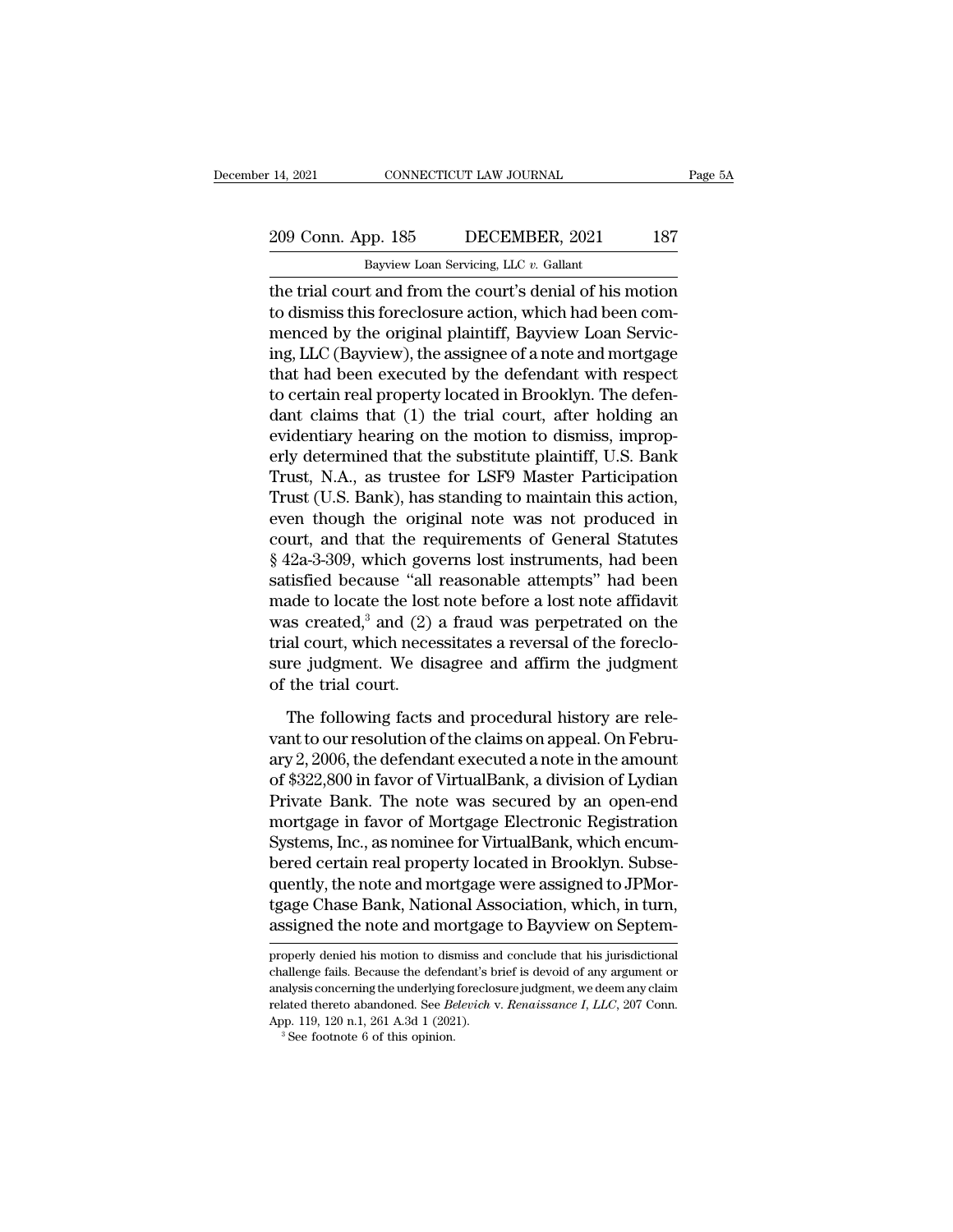the trial court and from the court's denial of his motion to dismiss this foreclosure action, which had been commenced by the original plaintiff, Bayview Loan Servicing, LLC (Bayview), the assignee of a note and mortgage that had been executed by the defendant with respect to certain real property located in Brooklyn. The defendant claims that (1) the trial court, after holding an evidentiary hearing on the motion to dismiss, improperly determined that the substitute plaintiff, U.S. Bank Trust, N.A., as trustee for LSF9 Master Participation Trust (U.S. Bank), has standing to maintain this action, even though the original note was not produced in court, and that the requirements of General Statutes § 42a-3-309, which governs lost instruments, had been satisfied because "all reasonable attempts" had been made to locate the lost note before a lost note affidavit was created,[3] and (2) a fraud was perpetrated on the trial court, which necessitates a reversal of the foreclosure judgment. We disagree and affirm the judgment of the trial court.

The following facts and procedural history are relevant to our resolution of the claims on appeal. On February 2, 2006, the defendant executed a note in the amount of $322,800 in favor of VirtualBank, a division of Lydian Private Bank. The note was secured by an open-end mortgage in favor of Mortgage Electronic Registration Systems, Inc., as nominee for VirtualBank, which encumbered certain real property located in Brooklyn. Subsequently, the note and mortgage were assigned to JPMortgage Chase Bank, National Association, which, in turn, assigned the note and mortgage to Bayview on Septem-

properly denied his motion to dismiss and conclude that his jurisdictional challenge fails. Because the defendant's brief is devoid of any argument or analysis concerning the underlying foreclosure judgment, we deem any claim related thereto abandoned. See *Belevich* v. *Renaissance I, LLC*, 207 Conn. App. 119, 120 n.1, 261 A.3d 1 (2021).

[3] See footnote 6 of this opinion.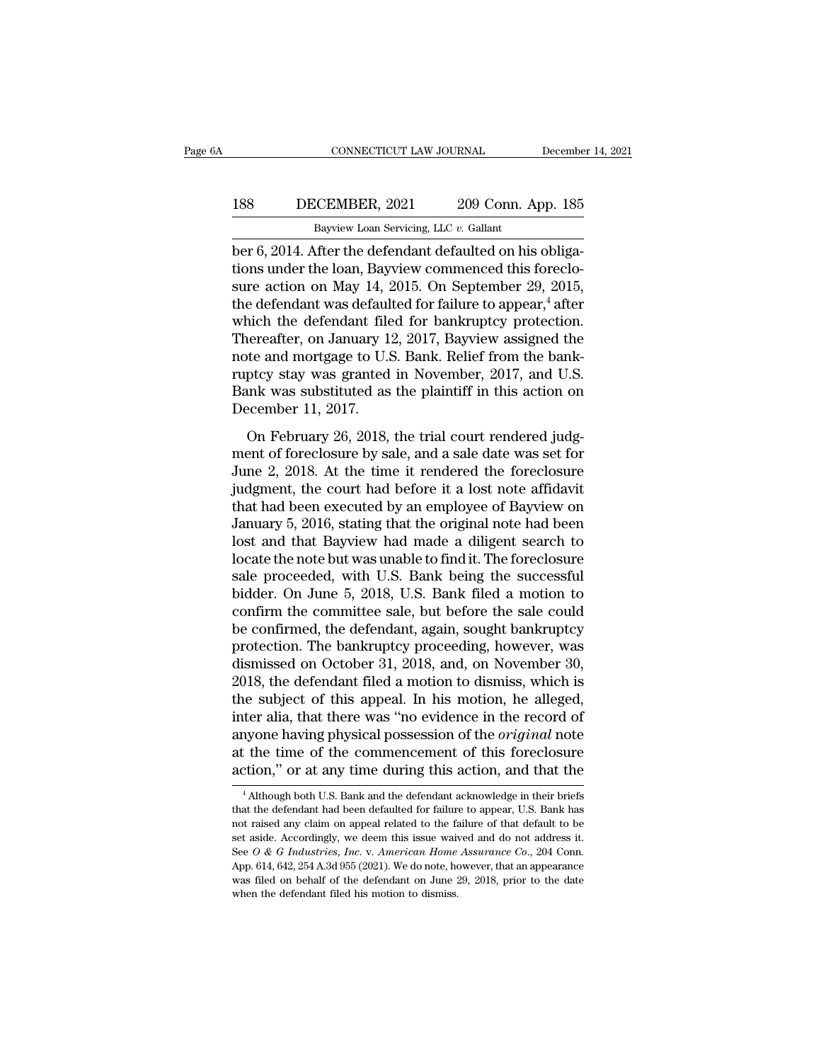ber 6, 2014. After the defendant defaulted on his obligations under the loan, Bayview commenced this foreclosure action on May 14, 2015. On September 29, 2015, the defendant was defaulted for failure to appear,[4] after which the defendant filed for bankruptcy protection. Thereafter, on January 12, 2017, Bayview assigned the note and mortgage to U.S. Bank. Relief from the bankruptcy stay was granted in November, 2017, and U.S. Bank was substituted as the plaintiff in this action on December 11, 2017.

On February 26, 2018, the trial court rendered judgment of foreclosure by sale, and a sale date was set for June 2, 2018. At the time it rendered the foreclosure judgment, the court had before it a lost note affidavit that had been executed by an employee of Bayview on January 5, 2016, stating that the original note had been lost and that Bayview had made a diligent search to locate the note but was unable to find it. The foreclosure sale proceeded, with U.S. Bank being the successful bidder. On June 5, 2018, U.S. Bank filed a motion to confirm the committee sale, but before the sale could be confirmed, the defendant, again, sought bankruptcy protection. The bankruptcy proceeding, however, was dismissed on October 31, 2018, and, on November 30, 2018, the defendant filed a motion to dismiss, which is the subject of this appeal. In his motion, he alleged, inter alia, that there was "no evidence in the record of anyone having physical possession of the *original* note at the time of the commencement of this foreclosure action," or at any time during this action, and that the

[4] Although both U.S. Bank and the defendant acknowledge in their briefs that the defendant had been defaulted for failure to appear, U.S. Bank has not raised any claim on appeal related to the failure of that default to be set aside. Accordingly, we deem this issue waived and do not address it. See *O & G Industries, Inc.* v. *American Home Assurance Co.*, 204 Conn. App. 614, 642, 254 A.3d 955 (2021). We do note, however, that an appearance was filed on behalf of the defendant on June 29, 2018, prior to the date when the defendant filed his motion to dismiss.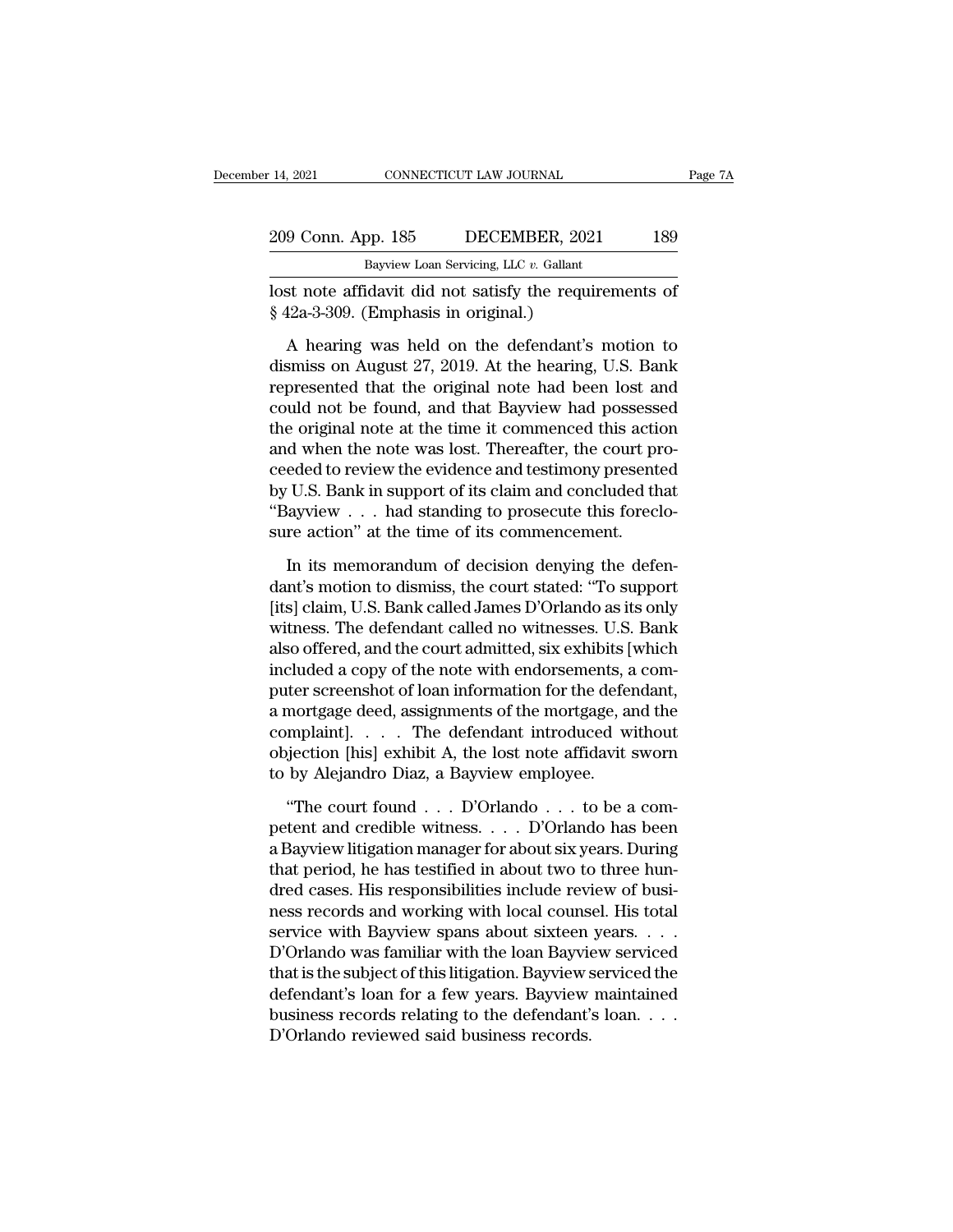lost note affidavit did not satisfy the requirements of § 42a-3-309. (Emphasis in original.)

A hearing was held on the defendant's motion to dismiss on August 27, 2019. At the hearing, U.S. Bank represented that the original note had been lost and could not be found, and that Bayview had possessed the original note at the time it commenced this action and when the note was lost. Thereafter, the court proceeded to review the evidence and testimony presented by U.S. Bank in support of its claim and concluded that "Bayview . . . had standing to prosecute this foreclosure action" at the time of its commencement.

In its memorandum of decision denying the defendant's motion to dismiss, the court stated: "To support [its] claim, U.S. Bank called James D'Orlando as its only witness. The defendant called no witnesses. U.S. Bank also offered, and the court admitted, six exhibits [which included a copy of the note with endorsements, a computer screenshot of loan information for the defendant, a mortgage deed, assignments of the mortgage, and the complaint]. . . . The defendant introduced without objection [his] exhibit A, the lost note affidavit sworn to by Alejandro Diaz, a Bayview employee.

"The court found . . . D'Orlando . . . to be a competent and credible witness. . . . D'Orlando has been a Bayview litigation manager for about six years. During that period, he has testified in about two to three hundred cases. His responsibilities include review of business records and working with local counsel. His total service with Bayview spans about sixteen years. . . . D'Orlando was familiar with the loan Bayview serviced that is the subject of this litigation. Bayview serviced the defendant's loan for a few years. Bayview maintained business records relating to the defendant's loan. . . . D'Orlando reviewed said business records.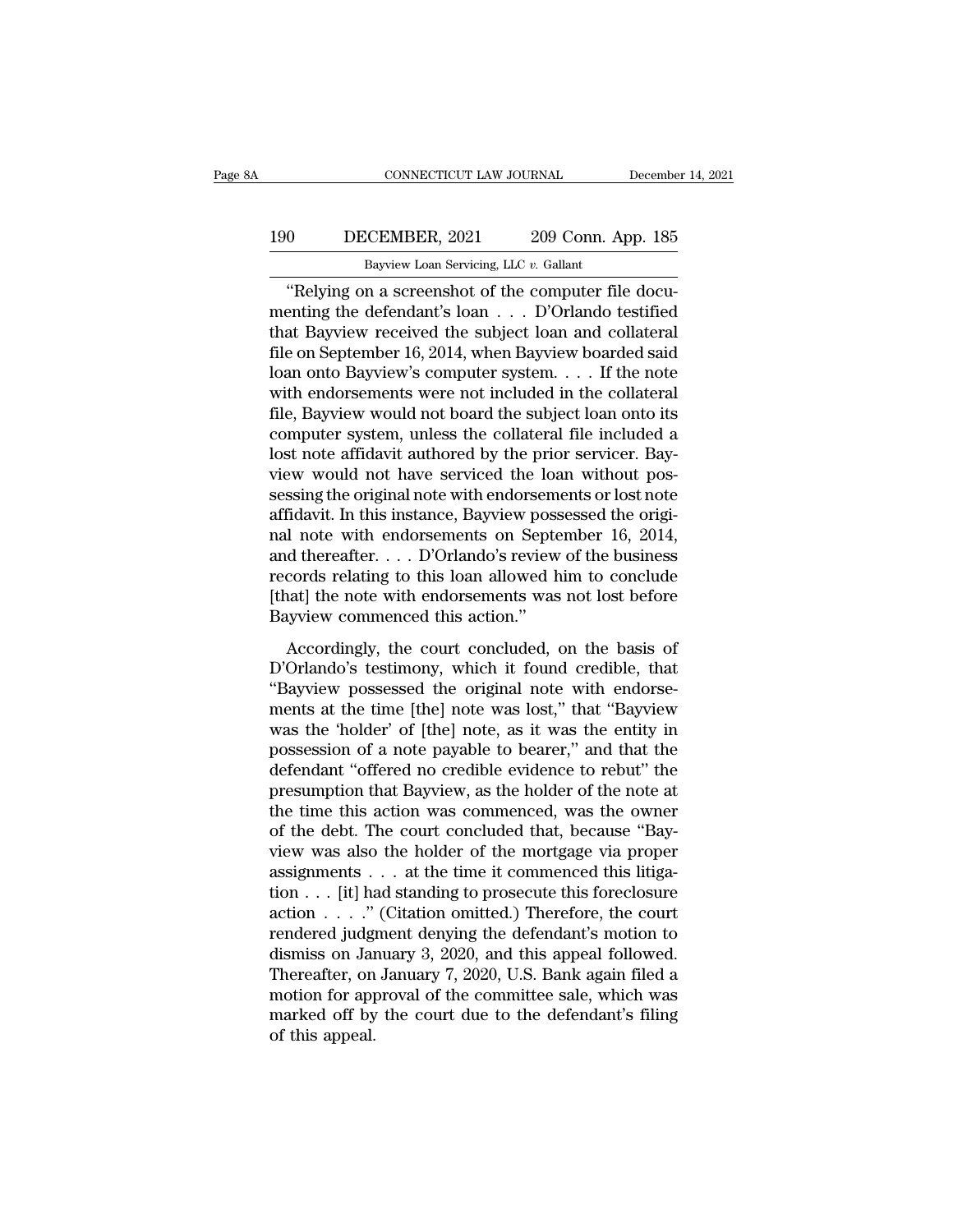"Relying on a screenshot of the computer file documenting the defendant's loan . . . D'Orlando testified that Bayview received the subject loan and collateral file on September 16, 2014, when Bayview boarded said loan onto Bayview's computer system. . . . If the note with endorsements were not included in the collateral file, Bayview would not board the subject loan onto its computer system, unless the collateral file included a lost note affidavit authored by the prior servicer. Bayview would not have serviced the loan without possessing the original note with endorsements or lost note affidavit. In this instance, Bayview possessed the original note with endorsements on September 16, 2014, and thereafter. . . . D'Orlando's review of the business records relating to this loan allowed him to conclude [that] the note with endorsements was not lost before Bayview commenced this action."

Accordingly, the court concluded, on the basis of D'Orlando's testimony, which it found credible, that "Bayview possessed the original note with endorsements at the time [the] note was lost," that "Bayview was the 'holder' of [the] note, as it was the entity in possession of a note payable to bearer," and that the defendant "offered no credible evidence to rebut" the presumption that Bayview, as the holder of the note at the time this action was commenced, was the owner of the debt. The court concluded that, because "Bayview was also the holder of the mortgage via proper assignments . . . at the time it commenced this litigation . . . [it] had standing to prosecute this foreclosure action . . . ." (Citation omitted.) Therefore, the court rendered judgment denying the defendant's motion to dismiss on January 3, 2020, and this appeal followed. Thereafter, on January 7, 2020, U.S. Bank again filed a motion for approval of the committee sale, which was marked off by the court due to the defendant's filing of this appeal.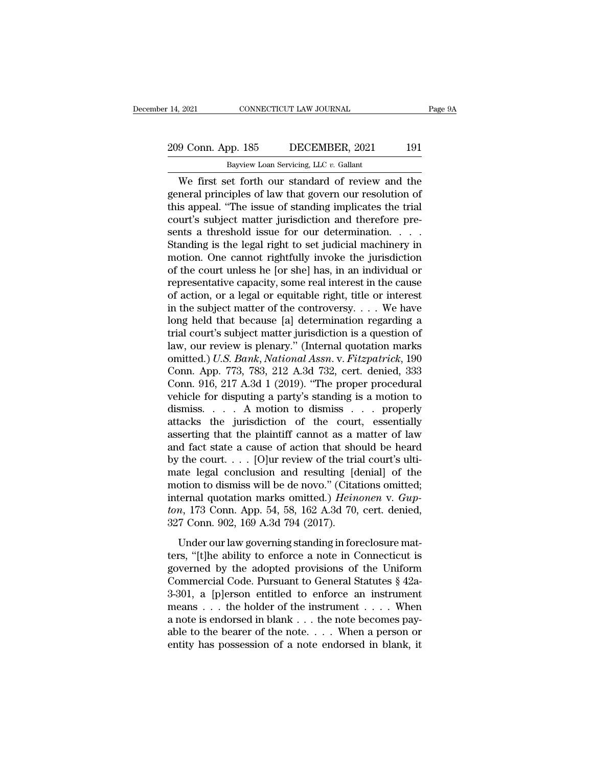We first set forth our standard of review and the general principles of law that govern our resolution of this appeal. "The issue of standing implicates the trial court's subject matter jurisdiction and therefore presents a threshold issue for our determination. . . . Standing is the legal right to set judicial machinery in motion. One cannot rightfully invoke the jurisdiction of the court unless he [or she] has, in an individual or representative capacity, some real interest in the cause of action, or a legal or equitable right, title or interest in the subject matter of the controversy. . . . We have long held that because [a] determination regarding a trial court's subject matter jurisdiction is a question of law, our review is plenary." (Internal quotation marks omitted.) *U.S. Bank, National Assn.* v. *Fitzpatrick*, 190 Conn. App. 773, 783, 212 A.3d 732, cert. denied, 333 Conn. 916, 217 A.3d 1 (2019). "The proper procedural vehicle for disputing a party's standing is a motion to dismiss. . . . A motion to dismiss . . . properly attacks the jurisdiction of the court, essentially asserting that the plaintiff cannot as a matter of law and fact state a cause of action that should be heard by the court. . . . [O]ur review of the trial court's ultimate legal conclusion and resulting [denial] of the motion to dismiss will be de novo." (Citations omitted; internal quotation marks omitted.) *Heinonen* v. *Gupton*, 173 Conn. App. 54, 58, 162 A.3d 70, cert. denied, 327 Conn. 902, 169 A.3d 794 (2017).

Under our law governing standing in foreclosure matters, "[t]he ability to enforce a note in Connecticut is governed by the adopted provisions of the Uniform Commercial Code. Pursuant to General Statutes § 42a-3-301, a [p]erson entitled to enforce an instrument means . . . the holder of the instrument . . . . When a note is endorsed in blank . . . the note becomes payable to the bearer of the note. . . . When a person or entity has possession of a note endorsed in blank, it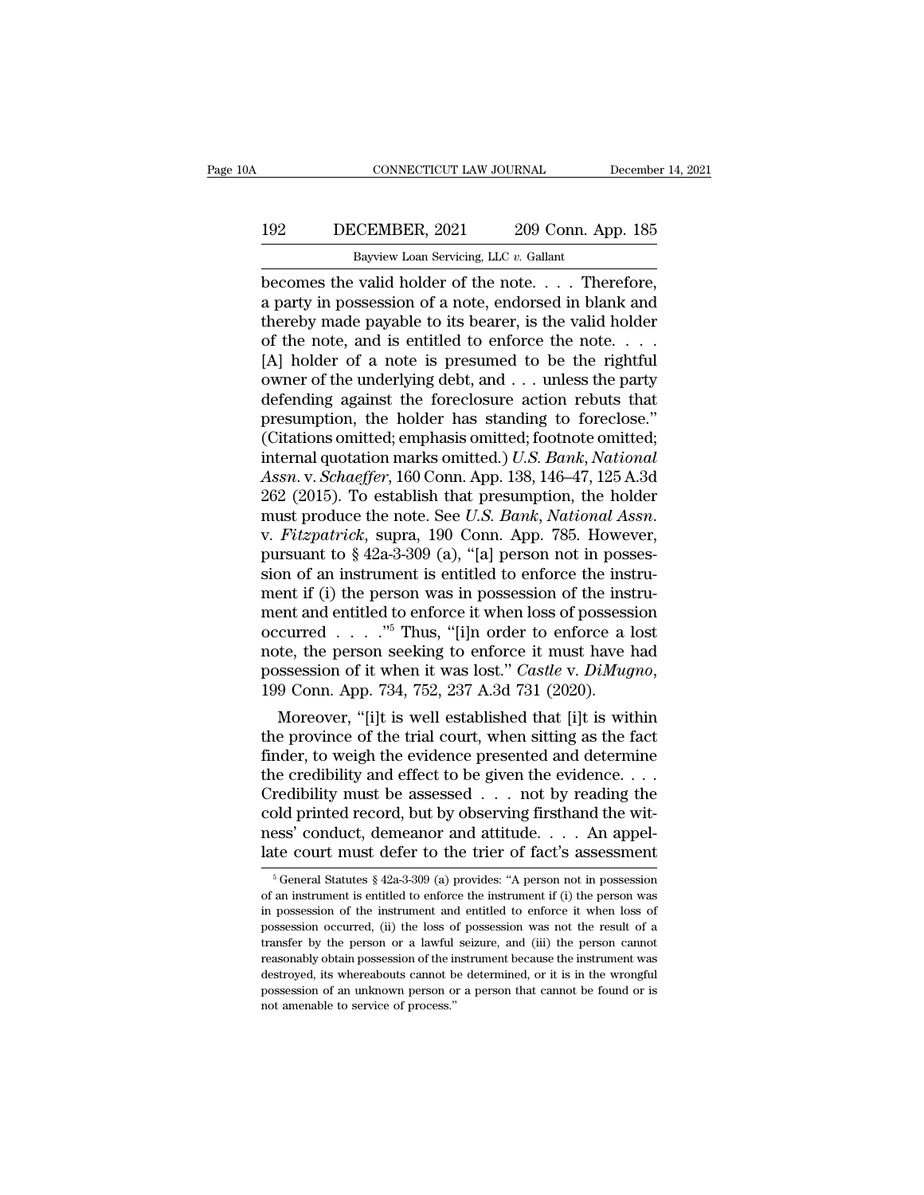becomes the valid holder of the note. . . . Therefore, a party in possession of a note, endorsed in blank and thereby made payable to its bearer, is the valid holder of the note, and is entitled to enforce the note. . . . [A] holder of a note is presumed to be the rightful owner of the underlying debt, and . . . unless the party defending against the foreclosure action rebuts that presumption, the holder has standing to foreclose." (Citations omitted; emphasis omitted; footnote omitted; internal quotation marks omitted.) *U.S. Bank, National Assn.* v. *Schaeffer*, 160 Conn. App. 138, 146–47, 125 A.3d 262 (2015). To establish that presumption, the holder must produce the note. See *U.S. Bank, National Assn.* v. *Fitzpatrick*, supra, 190 Conn. App. 785. However, pursuant to § 42a-3-309 (a), "[a] person not in possession of an instrument is entitled to enforce the instrument if (i) the person was in possession of the instrument and entitled to enforce it when loss of possession occurred . . . ."[5] Thus, "[i]n order to enforce a lost note, the person seeking to enforce it must have had possession of it when it was lost." *Castle* v. *DiMugno*, 199 Conn. App. 734, 752, 237 A.3d 731 (2020).

Moreover, "[i]t is well established that [i]t is within the province of the trial court, when sitting as the fact finder, to weigh the evidence presented and determine the credibility and effect to be given the evidence. . . . Credibility must be assessed . . . not by reading the cold printed record, but by observing firsthand the witness' conduct, demeanor and attitude. . . . An appellate court must defer to the trier of fact's assessment

[5] General Statutes § 42a-3-309 (a) provides: "A person not in possession of an instrument is entitled to enforce the instrument if (i) the person was in possession of the instrument and entitled to enforce it when loss of possession occurred, (ii) the loss of possession was not the result of a transfer by the person or a lawful seizure, and (iii) the person cannot reasonably obtain possession of the instrument because the instrument was destroyed, its whereabouts cannot be determined, or it is in the wrongful possession of an unknown person or a person that cannot be found or is not amenable to service of process."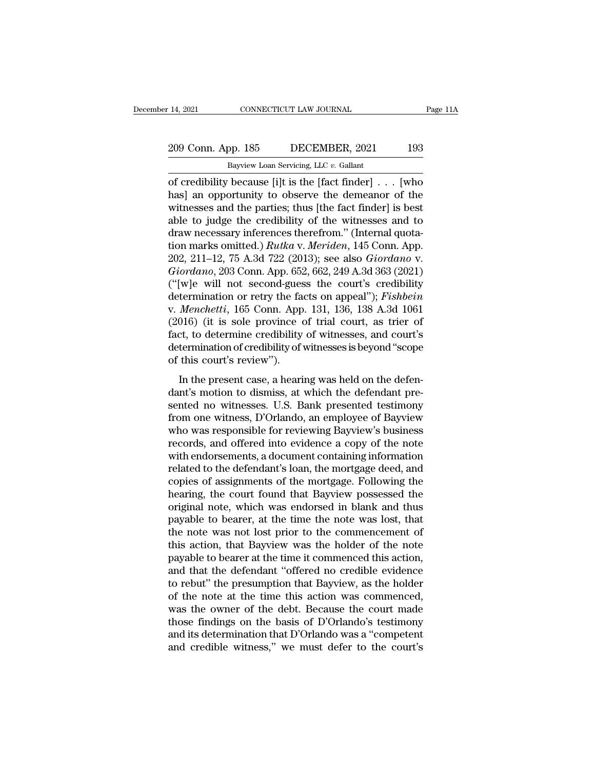of credibility because [i]t is the [fact finder] . . . [who has] an opportunity to observe the demeanor of the witnesses and the parties; thus [the fact finder] is best able to judge the credibility of the witnesses and to draw necessary inferences therefrom." (Internal quotation marks omitted.) *Rutka* v. *Meriden*, 145 Conn. App. 202, 211–12, 75 A.3d 722 (2013); see also *Giordano* v. *Giordano*, 203 Conn. App. 652, 662, 249 A.3d 363 (2021) ("[w]e will not second-guess the court's credibility determination or retry the facts on appeal"); *Fishbein* v. *Menchetti*, 165 Conn. App. 131, 136, 138 A.3d 1061 (2016) (it is sole province of trial court, as trier of fact, to determine credibility of witnesses, and court's determination of credibility of witnesses is beyond "scope of this court's review").

In the present case, a hearing was held on the defendant's motion to dismiss, at which the defendant presented no witnesses. U.S. Bank presented testimony from one witness, D'Orlando, an employee of Bayview who was responsible for reviewing Bayview's business records, and offered into evidence a copy of the note with endorsements, a document containing information related to the defendant's loan, the mortgage deed, and copies of assignments of the mortgage. Following the hearing, the court found that Bayview possessed the original note, which was endorsed in blank and thus payable to bearer, at the time the note was lost, that the note was not lost prior to the commencement of this action, that Bayview was the holder of the note payable to bearer at the time it commenced this action, and that the defendant "offered no credible evidence to rebut" the presumption that Bayview, as the holder of the note at the time this action was commenced, was the owner of the debt. Because the court made those findings on the basis of D'Orlando's testimony and its determination that D'Orlando was a "competent and credible witness," we must defer to the court's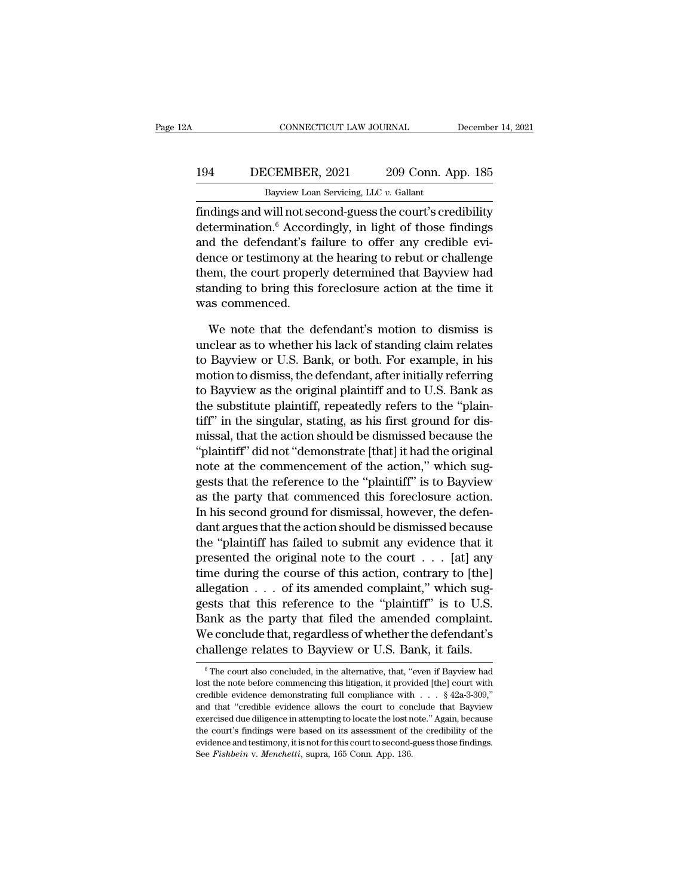findings and will not second-guess the court's credibility determination.[6] Accordingly, in light of those findings and the defendant's failure to offer any credible evidence or testimony at the hearing to rebut or challenge them, the court properly determined that Bayview had standing to bring this foreclosure action at the time it was commenced.

We note that the defendant's motion to dismiss is unclear as to whether his lack of standing claim relates to Bayview or U.S. Bank, or both. For example, in his motion to dismiss, the defendant, after initially referring to Bayview as the original plaintiff and to U.S. Bank as the substitute plaintiff, repeatedly refers to the "plaintiff" in the singular, stating, as his first ground for dismissal, that the action should be dismissed because the "plaintiff" did not "demonstrate [that] it had the original note at the commencement of the action," which suggests that the reference to the "plaintiff" is to Bayview as the party that commenced this foreclosure action. In his second ground for dismissal, however, the defendant argues that the action should be dismissed because the "plaintiff has failed to submit any evidence that it presented the original note to the court . . . [at] any time during the course of this action, contrary to [the] allegation . . . of its amended complaint," which suggests that this reference to the "plaintiff" is to U.S. Bank as the party that filed the amended complaint. We conclude that, regardless of whether the defendant's challenge relates to Bayview or U.S. Bank, it fails.

[6] The court also concluded, in the alternative, that, "even if Bayview had lost the note before commencing this litigation, it provided [the] court with credible evidence demonstrating full compliance with . . . § 42a-3-309," and that "credible evidence allows the court to conclude that Bayview exercised due diligence in attempting to locate the lost note." Again, because the court's findings were based on its assessment of the credibility of the evidence and testimony, it is not for this court to second-guess those findings. See *Fishbein* v. *Menchetti*, supra, 165 Conn. App. 136.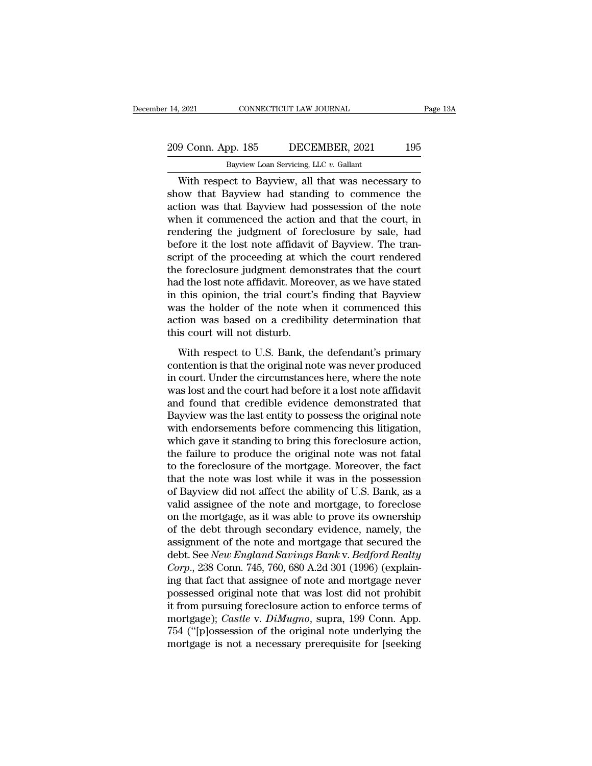With respect to Bayview, all that was necessary to show that Bayview had standing to commence the action was that Bayview had possession of the note when it commenced the action and that the court, in rendering the judgment of foreclosure by sale, had before it the lost note affidavit of Bayview. The transcript of the proceeding at which the court rendered the foreclosure judgment demonstrates that the court had the lost note affidavit. Moreover, as we have stated in this opinion, the trial court's finding that Bayview was the holder of the note when it commenced this action was based on a credibility determination that this court will not disturb.

With respect to U.S. Bank, the defendant's primary contention is that the original note was never produced in court. Under the circumstances here, where the note was lost and the court had before it a lost note affidavit and found that credible evidence demonstrated that Bayview was the last entity to possess the original note with endorsements before commencing this litigation, which gave it standing to bring this foreclosure action, the failure to produce the original note was not fatal to the foreclosure of the mortgage. Moreover, the fact that the note was lost while it was in the possession of Bayview did not affect the ability of U.S. Bank, as a valid assignee of the note and mortgage, to foreclose on the mortgage, as it was able to prove its ownership of the debt through secondary evidence, namely, the assignment of the note and mortgage that secured the debt. See *New England Savings Bank* v. *Bedford Realty Corp.*, 238 Conn. 745, 760, 680 A.2d 301 (1996) (explaining that fact that assignee of note and mortgage never possessed original note that was lost did not prohibit it from pursuing foreclosure action to enforce terms of mortgage); *Castle* v. *DiMugno*, supra, 199 Conn. App. 754 ("[p]ossession of the original note underlying the mortgage is not a necessary prerequisite for [seeking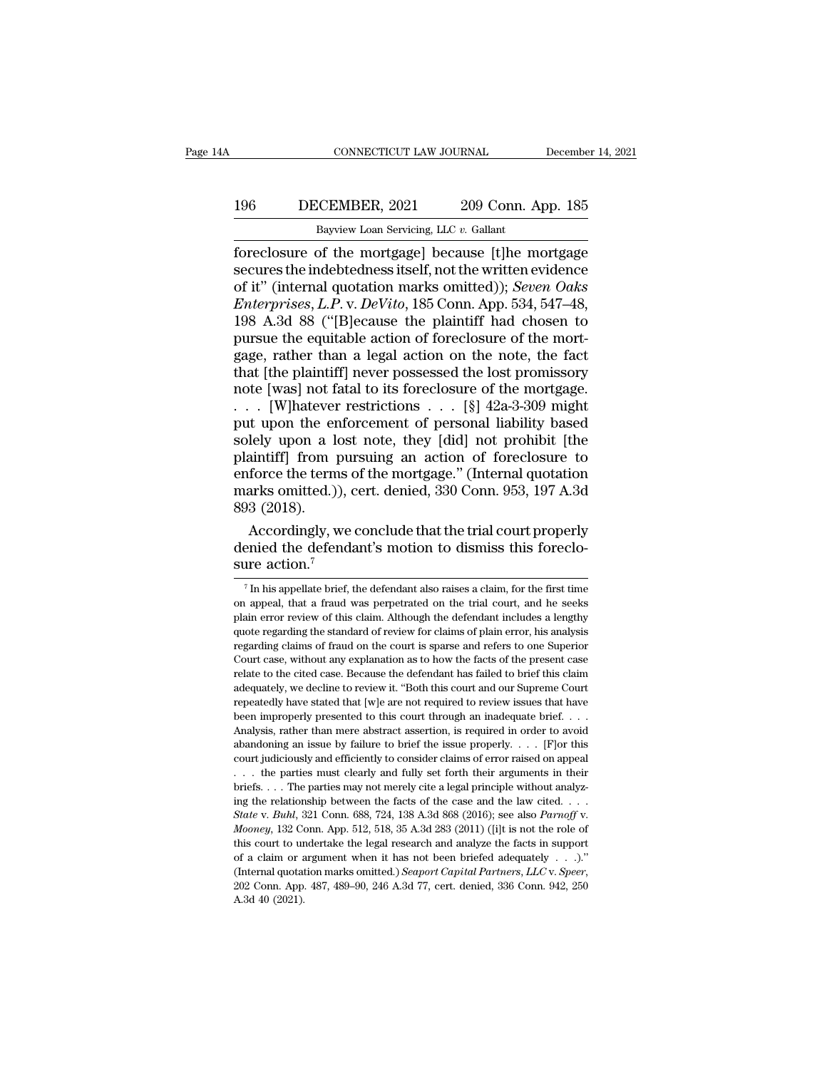foreclosure of the mortgage] because [t]he mortgage secures the indebtedness itself, not the written evidence of it" (internal quotation marks omitted)); *Seven Oaks Enterprises, L.P.* v. *DeVito*, 185 Conn. App. 534, 547–48, 198 A.3d 88 ("[B]ecause the plaintiff had chosen to pursue the equitable action of foreclosure of the mortgage, rather than a legal action on the note, the fact that [the plaintiff] never possessed the lost promissory note [was] not fatal to its foreclosure of the mortgage. . . . [W]hatever restrictions . . . [§] 42a-3-309 might put upon the enforcement of personal liability based solely upon a lost note, they [did] not prohibit [the plaintiff] from pursuing an action of foreclosure to enforce the terms of the mortgage." (Internal quotation marks omitted.)), cert. denied, 330 Conn. 953, 197 A.3d 893 (2018).

Accordingly, we conclude that the trial court properly denied the defendant's motion to dismiss this foreclosure action.[7]

---

[7] In his appellate brief, the defendant also raises a claim, for the first time on appeal, that a fraud was perpetrated on the trial court, and he seeks plain error review of this claim. Although the defendant includes a lengthy quote regarding the standard of review for claims of plain error, his analysis regarding claims of fraud on the court is sparse and refers to one Superior Court case, without any explanation as to how the facts of the present case relate to the cited case. Because the defendant has failed to brief this claim adequately, we decline to review it. "Both this court and our Supreme Court repeatedly have stated that [w]e are not required to review issues that have been improperly presented to this court through an inadequate brief. . . . Analysis, rather than mere abstract assertion, is required in order to avoid abandoning an issue by failure to brief the issue properly. . . . [F]or this court judiciously and efficiently to consider claims of error raised on appeal . . . the parties must clearly and fully set forth their arguments in their briefs. . . . The parties may not merely cite a legal principle without analyzing the relationship between the facts of the case and the law cited. . . . *State* v. *Buhl*, 321 Conn. 688, 724, 138 A.3d 868 (2016); see also *Parnoff* v. *Mooney*, 132 Conn. App. 512, 518, 35 A.3d 283 (2011) ([i]t is not the role of this court to undertake the legal research and analyze the facts in support of a claim or argument when it has not been briefed adequately . . .)." (Internal quotation marks omitted.) *Seaport Capital Partners, LLC* v. *Speer*, 202 Conn. App. 487, 489–90, 246 A.3d 77, cert. denied, 336 Conn. 942, 250 A.3d 40 (2021).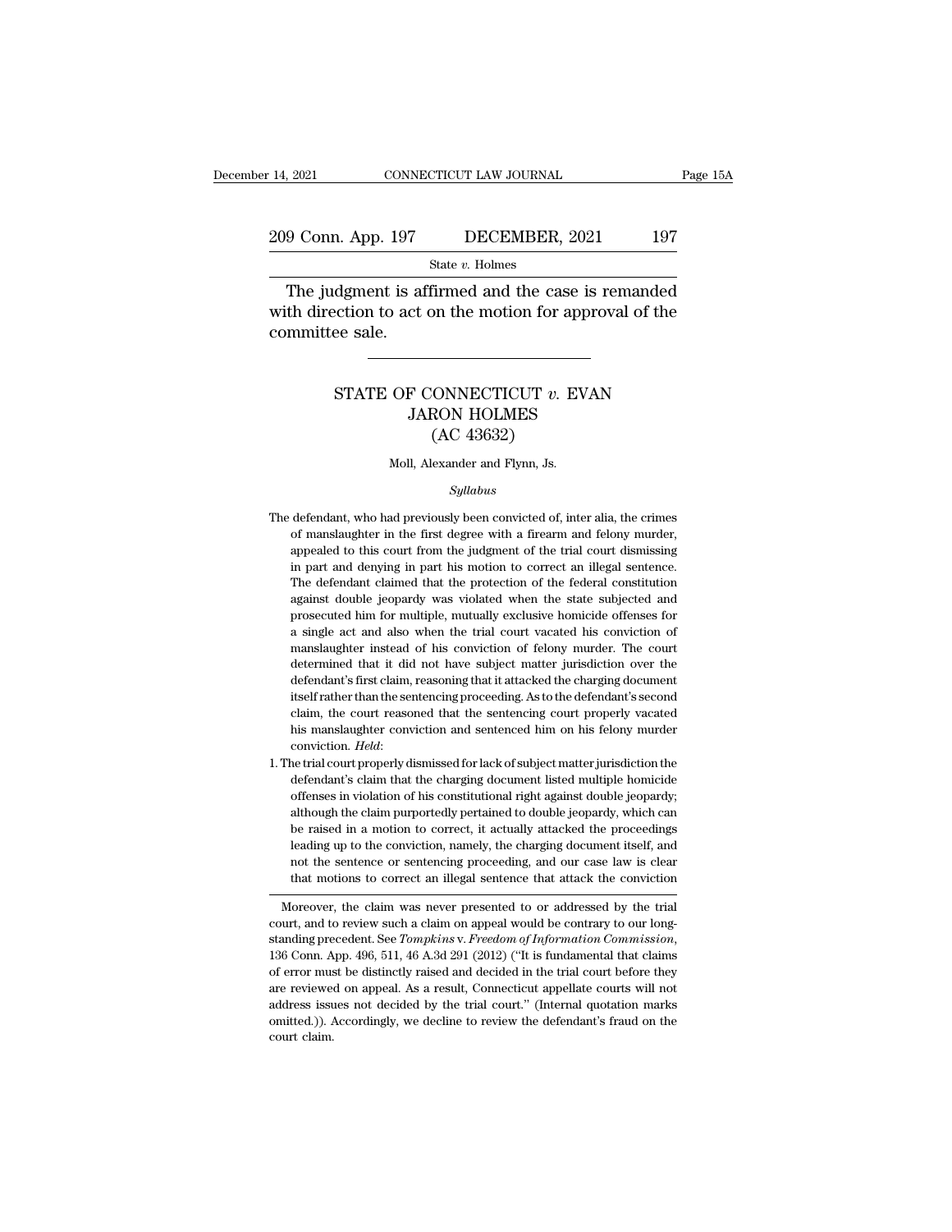The judgment is affirmed and the case is remanded with direction to act on the motion for approval of the committee sale.

---

## STATE OF CONNECTICUT *v.* EVAN JARON HOLMES (AC 43632)

Moll, Alexander and Flynn, Js.

*Syllabus*

The defendant, who had previously been convicted of, inter alia, the crimes of manslaughter in the first degree with a firearm and felony murder, appealed to this court from the judgment of the trial court dismissing in part and denying in part his motion to correct an illegal sentence. The defendant claimed that the protection of the federal constitution against double jeopardy was violated when the state subjected and prosecuted him for multiple, mutually exclusive homicide offenses for a single act and also when the trial court vacated his conviction of manslaughter instead of his conviction of felony murder. The court determined that it did not have subject matter jurisdiction over the defendant's first claim, reasoning that it attacked the charging document itself rather than the sentencing proceeding. As to the defendant's second claim, the court reasoned that the sentencing court properly vacated his manslaughter conviction and sentenced him on his felony murder conviction. *Held*:

1. The trial court properly dismissed for lack of subject matter jurisdiction the defendant's claim that the charging document listed multiple homicide offenses in violation of his constitutional right against double jeopardy; although the claim purportedly pertained to double jeopardy, which can be raised in a motion to correct, it actually attacked the proceedings leading up to the conviction, namely, the charging document itself, and not the sentence or sentencing proceeding, and our case law is clear that motions to correct an illegal sentence that attack the conviction

---

Moreover, the claim was never presented to or addressed by the trial court, and to review such a claim on appeal would be contrary to our long-standing precedent. See *Tompkins* v. *Freedom of Information Commission*, 136 Conn. App. 496, 511, 46 A.3d 291 (2012) ("It is fundamental that claims of error must be distinctly raised and decided in the trial court before they are reviewed on appeal. As a result, Connecticut appellate courts will not address issues not decided by the trial court." (Internal quotation marks omitted.)). Accordingly, we decline to review the defendant's fraud on the court claim.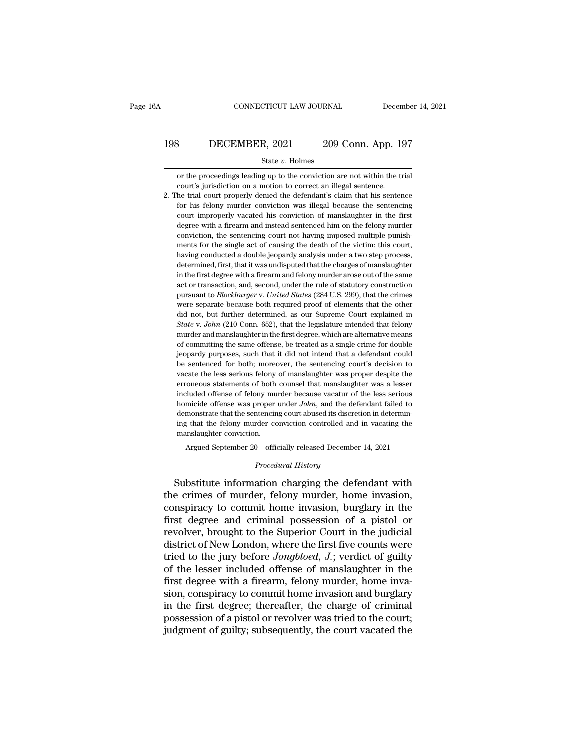or the proceedings leading up to the conviction are not within the trial court's jurisdiction on a motion to correct an illegal sentence.

2. The trial court properly denied the defendant's claim that his sentence for his felony murder conviction was illegal because the sentencing court improperly vacated his conviction of manslaughter in the first degree with a firearm and instead sentenced him on the felony murder conviction, the sentencing court not having imposed multiple punishments for the single act of causing the death of the victim: this court, having conducted a double jeopardy analysis under a two step process, determined, first, that it was undisputed that the charges of manslaughter in the first degree with a firearm and felony murder arose out of the same act or transaction, and, second, under the rule of statutory construction pursuant to *Blockburger* v. *United States* (284 U.S. 299), that the crimes were separate because both required proof of elements that the other did not, but further determined, as our Supreme Court explained in *State* v. *John* (210 Conn. 652), that the legislature intended that felony murder and manslaughter in the first degree, which are alternative means of committing the same offense, be treated as a single crime for double jeopardy purposes, such that it did not intend that a defendant could be sentenced for both; moreover, the sentencing court's decision to vacate the less serious felony of manslaughter was proper despite the erroneous statements of both counsel that manslaughter was a lesser included offense of felony murder because vacatur of the less serious homicide offense was proper under *John*, and the defendant failed to demonstrate that the sentencing court abused its discretion in determining that the felony murder conviction controlled and in vacating the manslaughter conviction.

Argued September 20—officially released December 14, 2021

*Procedural History*

Substitute information charging the defendant with the crimes of murder, felony murder, home invasion, conspiracy to commit home invasion, burglary in the first degree and criminal possession of a pistol or revolver, brought to the Superior Court in the judicial district of New London, where the first five counts were tried to the jury before *Jongbloed, J.*; verdict of guilty of the lesser included offense of manslaughter in the first degree with a firearm, felony murder, home invasion, conspiracy to commit home invasion and burglary in the first degree; thereafter, the charge of criminal possession of a pistol or revolver was tried to the court; judgment of guilty; subsequently, the court vacated the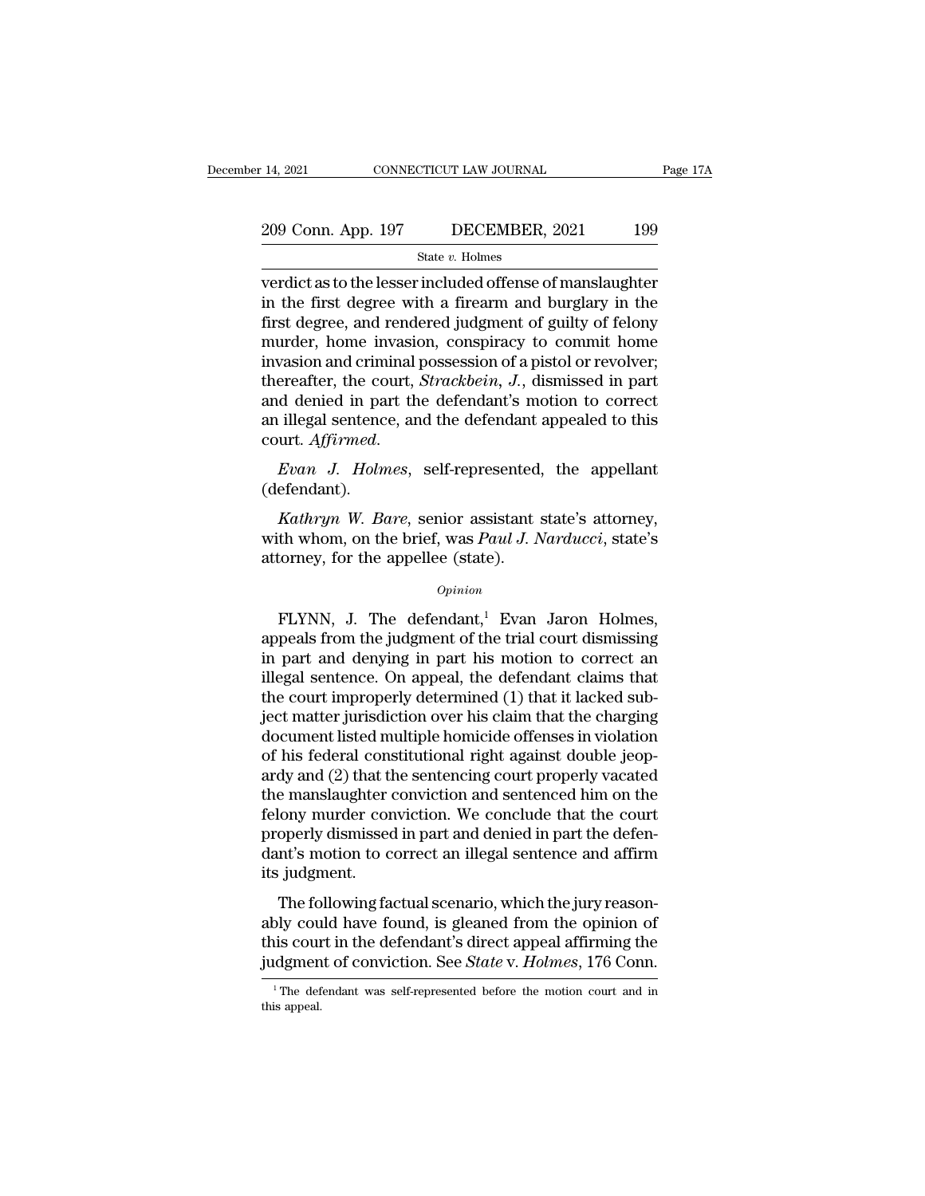verdict as to the lesser included offense of manslaughter in the first degree with a firearm and burglary in the first degree, and rendered judgment of guilty of felony murder, home invasion, conspiracy to commit home invasion and criminal possession of a pistol or revolver; thereafter, the court, *Strackbein, J.*, dismissed in part and denied in part the defendant's motion to correct an illegal sentence, and the defendant appealed to this court. *Affirmed.*

*Evan J. Holmes*, self-represented, the appellant (defendant).

*Kathryn W. Bare*, senior assistant state's attorney, with whom, on the brief, was *Paul J. Narducci*, state's attorney, for the appellee (state).

*Opinion*

FLYNN, J. The defendant,[1] Evan Jaron Holmes, appeals from the judgment of the trial court dismissing in part and denying in part his motion to correct an illegal sentence. On appeal, the defendant claims that the court improperly determined (1) that it lacked subject matter jurisdiction over his claim that the charging document listed multiple homicide offenses in violation of his federal constitutional right against double jeopardy and (2) that the sentencing court properly vacated the manslaughter conviction and sentenced him on the felony murder conviction. We conclude that the court properly dismissed in part and denied in part the defendant's motion to correct an illegal sentence and affirm its judgment.

The following factual scenario, which the jury reasonably could have found, is gleaned from the opinion of this court in the defendant's direct appeal affirming the judgment of conviction. See *State* v. *Holmes*, 176 Conn.

[1] The defendant was self-represented before the motion court and in this appeal.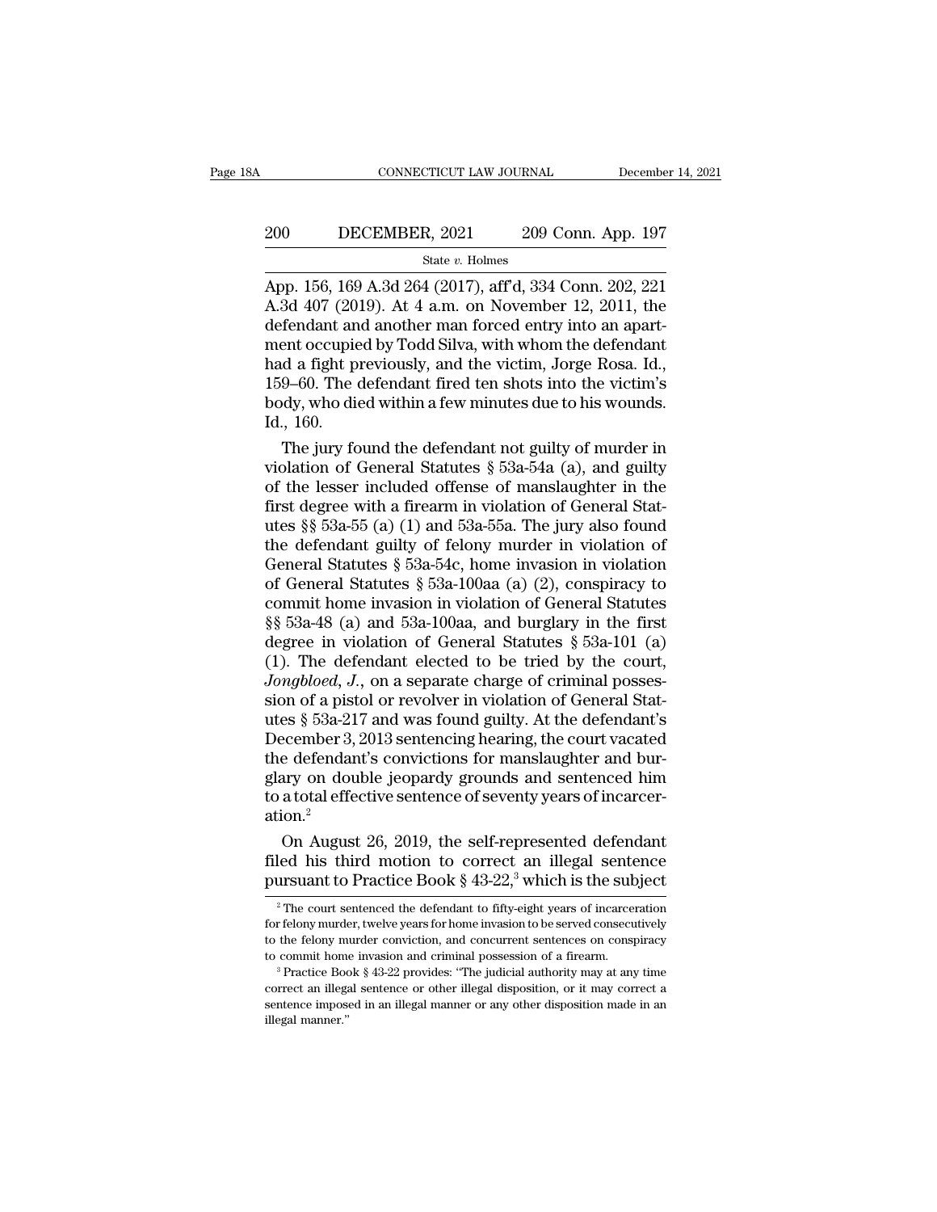App. 156, 169 A.3d 264 (2017), aff'd, 334 Conn. 202, 221 A.3d 407 (2019). At 4 a.m. on November 12, 2011, the defendant and another man forced entry into an apartment occupied by Todd Silva, with whom the defendant had a fight previously, and the victim, Jorge Rosa. Id., 159–60. The defendant fired ten shots into the victim's body, who died within a few minutes due to his wounds. Id., 160.

The jury found the defendant not guilty of murder in violation of General Statutes § 53a-54a (a), and guilty of the lesser included offense of manslaughter in the first degree with a firearm in violation of General Statutes §§ 53a-55 (a) (1) and 53a-55a. The jury also found the defendant guilty of felony murder in violation of General Statutes § 53a-54c, home invasion in violation of General Statutes § 53a-100aa (a) (2), conspiracy to commit home invasion in violation of General Statutes §§ 53a-48 (a) and 53a-100aa, and burglary in the first degree in violation of General Statutes § 53a-101 (a) (1). The defendant elected to be tried by the court, *Jongbloed, J.*, on a separate charge of criminal possession of a pistol or revolver in violation of General Statutes § 53a-217 and was found guilty. At the defendant's December 3, 2013 sentencing hearing, the court vacated the defendant's convictions for manslaughter and burglary on double jeopardy grounds and sentenced him to a total effective sentence of seventy years of incarceration.[2]

On August 26, 2019, the self-represented defendant filed his third motion to correct an illegal sentence pursuant to Practice Book § 43-22,[3] which is the subject

---

[2] The court sentenced the defendant to fifty-eight years of incarceration for felony murder, twelve years for home invasion to be served consecutively to the felony murder conviction, and concurrent sentences on conspiracy to commit home invasion and criminal possession of a firearm.

[3] Practice Book § 43-22 provides: "The judicial authority may at any time correct an illegal sentence or other illegal disposition, or it may correct a sentence imposed in an illegal manner or any other disposition made in an illegal manner."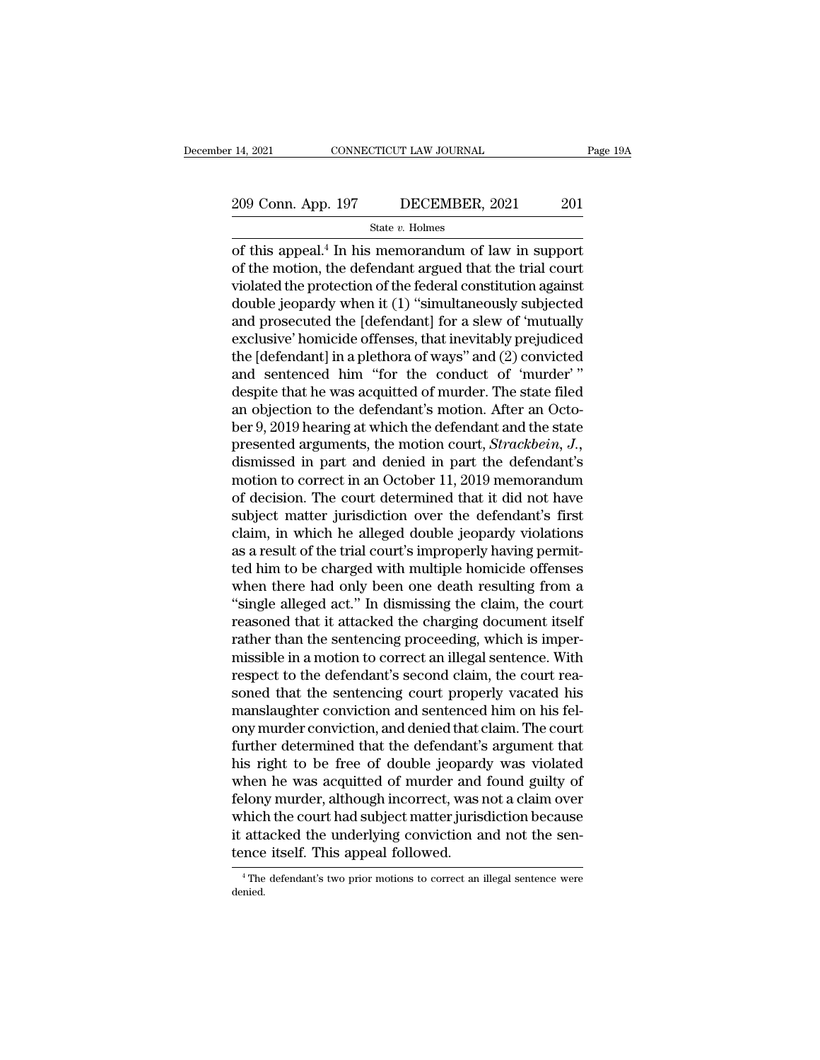of this appeal.[4] In his memorandum of law in support of the motion, the defendant argued that the trial court violated the protection of the federal constitution against double jeopardy when it (1) "simultaneously subjected and prosecuted the [defendant] for a slew of 'mutually exclusive' homicide offenses, that inevitably prejudiced the [defendant] in a plethora of ways" and (2) convicted and sentenced him "for the conduct of 'murder' " despite that he was acquitted of murder. The state filed an objection to the defendant's motion. After an October 9, 2019 hearing at which the defendant and the state presented arguments, the motion court, *Strackbein, J.*, dismissed in part and denied in part the defendant's motion to correct in an October 11, 2019 memorandum of decision. The court determined that it did not have subject matter jurisdiction over the defendant's first claim, in which he alleged double jeopardy violations as a result of the trial court's improperly having permitted him to be charged with multiple homicide offenses when there had only been one death resulting from a "single alleged act." In dismissing the claim, the court reasoned that it attacked the charging document itself rather than the sentencing proceeding, which is impermissible in a motion to correct an illegal sentence. With respect to the defendant's second claim, the court reasoned that the sentencing court properly vacated his manslaughter conviction and sentenced him on his felony murder conviction, and denied that claim. The court further determined that the defendant's argument that his right to be free of double jeopardy was violated when he was acquitted of murder and found guilty of felony murder, although incorrect, was not a claim over which the court had subject matter jurisdiction because it attacked the underlying conviction and not the sentence itself. This appeal followed.

[4] The defendant's two prior motions to correct an illegal sentence were denied.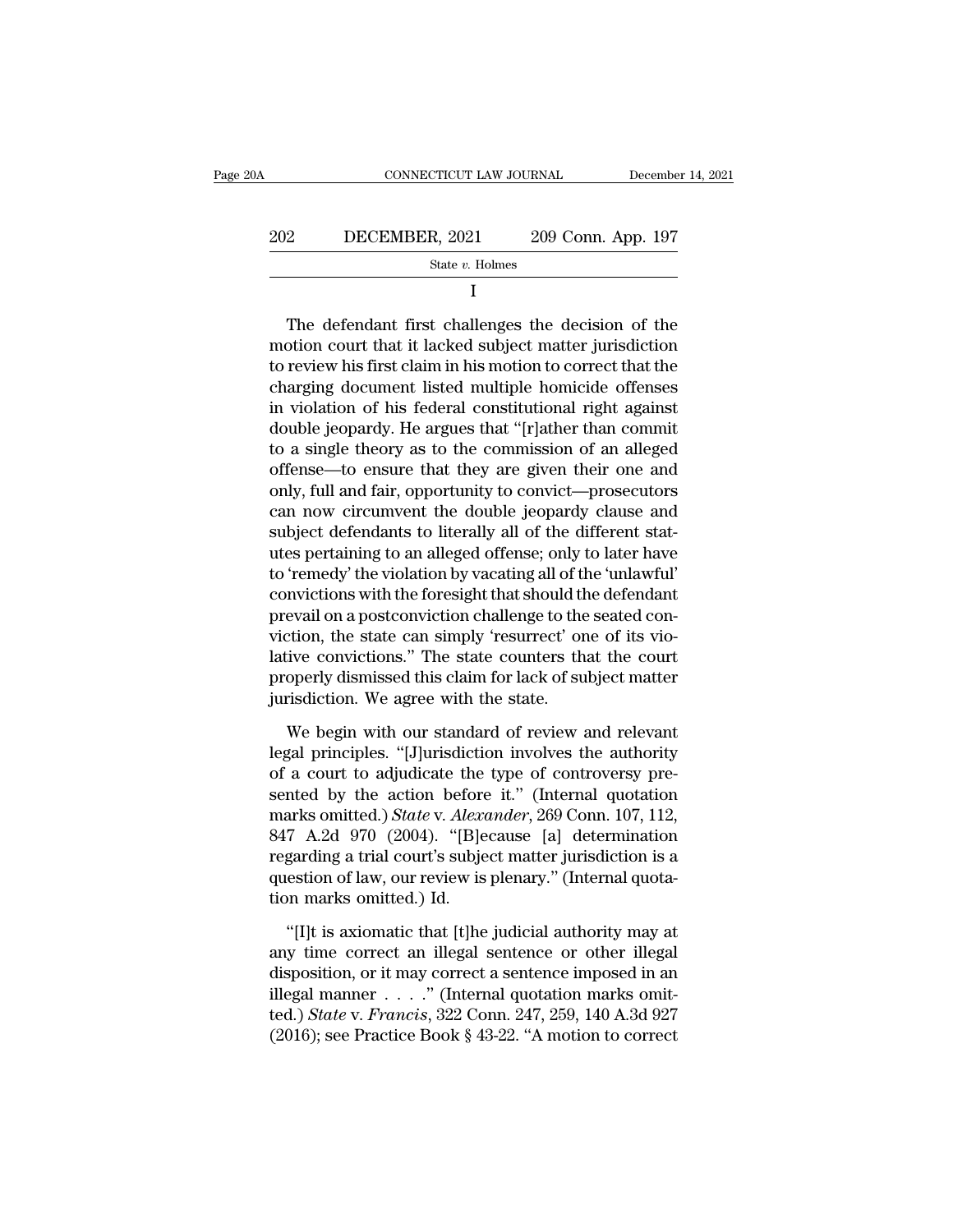I

The defendant first challenges the decision of the motion court that it lacked subject matter jurisdiction to review his first claim in his motion to correct that the charging document listed multiple homicide offenses in violation of his federal constitutional right against double jeopardy. He argues that "[r]ather than commit to a single theory as to the commission of an alleged offense—to ensure that they are given their one and only, full and fair, opportunity to convict—prosecutors can now circumvent the double jeopardy clause and subject defendants to literally all of the different statutes pertaining to an alleged offense; only to later have to 'remedy' the violation by vacating all of the 'unlawful' convictions with the foresight that should the defendant prevail on a postconviction challenge to the seated conviction, the state can simply 'resurrect' one of its violative convictions." The state counters that the court properly dismissed this claim for lack of subject matter jurisdiction. We agree with the state.

We begin with our standard of review and relevant legal principles. "[J]urisdiction involves the authority of a court to adjudicate the type of controversy presented by the action before it." (Internal quotation marks omitted.) *State* v. *Alexander*, 269 Conn. 107, 112, 847 A.2d 970 (2004). "[B]ecause [a] determination regarding a trial court's subject matter jurisdiction is a question of law, our review is plenary." (Internal quotation marks omitted.) Id.

"[I]t is axiomatic that [t]he judicial authority may at any time correct an illegal sentence or other illegal disposition, or it may correct a sentence imposed in an illegal manner . . . ." (Internal quotation marks omitted.) *State* v. *Francis*, 322 Conn. 247, 259, 140 A.3d 927 (2016); see Practice Book § 43-22. "A motion to correct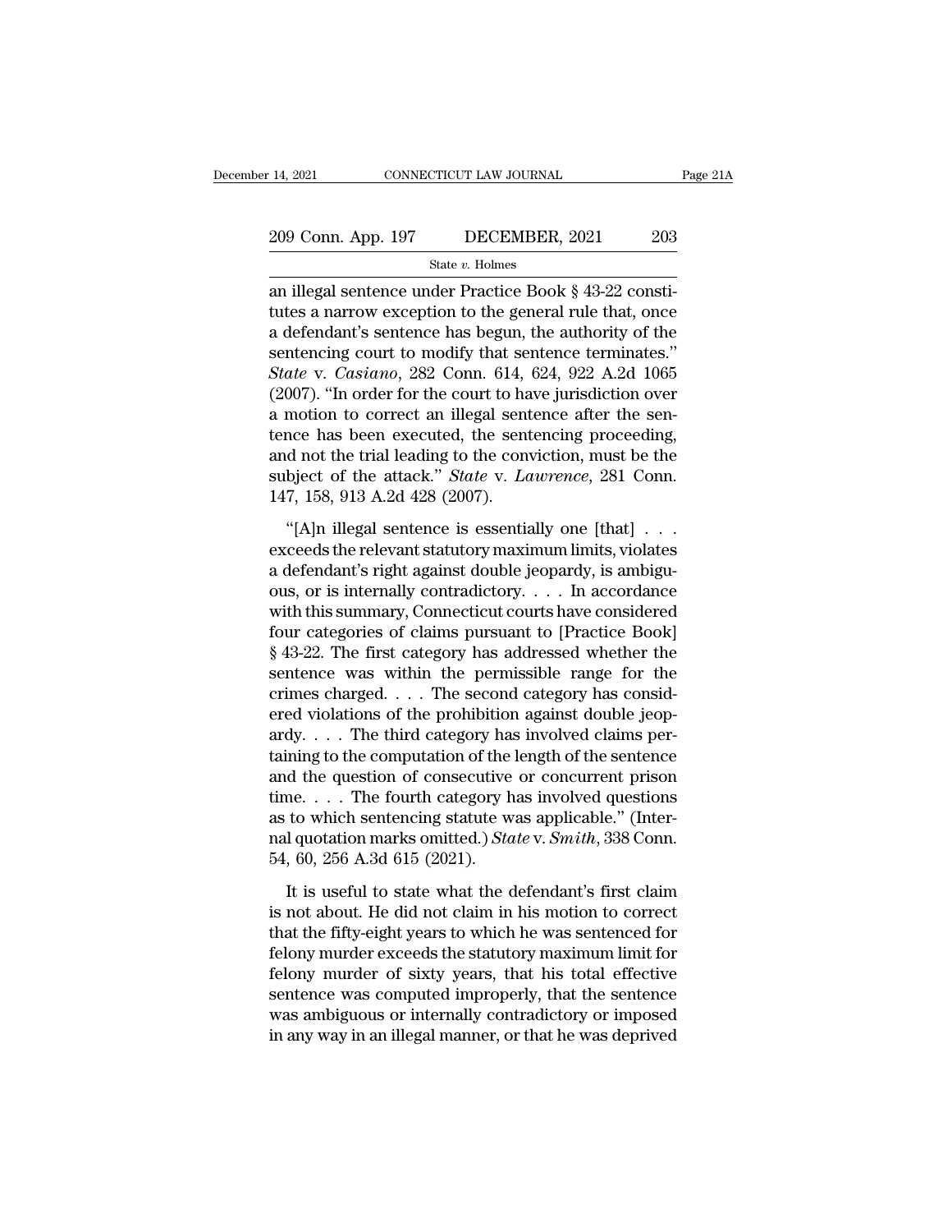an illegal sentence under Practice Book § 43-22 constitutes a narrow exception to the general rule that, once a defendant's sentence has begun, the authority of the sentencing court to modify that sentence terminates." *State* v. *Casiano*, 282 Conn. 614, 624, 922 A.2d 1065 (2007). "In order for the court to have jurisdiction over a motion to correct an illegal sentence after the sentence has been executed, the sentencing proceeding, and not the trial leading to the conviction, must be the subject of the attack." *State* v. *Lawrence*, 281 Conn. 147, 158, 913 A.2d 428 (2007).

"[A]n illegal sentence is essentially one [that] . . . exceeds the relevant statutory maximum limits, violates a defendant's right against double jeopardy, is ambiguous, or is internally contradictory. . . . In accordance with this summary, Connecticut courts have considered four categories of claims pursuant to [Practice Book] § 43-22. The first category has addressed whether the sentence was within the permissible range for the crimes charged. . . . The second category has considered violations of the prohibition against double jeopardy. . . . The third category has involved claims pertaining to the computation of the length of the sentence and the question of consecutive or concurrent prison time. . . . The fourth category has involved questions as to which sentencing statute was applicable." (Internal quotation marks omitted.) *State* v. *Smith*, 338 Conn. 54, 60, 256 A.3d 615 (2021).

It is useful to state what the defendant's first claim is not about. He did not claim in his motion to correct that the fifty-eight years to which he was sentenced for felony murder exceeds the statutory maximum limit for felony murder of sixty years, that his total effective sentence was computed improperly, that the sentence was ambiguous or internally contradictory or imposed in any way in an illegal manner, or that he was deprived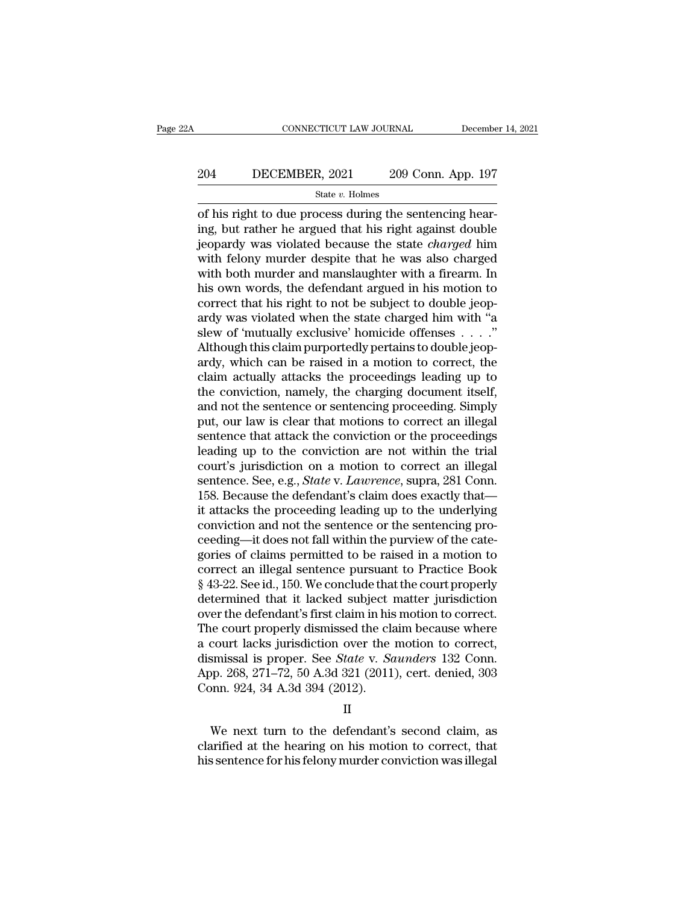of his right to due process during the sentencing hearing, but rather he argued that his right against double jeopardy was violated because the state *charged* him with felony murder despite that he was also charged with both murder and manslaughter with a firearm. In his own words, the defendant argued in his motion to correct that his right to not be subject to double jeopardy was violated when the state charged him with "a slew of 'mutually exclusive' homicide offenses . . . ." Although this claim purportedly pertains to double jeopardy, which can be raised in a motion to correct, the claim actually attacks the proceedings leading up to the conviction, namely, the charging document itself, and not the sentence or sentencing proceeding. Simply put, our law is clear that motions to correct an illegal sentence that attack the conviction or the proceedings leading up to the conviction are not within the trial court's jurisdiction on a motion to correct an illegal sentence. See, e.g., *State* v. *Lawrence*, supra, 281 Conn. 158. Because the defendant's claim does exactly that—it attacks the proceeding leading up to the underlying conviction and not the sentence or the sentencing proceeding—it does not fall within the purview of the categories of claims permitted to be raised in a motion to correct an illegal sentence pursuant to Practice Book § 43-22. See id., 150. We conclude that the court properly determined that it lacked subject matter jurisdiction over the defendant's first claim in his motion to correct. The court properly dismissed the claim because where a court lacks jurisdiction over the motion to correct, dismissal is proper. See *State* v. *Saunders* 132 Conn. App. 268, 271–72, 50 A.3d 321 (2011), cert. denied, 303 Conn. 924, 34 A.3d 394 (2012).

II

We next turn to the defendant's second claim, as clarified at the hearing on his motion to correct, that his sentence for his felony murder conviction was illegal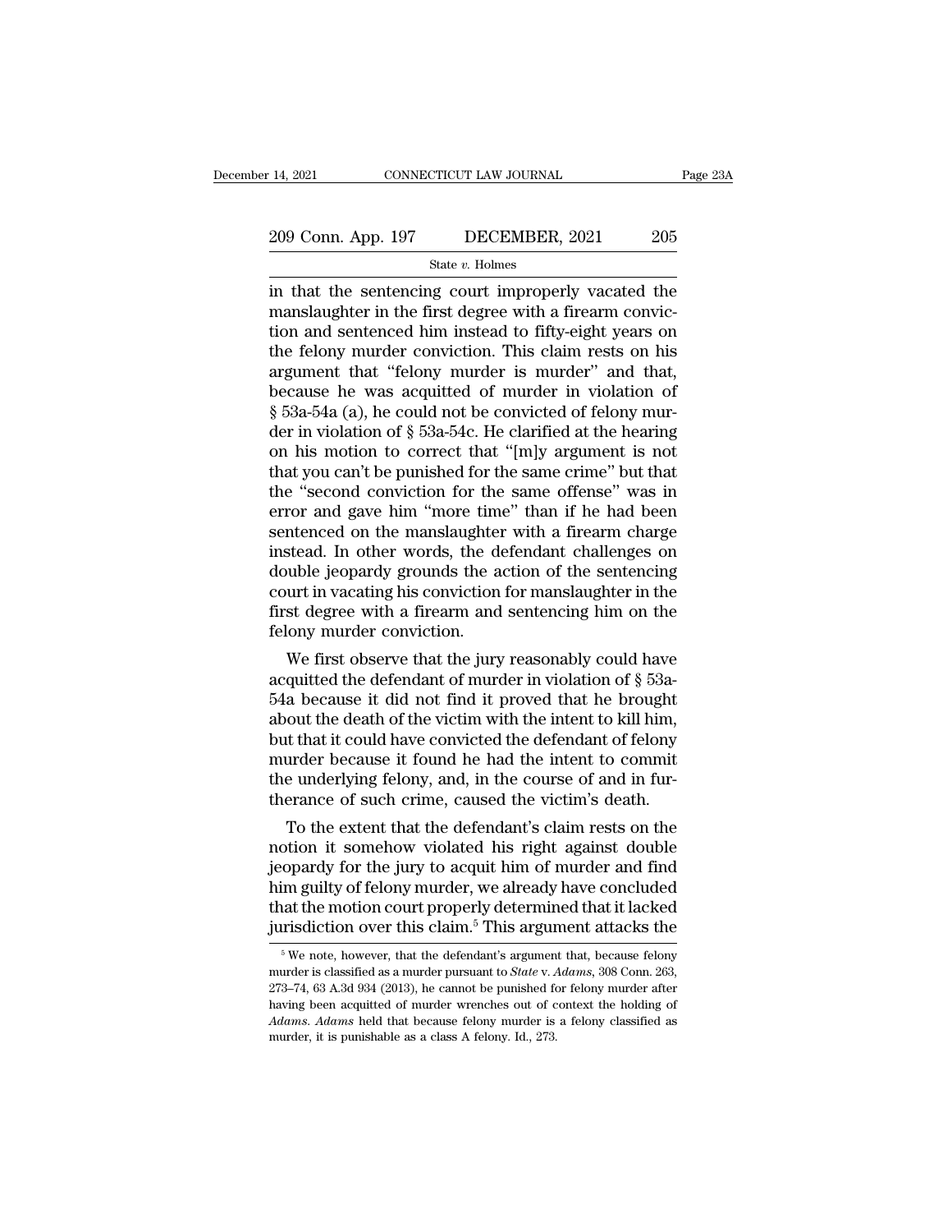in that the sentencing court improperly vacated the manslaughter in the first degree with a firearm conviction and sentenced him instead to fifty-eight years on the felony murder conviction. This claim rests on his argument that "felony murder is murder" and that, because he was acquitted of murder in violation of § 53a-54a (a), he could not be convicted of felony murder in violation of § 53a-54c. He clarified at the hearing on his motion to correct that "[m]y argument is not that you can't be punished for the same crime" but that the "second conviction for the same offense" was in error and gave him "more time" than if he had been sentenced on the manslaughter with a firearm charge instead. In other words, the defendant challenges on double jeopardy grounds the action of the sentencing court in vacating his conviction for manslaughter in the first degree with a firearm and sentencing him on the felony murder conviction.

We first observe that the jury reasonably could have acquitted the defendant of murder in violation of § 53a-54a because it did not find it proved that he brought about the death of the victim with the intent to kill him, but that it could have convicted the defendant of felony murder because it found he had the intent to commit the underlying felony, and, in the course of and in furtherance of such crime, caused the victim's death.

To the extent that the defendant's claim rests on the notion it somehow violated his right against double jeopardy for the jury to acquit him of murder and find him guilty of felony murder, we already have concluded that the motion court properly determined that it lacked jurisdiction over this claim.[5] This argument attacks the

[5] We note, however, that the defendant's argument that, because felony murder is classified as a murder pursuant to *State* v. *Adams*, 308 Conn. 263, 273–74, 63 A.3d 934 (2013), he cannot be punished for felony murder after having been acquitted of murder wrenches out of context the holding of *Adams*. *Adams* held that because felony murder is a felony classified as murder, it is punishable as a class A felony. Id., 273.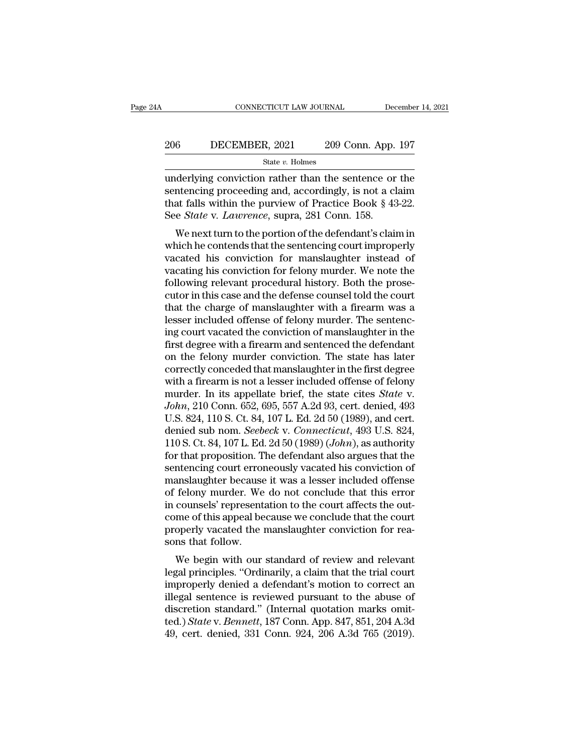underlying conviction rather than the sentence or the sentencing proceeding and, accordingly, is not a claim that falls within the purview of Practice Book § 43-22. See *State* v. *Lawrence*, supra, 281 Conn. 158.

We next turn to the portion of the defendant's claim in which he contends that the sentencing court improperly vacated his conviction for manslaughter instead of vacating his conviction for felony murder. We note the following relevant procedural history. Both the prosecutor in this case and the defense counsel told the court that the charge of manslaughter with a firearm was a lesser included offense of felony murder. The sentencing court vacated the conviction of manslaughter in the first degree with a firearm and sentenced the defendant on the felony murder conviction. The state has later correctly conceded that manslaughter in the first degree with a firearm is not a lesser included offense of felony murder. In its appellate brief, the state cites *State* v. *John*, 210 Conn. 652, 695, 557 A.2d 93, cert. denied, 493 U.S. 824, 110 S. Ct. 84, 107 L. Ed. 2d 50 (1989), and cert. denied sub nom. *Seebeck* v. *Connecticut*, 493 U.S. 824, 110 S. Ct. 84, 107 L. Ed. 2d 50 (1989) (*John*), as authority for that proposition. The defendant also argues that the sentencing court erroneously vacated his conviction of manslaughter because it was a lesser included offense of felony murder. We do not conclude that this error in counsels' representation to the court affects the outcome of this appeal because we conclude that the court properly vacated the manslaughter conviction for reasons that follow.

We begin with our standard of review and relevant legal principles. "Ordinarily, a claim that the trial court improperly denied a defendant's motion to correct an illegal sentence is reviewed pursuant to the abuse of discretion standard." (Internal quotation marks omitted.) *State* v. *Bennett*, 187 Conn. App. 847, 851, 204 A.3d 49, cert. denied, 331 Conn. 924, 206 A.3d 765 (2019).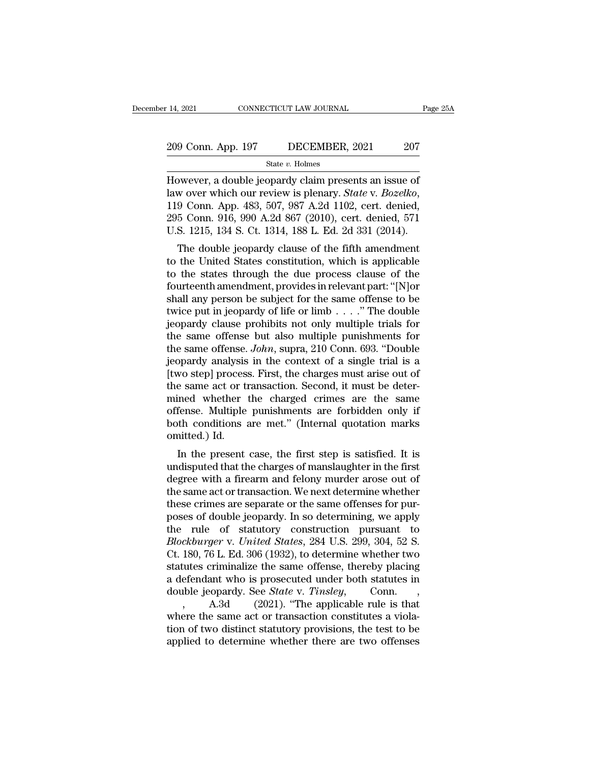However, a double jeopardy claim presents an issue of law over which our review is plenary. *State* v. *Bozelko*, 119 Conn. App. 483, 507, 987 A.2d 1102, cert. denied, 295 Conn. 916, 990 A.2d 867 (2010), cert. denied, 571 U.S. 1215, 134 S. Ct. 1314, 188 L. Ed. 2d 331 (2014).

The double jeopardy clause of the fifth amendment to the United States constitution, which is applicable to the states through the due process clause of the fourteenth amendment, provides in relevant part: "[N]or shall any person be subject for the same offense to be twice put in jeopardy of life or limb . . . ." The double jeopardy clause prohibits not only multiple trials for the same offense but also multiple punishments for the same offense. *John*, supra, 210 Conn. 693. "Double jeopardy analysis in the context of a single trial is a [two step] process. First, the charges must arise out of the same act or transaction. Second, it must be determined whether the charged crimes are the same offense. Multiple punishments are forbidden only if both conditions are met." (Internal quotation marks omitted.) Id.

In the present case, the first step is satisfied. It is undisputed that the charges of manslaughter in the first degree with a firearm and felony murder arose out of the same act or transaction. We next determine whether these crimes are separate or the same offenses for purposes of double jeopardy. In so determining, we apply the rule of statutory construction pursuant to *Blockburger* v. *United States*, 284 U.S. 299, 304, 52 S. Ct. 180, 76 L. Ed. 306 (1932), to determine whether two statutes criminalize the same offense, thereby placing a defendant who is prosecuted under both statutes in double jeopardy. See *State* v. *Tinsley*, Conn. , , A.3d (2021). "The applicable rule is that where the same act or transaction constitutes a violation of two distinct statutory provisions, the test to be applied to determine whether there are two offenses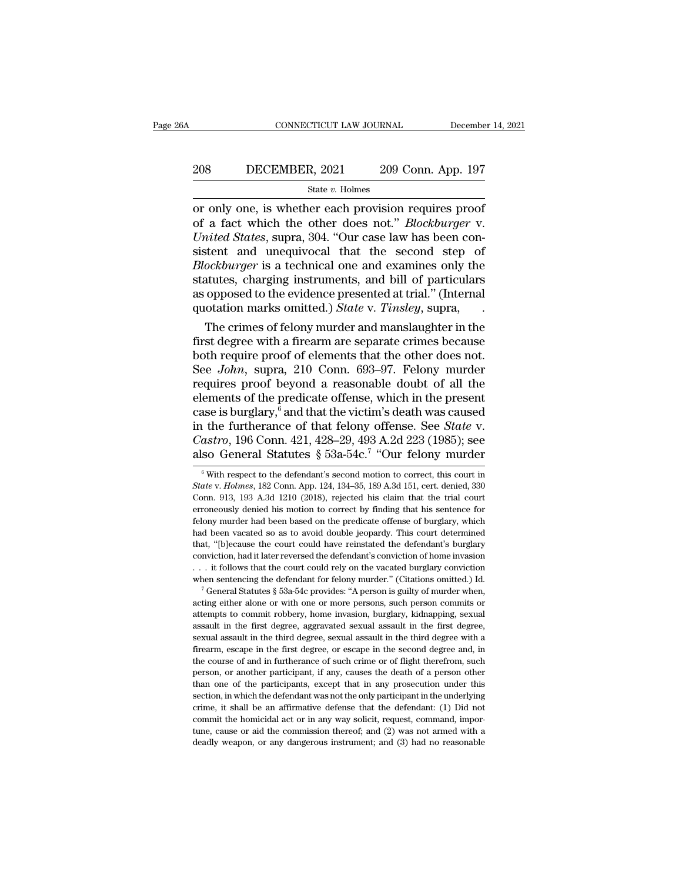or only one, is whether each provision requires proof of a fact which the other does not." *Blockburger* v. *United States*, supra, 304. "Our case law has been consistent and unequivocal that the second step of *Blockburger* is a technical one and examines only the statutes, charging instruments, and bill of particulars as opposed to the evidence presented at trial." (Internal quotation marks omitted.) *State* v. *Tinsley*, supra, .

The crimes of felony murder and manslaughter in the first degree with a firearm are separate crimes because both require proof of elements that the other does not. See *John*, supra, 210 Conn. 693–97. Felony murder requires proof beyond a reasonable doubt of all the elements of the predicate offense, which in the present case is burglary,[6] and that the victim's death was caused in the furtherance of that felony offense. See *State* v. *Castro*, 196 Conn. 421, 428–29, 493 A.2d 223 (1985); see also General Statutes § 53a-54c.[7] "Our felony murder

[6] With respect to the defendant's second motion to correct, this court in *State* v. *Holmes*, 182 Conn. App. 124, 134–35, 189 A.3d 151, cert. denied, 330 Conn. 913, 193 A.3d 1210 (2018), rejected his claim that the trial court erroneously denied his motion to correct by finding that his sentence for felony murder had been based on the predicate offense of burglary, which had been vacated so as to avoid double jeopardy. This court determined that, "[b]ecause the court could have reinstated the defendant's burglary conviction, had it later reversed the defendant's conviction of home invasion . . . it follows that the court could rely on the vacated burglary conviction when sentencing the defendant for felony murder." (Citations omitted.) Id.

[7] General Statutes § 53a-54c provides: "A person is guilty of murder when, acting either alone or with one or more persons, such person commits or attempts to commit robbery, home invasion, burglary, kidnapping, sexual assault in the first degree, aggravated sexual assault in the first degree, sexual assault in the third degree, sexual assault in the third degree with a firearm, escape in the first degree, or escape in the second degree and, in the course of and in furtherance of such crime or of flight therefrom, such person, or another participant, if any, causes the death of a person other than one of the participants, except that in any prosecution under this section, in which the defendant was not the only participant in the underlying crime, it shall be an affirmative defense that the defendant: (1) Did not commit the homicidal act or in any way solicit, request, command, importune, cause or aid the commission thereof; and (2) was not armed with a deadly weapon, or any dangerous instrument; and (3) had no reasonable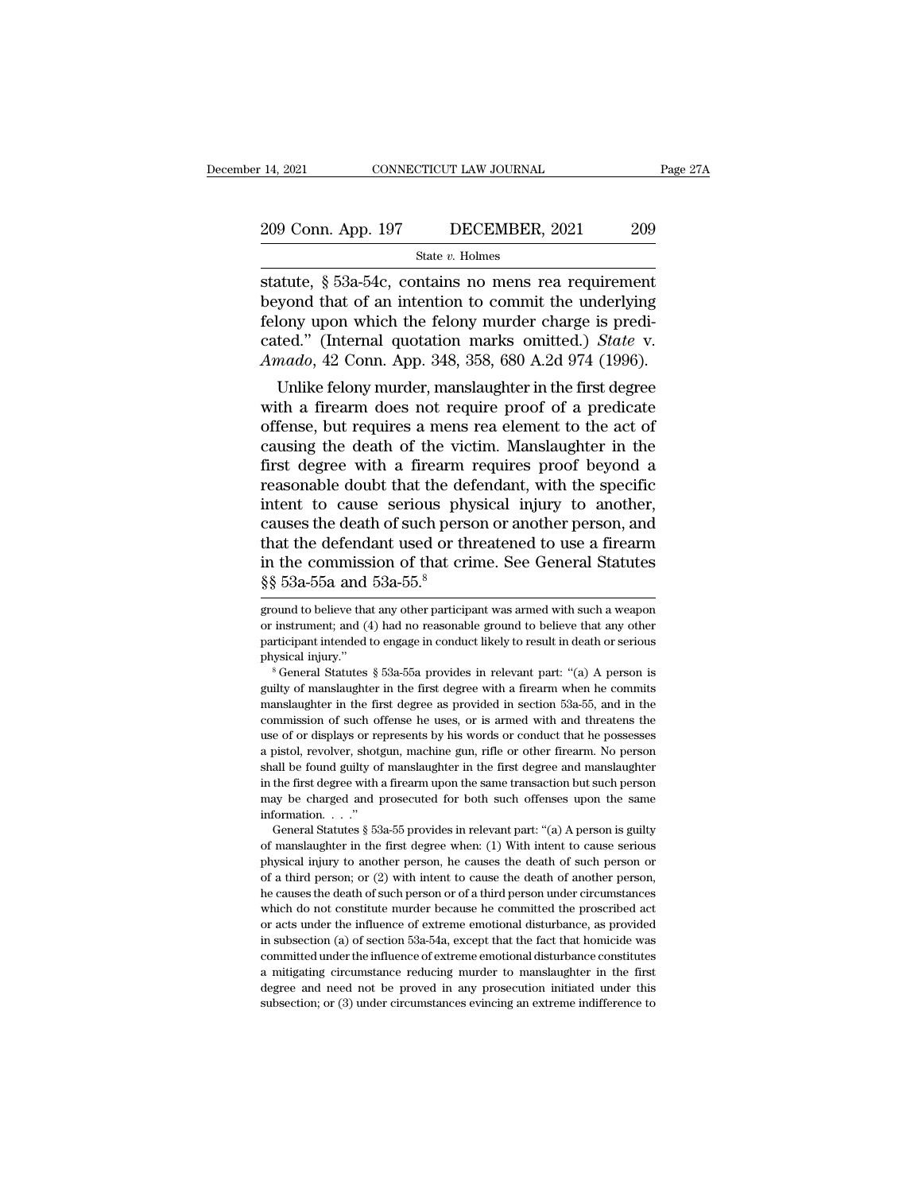statute, § 53a-54c, contains no mens rea requirement beyond that of an intention to commit the underlying felony upon which the felony murder charge is predicated." (Internal quotation marks omitted.) *State* v. *Amado*, 42 Conn. App. 348, 358, 680 A.2d 974 (1996).

Unlike felony murder, manslaughter in the first degree with a firearm does not require proof of a predicate offense, but requires a mens rea element to the act of causing the death of the victim. Manslaughter in the first degree with a firearm requires proof beyond a reasonable doubt that the defendant, with the specific intent to cause serious physical injury to another, causes the death of such person or another person, and that the defendant used or threatened to use a firearm in the commission of that crime. See General Statutes §§ 53a-55a and 53a-55.[8]

---

ground to believe that any other participant was armed with such a weapon or instrument; and (4) had no reasonable ground to believe that any other participant intended to engage in conduct likely to result in death or serious physical injury."

[8] General Statutes § 53a-55a provides in relevant part: "(a) A person is guilty of manslaughter in the first degree with a firearm when he commits manslaughter in the first degree as provided in section 53a-55, and in the commission of such offense he uses, or is armed with and threatens the use of or displays or represents by his words or conduct that he possesses a pistol, revolver, shotgun, machine gun, rifle or other firearm. No person shall be found guilty of manslaughter in the first degree and manslaughter in the first degree with a firearm upon the same transaction but such person may be charged and prosecuted for both such offenses upon the same information. . . ."

General Statutes § 53a-55 provides in relevant part: "(a) A person is guilty of manslaughter in the first degree when: (1) With intent to cause serious physical injury to another person, he causes the death of such person or of a third person; or (2) with intent to cause the death of another person, he causes the death of such person or of a third person under circumstances which do not constitute murder because he committed the proscribed act or acts under the influence of extreme emotional disturbance, as provided in subsection (a) of section 53a-54a, except that the fact that homicide was committed under the influence of extreme emotional disturbance constitutes a mitigating circumstance reducing murder to manslaughter in the first degree and need not be proved in any prosecution initiated under this subsection; or (3) under circumstances evincing an extreme indifference to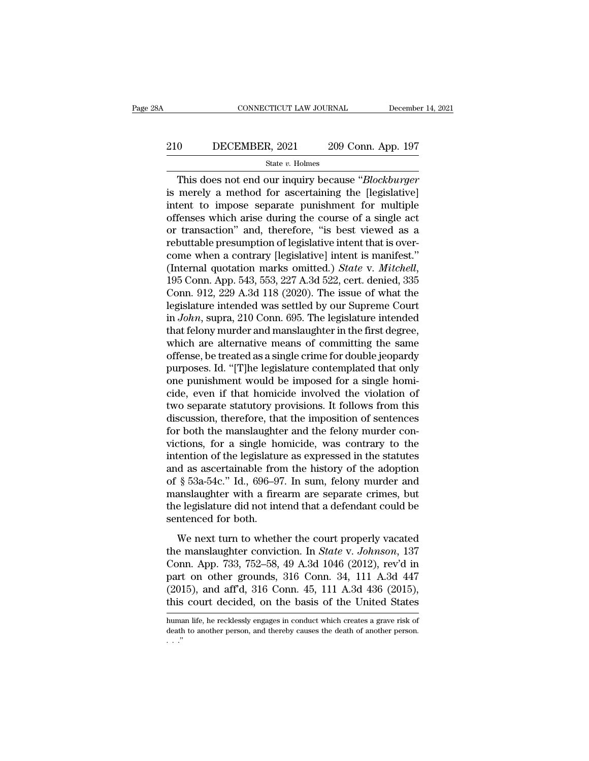This does not end our inquiry because "*Blockburger* is merely a method for ascertaining the [legislative] intent to impose separate punishment for multiple offenses which arise during the course of a single act or transaction" and, therefore, "is best viewed as a rebuttable presumption of legislative intent that is overcome when a contrary [legislative] intent is manifest." (Internal quotation marks omitted.) *State* v. *Mitchell*, 195 Conn. App. 543, 553, 227 A.3d 522, cert. denied, 335 Conn. 912, 229 A.3d 118 (2020). The issue of what the legislature intended was settled by our Supreme Court in *John*, supra, 210 Conn. 695. The legislature intended that felony murder and manslaughter in the first degree, which are alternative means of committing the same offense, be treated as a single crime for double jeopardy purposes. Id. "[T]he legislature contemplated that only one punishment would be imposed for a single homicide, even if that homicide involved the violation of two separate statutory provisions. It follows from this discussion, therefore, that the imposition of sentences for both the manslaughter and the felony murder convictions, for a single homicide, was contrary to the intention of the legislature as expressed in the statutes and as ascertainable from the history of the adoption of § 53a-54c." Id., 696–97. In sum, felony murder and manslaughter with a firearm are separate crimes, but the legislature did not intend that a defendant could be sentenced for both.

We next turn to whether the court properly vacated the manslaughter conviction. In *State* v. *Johnson*, 137 Conn. App. 733, 752–58, 49 A.3d 1046 (2012), rev'd in part on other grounds, 316 Conn. 34, 111 A.3d 447 (2015), and aff'd, 316 Conn. 45, 111 A.3d 436 (2015), this court decided, on the basis of the United States

human life, he recklessly engages in conduct which creates a grave risk of death to another person, and thereby causes the death of another person. . . ."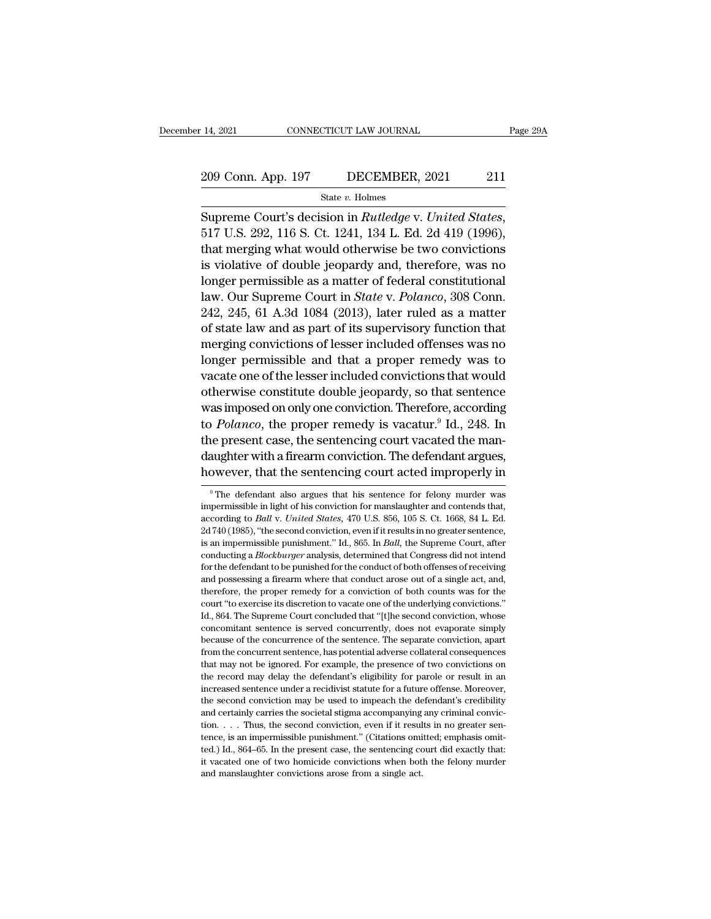Supreme Court's decision in *Rutledge* v. *United States*, 517 U.S. 292, 116 S. Ct. 1241, 134 L. Ed. 2d 419 (1996), that merging what would otherwise be two convictions is violative of double jeopardy and, therefore, was no longer permissible as a matter of federal constitutional law. Our Supreme Court in *State* v. *Polanco*, 308 Conn. 242, 245, 61 A.3d 1084 (2013), later ruled as a matter of state law and as part of its supervisory function that merging convictions of lesser included offenses was no longer permissible and that a proper remedy was to vacate one of the lesser included convictions that would otherwise constitute double jeopardy, so that sentence was imposed on only one conviction. Therefore, according to *Polanco*, the proper remedy is vacatur.[9] Id., 248. In the present case, the sentencing court vacated the manslaughter with a firearm conviction. The defendant argues, however, that the sentencing court acted improperly in

[9] The defendant also argues that his sentence for felony murder was impermissible in light of his conviction for manslaughter and contends that, according to *Ball* v. *United States*, 470 U.S. 856, 105 S. Ct. 1668, 84 L. Ed. 2d 740 (1985), "the second conviction, even if it results in no greater sentence, is an impermissible punishment." Id., 865. In *Ball*, the Supreme Court, after conducting a *Blockburger* analysis, determined that Congress did not intend for the defendant to be punished for the conduct of both offenses of receiving and possessing a firearm where that conduct arose out of a single act, and, therefore, the proper remedy for a conviction of both counts was for the court "to exercise its discretion to vacate one of the underlying convictions." Id., 864. The Supreme Court concluded that "[t]he second conviction, whose concomitant sentence is served concurrently, does not evaporate simply because of the concurrence of the sentence. The separate conviction, apart from the concurrent sentence, has potential adverse collateral consequences that may not be ignored. For example, the presence of two convictions on the record may delay the defendant's eligibility for parole or result in an increased sentence under a recidivist statute for a future offense. Moreover, the second conviction may be used to impeach the defendant's credibility and certainly carries the societal stigma accompanying any criminal conviction. . . . Thus, the second conviction, even if it results in no greater sentence, is an impermissible punishment." (Citations omitted; emphasis omitted.) Id., 864–65. In the present case, the sentencing court did exactly that: it vacated one of two homicide convictions when both the felony murder and manslaughter convictions arose from a single act.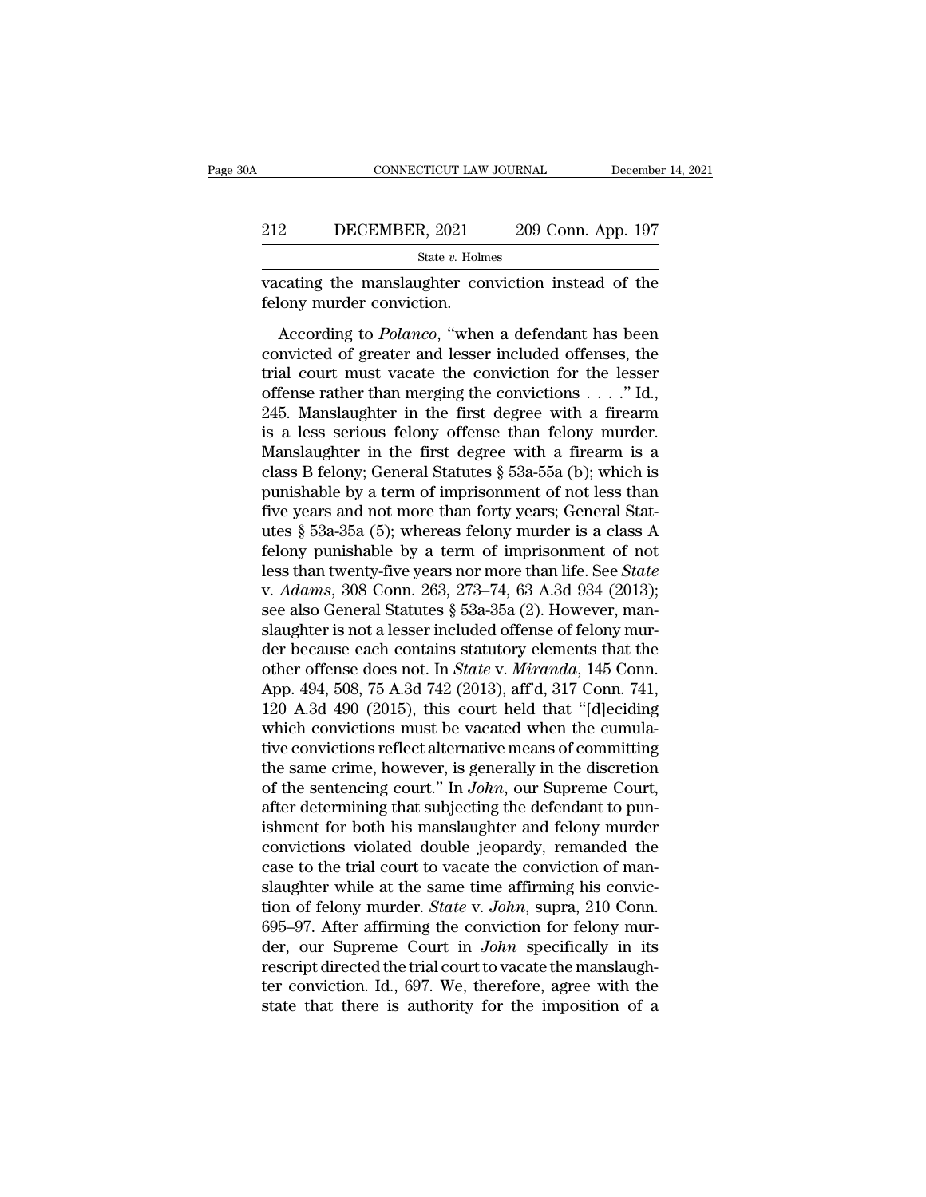vacating the manslaughter conviction instead of the felony murder conviction.

According to *Polanco*, "when a defendant has been convicted of greater and lesser included offenses, the trial court must vacate the conviction for the lesser offense rather than merging the convictions . . . ." Id., 245. Manslaughter in the first degree with a firearm is a less serious felony offense than felony murder. Manslaughter in the first degree with a firearm is a class B felony; General Statutes § 53a-55a (b); which is punishable by a term of imprisonment of not less than five years and not more than forty years; General Statutes § 53a-35a (5); whereas felony murder is a class A felony punishable by a term of imprisonment of not less than twenty-five years nor more than life. See *State* v. *Adams*, 308 Conn. 263, 273–74, 63 A.3d 934 (2013); see also General Statutes § 53a-35a (2). However, manslaughter is not a lesser included offense of felony murder because each contains statutory elements that the other offense does not. In *State* v. *Miranda*, 145 Conn. App. 494, 508, 75 A.3d 742 (2013), aff'd, 317 Conn. 741, 120 A.3d 490 (2015), this court held that "[d]eciding which convictions must be vacated when the cumulative convictions reflect alternative means of committing the same crime, however, is generally in the discretion of the sentencing court." In *John*, our Supreme Court, after determining that subjecting the defendant to punishment for both his manslaughter and felony murder convictions violated double jeopardy, remanded the case to the trial court to vacate the conviction of manslaughter while at the same time affirming his conviction of felony murder. *State* v. *John*, supra, 210 Conn. 695–97. After affirming the conviction for felony murder, our Supreme Court in *John* specifically in its rescript directed the trial court to vacate the manslaughter conviction. Id., 697. We, therefore, agree with the state that there is authority for the imposition of a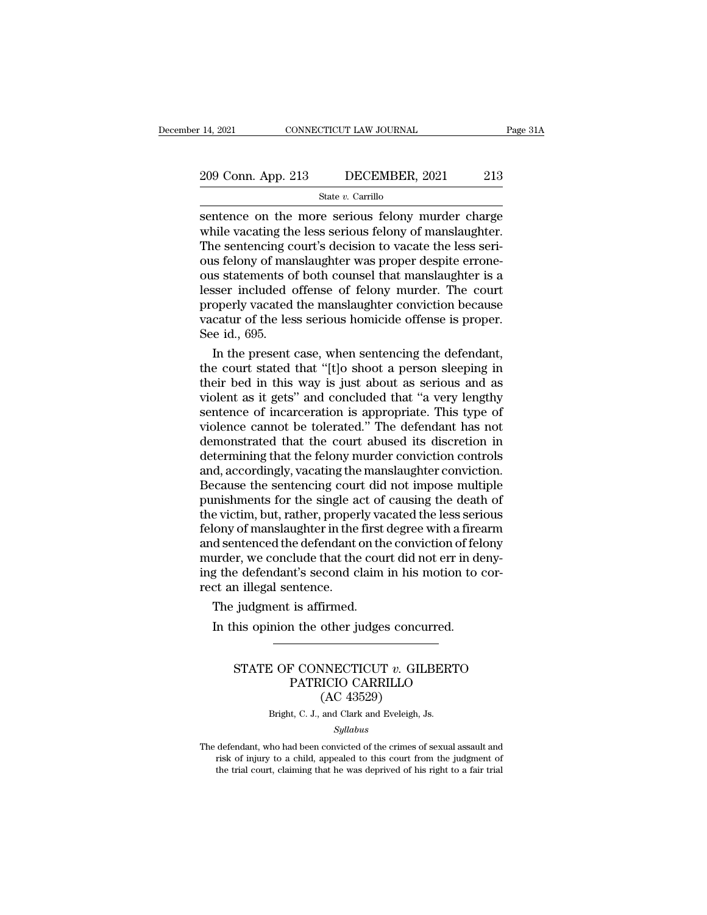sentence on the more serious felony murder charge while vacating the less serious felony of manslaughter. The sentencing court's decision to vacate the less serious felony of manslaughter was proper despite erroneous statements of both counsel that manslaughter is a lesser included offense of felony murder. The court properly vacated the manslaughter conviction because vacatur of the less serious homicide offense is proper. See id., 695.

In the present case, when sentencing the defendant, the court stated that "[t]o shoot a person sleeping in their bed in this way is just about as serious and as violent as it gets" and concluded that "a very lengthy sentence of incarceration is appropriate. This type of violence cannot be tolerated." The defendant has not demonstrated that the court abused its discretion in determining that the felony murder conviction controls and, accordingly, vacating the manslaughter conviction. Because the sentencing court did not impose multiple punishments for the single act of causing the death of the victim, but, rather, properly vacated the less serious felony of manslaughter in the first degree with a firearm and sentenced the defendant on the conviction of felony murder, we conclude that the court did not err in denying the defendant's second claim in his motion to correct an illegal sentence.

The judgment is affirmed.

In this opinion the other judges concurred.

---

# STATE OF CONNECTICUT *v.* GILBERTO PATRICIO CARRILLO
## (AC 43529)

Bright, C. J., and Clark and Eveleigh, Js.

*Syllabus*

The defendant, who had been convicted of the crimes of sexual assault and risk of injury to a child, appealed to this court from the judgment of the trial court, claiming that he was deprived of his right to a fair trial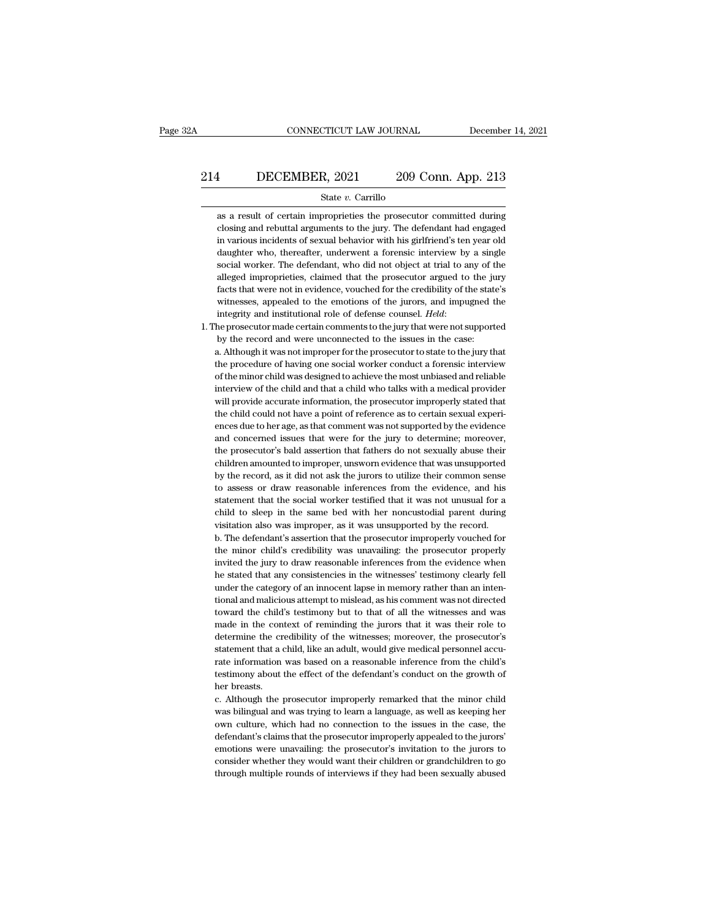as a result of certain improprieties the prosecutor committed during closing and rebuttal arguments to the jury. The defendant had engaged in various incidents of sexual behavior with his girlfriend's ten year old daughter who, thereafter, underwent a forensic interview by a single social worker. The defendant, who did not object at trial to any of the alleged improprieties, claimed that the prosecutor argued to the jury facts that were not in evidence, vouched for the credibility of the state's witnesses, appealed to the emotions of the jurors, and impugned the integrity and institutional role of defense counsel. *Held*:

1. The prosecutor made certain comments to the jury that were not supported by the record and were unconnected to the issues in the case:

a. Although it was not improper for the prosecutor to state to the jury that the procedure of having one social worker conduct a forensic interview of the minor child was designed to achieve the most unbiased and reliable interview of the child and that a child who talks with a medical provider will provide accurate information, the prosecutor improperly stated that the child could not have a point of reference as to certain sexual experiences due to her age, as that comment was not supported by the evidence and concerned issues that were for the jury to determine; moreover, the prosecutor's bald assertion that fathers do not sexually abuse their children amounted to improper, unsworn evidence that was unsupported by the record, as it did not ask the jurors to utilize their common sense to assess or draw reasonable inferences from the evidence, and his statement that the social worker testified that it was not unusual for a child to sleep in the same bed with her noncustodial parent during visitation also was improper, as it was unsupported by the record.

b. The defendant's assertion that the prosecutor improperly vouched for the minor child's credibility was unavailing: the prosecutor properly invited the jury to draw reasonable inferences from the evidence when he stated that any consistencies in the witnesses' testimony clearly fell under the category of an innocent lapse in memory rather than an intentional and malicious attempt to mislead, as his comment was not directed toward the child's testimony but to that of all the witnesses and was made in the context of reminding the jurors that it was their role to determine the credibility of the witnesses; moreover, the prosecutor's statement that a child, like an adult, would give medical personnel accurate information was based on a reasonable inference from the child's testimony about the effect of the defendant's conduct on the growth of her breasts.

c. Although the prosecutor improperly remarked that the minor child was bilingual and was trying to learn a language, as well as keeping her own culture, which had no connection to the issues in the case, the defendant's claims that the prosecutor improperly appealed to the jurors' emotions were unavailing: the prosecutor's invitation to the jurors to consider whether they would want their children or grandchildren to go through multiple rounds of interviews if they had been sexually abused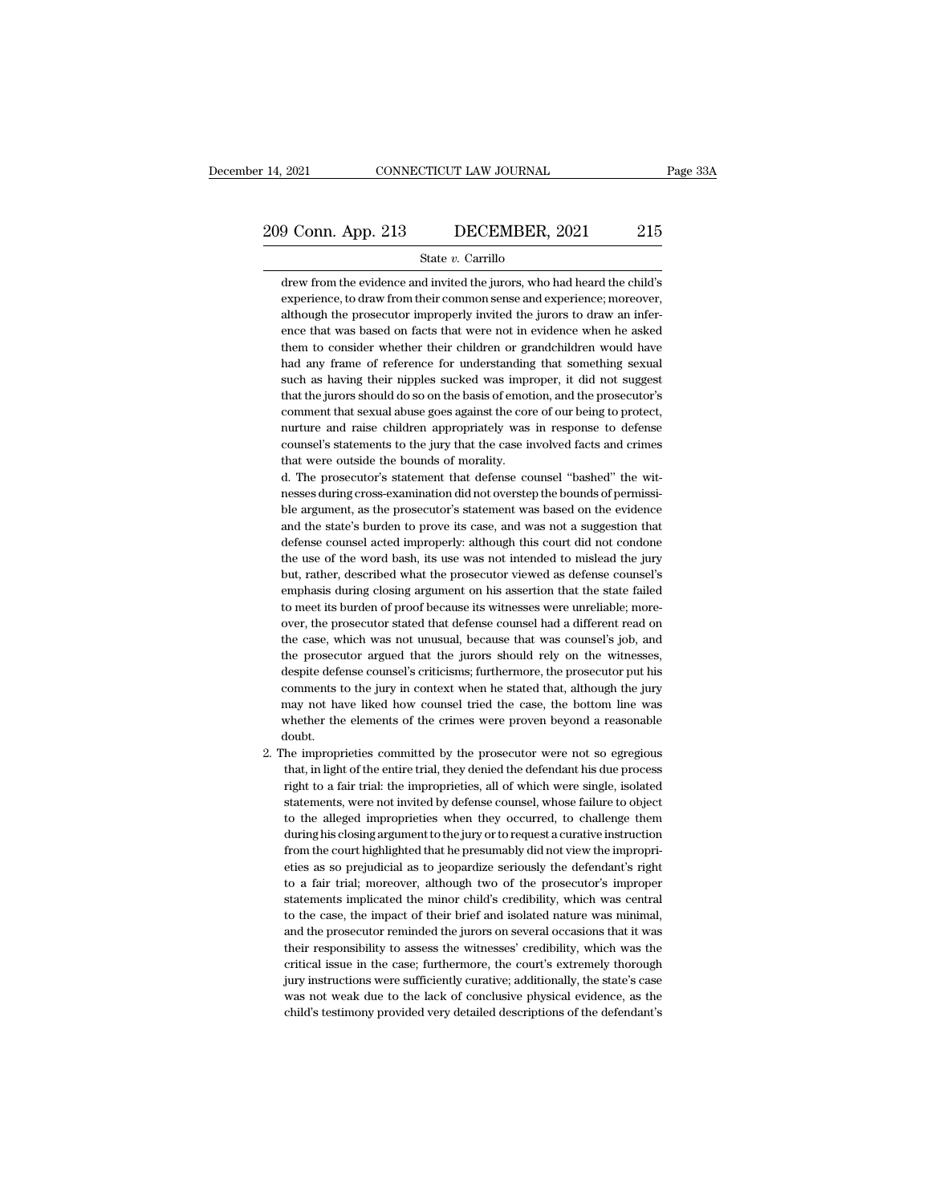drew from the evidence and invited the jurors, who had heard the child's experience, to draw from their common sense and experience; moreover, although the prosecutor improperly invited the jurors to draw an inference that was based on facts that were not in evidence when he asked them to consider whether their children or grandchildren would have had any frame of reference for understanding that something sexual such as having their nipples sucked was improper, it did not suggest that the jurors should do so on the basis of emotion, and the prosecutor's comment that sexual abuse goes against the core of our being to protect, nurture and raise children appropriately was in response to defense counsel's statements to the jury that the case involved facts and crimes that were outside the bounds of morality.

d. The prosecutor's statement that defense counsel "bashed" the witnesses during cross-examination did not overstep the bounds of permissible argument, as the prosecutor's statement was based on the evidence and the state's burden to prove its case, and was not a suggestion that defense counsel acted improperly: although this court did not condone the use of the word bash, its use was not intended to mislead the jury but, rather, described what the prosecutor viewed as defense counsel's emphasis during closing argument on his assertion that the state failed to meet its burden of proof because its witnesses were unreliable; moreover, the prosecutor stated that defense counsel had a different read on the case, which was not unusual, because that was counsel's job, and the prosecutor argued that the jurors should rely on the witnesses, despite defense counsel's criticisms; furthermore, the prosecutor put his comments to the jury in context when he stated that, although the jury may not have liked how counsel tried the case, the bottom line was whether the elements of the crimes were proven beyond a reasonable doubt.

2. The improprieties committed by the prosecutor were not so egregious that, in light of the entire trial, they denied the defendant his due process right to a fair trial: the improprieties, all of which were single, isolated statements, were not invited by defense counsel, whose failure to object to the alleged improprieties when they occurred, to challenge them during his closing argument to the jury or to request a curative instruction from the court highlighted that he presumably did not view the improprieties as so prejudicial as to jeopardize seriously the defendant's right to a fair trial; moreover, although two of the prosecutor's improper statements implicated the minor child's credibility, which was central to the case, the impact of their brief and isolated nature was minimal, and the prosecutor reminded the jurors on several occasions that it was their responsibility to assess the witnesses' credibility, which was the critical issue in the case; furthermore, the court's extremely thorough jury instructions were sufficiently curative; additionally, the state's case was not weak due to the lack of conclusive physical evidence, as the child's testimony provided very detailed descriptions of the defendant's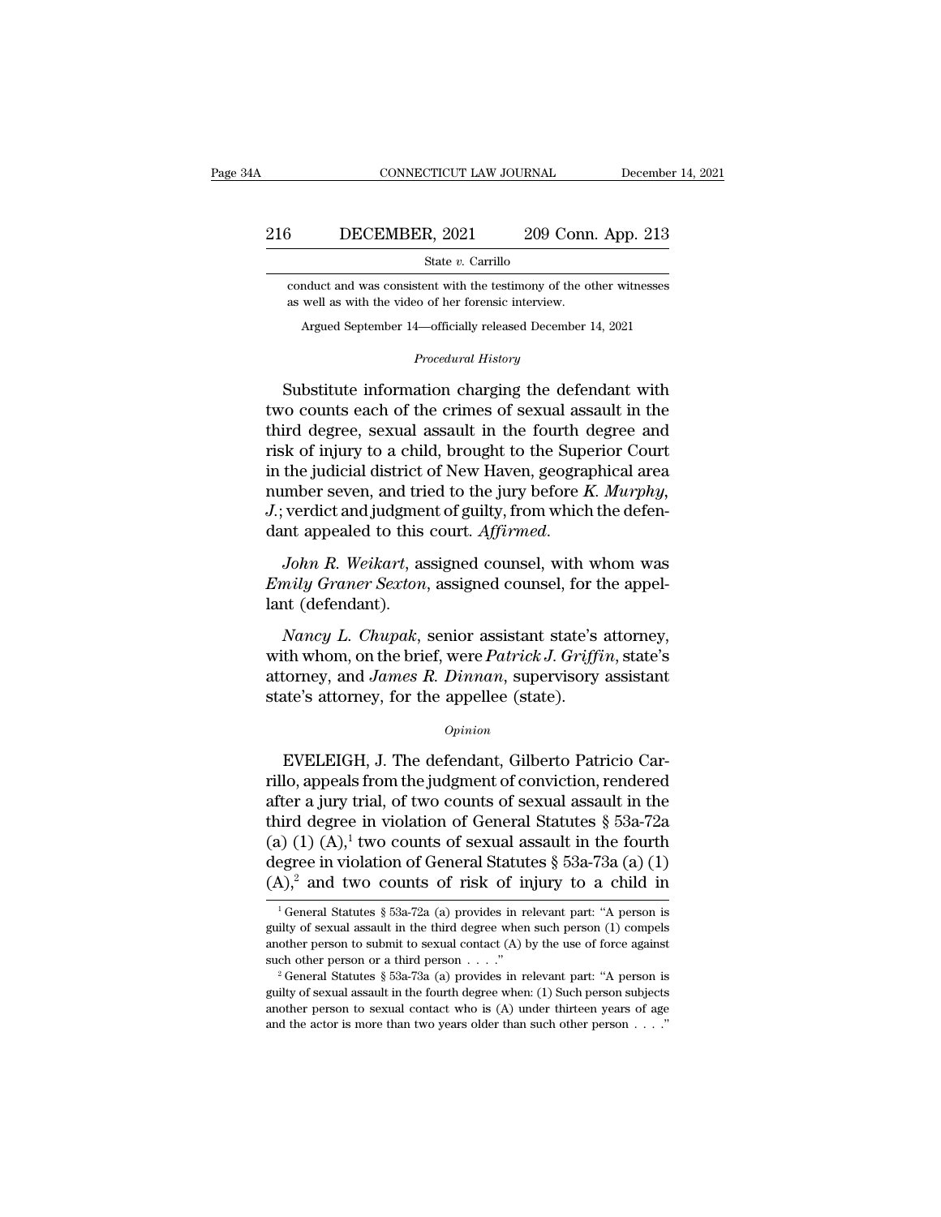conduct and was consistent with the testimony of the other witnesses as well as with the video of her forensic interview.

Argued September 14—officially released December 14, 2021

*Procedural History*

Substitute information charging the defendant with two counts each of the crimes of sexual assault in the third degree, sexual assault in the fourth degree and risk of injury to a child, brought to the Superior Court in the judicial district of New Haven, geographical area number seven, and tried to the jury before *K. Murphy*, *J.*; verdict and judgment of guilty, from which the defendant appealed to this court. *Affirmed*.

*John R. Weikart*, assigned counsel, with whom was *Emily Graner Sexton*, assigned counsel, for the appellant (defendant).

*Nancy L. Chupak*, senior assistant state's attorney, with whom, on the brief, were *Patrick J. Griffin*, state's attorney, and *James R. Dinnan*, supervisory assistant state's attorney, for the appellee (state).

*Opinion*

EVELEIGH, J. The defendant, Gilberto Patricio Carrillo, appeals from the judgment of conviction, rendered after a jury trial, of two counts of sexual assault in the third degree in violation of General Statutes § 53a-72a (a) (1) (A),[1] two counts of sexual assault in the fourth degree in violation of General Statutes § 53a-73a (a) (1) (A),[2] and two counts of risk of injury to a child in

[1] General Statutes § 53a-72a (a) provides in relevant part: "A person is guilty of sexual assault in the third degree when such person (1) compels another person to submit to sexual contact (A) by the use of force against such other person or a third person . . . ."

[2] General Statutes § 53a-73a (a) provides in relevant part: "A person is guilty of sexual assault in the fourth degree when: (1) Such person subjects another person to sexual contact who is (A) under thirteen years of age and the actor is more than two years older than such other person . . . ."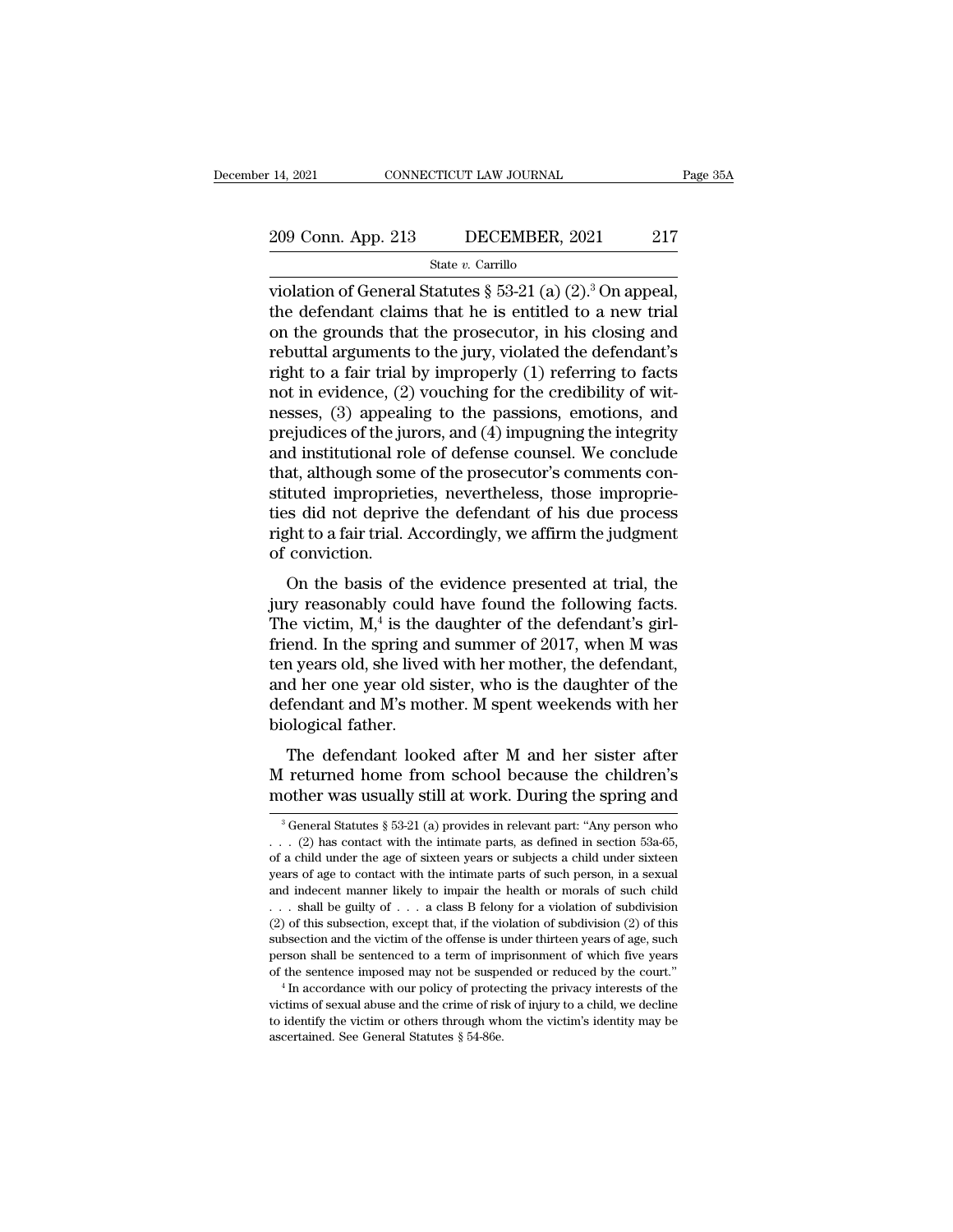violation of General Statutes § 53-21 (a) (2).[3] On appeal, the defendant claims that he is entitled to a new trial on the grounds that the prosecutor, in his closing and rebuttal arguments to the jury, violated the defendant's right to a fair trial by improperly (1) referring to facts not in evidence, (2) vouching for the credibility of witnesses, (3) appealing to the passions, emotions, and prejudices of the jurors, and (4) impugning the integrity and institutional role of defense counsel. We conclude that, although some of the prosecutor's comments constituted improprieties, nevertheless, those improprieties did not deprive the defendant of his due process right to a fair trial. Accordingly, we affirm the judgment of conviction.

On the basis of the evidence presented at trial, the jury reasonably could have found the following facts. The victim, M,[4] is the daughter of the defendant's girlfriend. In the spring and summer of 2017, when M was ten years old, she lived with her mother, the defendant, and her one year old sister, who is the daughter of the defendant and M's mother. M spent weekends with her biological father.

The defendant looked after M and her sister after M returned home from school because the children's mother was usually still at work. During the spring and

[3] General Statutes § 53-21 (a) provides in relevant part: "Any person who . . . (2) has contact with the intimate parts, as defined in section 53a-65, of a child under the age of sixteen years or subjects a child under sixteen years of age to contact with the intimate parts of such person, in a sexual and indecent manner likely to impair the health or morals of such child . . . shall be guilty of . . . a class B felony for a violation of subdivision (2) of this subsection, except that, if the violation of subdivision (2) of this subsection and the victim of the offense is under thirteen years of age, such person shall be sentenced to a term of imprisonment of which five years of the sentence imposed may not be suspended or reduced by the court."

[4] In accordance with our policy of protecting the privacy interests of the victims of sexual abuse and the crime of risk of injury to a child, we decline to identify the victim or others through whom the victim's identity may be ascertained. See General Statutes § 54-86e.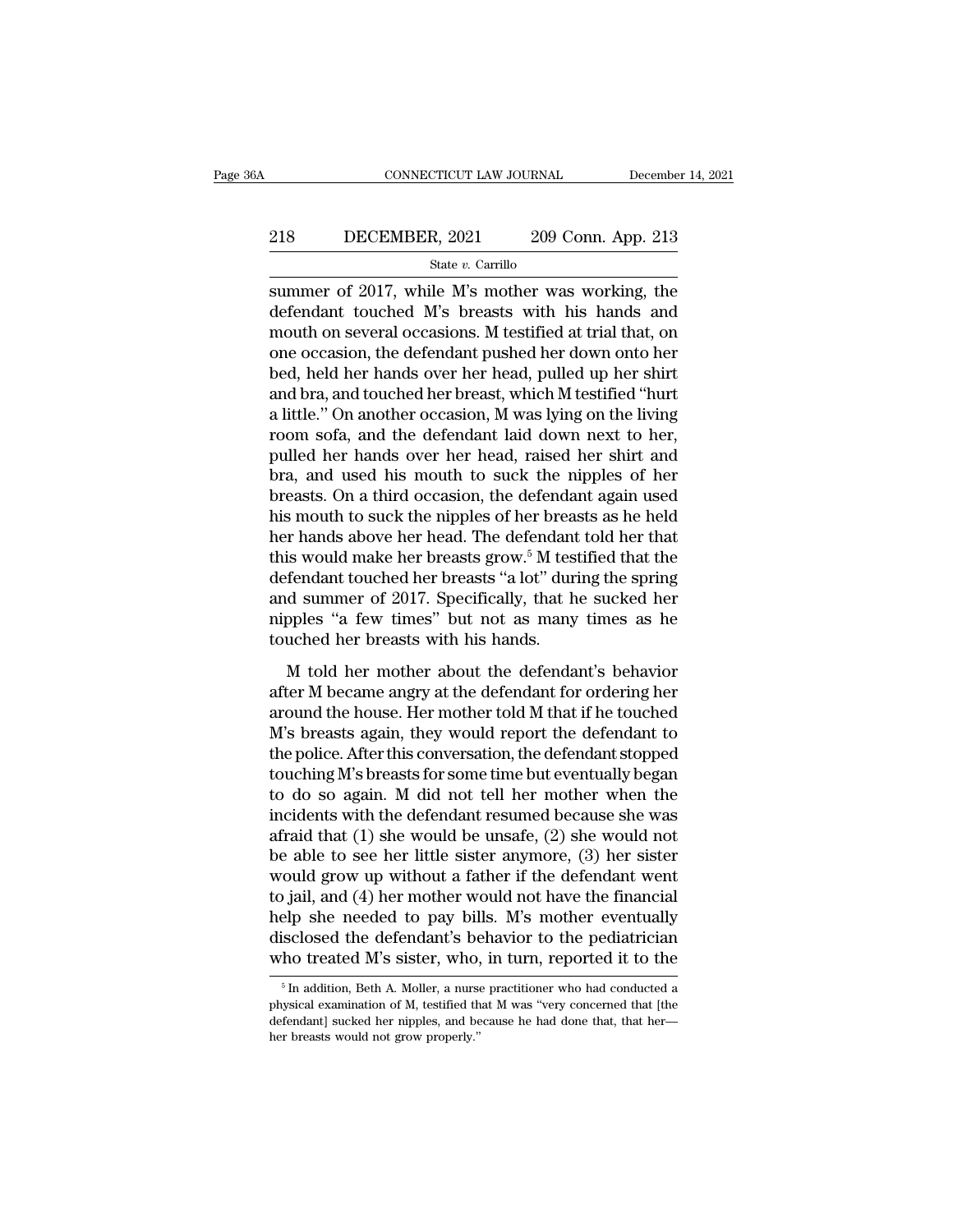summer of 2017, while M's mother was working, the defendant touched M's breasts with his hands and mouth on several occasions. M testified at trial that, on one occasion, the defendant pushed her down onto her bed, held her hands over her head, pulled up her shirt and bra, and touched her breast, which M testified "hurt a little." On another occasion, M was lying on the living room sofa, and the defendant laid down next to her, pulled her hands over her head, raised her shirt and bra, and used his mouth to suck the nipples of her breasts. On a third occasion, the defendant again used his mouth to suck the nipples of her breasts as he held her hands above her head. The defendant told her that this would make her breasts grow.[5] M testified that the defendant touched her breasts "a lot" during the spring and summer of 2017. Specifically, that he sucked her nipples "a few times" but not as many times as he touched her breasts with his hands.

M told her mother about the defendant's behavior after M became angry at the defendant for ordering her around the house. Her mother told M that if he touched M's breasts again, they would report the defendant to the police. After this conversation, the defendant stopped touching M's breasts for some time but eventually began to do so again. M did not tell her mother when the incidents with the defendant resumed because she was afraid that (1) she would be unsafe, (2) she would not be able to see her little sister anymore, (3) her sister would grow up without a father if the defendant went to jail, and (4) her mother would not have the financial help she needed to pay bills. M's mother eventually disclosed the defendant's behavior to the pediatrician who treated M's sister, who, in turn, reported it to the

[5] In addition, Beth A. Moller, a nurse practitioner who had conducted a physical examination of M, testified that M was "very concerned that [the defendant] sucked her nipples, and because he had done that, that her— her breasts would not grow properly."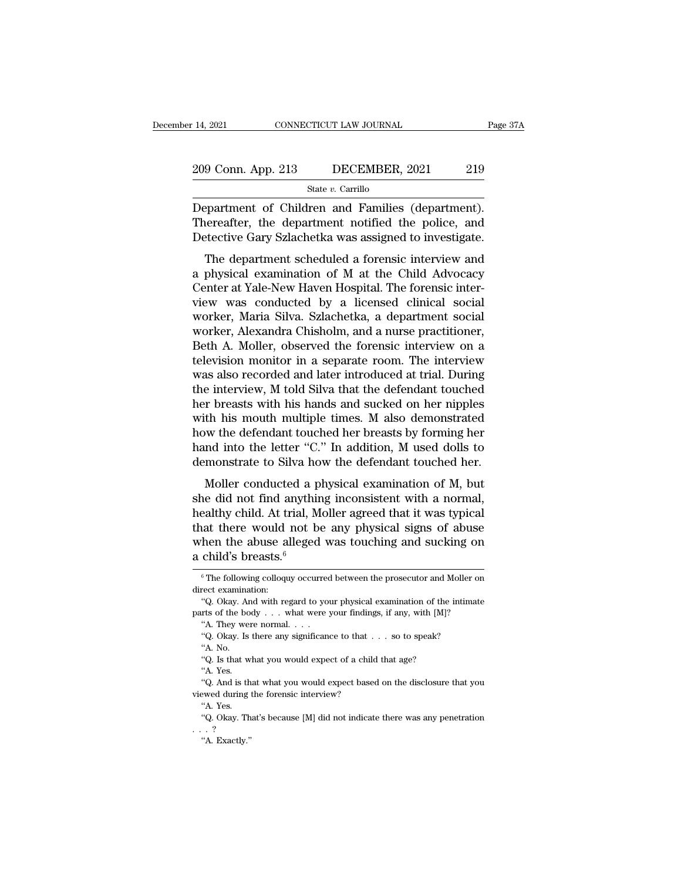Department of Children and Families (department). Thereafter, the department notified the police, and Detective Gary Szlachetka was assigned to investigate.

The department scheduled a forensic interview and a physical examination of M at the Child Advocacy Center at Yale-New Haven Hospital. The forensic interview was conducted by a licensed clinical social worker, Maria Silva. Szlachetka, a department social worker, Alexandra Chisholm, and a nurse practitioner, Beth A. Moller, observed the forensic interview on a television monitor in a separate room. The interview was also recorded and later introduced at trial. During the interview, M told Silva that the defendant touched her breasts with his hands and sucked on her nipples with his mouth multiple times. M also demonstrated how the defendant touched her breasts by forming her hand into the letter "C." In addition, M used dolls to demonstrate to Silva how the defendant touched her.

Moller conducted a physical examination of M, but she did not find anything inconsistent with a normal, healthy child. At trial, Moller agreed that it was typical that there would not be any physical signs of abuse when the abuse alleged was touching and sucking on a child's breasts.[6]

---

[6] The following colloquy occurred between the prosecutor and Moller on direct examination:

"Q. Okay. And with regard to your physical examination of the intimate parts of the body . . . what were your findings, if any, with [M]?

"A. They were normal. . . .

"Q. Okay. Is there any significance to that . . . so to speak?

"A. No.

"Q. Is that what you would expect of a child that age?

"A. Yes.

"Q. And is that what you would expect based on the disclosure that you viewed during the forensic interview?

"A. Yes.

"Q. Okay. That's because [M] did not indicate there was any penetration . . . ?

"A. Exactly."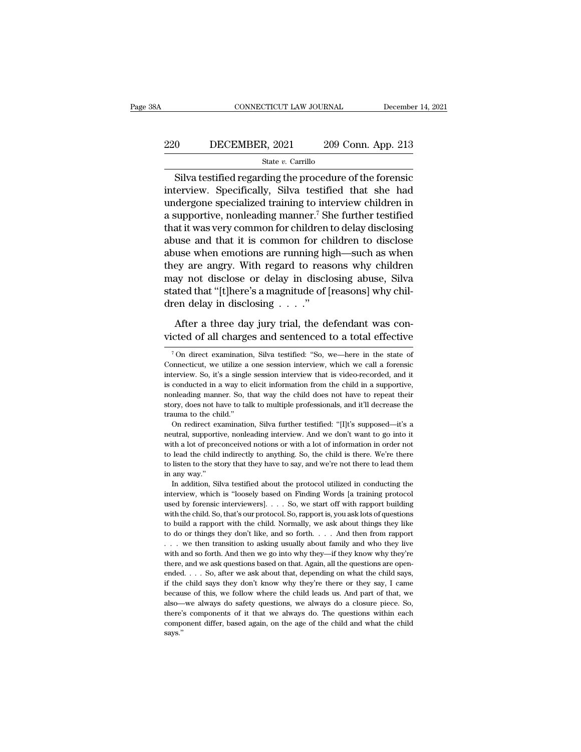Silva testified regarding the procedure of the forensic interview. Specifically, Silva testified that she had undergone specialized training to interview children in a supportive, nonleading manner.[7] She further testified that it was very common for children to delay disclosing abuse and that it is common for children to disclose abuse when emotions are running high—such as when they are angry. With regard to reasons why children may not disclose or delay in disclosing abuse, Silva stated that "[t]here's a magnitude of [reasons] why children delay in disclosing . . . ."

After a three day jury trial, the defendant was convicted of all charges and sentenced to a total effective

---

[7] On direct examination, Silva testified: "So, we—here in the state of Connecticut, we utilize a one session interview, which we call a forensic interview. So, it's a single session interview that is video-recorded, and it is conducted in a way to elicit information from the child in a supportive, nonleading manner. So, that way the child does not have to repeat their story, does not have to talk to multiple professionals, and it'll decrease the trauma to the child."

On redirect examination, Silva further testified: "[I]t's supposed—it's a neutral, supportive, nonleading interview. And we don't want to go into it with a lot of preconceived notions or with a lot of information in order not to lead the child indirectly to anything. So, the child is there. We're there to listen to the story that they have to say, and we're not there to lead them in any way."

In addition, Silva testified about the protocol utilized in conducting the interview, which is "loosely based on Finding Words [a training protocol used by forensic interviewers]. . . . So, we start off with rapport building with the child. So, that's our protocol. So, rapport is, you ask lots of questions to build a rapport with the child. Normally, we ask about things they like to do or things they don't like, and so forth. . . . And then from rapport . . . we then transition to asking usually about family and who they live with and so forth. And then we go into why they—if they know why they're there, and we ask questions based on that. Again, all the questions are open-ended. . . . So, after we ask about that, depending on what the child says, if the child says they don't know why they're there or they say, I came because of this, we follow where the child leads us. And part of that, we also—we always do safety questions, we always do a closure piece. So, there's components of it that we always do. The questions within each component differ, based again, on the age of the child and what the child says."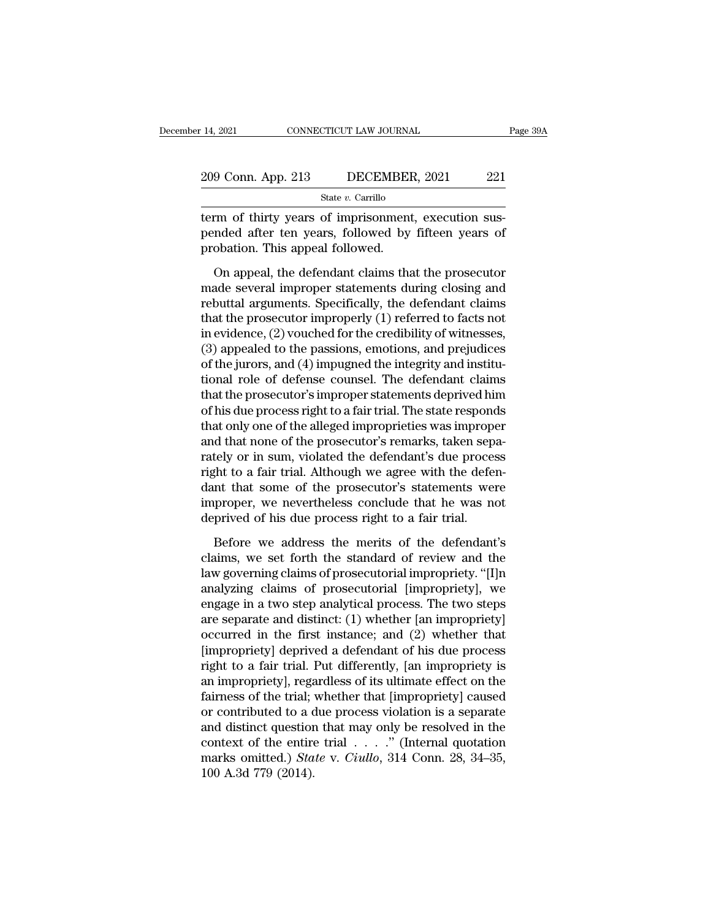term of thirty years of imprisonment, execution suspended after ten years, followed by fifteen years of probation. This appeal followed.

On appeal, the defendant claims that the prosecutor made several improper statements during closing and rebuttal arguments. Specifically, the defendant claims that the prosecutor improperly (1) referred to facts not in evidence, (2) vouched for the credibility of witnesses, (3) appealed to the passions, emotions, and prejudices of the jurors, and (4) impugned the integrity and institutional role of defense counsel. The defendant claims that the prosecutor's improper statements deprived him of his due process right to a fair trial. The state responds that only one of the alleged improprieties was improper and that none of the prosecutor's remarks, taken separately or in sum, violated the defendant's due process right to a fair trial. Although we agree with the defendant that some of the prosecutor's statements were improper, we nevertheless conclude that he was not deprived of his due process right to a fair trial.

Before we address the merits of the defendant's claims, we set forth the standard of review and the law governing claims of prosecutorial impropriety. "[I]n analyzing claims of prosecutorial [impropriety], we engage in a two step analytical process. The two steps are separate and distinct: (1) whether [an impropriety] occurred in the first instance; and (2) whether that [impropriety] deprived a defendant of his due process right to a fair trial. Put differently, [an impropriety is an impropriety], regardless of its ultimate effect on the fairness of the trial; whether that [impropriety] caused or contributed to a due process violation is a separate and distinct question that may only be resolved in the context of the entire trial . . . ." (Internal quotation marks omitted.) *State* v. *Ciullo*, 314 Conn. 28, 34–35, 100 A.3d 779 (2014).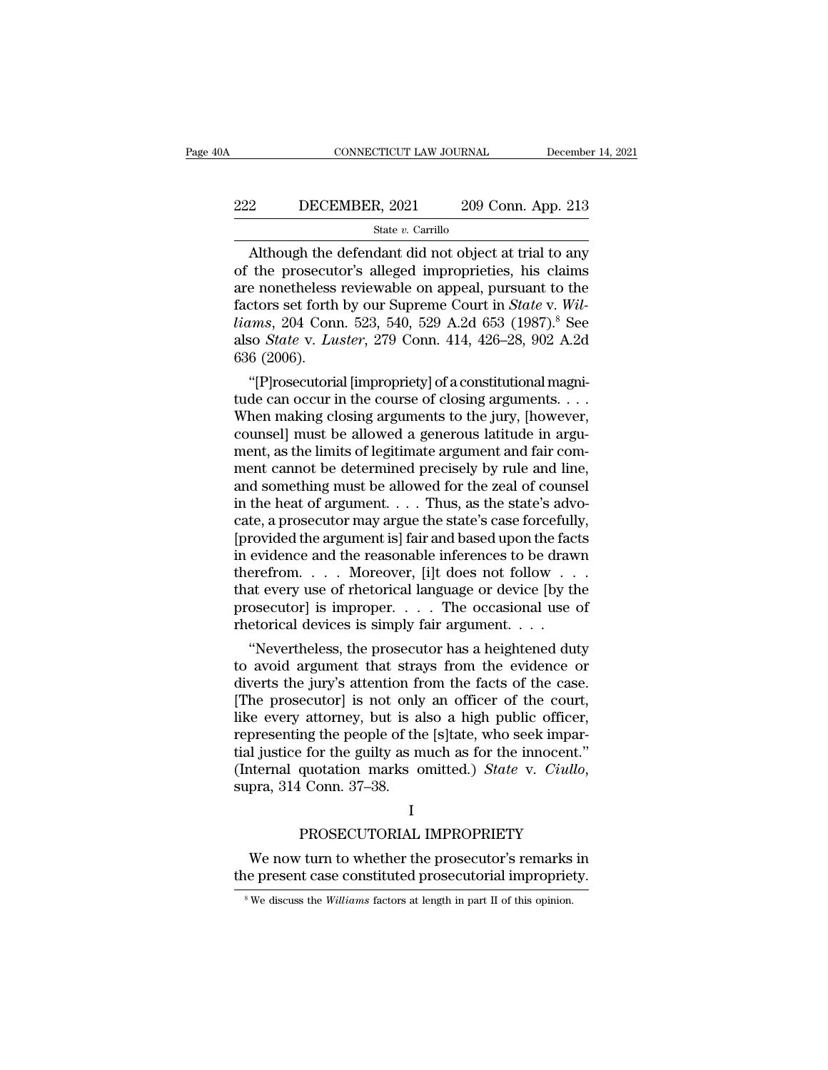Although the defendant did not object at trial to any of the prosecutor's alleged improprieties, his claims are nonetheless reviewable on appeal, pursuant to the factors set forth by our Supreme Court in *State* v. *Williams*, 204 Conn. 523, 540, 529 A.2d 653 (1987).[8] See also *State* v. *Luster*, 279 Conn. 414, 426–28, 902 A.2d 636 (2006).

"[P]rosecutorial [impropriety] of a constitutional magnitude can occur in the course of closing arguments. . . . When making closing arguments to the jury, [however, counsel] must be allowed a generous latitude in argument, as the limits of legitimate argument and fair comment cannot be determined precisely by rule and line, and something must be allowed for the zeal of counsel in the heat of argument. . . . Thus, as the state's advocate, a prosecutor may argue the state's case forcefully, [provided the argument is] fair and based upon the facts in evidence and the reasonable inferences to be drawn therefrom. . . . Moreover, [i]t does not follow . . . that every use of rhetorical language or device [by the prosecutor] is improper. . . . The occasional use of rhetorical devices is simply fair argument. . . .

"Nevertheless, the prosecutor has a heightened duty to avoid argument that strays from the evidence or diverts the jury's attention from the facts of the case. [The prosecutor] is not only an officer of the court, like every attorney, but is also a high public officer, representing the people of the [s]tate, who seek impartial justice for the guilty as much as for the innocent." (Internal quotation marks omitted.) *State* v. *Ciullo*, supra, 314 Conn. 37–38.

## I

## PROSECUTORIAL IMPROPRIETY

We now turn to whether the prosecutor's remarks in the present case constituted prosecutorial impropriety.

[8] We discuss the *Williams* factors at length in part II of this opinion.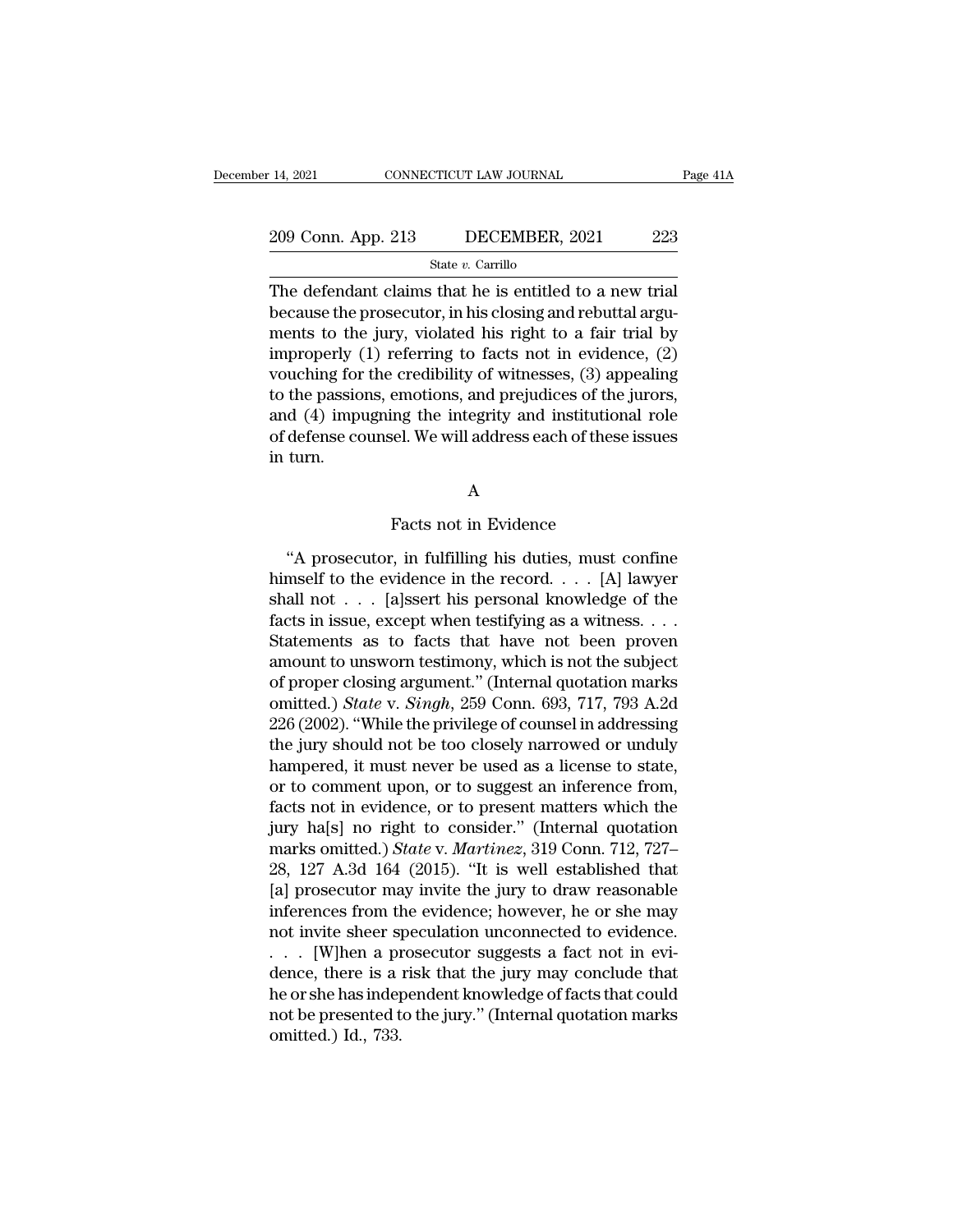The defendant claims that he is entitled to a new trial because the prosecutor, in his closing and rebuttal arguments to the jury, violated his right to a fair trial by improperly (1) referring to facts not in evidence, (2) vouching for the credibility of witnesses, (3) appealing to the passions, emotions, and prejudices of the jurors, and (4) impugning the integrity and institutional role of defense counsel. We will address each of these issues in turn.

## A

### Facts not in Evidence

"A prosecutor, in fulfilling his duties, must confine himself to the evidence in the record. . . . [A] lawyer shall not . . . [a]ssert his personal knowledge of the facts in issue, except when testifying as a witness. . . . Statements as to facts that have not been proven amount to unsworn testimony, which is not the subject of proper closing argument." (Internal quotation marks omitted.) *State* v. *Singh*, 259 Conn. 693, 717, 793 A.2d 226 (2002). "While the privilege of counsel in addressing the jury should not be too closely narrowed or unduly hampered, it must never be used as a license to state, or to comment upon, or to suggest an inference from, facts not in evidence, or to present matters which the jury ha[s] no right to consider." (Internal quotation marks omitted.) *State* v. *Martinez*, 319 Conn. 712, 727–28, 127 A.3d 164 (2015). "It is well established that [a] prosecutor may invite the jury to draw reasonable inferences from the evidence; however, he or she may not invite sheer speculation unconnected to evidence. . . . [W]hen a prosecutor suggests a fact not in evidence, there is a risk that the jury may conclude that he or she has independent knowledge of facts that could not be presented to the jury." (Internal quotation marks omitted.) Id., 733.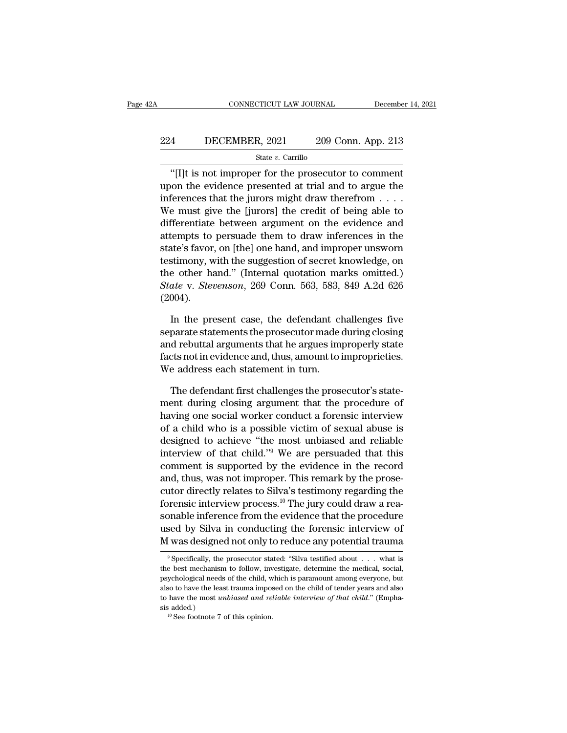"[I]t is not improper for the prosecutor to comment upon the evidence presented at trial and to argue the inferences that the jurors might draw therefrom . . . . We must give the [jurors] the credit of being able to differentiate between argument on the evidence and attempts to persuade them to draw inferences in the state's favor, on [the] one hand, and improper unsworn testimony, with the suggestion of secret knowledge, on the other hand." (Internal quotation marks omitted.) *State* v. *Stevenson*, 269 Conn. 563, 583, 849 A.2d 626 (2004).

In the present case, the defendant challenges five separate statements the prosecutor made during closing and rebuttal arguments that he argues improperly state facts not in evidence and, thus, amount to improprieties. We address each statement in turn.

The defendant first challenges the prosecutor's statement during closing argument that the procedure of having one social worker conduct a forensic interview of a child who is a possible victim of sexual abuse is designed to achieve "the most unbiased and reliable interview of that child."[9] We are persuaded that this comment is supported by the evidence in the record and, thus, was not improper. This remark by the prosecutor directly relates to Silva's testimony regarding the forensic interview process.[10] The jury could draw a reasonable inference from the evidence that the procedure used by Silva in conducting the forensic interview of M was designed not only to reduce any potential trauma

---

[9] Specifically, the prosecutor stated: "Silva testified about . . . what is the best mechanism to follow, investigate, determine the medical, social, psychological needs of the child, which is paramount among everyone, but also to have the least trauma imposed on the child of tender years and also to have the most *unbiased and reliable interview of that child*." (Emphasis added.)

[10] See footnote 7 of this opinion.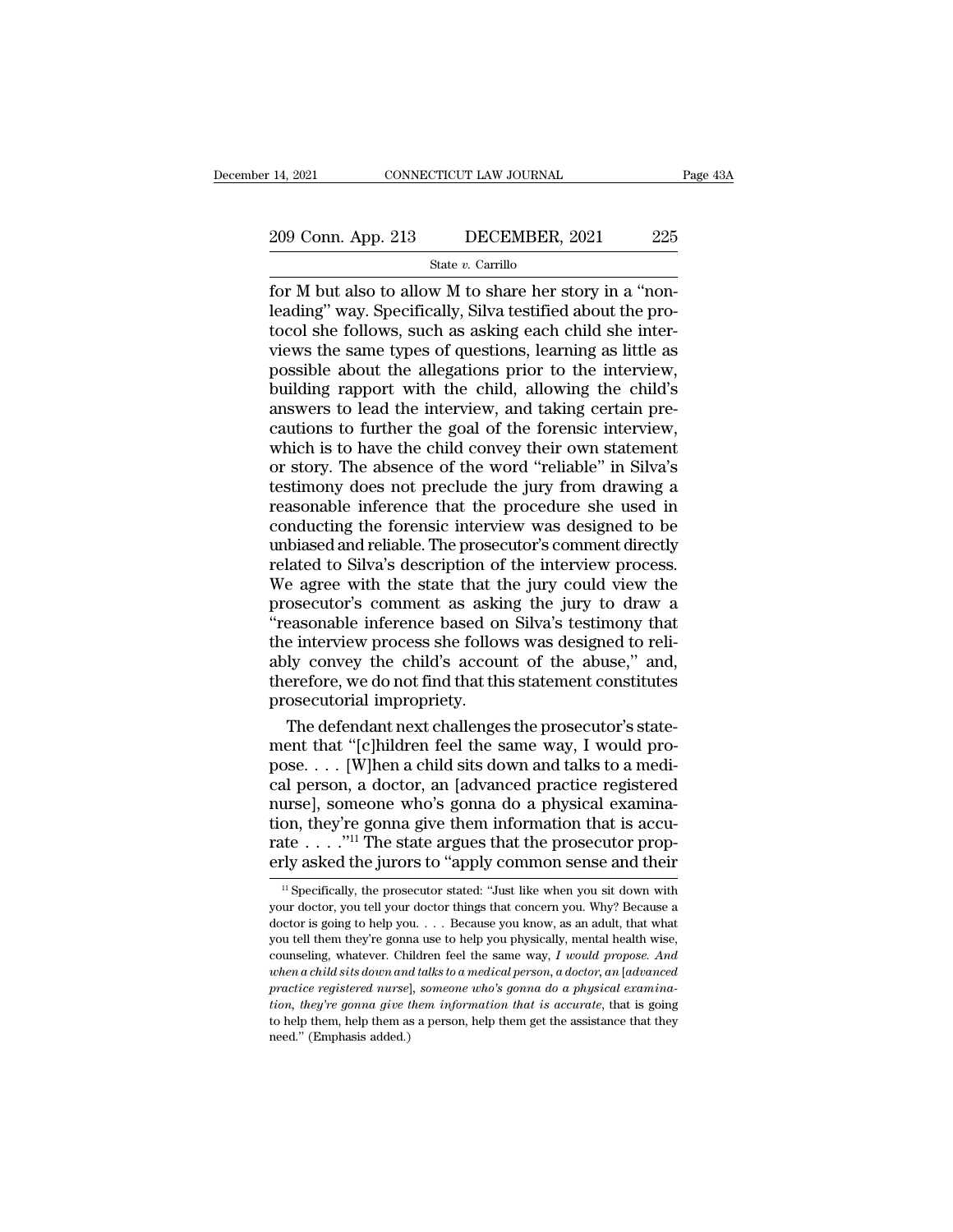for M but also to allow M to share her story in a "non-leading" way. Specifically, Silva testified about the protocol she follows, such as asking each child she interviews the same types of questions, learning as little as possible about the allegations prior to the interview, building rapport with the child, allowing the child's answers to lead the interview, and taking certain precautions to further the goal of the forensic interview, which is to have the child convey their own statement or story. The absence of the word "reliable" in Silva's testimony does not preclude the jury from drawing a reasonable inference that the procedure she used in conducting the forensic interview was designed to be unbiased and reliable. The prosecutor's comment directly related to Silva's description of the interview process. We agree with the state that the jury could view the prosecutor's comment as asking the jury to draw a "reasonable inference based on Silva's testimony that the interview process she follows was designed to reliably convey the child's account of the abuse," and, therefore, we do not find that this statement constitutes prosecutorial impropriety.

The defendant next challenges the prosecutor's statement that "[c]hildren feel the same way, I would propose. . . . [W]hen a child sits down and talks to a medical person, a doctor, an [advanced practice registered nurse], someone who's gonna do a physical examination, they're gonna give them information that is accurate . . . ."[11] The state argues that the prosecutor properly asked the jurors to "apply common sense and their

[11] Specifically, the prosecutor stated: "Just like when you sit down with your doctor, you tell your doctor things that concern you. Why? Because a doctor is going to help you. . . . Because you know, as an adult, that what you tell them they're gonna use to help you physically, mental health wise, counseling, whatever. Children feel the same way, *I would propose. And when a child sits down and talks to a medical person, a doctor, an [advanced practice registered nurse], someone who's gonna do a physical examination, they're gonna give them information that is accurate*, that is going to help them, help them as a person, help them get the assistance that they need." (Emphasis added.)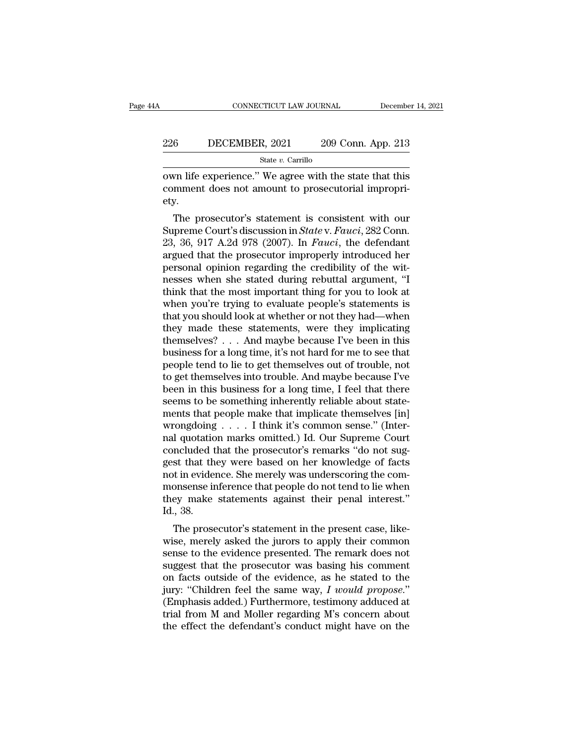own life experience." We agree with the state that this comment does not amount to prosecutorial impropriety.

The prosecutor's statement is consistent with our Supreme Court's discussion in *State* v. *Fauci*, 282 Conn. 23, 36, 917 A.2d 978 (2007). In *Fauci*, the defendant argued that the prosecutor improperly introduced her personal opinion regarding the credibility of the witnesses when she stated during rebuttal argument, "I think that the most important thing for you to look at when you're trying to evaluate people's statements is that you should look at whether or not they had—when they made these statements, were they implicating themselves? . . . And maybe because I've been in this business for a long time, it's not hard for me to see that people tend to lie to get themselves out of trouble, not to get themselves into trouble. And maybe because I've been in this business for a long time, I feel that there seems to be something inherently reliable about statements that people make that implicate themselves [in] wrongdoing . . . . I think it's common sense." (Internal quotation marks omitted.) Id. Our Supreme Court concluded that the prosecutor's remarks "do not suggest that they were based on her knowledge of facts not in evidence. She merely was underscoring the commonsense inference that people do not tend to lie when they make statements against their penal interest." Id., 38.

The prosecutor's statement in the present case, likewise, merely asked the jurors to apply their common sense to the evidence presented. The remark does not suggest that the prosecutor was basing his comment on facts outside of the evidence, as he stated to the jury: "Children feel the same way, *I would propose*." (Emphasis added.) Furthermore, testimony adduced at trial from M and Moller regarding M's concern about the effect the defendant's conduct might have on the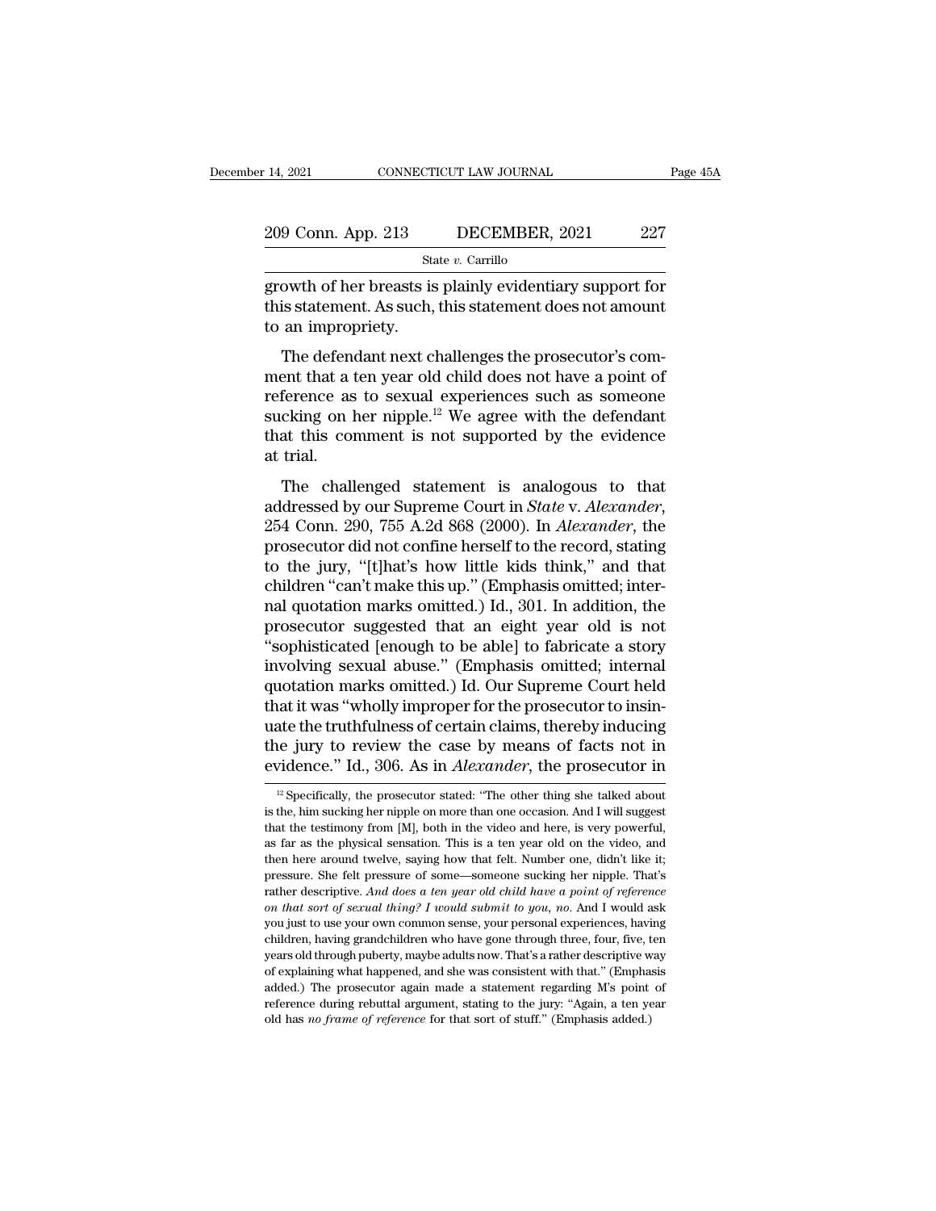growth of her breasts is plainly evidentiary support for this statement. As such, this statement does not amount to an impropriety.

The defendant next challenges the prosecutor's comment that a ten year old child does not have a point of reference as to sexual experiences such as someone sucking on her nipple.[12] We agree with the defendant that this comment is not supported by the evidence at trial.

The challenged statement is analogous to that addressed by our Supreme Court in *State* v. *Alexander*, 254 Conn. 290, 755 A.2d 868 (2000). In *Alexander*, the prosecutor did not confine herself to the record, stating to the jury, "[t]hat's how little kids think," and that children "can't make this up." (Emphasis omitted; internal quotation marks omitted.) Id., 301. In addition, the prosecutor suggested that an eight year old is not "sophisticated [enough to be able] to fabricate a story involving sexual abuse." (Emphasis omitted; internal quotation marks omitted.) Id. Our Supreme Court held that it was "wholly improper for the prosecutor to insinuate the truthfulness of certain claims, thereby inducing the jury to review the case by means of facts not in evidence." Id., 306. As in *Alexander*, the prosecutor in

[12] Specifically, the prosecutor stated: "The other thing she talked about is the, him sucking her nipple on more than one occasion. And I will suggest that the testimony from [M], both in the video and here, is very powerful, as far as the physical sensation. This is a ten year old on the video, and then here around twelve, saying how that felt. Number one, didn't like it; pressure. She felt pressure of some—someone sucking her nipple. That's rather descriptive. *And does a ten year old child have a point of reference on that sort of sexual thing? I would submit to you, no*. And I would ask you just to use your own common sense, your personal experiences, having children, having grandchildren who have gone through three, four, five, ten years old through puberty, maybe adults now. That's a rather descriptive way of explaining what happened, and she was consistent with that." (Emphasis added.) The prosecutor again made a statement regarding M's point of reference during rebuttal argument, stating to the jury: "Again, a ten year old has *no frame of reference* for that sort of stuff." (Emphasis added.)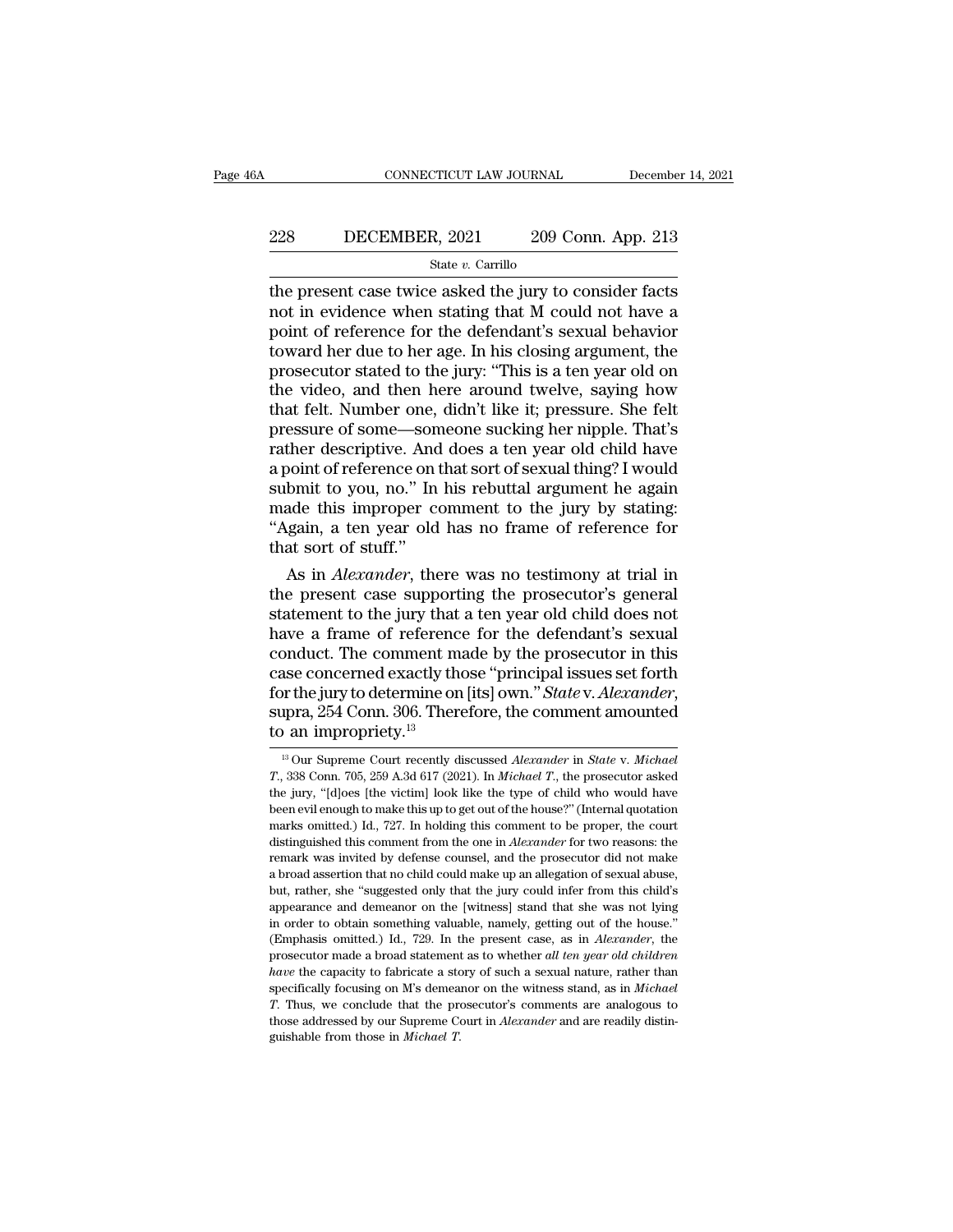the present case twice asked the jury to consider facts not in evidence when stating that M could not have a point of reference for the defendant's sexual behavior toward her due to her age. In his closing argument, the prosecutor stated to the jury: "This is a ten year old on the video, and then here around twelve, saying how that felt. Number one, didn't like it; pressure. She felt pressure of some—someone sucking her nipple. That's rather descriptive. And does a ten year old child have a point of reference on that sort of sexual thing? I would submit to you, no." In his rebuttal argument he again made this improper comment to the jury by stating: "Again, a ten year old has no frame of reference for that sort of stuff."

As in *Alexander*, there was no testimony at trial in the present case supporting the prosecutor's general statement to the jury that a ten year old child does not have a frame of reference for the defendant's sexual conduct. The comment made by the prosecutor in this case concerned exactly those "principal issues set forth for the jury to determine on [its] own." *State* v. *Alexander*, supra, 254 Conn. 306. Therefore, the comment amounted to an impropriety.[13]

[13] Our Supreme Court recently discussed *Alexander* in *State* v. *Michael T.*, 338 Conn. 705, 259 A.3d 617 (2021). In *Michael T.*, the prosecutor asked the jury, "[d]oes [the victim] look like the type of child who would have been evil enough to make this up to get out of the house?" (Internal quotation marks omitted.) Id., 727. In holding this comment to be proper, the court distinguished this comment from the one in *Alexander* for two reasons: the remark was invited by defense counsel, and the prosecutor did not make a broad assertion that no child could make up an allegation of sexual abuse, but, rather, she "suggested only that the jury could infer from this child's appearance and demeanor on the [witness] stand that she was not lying in order to obtain something valuable, namely, getting out of the house." (Emphasis omitted.) Id., 729. In the present case, as in *Alexander*, the prosecutor made a broad statement as to whether *all ten year old children have* the capacity to fabricate a story of such a sexual nature, rather than specifically focusing on M's demeanor on the witness stand, as in *Michael T.* Thus, we conclude that the prosecutor's comments are analogous to those addressed by our Supreme Court in *Alexander* and are readily distinguishable from those in *Michael T.*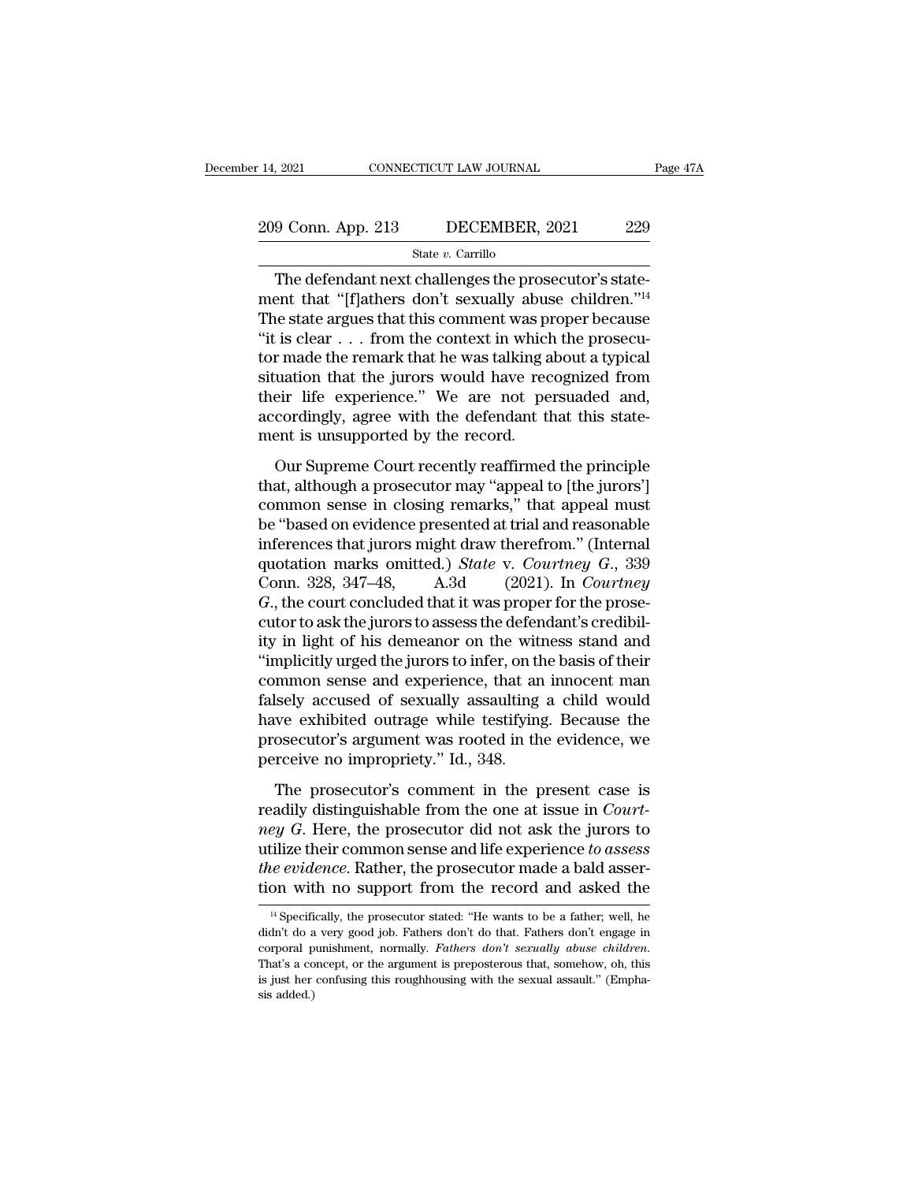The defendant next challenges the prosecutor's statement that "[f]athers don't sexually abuse children."[14] The state argues that this comment was proper because "it is clear . . . from the context in which the prosecutor made the remark that he was talking about a typical situation that the jurors would have recognized from their life experience." We are not persuaded and, accordingly, agree with the defendant that this statement is unsupported by the record.

Our Supreme Court recently reaffirmed the principle that, although a prosecutor may "appeal to [the jurors'] common sense in closing remarks," that appeal must be "based on evidence presented at trial and reasonable inferences that jurors might draw therefrom." (Internal quotation marks omitted.) *State* v. *Courtney G.*, 339 Conn. 328, 347–48, A.3d (2021). In *Courtney G.*, the court concluded that it was proper for the prosecutor to ask the jurors to assess the defendant's credibility in light of his demeanor on the witness stand and "implicitly urged the jurors to infer, on the basis of their common sense and experience, that an innocent man falsely accused of sexually assaulting a child would have exhibited outrage while testifying. Because the prosecutor's argument was rooted in the evidence, we perceive no impropriety." Id., 348.

The prosecutor's comment in the present case is readily distinguishable from the one at issue in *Courtney G.* Here, the prosecutor did not ask the jurors to utilize their common sense and life experience *to assess the evidence*. Rather, the prosecutor made a bald assertion with no support from the record and asked the

[14] Specifically, the prosecutor stated: "He wants to be a father; well, he didn't do a very good job. Fathers don't do that. Fathers don't engage in corporal punishment, normally. *Fathers don't sexually abuse children.* That's a concept, or the argument is preposterous that, somehow, oh, this is just her confusing this roughhousing with the sexual assault." (Emphasis added.)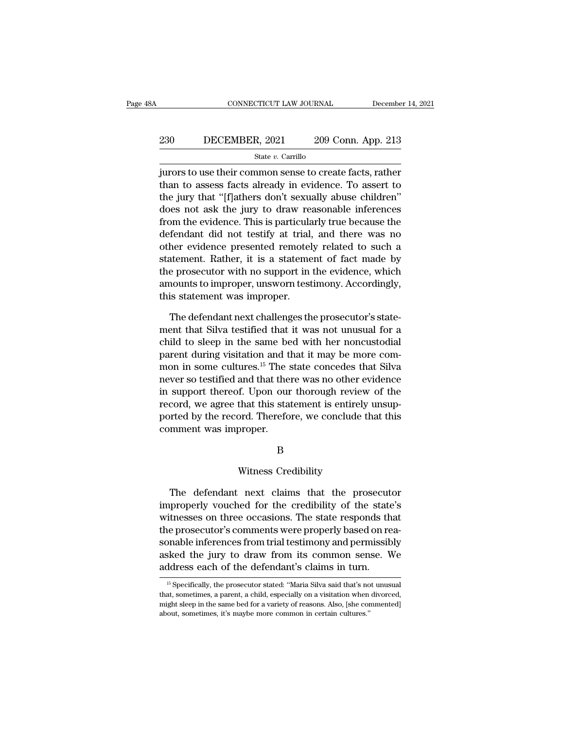jurors to use their common sense to create facts, rather than to assess facts already in evidence. To assert to the jury that "[f]athers don't sexually abuse children" does not ask the jury to draw reasonable inferences from the evidence. This is particularly true because the defendant did not testify at trial, and there was no other evidence presented remotely related to such a statement. Rather, it is a statement of fact made by the prosecutor with no support in the evidence, which amounts to improper, unsworn testimony. Accordingly, this statement was improper.

The defendant next challenges the prosecutor's statement that Silva testified that it was not unusual for a child to sleep in the same bed with her noncustodial parent during visitation and that it may be more common in some cultures.[15] The state concedes that Silva never so testified and that there was no other evidence in support thereof. Upon our thorough review of the record, we agree that this statement is entirely unsupported by the record. Therefore, we conclude that this comment was improper.

B

Witness Credibility

The defendant next claims that the prosecutor improperly vouched for the credibility of the state's witnesses on three occasions. The state responds that the prosecutor's comments were properly based on reasonable inferences from trial testimony and permissibly asked the jury to draw from its common sense. We address each of the defendant's claims in turn.

[15] Specifically, the prosecutor stated: "Maria Silva said that's not unusual that, sometimes, a parent, a child, especially on a visitation when divorced, might sleep in the same bed for a variety of reasons. Also, [she commented] about, sometimes, it's maybe more common in certain cultures."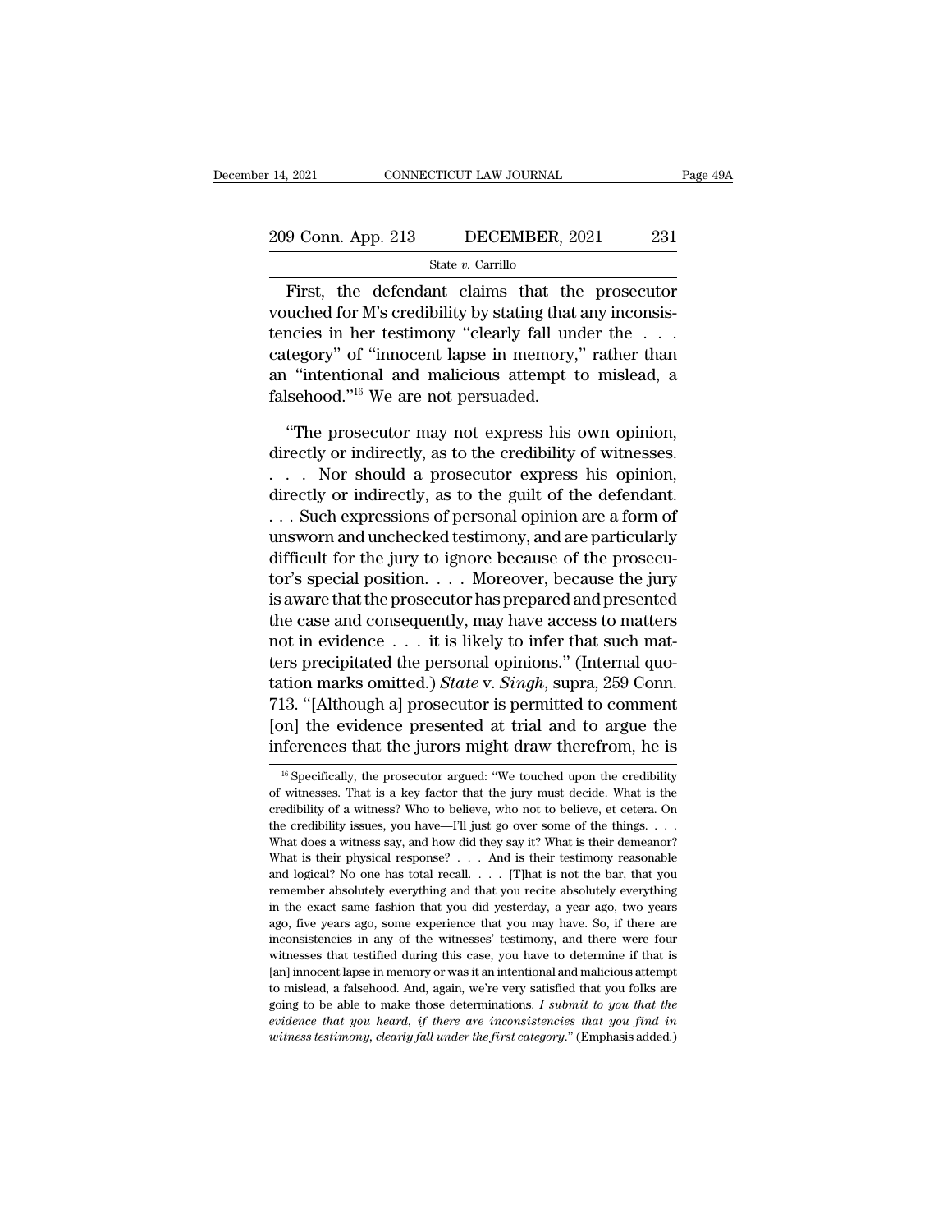First, the defendant claims that the prosecutor vouched for M's credibility by stating that any inconsistencies in her testimony "clearly fall under the . . . category" of "innocent lapse in memory," rather than an "intentional and malicious attempt to mislead, a falsehood."[16] We are not persuaded.

"The prosecutor may not express his own opinion, directly or indirectly, as to the credibility of witnesses. . . . Nor should a prosecutor express his opinion, directly or indirectly, as to the guilt of the defendant. . . . Such expressions of personal opinion are a form of unsworn and unchecked testimony, and are particularly difficult for the jury to ignore because of the prosecutor's special position. . . . Moreover, because the jury is aware that the prosecutor has prepared and presented the case and consequently, may have access to matters not in evidence . . . it is likely to infer that such matters precipitated the personal opinions." (Internal quotation marks omitted.) *State* v. *Singh*, supra, 259 Conn. 713. "[Although a] prosecutor is permitted to comment [on] the evidence presented at trial and to argue the inferences that the jurors might draw therefrom, he is

[16] Specifically, the prosecutor argued: "We touched upon the credibility of witnesses. That is a key factor that the jury must decide. What is the credibility of a witness? Who to believe, who not to believe, et cetera. On the credibility issues, you have—I'll just go over some of the things. . . . What does a witness say, and how did they say it? What is their demeanor? What is their physical response? . . . And is their testimony reasonable and logical? No one has total recall. . . . [T]hat is not the bar, that you remember absolutely everything and that you recite absolutely everything in the exact same fashion that you did yesterday, a year ago, two years ago, five years ago, some experience that you may have. So, if there are inconsistencies in any of the witnesses' testimony, and there were four witnesses that testified during this case, you have to determine if that is [an] innocent lapse in memory or was it an intentional and malicious attempt to mislead, a falsehood. And, again, we're very satisfied that you folks are going to be able to make those determinations. *I submit to you that the evidence that you heard, if there are inconsistencies that you find in witness testimony, clearly fall under the first category.*" (Emphasis added.)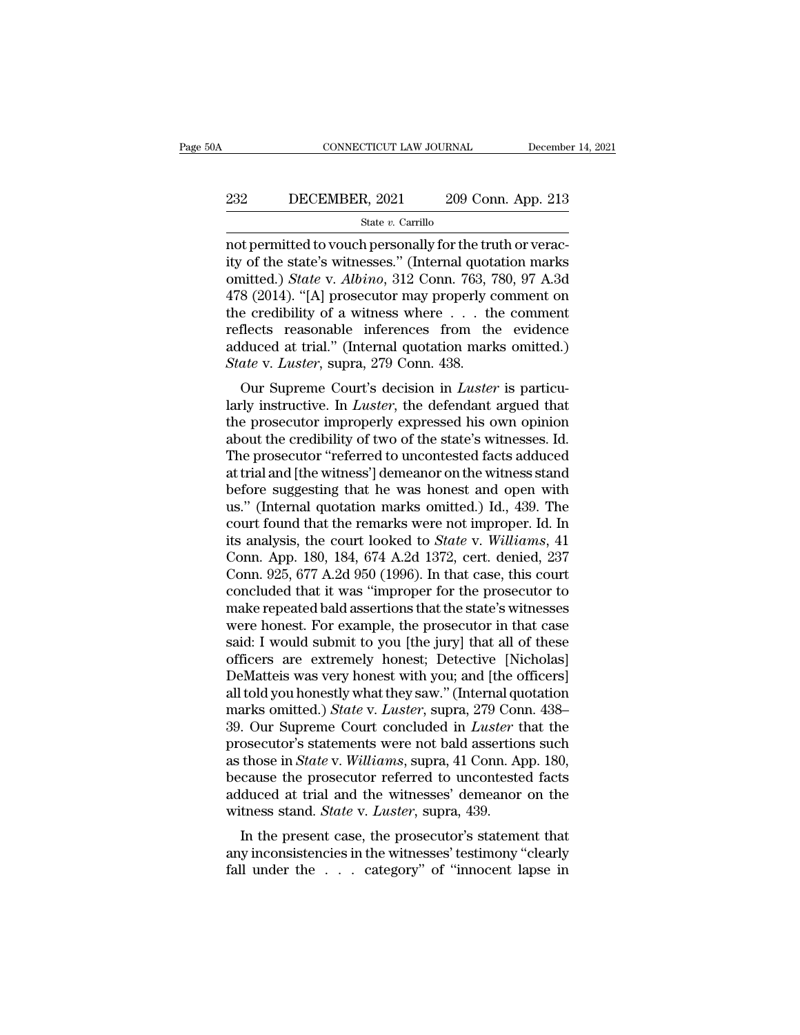not permitted to vouch personally for the truth or veracity of the state's witnesses." (Internal quotation marks omitted.) *State* v. *Albino*, 312 Conn. 763, 780, 97 A.3d 478 (2014). "[A] prosecutor may properly comment on the credibility of a witness where . . . the comment reflects reasonable inferences from the evidence adduced at trial." (Internal quotation marks omitted.) *State* v. *Luster*, supra, 279 Conn. 438.

Our Supreme Court's decision in *Luster* is particularly instructive. In *Luster*, the defendant argued that the prosecutor improperly expressed his own opinion about the credibility of two of the state's witnesses. Id. The prosecutor "referred to uncontested facts adduced at trial and [the witness'] demeanor on the witness stand before suggesting that he was honest and open with us." (Internal quotation marks omitted.) Id., 439. The court found that the remarks were not improper. Id. In its analysis, the court looked to *State* v. *Williams*, 41 Conn. App. 180, 184, 674 A.2d 1372, cert. denied, 237 Conn. 925, 677 A.2d 950 (1996). In that case, this court concluded that it was "improper for the prosecutor to make repeated bald assertions that the state's witnesses were honest. For example, the prosecutor in that case said: I would submit to you [the jury] that all of these officers are extremely honest; Detective [Nicholas] DeMatteis was very honest with you; and [the officers] all told you honestly what they saw." (Internal quotation marks omitted.) *State* v. *Luster*, supra, 279 Conn. 438–39. Our Supreme Court concluded in *Luster* that the prosecutor's statements were not bald assertions such as those in *State* v. *Williams*, supra, 41 Conn. App. 180, because the prosecutor referred to uncontested facts adduced at trial and the witnesses' demeanor on the witness stand. *State* v. *Luster*, supra, 439.

In the present case, the prosecutor's statement that any inconsistencies in the witnesses' testimony "clearly fall under the . . . category" of "innocent lapse in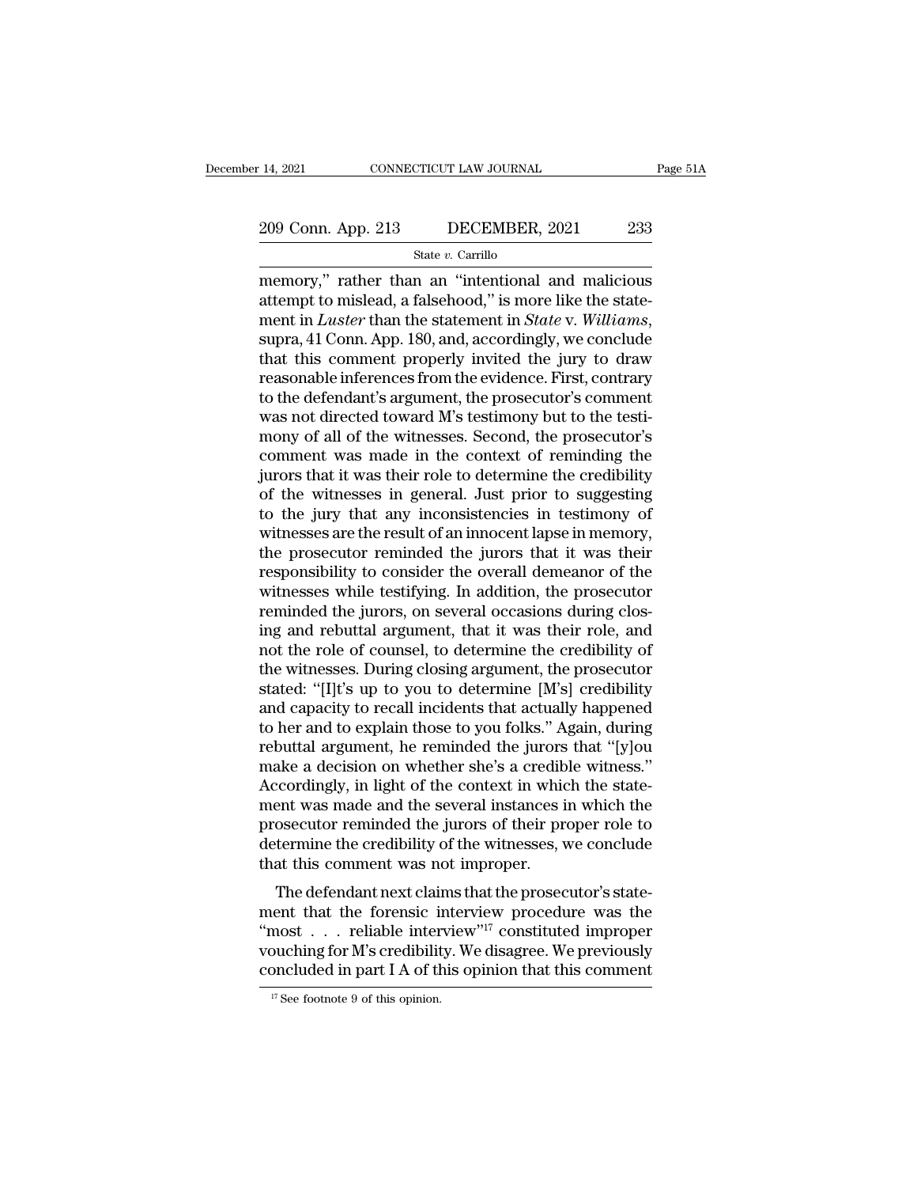memory," rather than an "intentional and malicious attempt to mislead, a falsehood," is more like the statement in *Luster* than the statement in *State* v. *Williams*, supra, 41 Conn. App. 180, and, accordingly, we conclude that this comment properly invited the jury to draw reasonable inferences from the evidence. First, contrary to the defendant's argument, the prosecutor's comment was not directed toward M's testimony but to the testimony of all of the witnesses. Second, the prosecutor's comment was made in the context of reminding the jurors that it was their role to determine the credibility of the witnesses in general. Just prior to suggesting to the jury that any inconsistencies in testimony of witnesses are the result of an innocent lapse in memory, the prosecutor reminded the jurors that it was their responsibility to consider the overall demeanor of the witnesses while testifying. In addition, the prosecutor reminded the jurors, on several occasions during closing and rebuttal argument, that it was their role, and not the role of counsel, to determine the credibility of the witnesses. During closing argument, the prosecutor stated: "[I]t's up to you to determine [M's] credibility and capacity to recall incidents that actually happened to her and to explain those to you folks." Again, during rebuttal argument, he reminded the jurors that "[y]ou make a decision on whether she's a credible witness." Accordingly, in light of the context in which the statement was made and the several instances in which the prosecutor reminded the jurors of their proper role to determine the credibility of the witnesses, we conclude that this comment was not improper.

The defendant next claims that the prosecutor's statement that the forensic interview procedure was the "most . . . reliable interview"[17] constituted improper vouching for M's credibility. We disagree. We previously concluded in part I A of this opinion that this comment

[17] See footnote 9 of this opinion.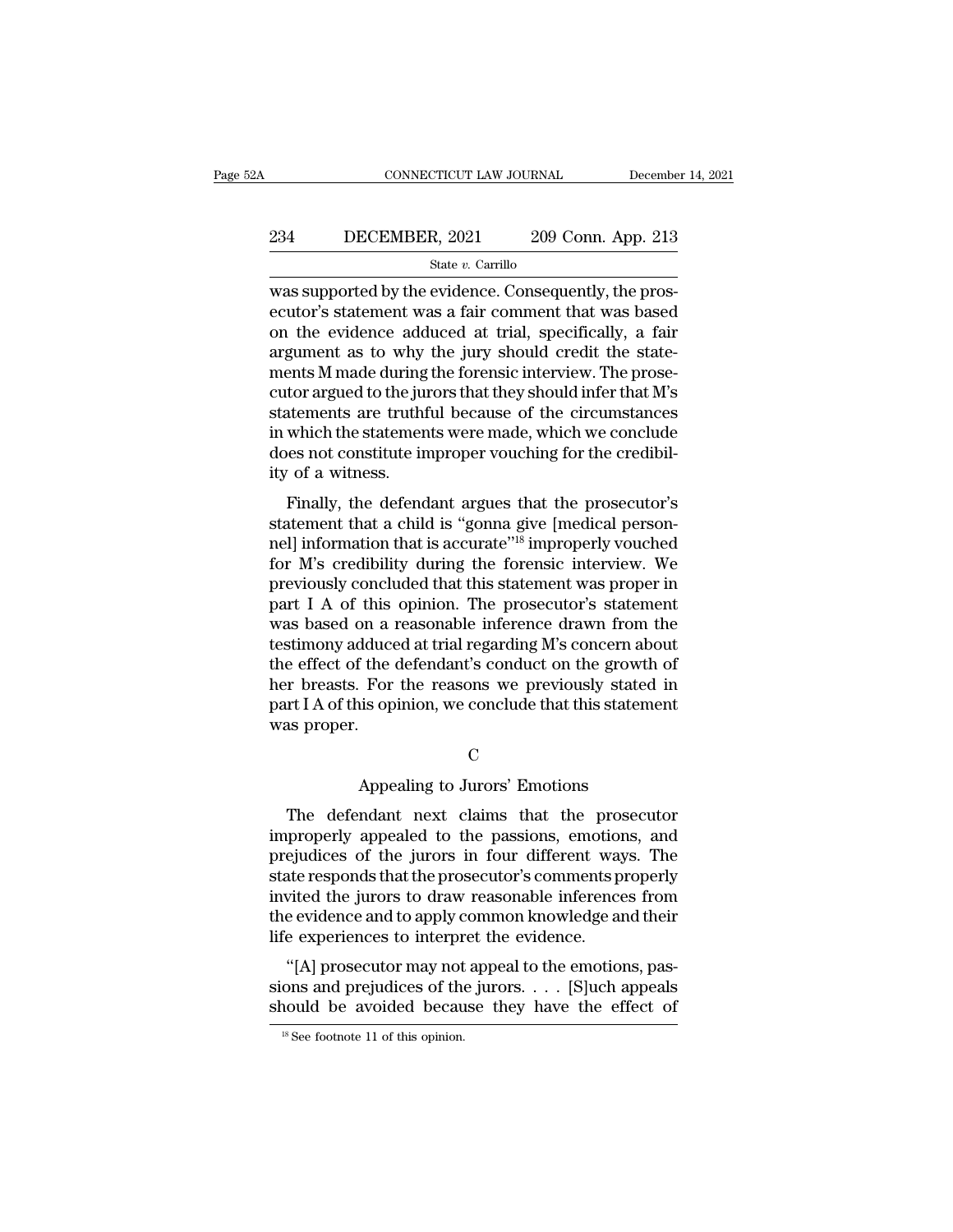was supported by the evidence. Consequently, the prosecutor's statement was a fair comment that was based on the evidence adduced at trial, specifically, a fair argument as to why the jury should credit the statements M made during the forensic interview. The prosecutor argued to the jurors that they should infer that M's statements are truthful because of the circumstances in which the statements were made, which we conclude does not constitute improper vouching for the credibility of a witness.

Finally, the defendant argues that the prosecutor's statement that a child is "gonna give [medical personnel] information that is accurate"[18] improperly vouched for M's credibility during the forensic interview. We previously concluded that this statement was proper in part I A of this opinion. The prosecutor's statement was based on a reasonable inference drawn from the testimony adduced at trial regarding M's concern about the effect of the defendant's conduct on the growth of her breasts. For the reasons we previously stated in part I A of this opinion, we conclude that this statement was proper.

### C

### Appealing to Jurors' Emotions

The defendant next claims that the prosecutor improperly appealed to the passions, emotions, and prejudices of the jurors in four different ways. The state responds that the prosecutor's comments properly invited the jurors to draw reasonable inferences from the evidence and to apply common knowledge and their life experiences to interpret the evidence.

"[A] prosecutor may not appeal to the emotions, passions and prejudices of the jurors. . . . [S]uch appeals should be avoided because they have the effect of

[18] See footnote 11 of this opinion.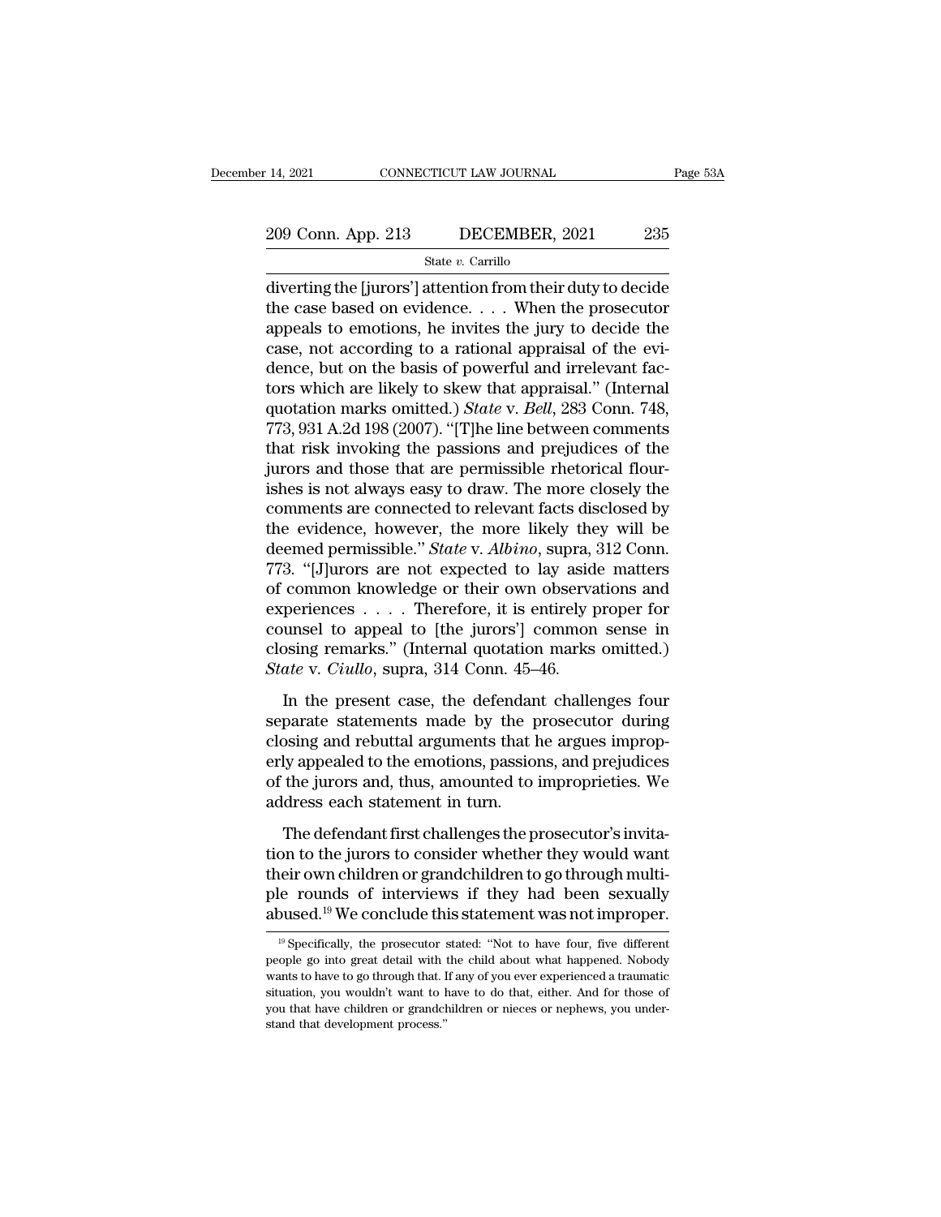diverting the [jurors'] attention from their duty to decide the case based on evidence. . . . When the prosecutor appeals to emotions, he invites the jury to decide the case, not according to a rational appraisal of the evidence, but on the basis of powerful and irrelevant factors which are likely to skew that appraisal." (Internal quotation marks omitted.) *State* v. *Bell*, 283 Conn. 748, 773, 931 A.2d 198 (2007). "[T]he line between comments that risk invoking the passions and prejudices of the jurors and those that are permissible rhetorical flourishes is not always easy to draw. The more closely the comments are connected to relevant facts disclosed by the evidence, however, the more likely they will be deemed permissible." *State* v. *Albino*, supra, 312 Conn. 773. "[J]urors are not expected to lay aside matters of common knowledge or their own observations and experiences . . . . Therefore, it is entirely proper for counsel to appeal to [the jurors'] common sense in closing remarks." (Internal quotation marks omitted.) *State* v. *Ciullo*, supra, 314 Conn. 45–46.

In the present case, the defendant challenges four separate statements made by the prosecutor during closing and rebuttal arguments that he argues improperly appealed to the emotions, passions, and prejudices of the jurors and, thus, amounted to improprieties. We address each statement in turn.

The defendant first challenges the prosecutor's invitation to the jurors to consider whether they would want their own children or grandchildren to go through multiple rounds of interviews if they had been sexually abused.[19] We conclude this statement was not improper.

[19] Specifically, the prosecutor stated: "Not to have four, five different people go into great detail with the child about what happened. Nobody wants to have to go through that. If any of you ever experienced a traumatic situation, you wouldn't want to have to do that, either. And for those of you that have children or grandchildren or nieces or nephews, you understand that development process."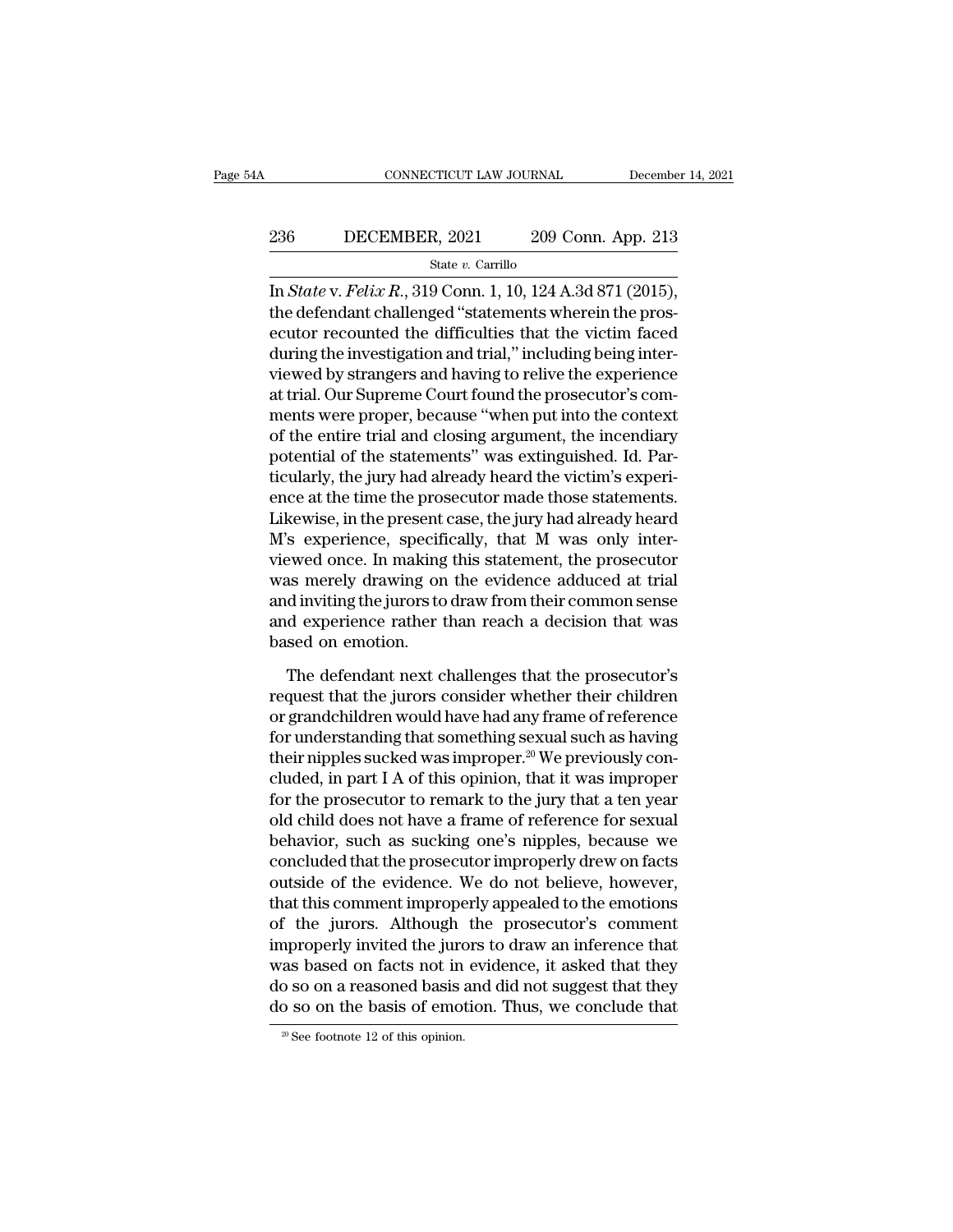In *State* v. *Felix R.*, 319 Conn. 1, 10, 124 A.3d 871 (2015), the defendant challenged "statements wherein the prosecutor recounted the difficulties that the victim faced during the investigation and trial," including being interviewed by strangers and having to relive the experience at trial. Our Supreme Court found the prosecutor's comments were proper, because "when put into the context of the entire trial and closing argument, the incendiary potential of the statements" was extinguished. Id. Particularly, the jury had already heard the victim's experience at the time the prosecutor made those statements. Likewise, in the present case, the jury had already heard M's experience, specifically, that M was only interviewed once. In making this statement, the prosecutor was merely drawing on the evidence adduced at trial and inviting the jurors to draw from their common sense and experience rather than reach a decision that was based on emotion.

The defendant next challenges that the prosecutor's request that the jurors consider whether their children or grandchildren would have had any frame of reference for understanding that something sexual such as having their nipples sucked was improper.[20] We previously concluded, in part I A of this opinion, that it was improper for the prosecutor to remark to the jury that a ten year old child does not have a frame of reference for sexual behavior, such as sucking one's nipples, because we concluded that the prosecutor improperly drew on facts outside of the evidence. We do not believe, however, that this comment improperly appealed to the emotions of the jurors. Although the prosecutor's comment improperly invited the jurors to draw an inference that was based on facts not in evidence, it asked that they do so on a reasoned basis and did not suggest that they do so on the basis of emotion. Thus, we conclude that

[20] See footnote 12 of this opinion.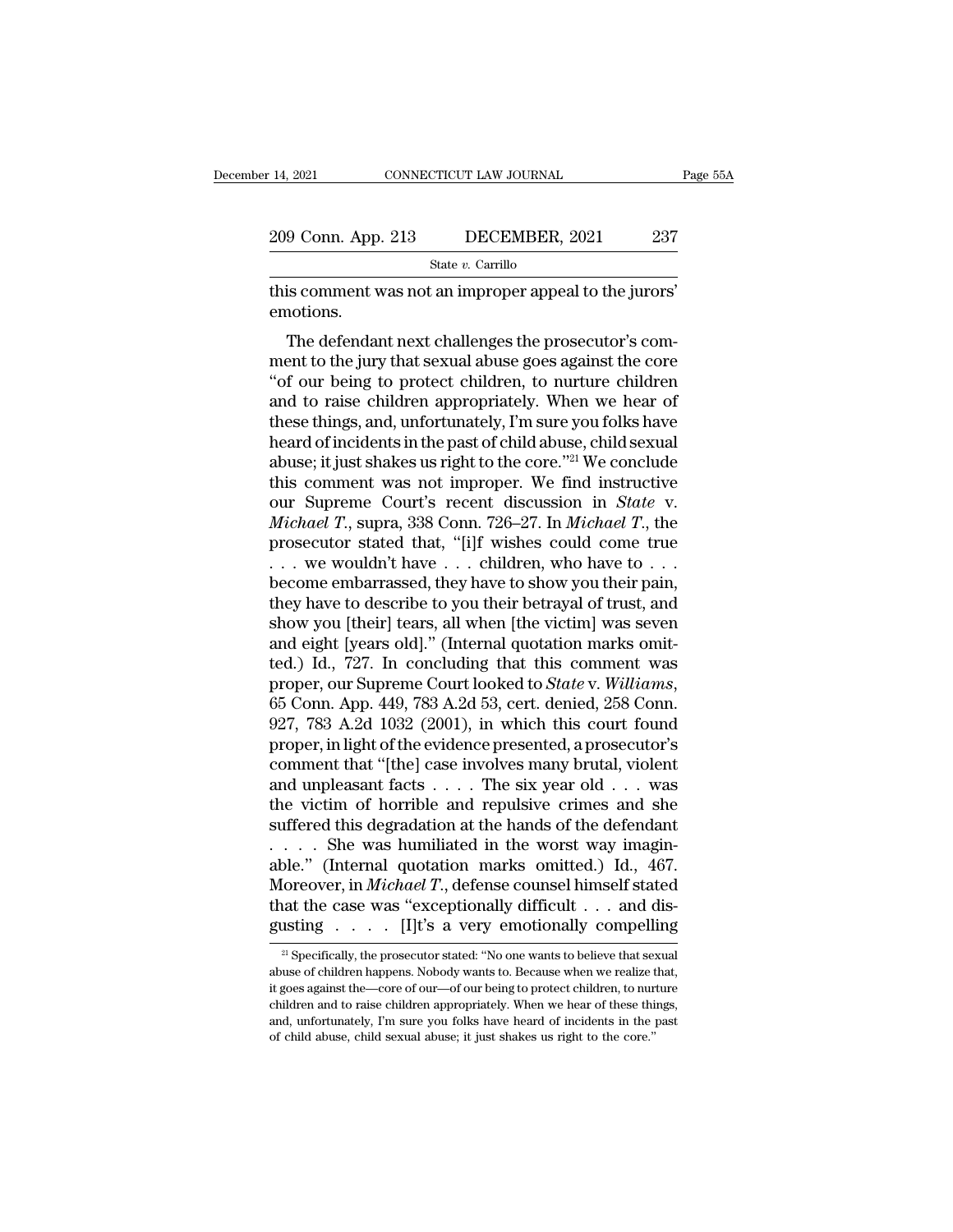this comment was not an improper appeal to the jurors' emotions.

The defendant next challenges the prosecutor's comment to the jury that sexual abuse goes against the core "of our being to protect children, to nurture children and to raise children appropriately. When we hear of these things, and, unfortunately, I'm sure you folks have heard of incidents in the past of child abuse, child sexual abuse; it just shakes us right to the core."[21] We conclude this comment was not improper. We find instructive our Supreme Court's recent discussion in *State* v. *Michael T.*, supra, 338 Conn. 726–27. In *Michael T.*, the prosecutor stated that, "[i]f wishes could come true . . . we wouldn't have . . . children, who have to . . . become embarrassed, they have to show you their pain, they have to describe to you their betrayal of trust, and show you [their] tears, all when [the victim] was seven and eight [years old]." (Internal quotation marks omitted.) Id., 727. In concluding that this comment was proper, our Supreme Court looked to *State* v. *Williams*, 65 Conn. App. 449, 783 A.2d 53, cert. denied, 258 Conn. 927, 783 A.2d 1032 (2001), in which this court found proper, in light of the evidence presented, a prosecutor's comment that "[the] case involves many brutal, violent and unpleasant facts . . . . The six year old . . . was the victim of horrible and repulsive crimes and she suffered this degradation at the hands of the defendant . . . . She was humiliated in the worst way imaginable." (Internal quotation marks omitted.) Id., 467. Moreover, in *Michael T.*, defense counsel himself stated that the case was "exceptionally difficult . . . and disgusting . . . . [I]t's a very emotionally compelling

---

[21] Specifically, the prosecutor stated: "No one wants to believe that sexual abuse of children happens. Nobody wants to. Because when we realize that, it goes against the—core of our—of our being to protect children, to nurture children and to raise children appropriately. When we hear of these things, and, unfortunately, I'm sure you folks have heard of incidents in the past of child abuse, child sexual abuse; it just shakes us right to the core."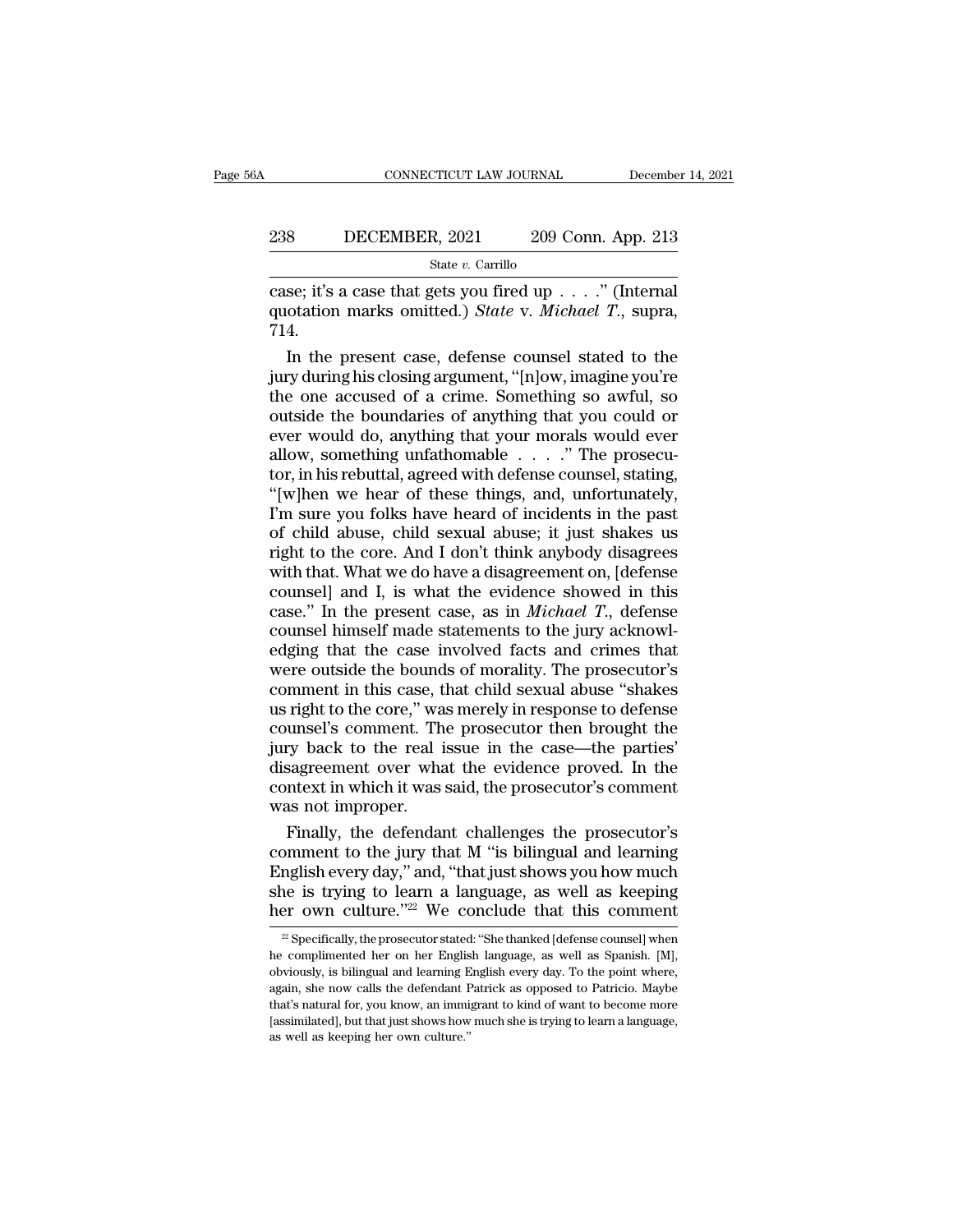case; it's a case that gets you fired up . . . ." (Internal quotation marks omitted.) *State* v. *Michael T.*, supra, 714.

In the present case, defense counsel stated to the jury during his closing argument, "[n]ow, imagine you're the one accused of a crime. Something so awful, so outside the boundaries of anything that you could or ever would do, anything that your morals would ever allow, something unfathomable . . . ." The prosecutor, in his rebuttal, agreed with defense counsel, stating, "[w]hen we hear of these things, and, unfortunately, I'm sure you folks have heard of incidents in the past of child abuse, child sexual abuse; it just shakes us right to the core. And I don't think anybody disagrees with that. What we do have a disagreement on, [defense counsel] and I, is what the evidence showed in this case." In the present case, as in *Michael T.*, defense counsel himself made statements to the jury acknowledging that the case involved facts and crimes that were outside the bounds of morality. The prosecutor's comment in this case, that child sexual abuse "shakes us right to the core," was merely in response to defense counsel's comment. The prosecutor then brought the jury back to the real issue in the case—the parties' disagreement over what the evidence proved. In the context in which it was said, the prosecutor's comment was not improper.

Finally, the defendant challenges the prosecutor's comment to the jury that M "is bilingual and learning English every day," and, "that just shows you how much she is trying to learn a language, as well as keeping her own culture."[22] We conclude that this comment

[22] Specifically, the prosecutor stated: "She thanked [defense counsel] when he complimented her on her English language, as well as Spanish. [M], obviously, is bilingual and learning English every day. To the point where, again, she now calls the defendant Patrick as opposed to Patricio. Maybe that's natural for, you know, an immigrant to kind of want to become more [assimilated], but that just shows how much she is trying to learn a language, as well as keeping her own culture."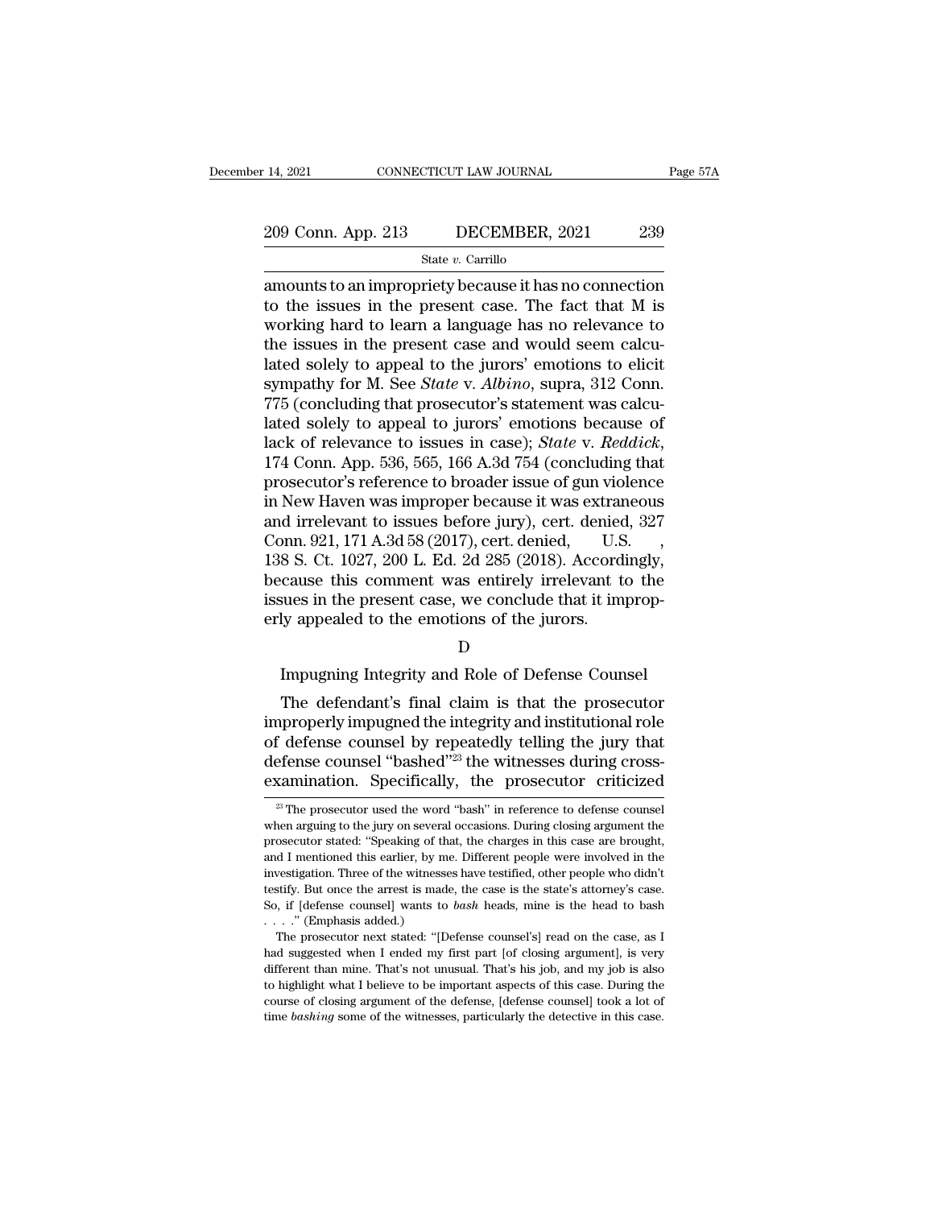amounts to an impropriety because it has no connection to the issues in the present case. The fact that M is working hard to learn a language has no relevance to the issues in the present case and would seem calculated solely to appeal to the jurors' emotions to elicit sympathy for M. See *State* v. *Albino*, supra, 312 Conn. 775 (concluding that prosecutor's statement was calculated solely to appeal to jurors' emotions because of lack of relevance to issues in case); *State* v. *Reddick*, 174 Conn. App. 536, 565, 166 A.3d 754 (concluding that prosecutor's reference to broader issue of gun violence in New Haven was improper because it was extraneous and irrelevant to issues before jury), cert. denied, 327 Conn. 921, 171 A.3d 58 (2017), cert. denied, U.S. , 138 S. Ct. 1027, 200 L. Ed. 2d 285 (2018). Accordingly, because this comment was entirely irrelevant to the issues in the present case, we conclude that it improperly appealed to the emotions of the jurors.

D

Impugning Integrity and Role of Defense Counsel

The defendant's final claim is that the prosecutor improperly impugned the integrity and institutional role of defense counsel by repeatedly telling the jury that defense counsel "bashed"[23] the witnesses during cross-examination. Specifically, the prosecutor criticized

[23] The prosecutor used the word "bash" in reference to defense counsel when arguing to the jury on several occasions. During closing argument the prosecutor stated: "Speaking of that, the charges in this case are brought, and I mentioned this earlier, by me. Different people were involved in the investigation. Three of the witnesses have testified, other people who didn't testify. But once the arrest is made, the case is the state's attorney's case. So, if [defense counsel] wants to *bash* heads, mine is the head to bash . . . ." (Emphasis added.)

The prosecutor next stated: "[Defense counsel's] read on the case, as I had suggested when I ended my first part [of closing argument], is very different than mine. That's not unusual. That's his job, and my job is also to highlight what I believe to be important aspects of this case. During the course of closing argument of the defense, [defense counsel] took a lot of time *bashing* some of the witnesses, particularly the detective in this case.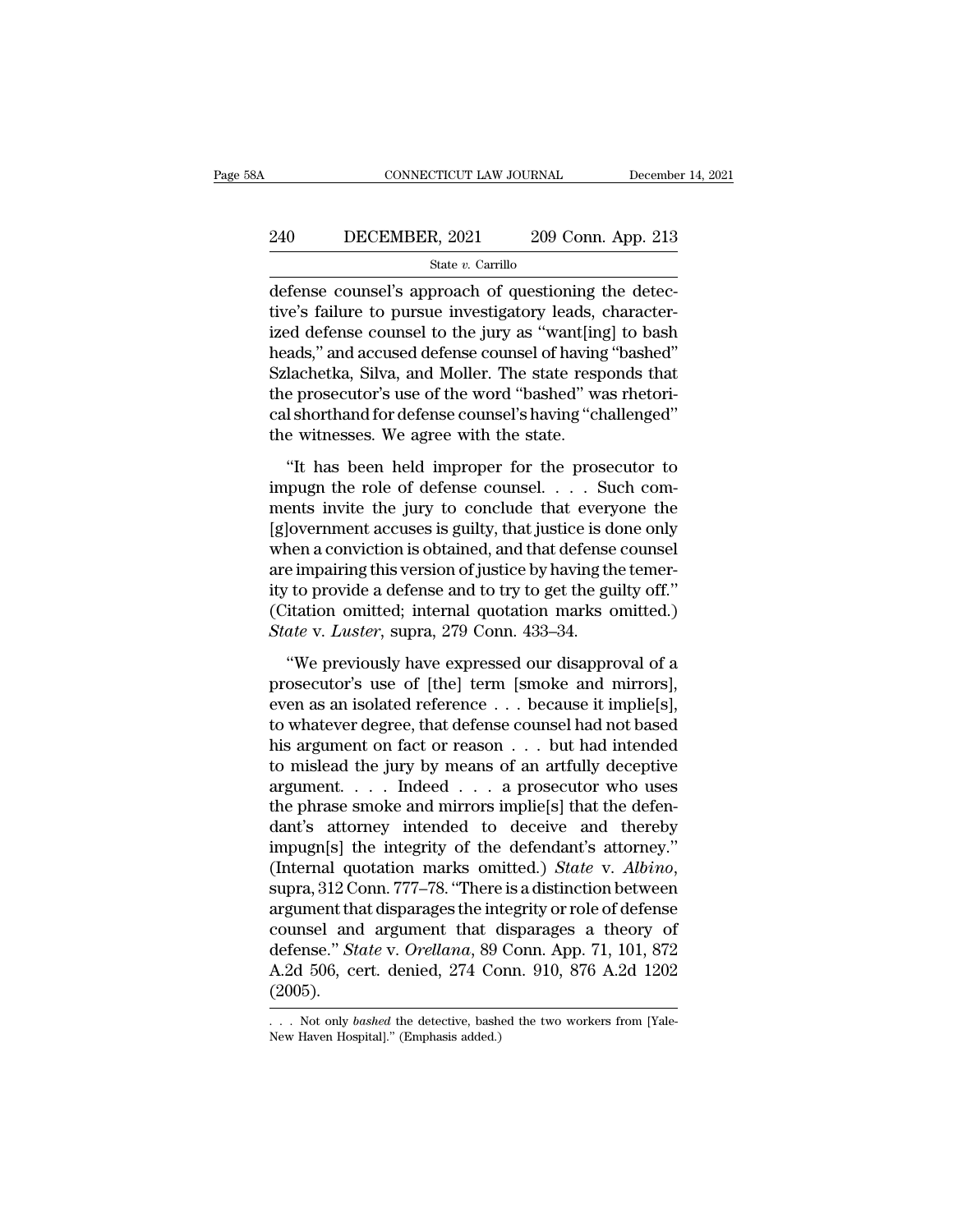defense counsel's approach of questioning the detective's failure to pursue investigatory leads, characterized defense counsel to the jury as "want[ing] to bash heads," and accused defense counsel of having "bashed" Szlachetka, Silva, and Moller. The state responds that the prosecutor's use of the word "bashed" was rhetorical shorthand for defense counsel's having "challenged" the witnesses. We agree with the state.

"It has been held improper for the prosecutor to impugn the role of defense counsel. . . . Such comments invite the jury to conclude that everyone the [g]overnment accuses is guilty, that justice is done only when a conviction is obtained, and that defense counsel are impairing this version of justice by having the temerity to provide a defense and to try to get the guilty off." (Citation omitted; internal quotation marks omitted.) *State* v. *Luster*, supra, 279 Conn. 433–34.

"We previously have expressed our disapproval of a prosecutor's use of [the] term [smoke and mirrors], even as an isolated reference . . . because it implie[s], to whatever degree, that defense counsel had not based his argument on fact or reason . . . but had intended to mislead the jury by means of an artfully deceptive argument. . . . Indeed . . . a prosecutor who uses the phrase smoke and mirrors implie[s] that the defendant's attorney intended to deceive and thereby impugn[s] the integrity of the defendant's attorney." (Internal quotation marks omitted.) *State* v. *Albino*, supra, 312 Conn. 777–78. "There is a distinction between argument that disparages the integrity or role of defense counsel and argument that disparages a theory of defense." *State* v. *Orellana*, 89 Conn. App. 71, 101, 872 A.2d 506, cert. denied, 274 Conn. 910, 876 A.2d 1202 (2005).

. . . Not only *bashed* the detective, bashed the two workers from [Yale-New Haven Hospital]." (Emphasis added.)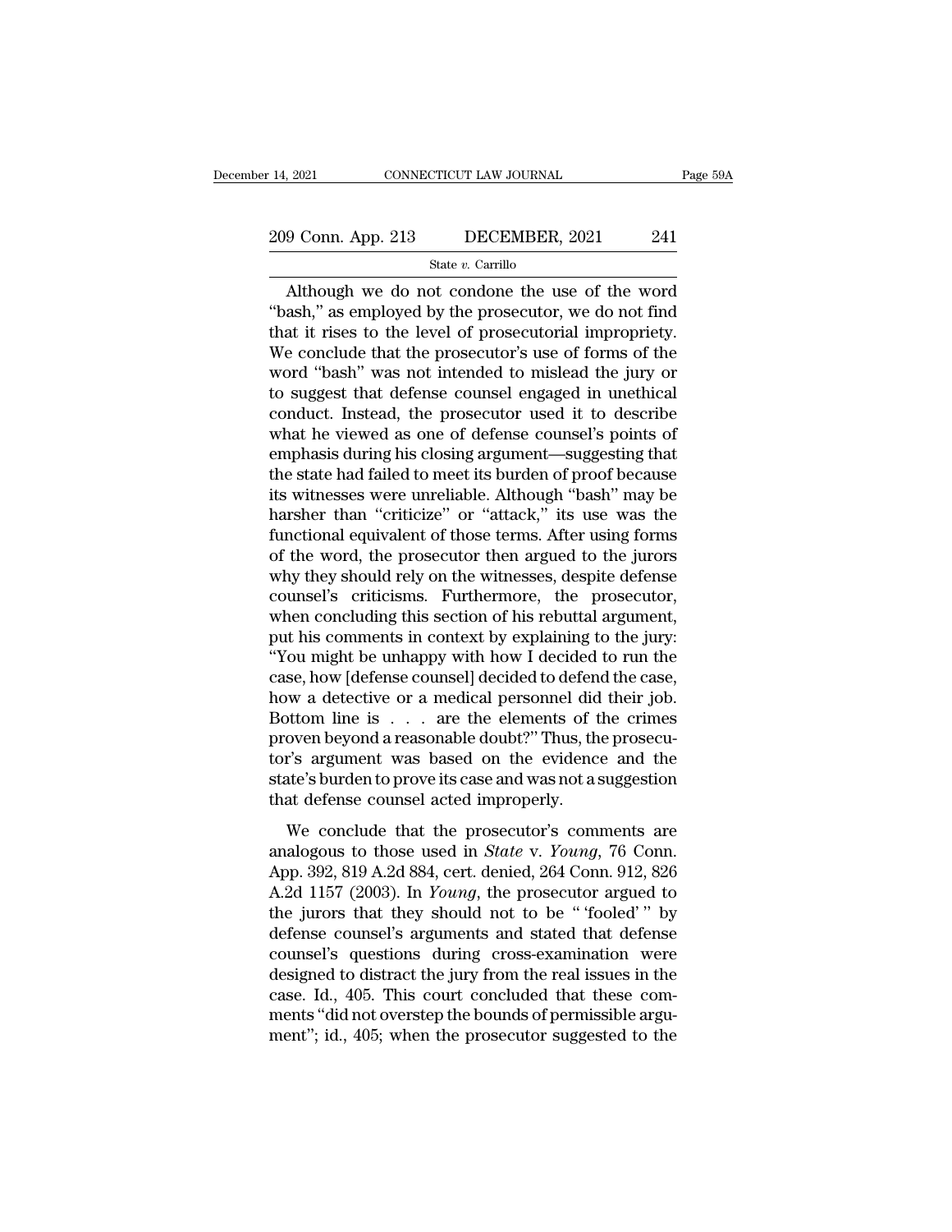Although we do not condone the use of the word "bash," as employed by the prosecutor, we do not find that it rises to the level of prosecutorial impropriety. We conclude that the prosecutor's use of forms of the word "bash" was not intended to mislead the jury or to suggest that defense counsel engaged in unethical conduct. Instead, the prosecutor used it to describe what he viewed as one of defense counsel's points of emphasis during his closing argument—suggesting that the state had failed to meet its burden of proof because its witnesses were unreliable. Although "bash" may be harsher than "criticize" or "attack," its use was the functional equivalent of those terms. After using forms of the word, the prosecutor then argued to the jurors why they should rely on the witnesses, despite defense counsel's criticisms. Furthermore, the prosecutor, when concluding this section of his rebuttal argument, put his comments in context by explaining to the jury: "You might be unhappy with how I decided to run the case, how [defense counsel] decided to defend the case, how a detective or a medical personnel did their job. Bottom line is . . . are the elements of the crimes proven beyond a reasonable doubt?" Thus, the prosecutor's argument was based on the evidence and the state's burden to prove its case and was not a suggestion that defense counsel acted improperly.

We conclude that the prosecutor's comments are analogous to those used in *State* v. *Young*, 76 Conn. App. 392, 819 A.2d 884, cert. denied, 264 Conn. 912, 826 A.2d 1157 (2003). In *Young*, the prosecutor argued to the jurors that they should not to be " 'fooled' " by defense counsel's arguments and stated that defense counsel's questions during cross-examination were designed to distract the jury from the real issues in the case. Id., 405. This court concluded that these comments "did not overstep the bounds of permissible argument"; id., 405; when the prosecutor suggested to the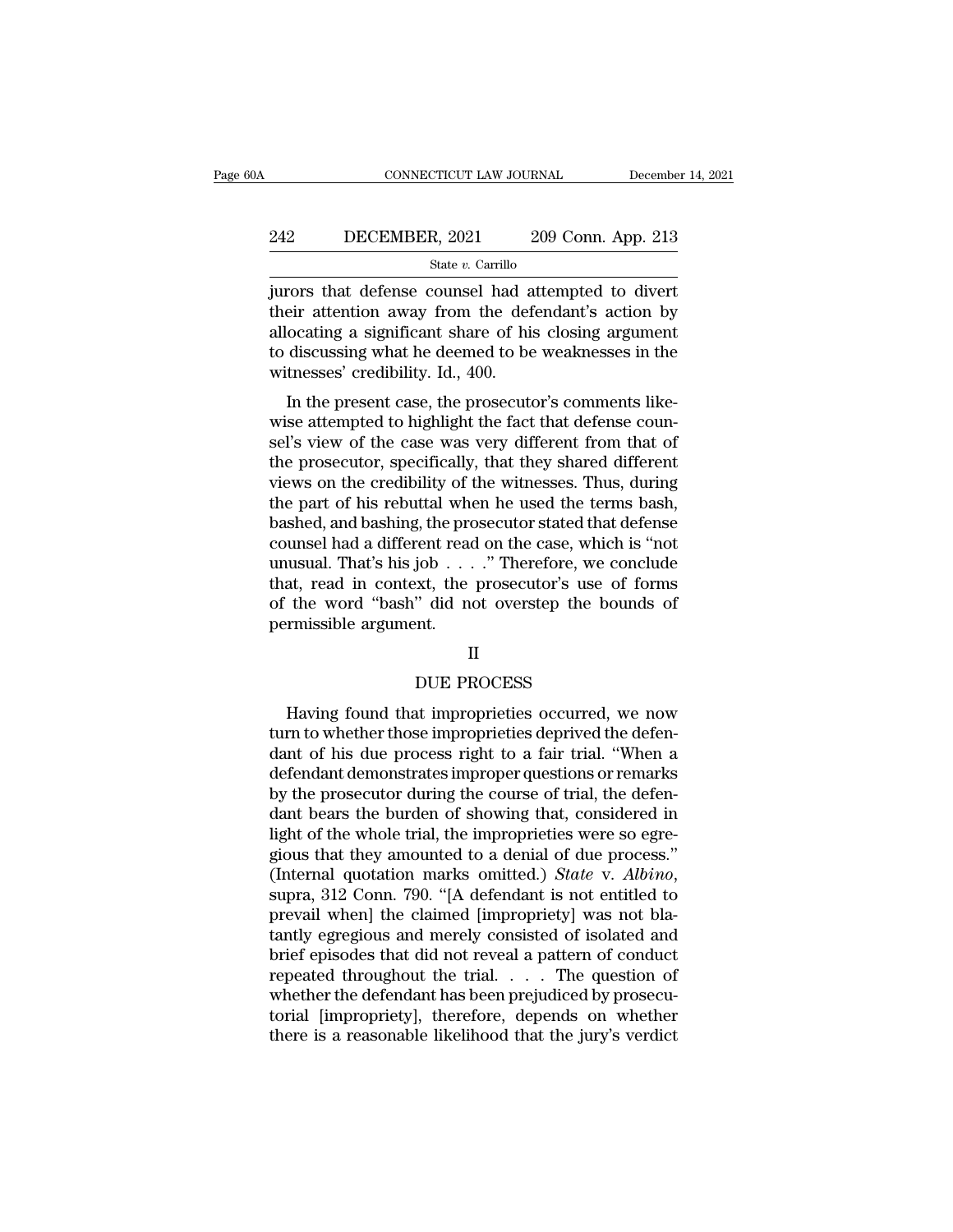jurors that defense counsel had attempted to divert their attention away from the defendant's action by allocating a significant share of his closing argument to discussing what he deemed to be weaknesses in the witnesses' credibility. Id., 400.

In the present case, the prosecutor's comments likewise attempted to highlight the fact that defense counsel's view of the case was very different from that of the prosecutor, specifically, that they shared different views on the credibility of the witnesses. Thus, during the part of his rebuttal when he used the terms bash, bashed, and bashing, the prosecutor stated that defense counsel had a different read on the case, which is "not unusual. That's his job . . . ." Therefore, we conclude that, read in context, the prosecutor's use of forms of the word "bash" did not overstep the bounds of permissible argument.

## II

## DUE PROCESS

Having found that improprieties occurred, we now turn to whether those improprieties deprived the defendant of his due process right to a fair trial. "When a defendant demonstrates improper questions or remarks by the prosecutor during the course of trial, the defendant bears the burden of showing that, considered in light of the whole trial, the improprieties were so egregious that they amounted to a denial of due process." (Internal quotation marks omitted.) *State* v. *Albino*, supra, 312 Conn. 790. "[A defendant is not entitled to prevail when] the claimed [impropriety] was not blatantly egregious and merely consisted of isolated and brief episodes that did not reveal a pattern of conduct repeated throughout the trial. . . . The question of whether the defendant has been prejudiced by prosecutorial [impropriety], therefore, depends on whether there is a reasonable likelihood that the jury's verdict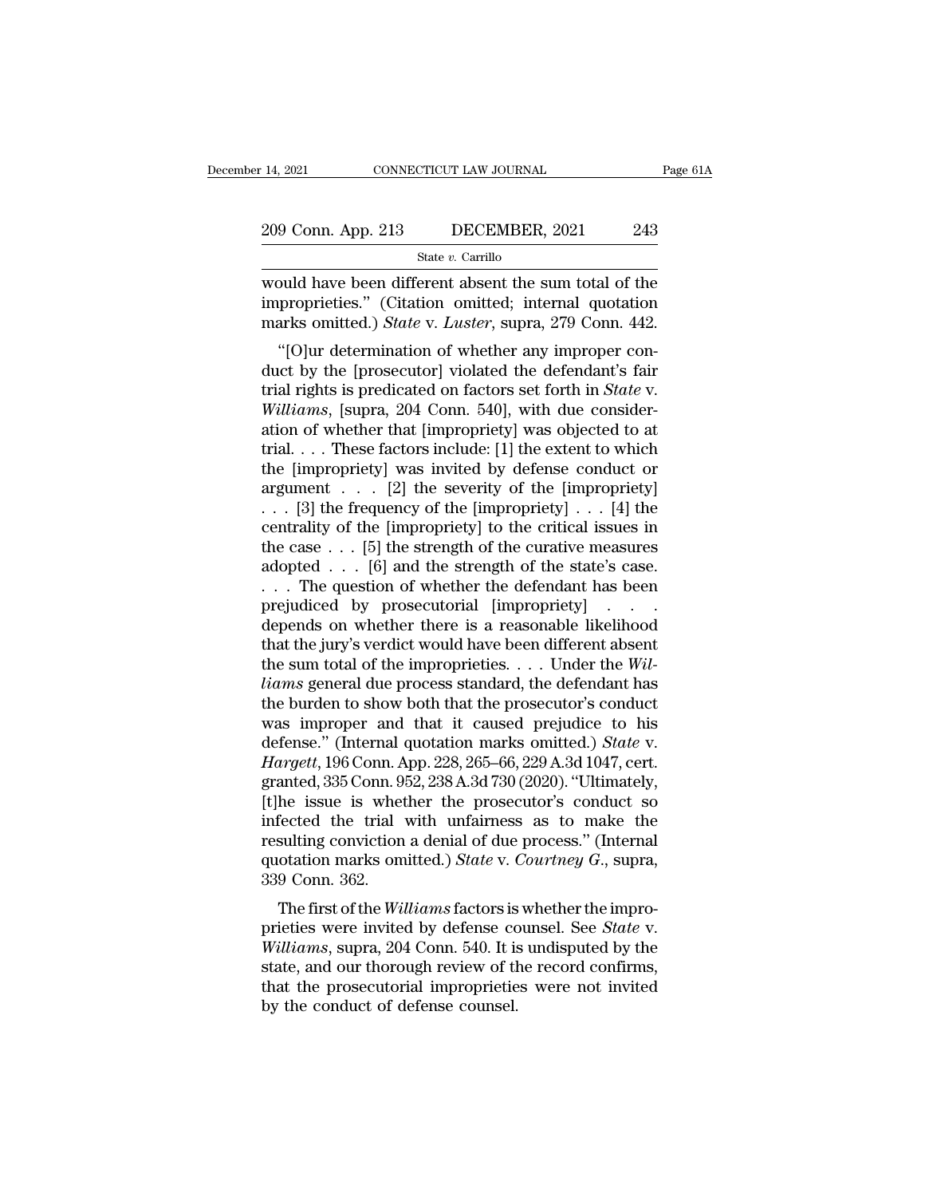would have been different absent the sum total of the improprieties." (Citation omitted; internal quotation marks omitted.) *State* v. *Luster*, supra, 279 Conn. 442.

"[O]ur determination of whether any improper conduct by the [prosecutor] violated the defendant's fair trial rights is predicated on factors set forth in *State* v. *Williams*, [supra, 204 Conn. 540], with due consideration of whether that [impropriety] was objected to at trial. . . . These factors include: [1] the extent to which the [impropriety] was invited by defense conduct or argument . . . [2] the severity of the [impropriety] . . . [3] the frequency of the [impropriety] . . . [4] the centrality of the [impropriety] to the critical issues in the case . . . [5] the strength of the curative measures adopted . . . [6] and the strength of the state's case. . . . The question of whether the defendant has been prejudiced by prosecutorial [impropriety] . . . depends on whether there is a reasonable likelihood that the jury's verdict would have been different absent the sum total of the improprieties. . . . Under the *Williams* general due process standard, the defendant has the burden to show both that the prosecutor's conduct was improper and that it caused prejudice to his defense." (Internal quotation marks omitted.) *State* v. *Hargett*, 196 Conn. App. 228, 265–66, 229 A.3d 1047, cert. granted, 335 Conn. 952, 238 A.3d 730 (2020). "Ultimately, [t]he issue is whether the prosecutor's conduct so infected the trial with unfairness as to make the resulting conviction a denial of due process." (Internal quotation marks omitted.) *State* v. *Courtney G.*, supra, 339 Conn. 362.

The first of the *Williams* factors is whether the improprieties were invited by defense counsel. See *State* v. *Williams*, supra, 204 Conn. 540. It is undisputed by the state, and our thorough review of the record confirms, that the prosecutorial improprieties were not invited by the conduct of defense counsel.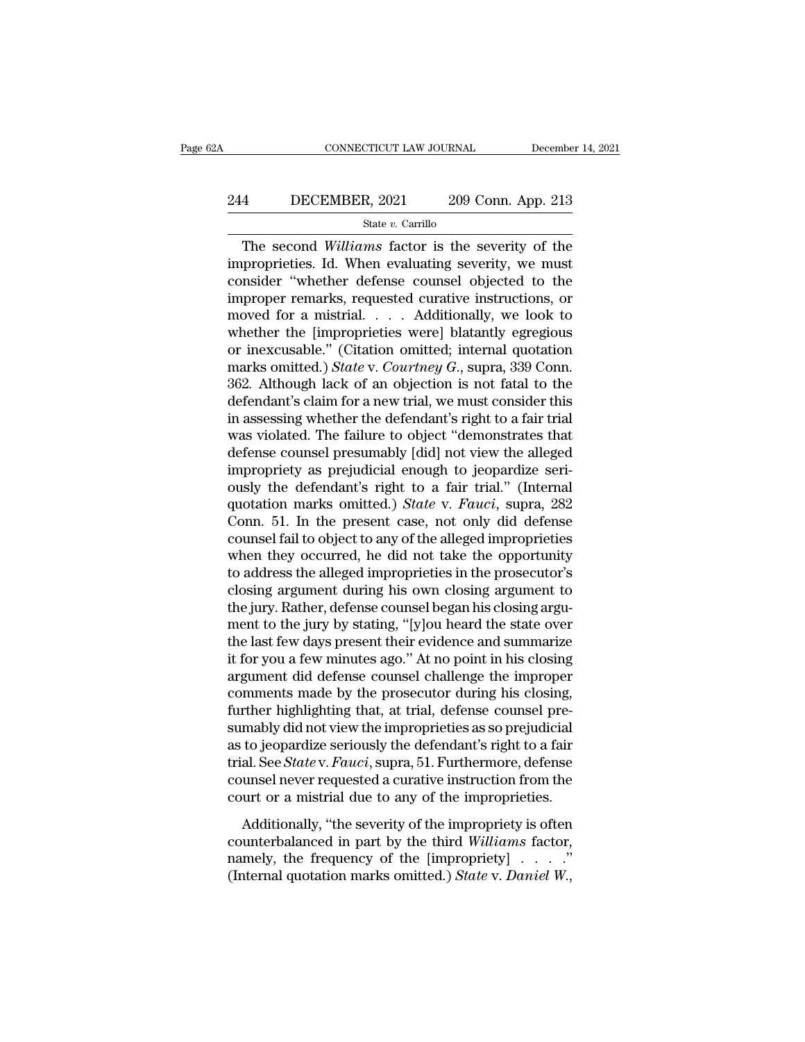The second *Williams* factor is the severity of the improprieties. Id. When evaluating severity, we must consider "whether defense counsel objected to the improper remarks, requested curative instructions, or moved for a mistrial. . . . Additionally, we look to whether the [improprieties were] blatantly egregious or inexcusable." (Citation omitted; internal quotation marks omitted.) *State* v. *Courtney G.*, supra, 339 Conn. 362. Although lack of an objection is not fatal to the defendant's claim for a new trial, we must consider this in assessing whether the defendant's right to a fair trial was violated. The failure to object "demonstrates that defense counsel presumably [did] not view the alleged impropriety as prejudicial enough to jeopardize seriously the defendant's right to a fair trial." (Internal quotation marks omitted.) *State* v. *Fauci*, supra, 282 Conn. 51. In the present case, not only did defense counsel fail to object to any of the alleged improprieties when they occurred, he did not take the opportunity to address the alleged improprieties in the prosecutor's closing argument during his own closing argument to the jury. Rather, defense counsel began his closing argument to the jury by stating, "[y]ou heard the state over the last few days present their evidence and summarize it for you a few minutes ago." At no point in his closing argument did defense counsel challenge the improper comments made by the prosecutor during his closing, further highlighting that, at trial, defense counsel presumably did not view the improprieties as so prejudicial as to jeopardize seriously the defendant's right to a fair trial. See *State* v. *Fauci*, supra, 51. Furthermore, defense counsel never requested a curative instruction from the court or a mistrial due to any of the improprieties.

Additionally, "the severity of the impropriety is often counterbalanced in part by the third *Williams* factor, namely, the frequency of the [impropriety] . . . ." (Internal quotation marks omitted.) *State* v. *Daniel W.*,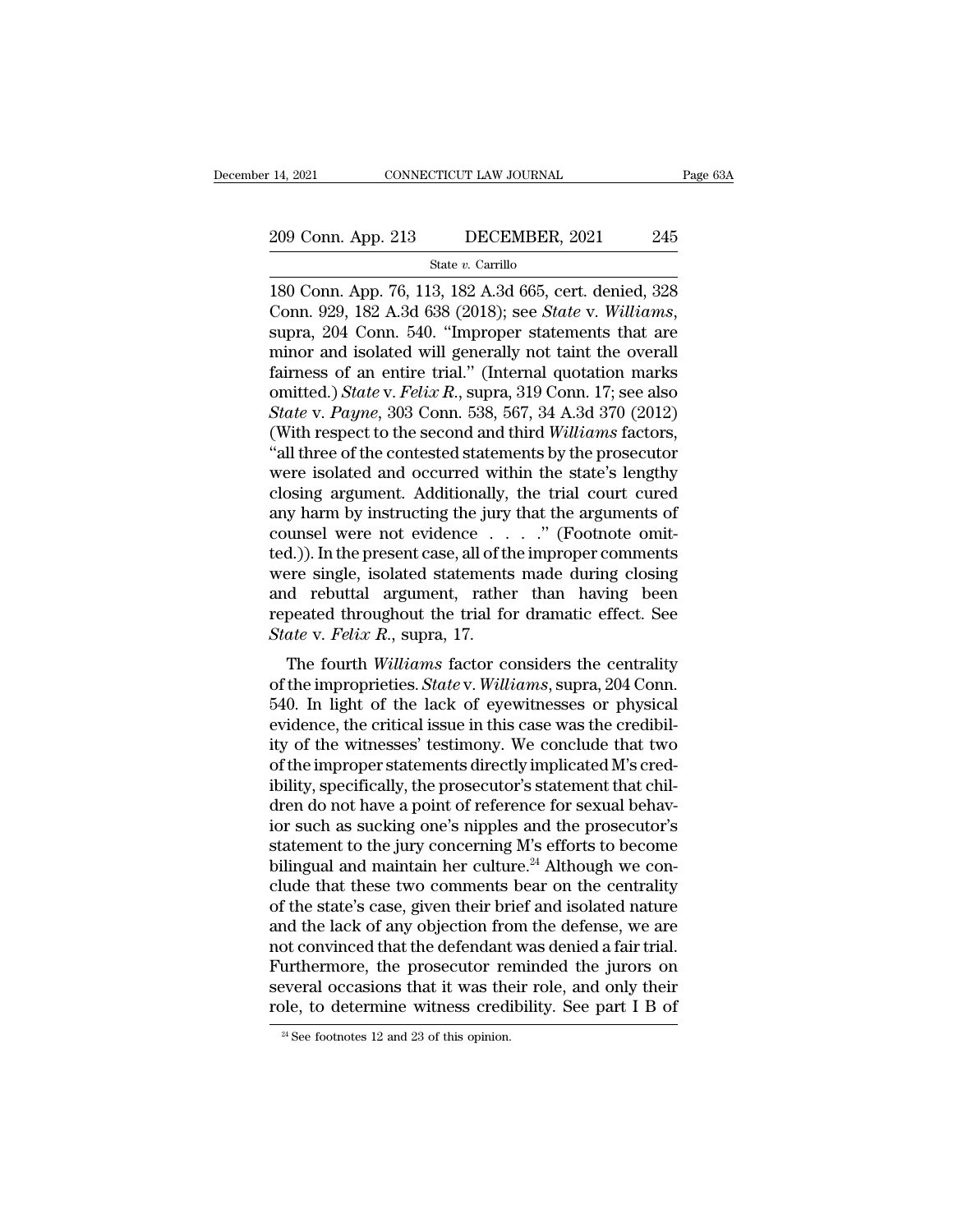180 Conn. App. 76, 113, 182 A.3d 665, cert. denied, 328 Conn. 929, 182 A.3d 638 (2018); see *State* v. *Williams*, supra, 204 Conn. 540. "Improper statements that are minor and isolated will generally not taint the overall fairness of an entire trial." (Internal quotation marks omitted.) *State* v. *Felix R.*, supra, 319 Conn. 17; see also *State* v. *Payne*, 303 Conn. 538, 567, 34 A.3d 370 (2012) (With respect to the second and third *Williams* factors, "all three of the contested statements by the prosecutor were isolated and occurred within the state's lengthy closing argument. Additionally, the trial court cured any harm by instructing the jury that the arguments of counsel were not evidence . . . ." (Footnote omitted.)). In the present case, all of the improper comments were single, isolated statements made during closing and rebuttal argument, rather than having been repeated throughout the trial for dramatic effect. See *State* v. *Felix R.*, supra, 17.

The fourth *Williams* factor considers the centrality of the improprieties. *State* v. *Williams*, supra, 204 Conn. 540. In light of the lack of eyewitnesses or physical evidence, the critical issue in this case was the credibility of the witnesses' testimony. We conclude that two of the improper statements directly implicated M's credibility, specifically, the prosecutor's statement that children do not have a point of reference for sexual behavior such as sucking one's nipples and the prosecutor's statement to the jury concerning M's efforts to become bilingual and maintain her culture.[24] Although we conclude that these two comments bear on the centrality of the state's case, given their brief and isolated nature and the lack of any objection from the defense, we are not convinced that the defendant was denied a fair trial. Furthermore, the prosecutor reminded the jurors on several occasions that it was their role, and only their role, to determine witness credibility. See part I B of

[24] See footnotes 12 and 23 of this opinion.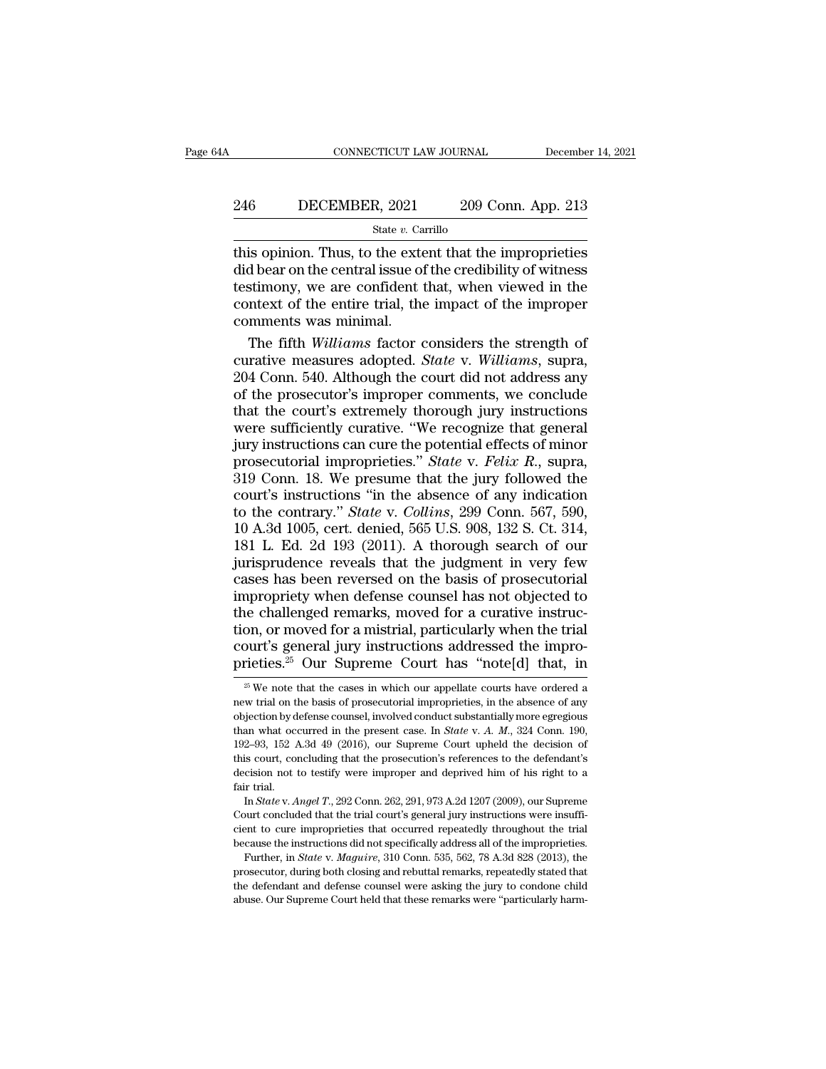this opinion. Thus, to the extent that the improprieties did bear on the central issue of the credibility of witness testimony, we are confident that, when viewed in the context of the entire trial, the impact of the improper comments was minimal.

The fifth *Williams* factor considers the strength of curative measures adopted. *State* v. *Williams*, supra, 204 Conn. 540. Although the court did not address any of the prosecutor's improper comments, we conclude that the court's extremely thorough jury instructions were sufficiently curative. "We recognize that general jury instructions can cure the potential effects of minor prosecutorial improprieties." *State* v. *Felix R.*, supra, 319 Conn. 18. We presume that the jury followed the court's instructions "in the absence of any indication to the contrary." *State* v. *Collins*, 299 Conn. 567, 590, 10 A.3d 1005, cert. denied, 565 U.S. 908, 132 S. Ct. 314, 181 L. Ed. 2d 193 (2011). A thorough search of our jurisprudence reveals that the judgment in very few cases has been reversed on the basis of prosecutorial impropriety when defense counsel has not objected to the challenged remarks, moved for a curative instruction, or moved for a mistrial, particularly when the trial court's general jury instructions addressed the improprieties.[25] Our Supreme Court has "note[d] that, in

---

[25] We note that the cases in which our appellate courts have ordered a new trial on the basis of prosecutorial improprieties, in the absence of any objection by defense counsel, involved conduct substantially more egregious than what occurred in the present case. In *State* v. *A. M.*, 324 Conn. 190, 192–93, 152 A.3d 49 (2016), our Supreme Court upheld the decision of this court, concluding that the prosecution's references to the defendant's decision not to testify were improper and deprived him of his right to a fair trial.

In *State* v. *Angel T.*, 292 Conn. 262, 291, 973 A.2d 1207 (2009), our Supreme Court concluded that the trial court's general jury instructions were insufficient to cure improprieties that occurred repeatedly throughout the trial because the instructions did not specifically address all of the improprieties.

Further, in *State* v. *Maguire*, 310 Conn. 535, 562, 78 A.3d 828 (2013), the prosecutor, during both closing and rebuttal remarks, repeatedly stated that the defendant and defense counsel were asking the jury to condone child abuse. Our Supreme Court held that these remarks were "particularly harm-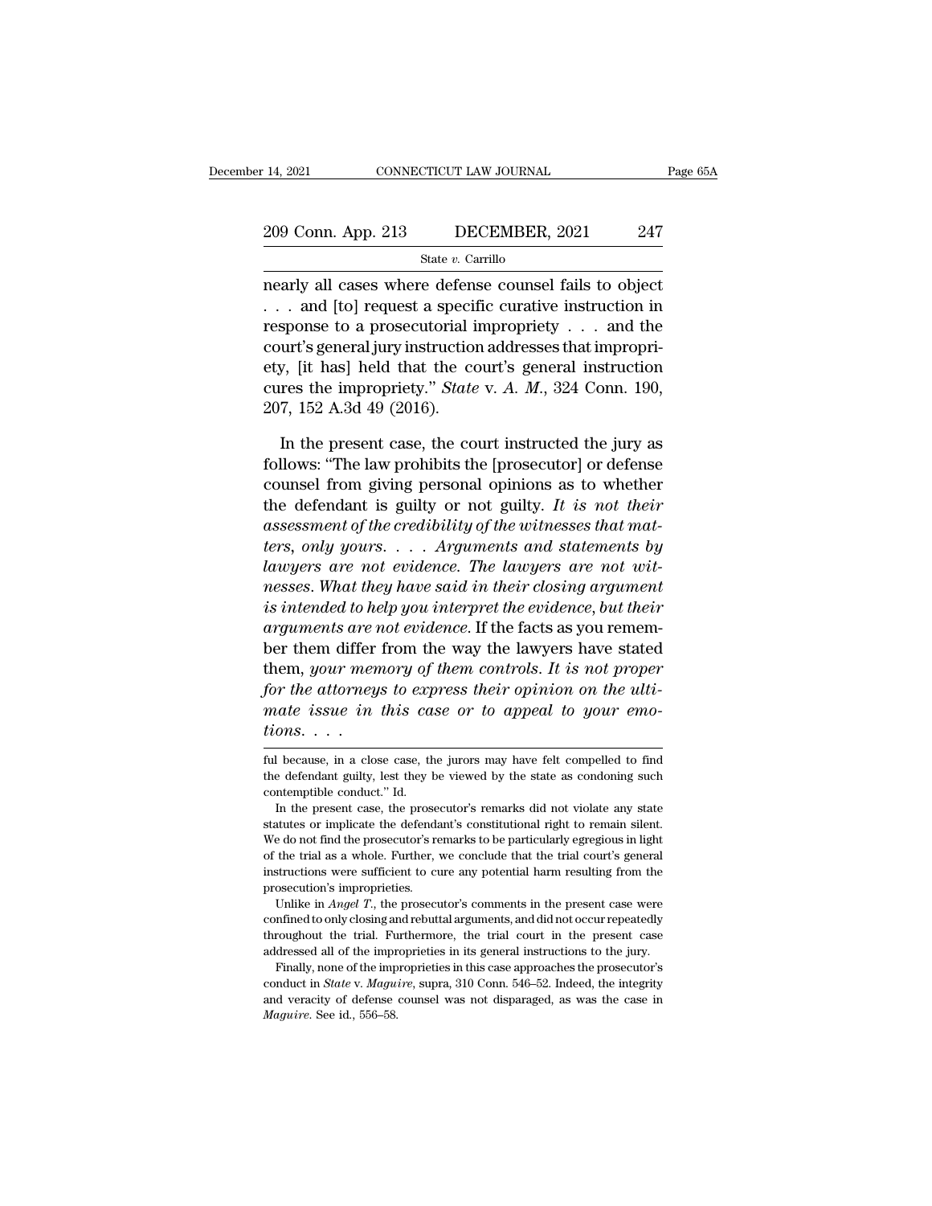nearly all cases where defense counsel fails to object . . . and [to] request a specific curative instruction in response to a prosecutorial impropriety . . . and the court's general jury instruction addresses that impropriety, [it has] held that the court's general instruction cures the impropriety." *State* v. *A. M.*, 324 Conn. 190, 207, 152 A.3d 49 (2016).

In the present case, the court instructed the jury as follows: "The law prohibits the [prosecutor] or defense counsel from giving personal opinions as to whether the defendant is guilty or not guilty. *It is not their assessment of the credibility of the witnesses that matters, only yours. . . . Arguments and statements by lawyers are not evidence. The lawyers are not witnesses. What they have said in their closing argument is intended to help you interpret the evidence, but their arguments are not evidence.* If the facts as you remember them differ from the way the lawyers have stated them, *your memory of them controls. It is not proper for the attorneys to express their opinion on the ultimate issue in this case or to appeal to your emotions. . . .*

ful because, in a close case, the jurors may have felt compelled to find the defendant guilty, lest they be viewed by the state as condoning such contemptible conduct." Id.

In the present case, the prosecutor's remarks did not violate any state statutes or implicate the defendant's constitutional right to remain silent. We do not find the prosecutor's remarks to be particularly egregious in light of the trial as a whole. Further, we conclude that the trial court's general instructions were sufficient to cure any potential harm resulting from the prosecution's improprieties.

Unlike in *Angel T.*, the prosecutor's comments in the present case were confined to only closing and rebuttal arguments, and did not occur repeatedly throughout the trial. Furthermore, the trial court in the present case addressed all of the improprieties in its general instructions to the jury.

Finally, none of the improprieties in this case approaches the prosecutor's conduct in *State* v. *Maguire*, supra, 310 Conn. 546–52. Indeed, the integrity and veracity of defense counsel was not disparaged, as was the case in *Maguire*. See id., 556–58.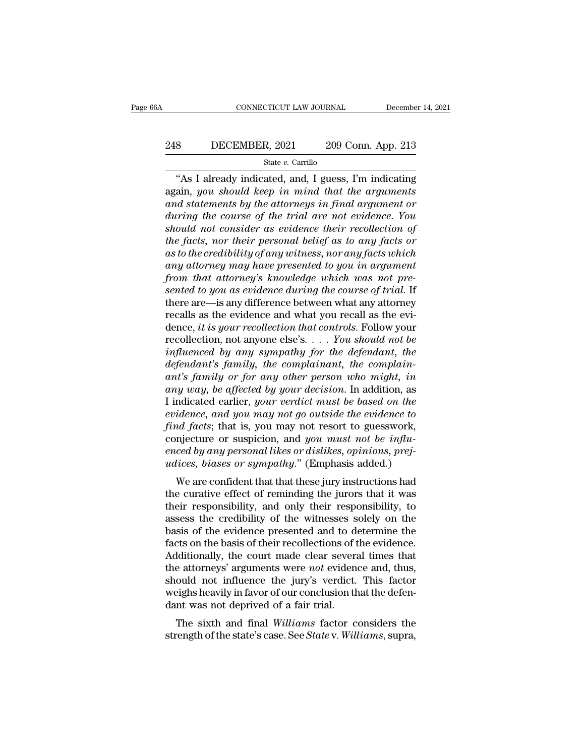"As I already indicated, and, I guess, I'm indicating again, *you should keep in mind that the arguments and statements by the attorneys in final argument or during the course of the trial are not evidence. You should not consider as evidence their recollection of the facts, nor their personal belief as to any facts or as to the credibility of any witness, nor any facts which any attorney may have presented to you in argument from that attorney's knowledge which was not presented to you as evidence during the course of trial*. If there are—is any difference between what any attorney recalls as the evidence and what you recall as the evidence, *it is your recollection that controls*. Follow your recollection, not anyone else's. . . . *You should not be influenced by any sympathy for the defendant, the defendant's family, the complainant, the complainant's family or for any other person who might, in any way, be affected by your decision*. In addition, as I indicated earlier, *your verdict must be based on the evidence, and you may not go outside the evidence to find facts*; that is, you may not resort to guesswork, conjecture or suspicion, and *you must not be influenced by any personal likes or dislikes, opinions, prejudices, biases or sympathy*." (Emphasis added.)

We are confident that that these jury instructions had the curative effect of reminding the jurors that it was their responsibility, and only their responsibility, to assess the credibility of the witnesses solely on the basis of the evidence presented and to determine the facts on the basis of their recollections of the evidence. Additionally, the court made clear several times that the attorneys' arguments were *not* evidence and, thus, should not influence the jury's verdict. This factor weighs heavily in favor of our conclusion that the defendant was not deprived of a fair trial.

The sixth and final *Williams* factor considers the strength of the state's case. See *State* v. *Williams*, supra,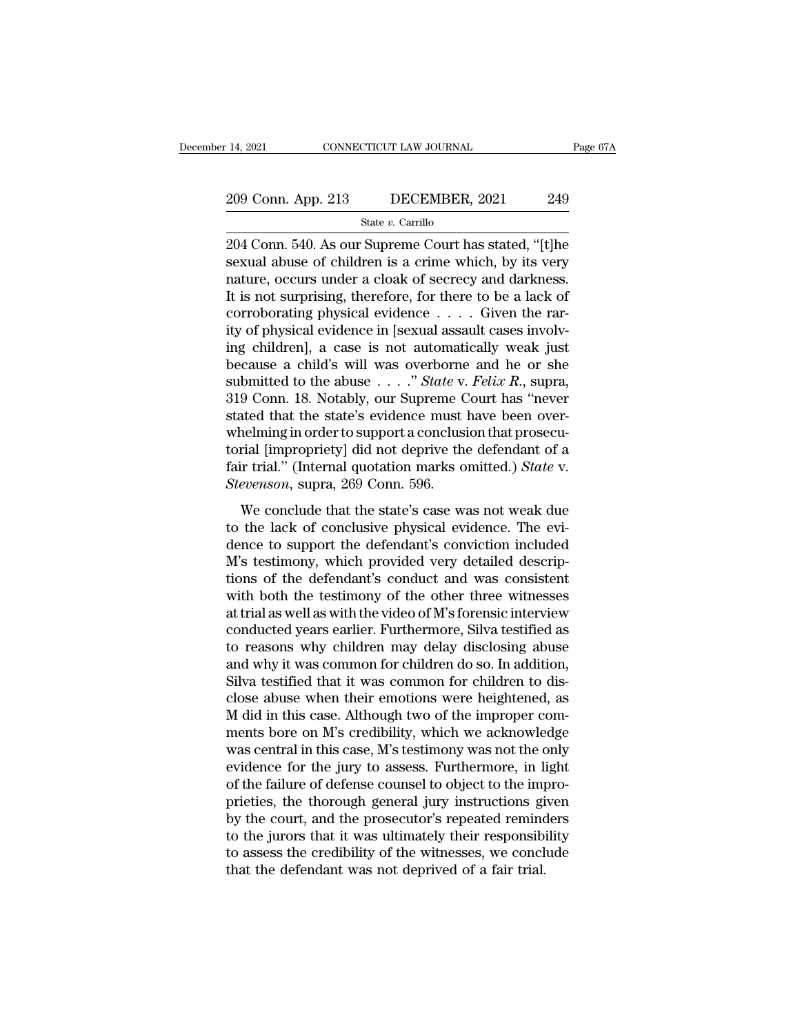204 Conn. 540. As our Supreme Court has stated, "[t]he sexual abuse of children is a crime which, by its very nature, occurs under a cloak of secrecy and darkness. It is not surprising, therefore, for there to be a lack of corroborating physical evidence . . . . Given the rarity of physical evidence in [sexual assault cases involving children], a case is not automatically weak just because a child's will was overborne and he or she submitted to the abuse . . . ." *State* v. *Felix R.*, supra, 319 Conn. 18. Notably, our Supreme Court has "never stated that the state's evidence must have been overwhelming in order to support a conclusion that prosecutorial [impropriety] did not deprive the defendant of a fair trial." (Internal quotation marks omitted.) *State* v. *Stevenson*, supra, 269 Conn. 596.

We conclude that the state's case was not weak due to the lack of conclusive physical evidence. The evidence to support the defendant's conviction included M's testimony, which provided very detailed descriptions of the defendant's conduct and was consistent with both the testimony of the other three witnesses at trial as well as with the video of M's forensic interview conducted years earlier. Furthermore, Silva testified as to reasons why children may delay disclosing abuse and why it was common for children do so. In addition, Silva testified that it was common for children to disclose abuse when their emotions were heightened, as M did in this case. Although two of the improper comments bore on M's credibility, which we acknowledge was central in this case, M's testimony was not the only evidence for the jury to assess. Furthermore, in light of the failure of defense counsel to object to the improprieties, the thorough general jury instructions given by the court, and the prosecutor's repeated reminders to the jurors that it was ultimately their responsibility to assess the credibility of the witnesses, we conclude that the defendant was not deprived of a fair trial.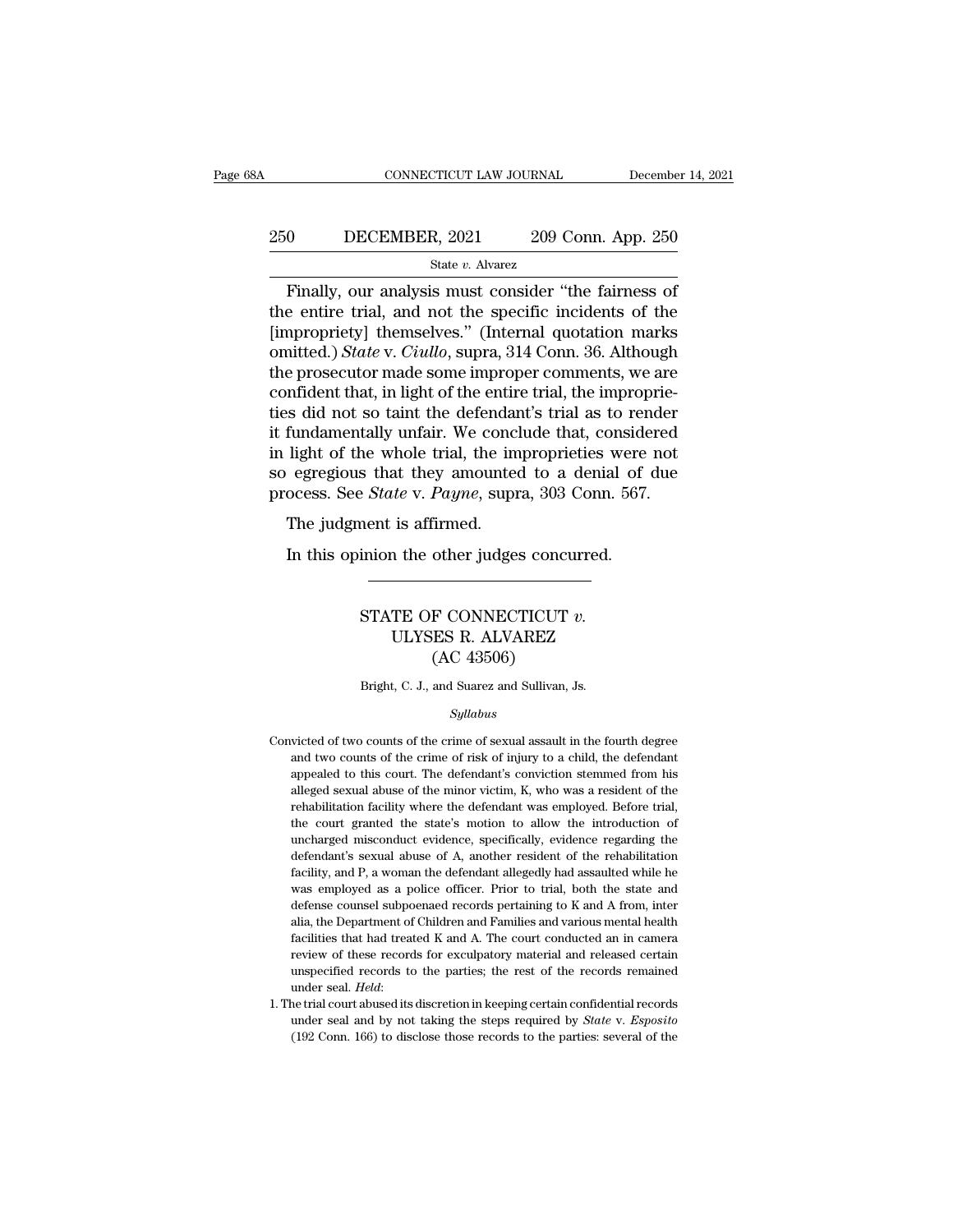Finally, our analysis must consider "the fairness of the entire trial, and not the specific incidents of the [impropriety] themselves." (Internal quotation marks omitted.) *State* v. *Ciullo*, supra, 314 Conn. 36. Although the prosecutor made some improper comments, we are confident that, in light of the entire trial, the improprieties did not so taint the defendant's trial as to render it fundamentally unfair. We conclude that, considered in light of the whole trial, the improprieties were not so egregious that they amounted to a denial of due process. See *State* v. *Payne*, supra, 303 Conn. 567.

The judgment is affirmed.

In this opinion the other judges concurred.

---

STATE OF CONNECTICUT *v.* ULYSES R. ALVAREZ (AC 43506)

Bright, C. J., and Suarez and Sullivan, Js.

*Syllabus*

Convicted of two counts of the crime of sexual assault in the fourth degree and two counts of the crime of risk of injury to a child, the defendant appealed to this court. The defendant's conviction stemmed from his alleged sexual abuse of the minor victim, K, who was a resident of the rehabilitation facility where the defendant was employed. Before trial, the court granted the state's motion to allow the introduction of uncharged misconduct evidence, specifically, evidence regarding the defendant's sexual abuse of A, another resident of the rehabilitation facility, and P, a woman the defendant allegedly had assaulted while he was employed as a police officer. Prior to trial, both the state and defense counsel subpoenaed records pertaining to K and A from, inter alia, the Department of Children and Families and various mental health facilities that had treated K and A. The court conducted an in camera review of these records for exculpatory material and released certain unspecified records to the parties; the rest of the records remained under seal. *Held*:

1. The trial court abused its discretion in keeping certain confidential records under seal and by not taking the steps required by *State* v. *Esposito* (192 Conn. 166) to disclose those records to the parties: several of the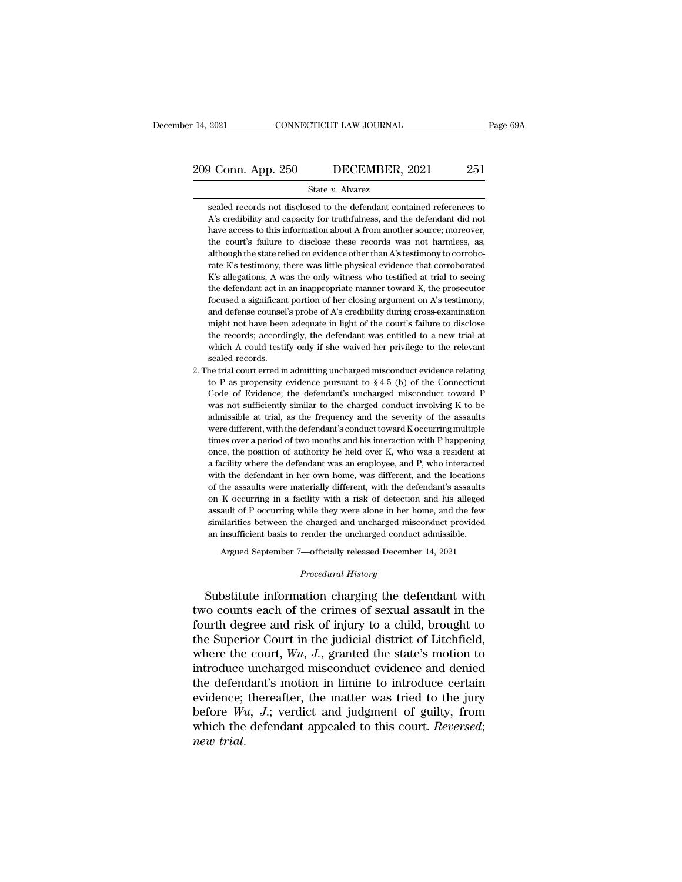sealed records not disclosed to the defendant contained references to A's credibility and capacity for truthfulness, and the defendant did not have access to this information about A from another source; moreover, the court's failure to disclose these records was not harmless, as, although the state relied on evidence other than A's testimony to corroborate K's testimony, there was little physical evidence that corroborated K's allegations, A was the only witness who testified at trial to seeing the defendant act in an inappropriate manner toward K, the prosecutor focused a significant portion of her closing argument on A's testimony, and defense counsel's probe of A's credibility during cross-examination might not have been adequate in light of the court's failure to disclose the records; accordingly, the defendant was entitled to a new trial at which A could testify only if she waived her privilege to the relevant sealed records.

2. The trial court erred in admitting uncharged misconduct evidence relating to P as propensity evidence pursuant to § 4-5 (b) of the Connecticut Code of Evidence; the defendant's uncharged misconduct toward P was not sufficiently similar to the charged conduct involving K to be admissible at trial, as the frequency and the severity of the assaults were different, with the defendant's conduct toward K occurring multiple times over a period of two months and his interaction with P happening once, the position of authority he held over K, who was a resident at a facility where the defendant was an employee, and P, who interacted with the defendant in her own home, was different, and the locations of the assaults were materially different, with the defendant's assaults on K occurring in a facility with a risk of detection and his alleged assault of P occurring while they were alone in her home, and the few similarities between the charged and uncharged misconduct provided an insufficient basis to render the uncharged conduct admissible.

Argued September 7—officially released December 14, 2021

*Procedural History*

Substitute information charging the defendant with two counts each of the crimes of sexual assault in the fourth degree and risk of injury to a child, brought to the Superior Court in the judicial district of Litchfield, where the court, *Wu, J.*, granted the state's motion to introduce uncharged misconduct evidence and denied the defendant's motion in limine to introduce certain evidence; thereafter, the matter was tried to the jury before *Wu, J.*; verdict and judgment of guilty, from which the defendant appealed to this court. *Reversed*; *new trial*.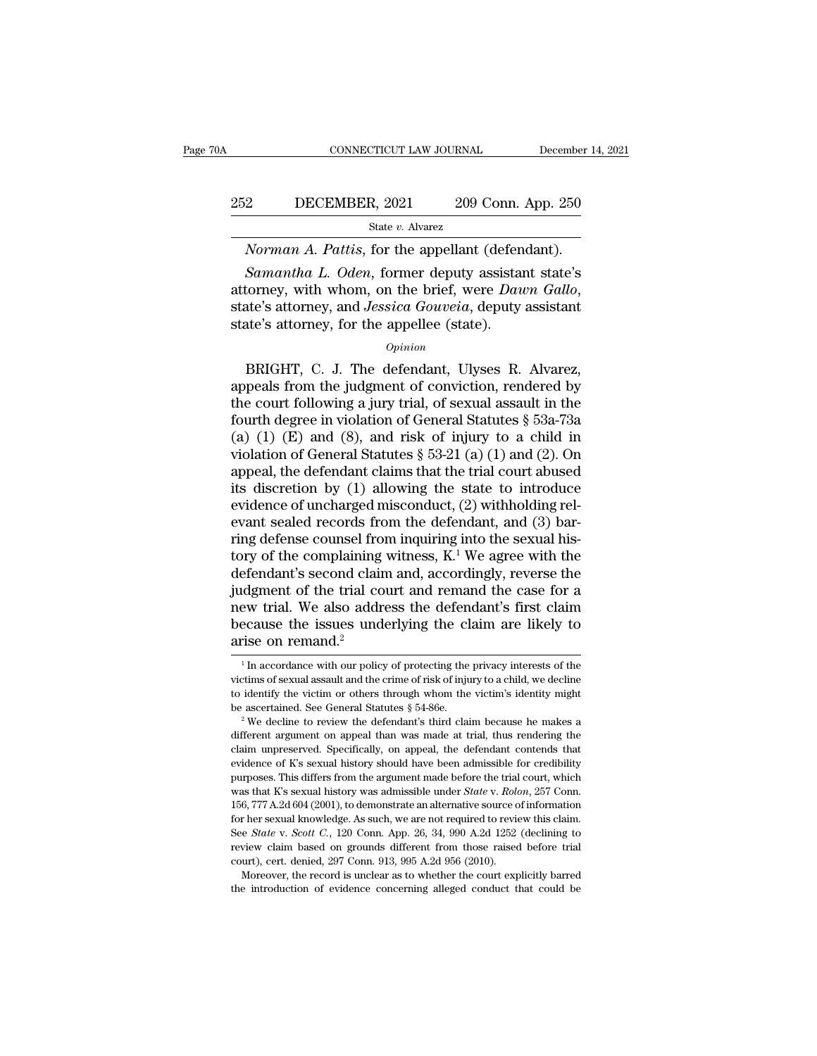*Norman A. Pattis*, for the appellant (defendant).

*Samantha L. Oden*, former deputy assistant state's attorney, with whom, on the brief, were *Dawn Gallo*, state's attorney, and *Jessica Gouveia*, deputy assistant state's attorney, for the appellee (state).

*Opinion*

BRIGHT, C. J. The defendant, Ulyses R. Alvarez, appeals from the judgment of conviction, rendered by the court following a jury trial, of sexual assault in the fourth degree in violation of General Statutes § 53a-73a (a) (1) (E) and (8), and risk of injury to a child in violation of General Statutes § 53-21 (a) (1) and (2). On appeal, the defendant claims that the trial court abused its discretion by (1) allowing the state to introduce evidence of uncharged misconduct, (2) withholding relevant sealed records from the defendant, and (3) barring defense counsel from inquiring into the sexual history of the complaining witness, K.[1] We agree with the defendant's second claim and, accordingly, reverse the judgment of the trial court and remand the case for a new trial. We also address the defendant's first claim because the issues underlying the claim are likely to arise on remand.[2]

---

[1] In accordance with our policy of protecting the privacy interests of the victims of sexual assault and the crime of risk of injury to a child, we decline to identify the victim or others through whom the victim's identity might be ascertained. See General Statutes § 54-86e.

[2] We decline to review the defendant's third claim because he makes a different argument on appeal than was made at trial, thus rendering the claim unpreserved. Specifically, on appeal, the defendant contends that evidence of K's sexual history should have been admissible for credibility purposes. This differs from the argument made before the trial court, which was that K's sexual history was admissible under *State* v. *Rolon*, 257 Conn. 156, 777 A.2d 604 (2001), to demonstrate an alternative source of information for her sexual knowledge. As such, we are not required to review this claim. See *State* v. *Scott C.*, 120 Conn. App. 26, 34, 990 A.2d 1252 (declining to review claim based on grounds different from those raised before trial court), cert. denied, 297 Conn. 913, 995 A.2d 956 (2010).

Moreover, the record is unclear as to whether the court explicitly barred the introduction of evidence concerning alleged conduct that could be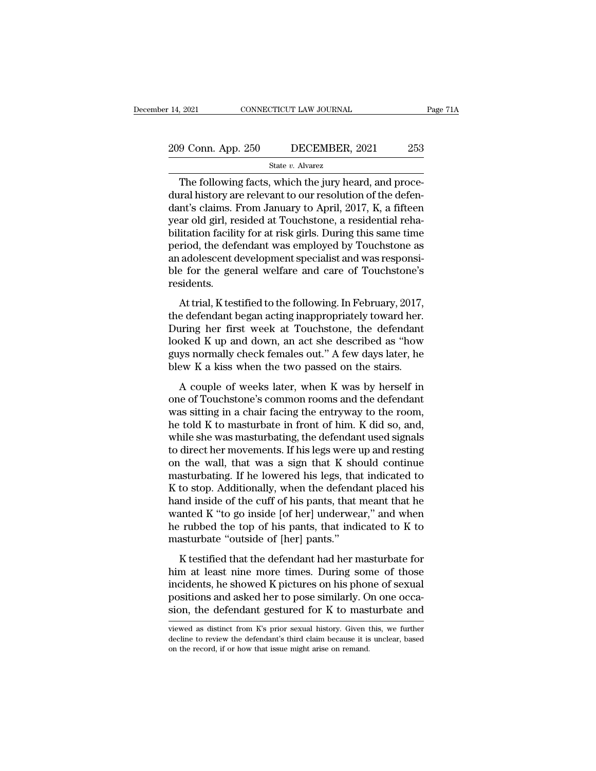The following facts, which the jury heard, and procedural history are relevant to our resolution of the defendant's claims. From January to April, 2017, K, a fifteen year old girl, resided at Touchstone, a residential rehabilitation facility for at risk girls. During this same time period, the defendant was employed by Touchstone as an adolescent development specialist and was responsible for the general welfare and care of Touchstone's residents.

At trial, K testified to the following. In February, 2017, the defendant began acting inappropriately toward her. During her first week at Touchstone, the defendant looked K up and down, an act she described as "how guys normally check females out." A few days later, he blew K a kiss when the two passed on the stairs.

A couple of weeks later, when K was by herself in one of Touchstone's common rooms and the defendant was sitting in a chair facing the entryway to the room, he told K to masturbate in front of him. K did so, and, while she was masturbating, the defendant used signals to direct her movements. If his legs were up and resting on the wall, that was a sign that K should continue masturbating. If he lowered his legs, that indicated to K to stop. Additionally, when the defendant placed his hand inside of the cuff of his pants, that meant that he wanted K "to go inside [of her] underwear," and when he rubbed the top of his pants, that indicated to K to masturbate "outside of [her] pants."

K testified that the defendant had her masturbate for him at least nine more times. During some of those incidents, he showed K pictures on his phone of sexual positions and asked her to pose similarly. On one occasion, the defendant gestured for K to masturbate and

viewed as distinct from K's prior sexual history. Given this, we further decline to review the defendant's third claim because it is unclear, based on the record, if or how that issue might arise on remand.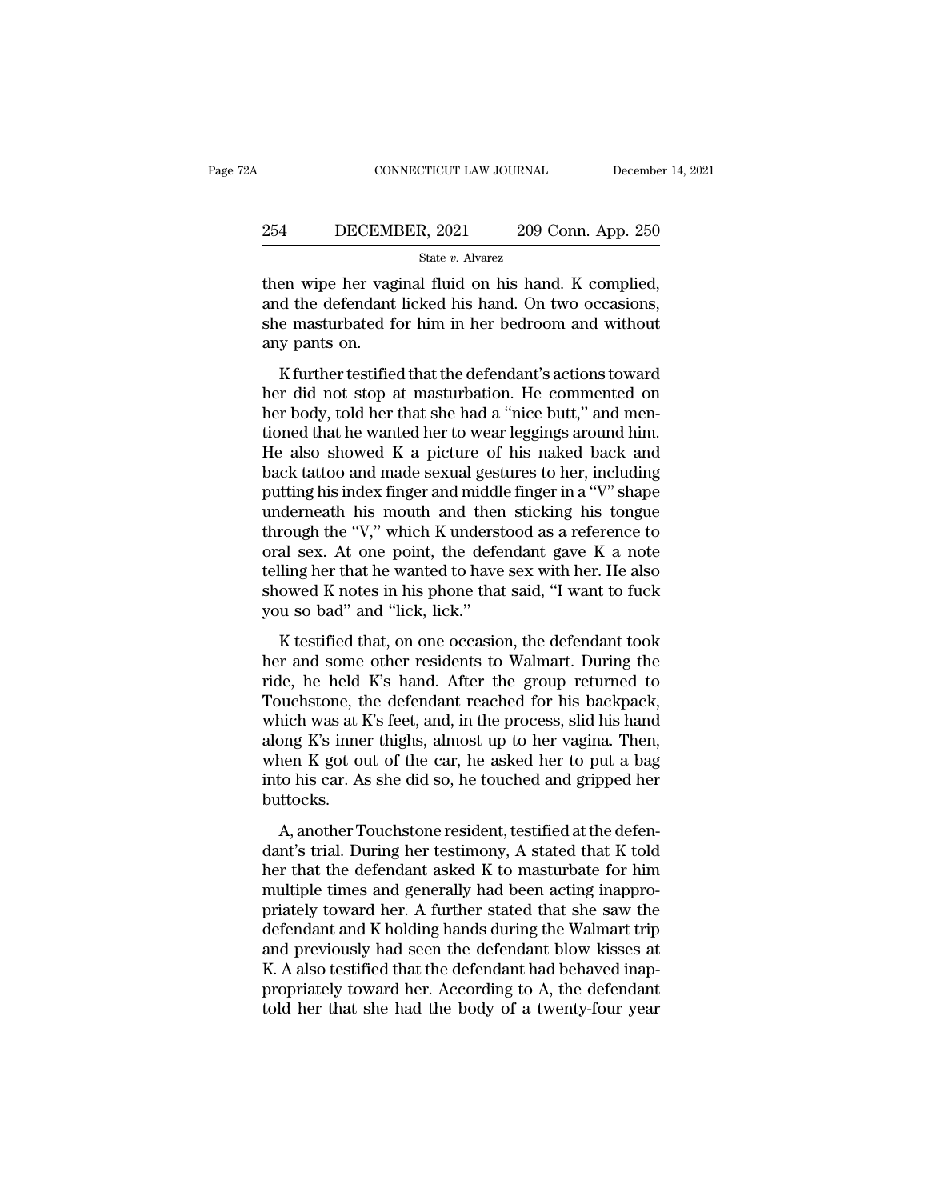then wipe her vaginal fluid on his hand. K complied, and the defendant licked his hand. On two occasions, she masturbated for him in her bedroom and without any pants on.

K further testified that the defendant's actions toward her did not stop at masturbation. He commented on her body, told her that she had a "nice butt," and mentioned that he wanted her to wear leggings around him. He also showed K a picture of his naked back and back tattoo and made sexual gestures to her, including putting his index finger and middle finger in a "V" shape underneath his mouth and then sticking his tongue through the "V," which K understood as a reference to oral sex. At one point, the defendant gave K a note telling her that he wanted to have sex with her. He also showed K notes in his phone that said, "I want to fuck you so bad" and "lick, lick."

K testified that, on one occasion, the defendant took her and some other residents to Walmart. During the ride, he held K's hand. After the group returned to Touchstone, the defendant reached for his backpack, which was at K's feet, and, in the process, slid his hand along K's inner thighs, almost up to her vagina. Then, when K got out of the car, he asked her to put a bag into his car. As she did so, he touched and gripped her buttocks.

A, another Touchstone resident, testified at the defendant's trial. During her testimony, A stated that K told her that the defendant asked K to masturbate for him multiple times and generally had been acting inappropriately toward her. A further stated that she saw the defendant and K holding hands during the Walmart trip and previously had seen the defendant blow kisses at K. A also testified that the defendant had behaved inappropriately toward her. According to A, the defendant told her that she had the body of a twenty-four year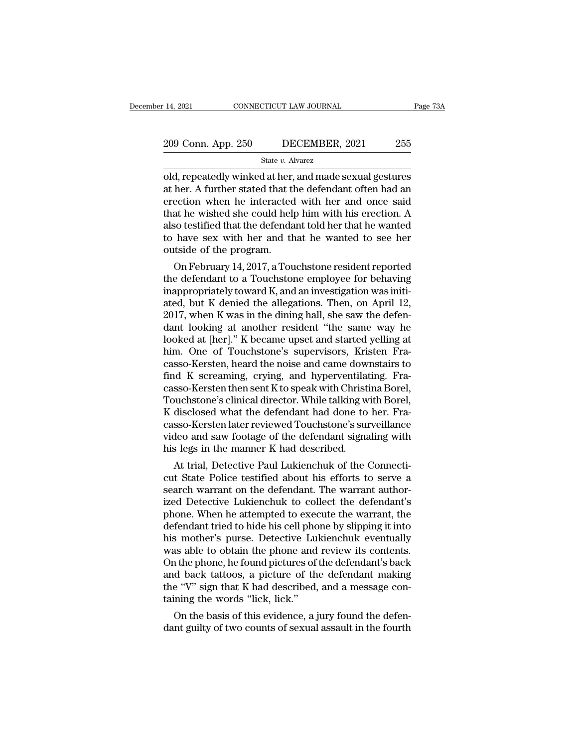old, repeatedly winked at her, and made sexual gestures at her. A further stated that the defendant often had an erection when he interacted with her and once said that he wished she could help him with his erection. A also testified that the defendant told her that he wanted to have sex with her and that he wanted to see her outside of the program.

On February 14, 2017, a Touchstone resident reported the defendant to a Touchstone employee for behaving inappropriately toward K, and an investigation was initiated, but K denied the allegations. Then, on April 12, 2017, when K was in the dining hall, she saw the defendant looking at another resident "the same way he looked at [her]." K became upset and started yelling at him. One of Touchstone's supervisors, Kristen Fracasso-Kersten, heard the noise and came downstairs to find K screaming, crying, and hyperventilating. Fracasso-Kersten then sent K to speak with Christina Borel, Touchstone's clinical director. While talking with Borel, K disclosed what the defendant had done to her. Fracasso-Kersten later reviewed Touchstone's surveillance video and saw footage of the defendant signaling with his legs in the manner K had described.

At trial, Detective Paul Lukienchuk of the Connecticut State Police testified about his efforts to serve a search warrant on the defendant. The warrant authorized Detective Lukienchuk to collect the defendant's phone. When he attempted to execute the warrant, the defendant tried to hide his cell phone by slipping it into his mother's purse. Detective Lukienchuk eventually was able to obtain the phone and review its contents. On the phone, he found pictures of the defendant's back and back tattoos, a picture of the defendant making the "V" sign that K had described, and a message containing the words "lick, lick."

On the basis of this evidence, a jury found the defendant guilty of two counts of sexual assault in the fourth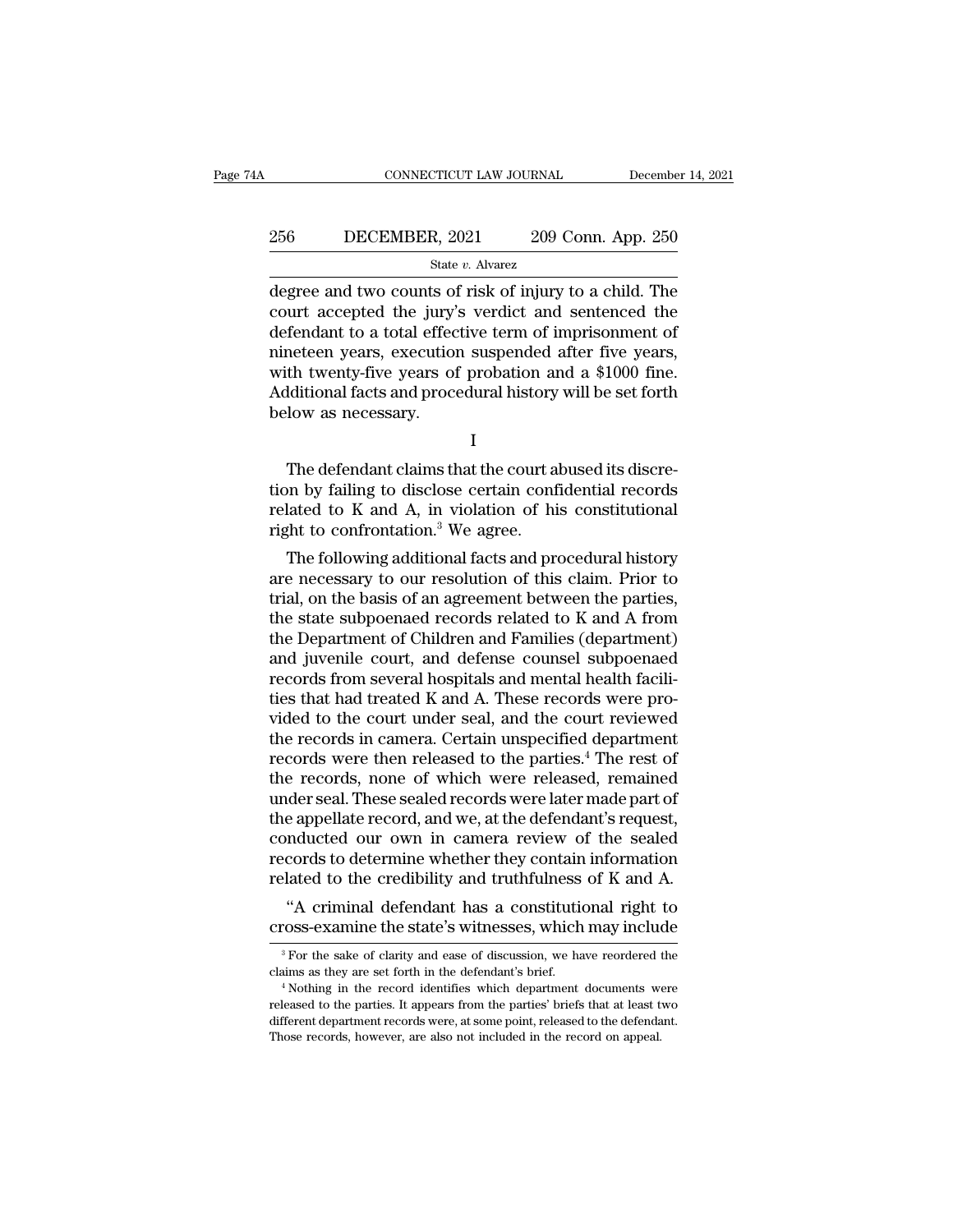degree and two counts of risk of injury to a child. The court accepted the jury's verdict and sentenced the defendant to a total effective term of imprisonment of nineteen years, execution suspended after five years, with twenty-five years of probation and a $1000 fine. Additional facts and procedural history will be set forth below as necessary.

I

The defendant claims that the court abused its discretion by failing to disclose certain confidential records related to K and A, in violation of his constitutional right to confrontation.[3] We agree.

The following additional facts and procedural history are necessary to our resolution of this claim. Prior to trial, on the basis of an agreement between the parties, the state subpoenaed records related to K and A from the Department of Children and Families (department) and juvenile court, and defense counsel subpoenaed records from several hospitals and mental health facilities that had treated K and A. These records were provided to the court under seal, and the court reviewed the records in camera. Certain unspecified department records were then released to the parties.[4] The rest of the records, none of which were released, remained under seal. These sealed records were later made part of the appellate record, and we, at the defendant's request, conducted our own in camera review of the sealed records to determine whether they contain information related to the credibility and truthfulness of K and A.

"A criminal defendant has a constitutional right to cross-examine the state's witnesses, which may include

[3] For the sake of clarity and ease of discussion, we have reordered the claims as they are set forth in the defendant's brief.

[4] Nothing in the record identifies which department documents were released to the parties. It appears from the parties' briefs that at least two different department records were, at some point, released to the defendant. Those records, however, are also not included in the record on appeal.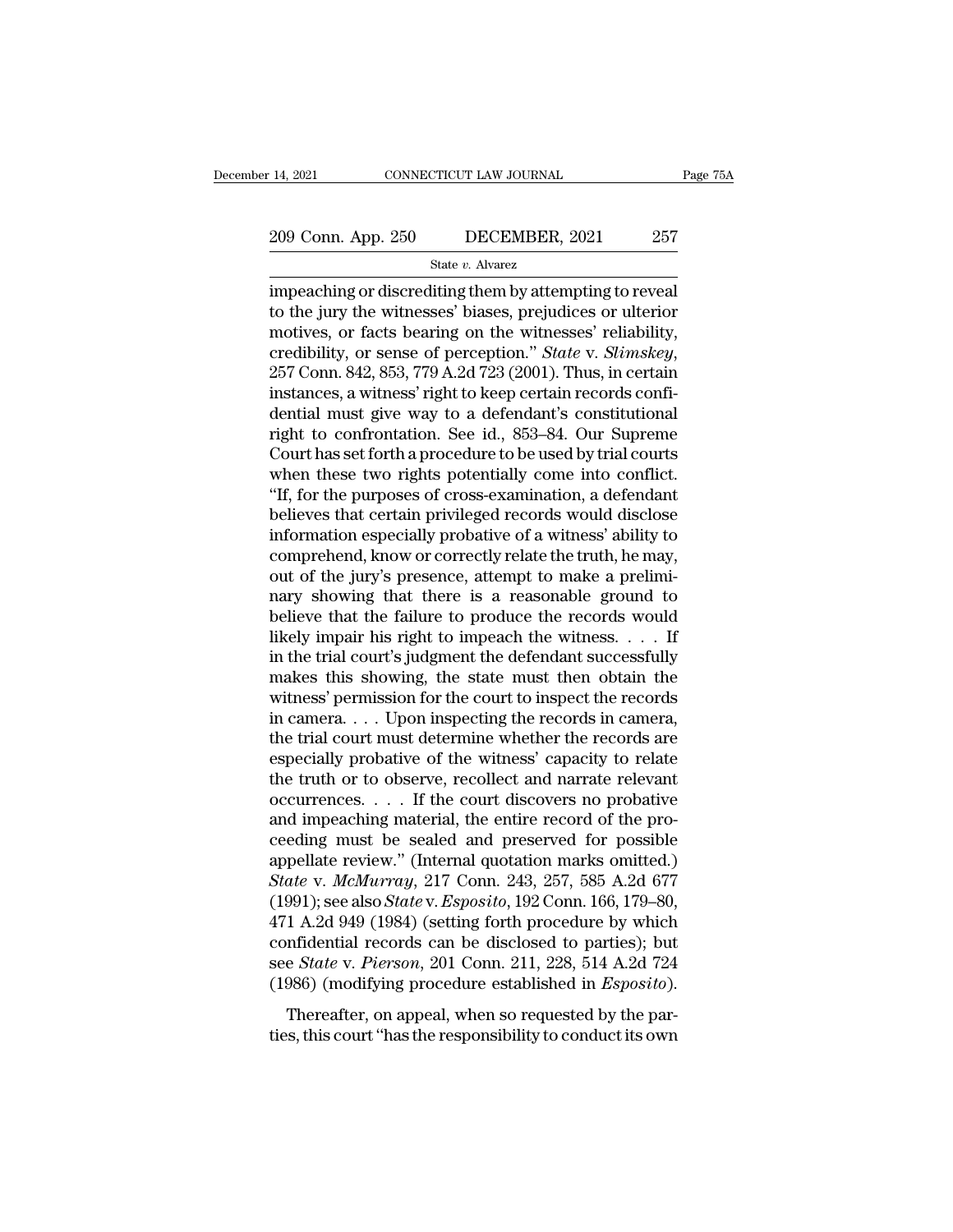impeaching or discrediting them by attempting to reveal to the jury the witnesses' biases, prejudices or ulterior motives, or facts bearing on the witnesses' reliability, credibility, or sense of perception." *State* v. *Slimskey*, 257 Conn. 842, 853, 779 A.2d 723 (2001). Thus, in certain instances, a witness' right to keep certain records confidential must give way to a defendant's constitutional right to confrontation. See id., 853–84. Our Supreme Court has set forth a procedure to be used by trial courts when these two rights potentially come into conflict. "If, for the purposes of cross-examination, a defendant believes that certain privileged records would disclose information especially probative of a witness' ability to comprehend, know or correctly relate the truth, he may, out of the jury's presence, attempt to make a preliminary showing that there is a reasonable ground to believe that the failure to produce the records would likely impair his right to impeach the witness. . . . If in the trial court's judgment the defendant successfully makes this showing, the state must then obtain the witness' permission for the court to inspect the records in camera. . . . Upon inspecting the records in camera, the trial court must determine whether the records are especially probative of the witness' capacity to relate the truth or to observe, recollect and narrate relevant occurrences. . . . If the court discovers no probative and impeaching material, the entire record of the proceeding must be sealed and preserved for possible appellate review." (Internal quotation marks omitted.) *State* v. *McMurray*, 217 Conn. 243, 257, 585 A.2d 677 (1991); see also *State* v. *Esposito*, 192 Conn. 166, 179–80, 471 A.2d 949 (1984) (setting forth procedure by which confidential records can be disclosed to parties); but see *State* v. *Pierson*, 201 Conn. 211, 228, 514 A.2d 724 (1986) (modifying procedure established in *Esposito*).

Thereafter, on appeal, when so requested by the parties, this court "has the responsibility to conduct its own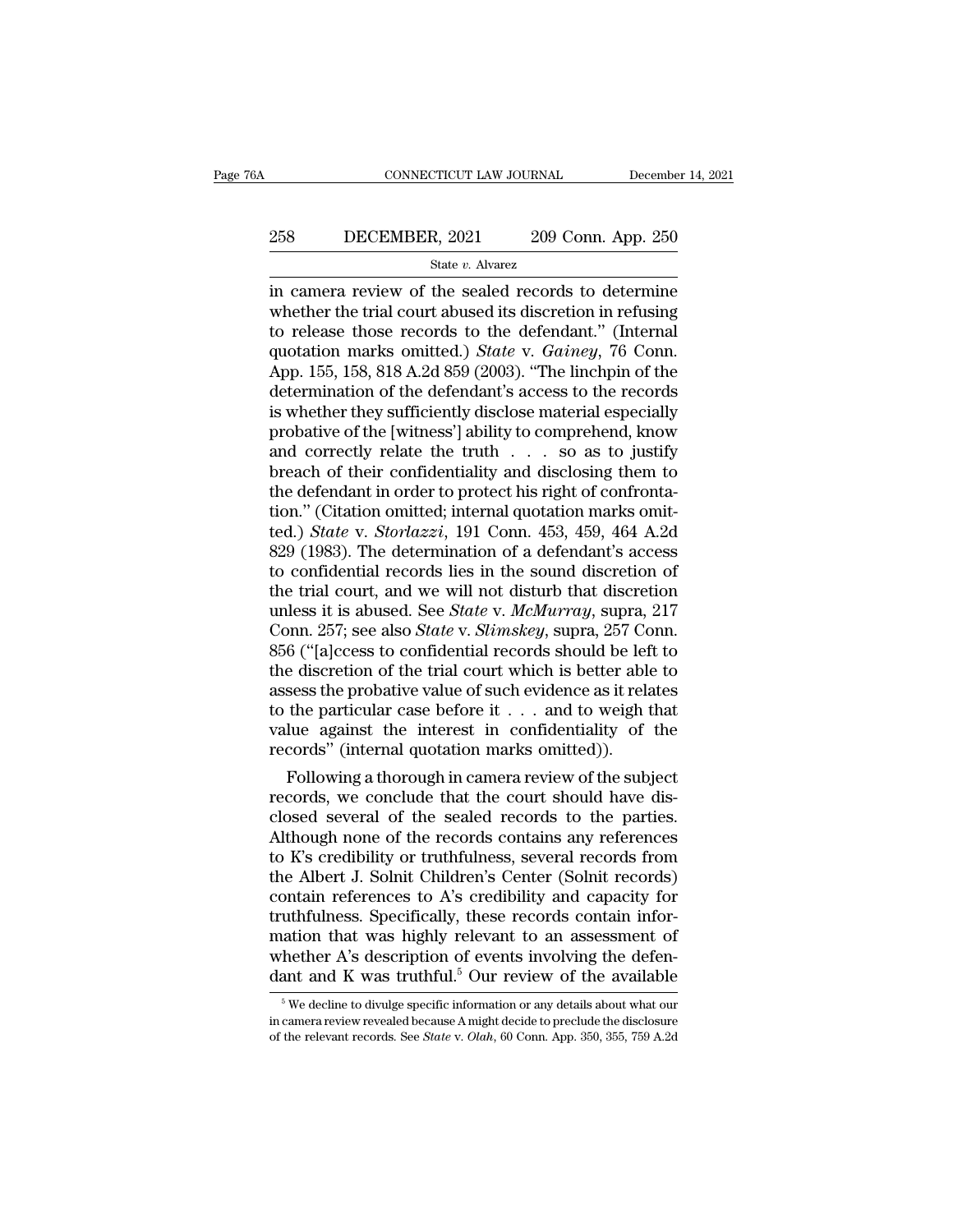in camera review of the sealed records to determine whether the trial court abused its discretion in refusing to release those records to the defendant." (Internal quotation marks omitted.) *State* v. *Gainey*, 76 Conn. App. 155, 158, 818 A.2d 859 (2003). "The linchpin of the determination of the defendant's access to the records is whether they sufficiently disclose material especially probative of the [witness'] ability to comprehend, know and correctly relate the truth . . . so as to justify breach of their confidentiality and disclosing them to the defendant in order to protect his right of confrontation." (Citation omitted; internal quotation marks omitted.) *State* v. *Storlazzi*, 191 Conn. 453, 459, 464 A.2d 829 (1983). The determination of a defendant's access to confidential records lies in the sound discretion of the trial court, and we will not disturb that discretion unless it is abused. See *State* v. *McMurray*, supra, 217 Conn. 257; see also *State* v. *Slimskey*, supra, 257 Conn. 856 ("[a]ccess to confidential records should be left to the discretion of the trial court which is better able to assess the probative value of such evidence as it relates to the particular case before it . . . and to weigh that value against the interest in confidentiality of the records" (internal quotation marks omitted)).

Following a thorough in camera review of the subject records, we conclude that the court should have disclosed several of the sealed records to the parties. Although none of the records contains any references to K's credibility or truthfulness, several records from the Albert J. Solnit Children's Center (Solnit records) contain references to A's credibility and capacity for truthfulness. Specifically, these records contain information that was highly relevant to an assessment of whether A's description of events involving the defendant and K was truthful.[5] Our review of the available

[5] We decline to divulge specific information or any details about what our in camera review revealed because A might decide to preclude the disclosure of the relevant records. See *State* v. *Olah*, 60 Conn. App. 350, 355, 759 A.2d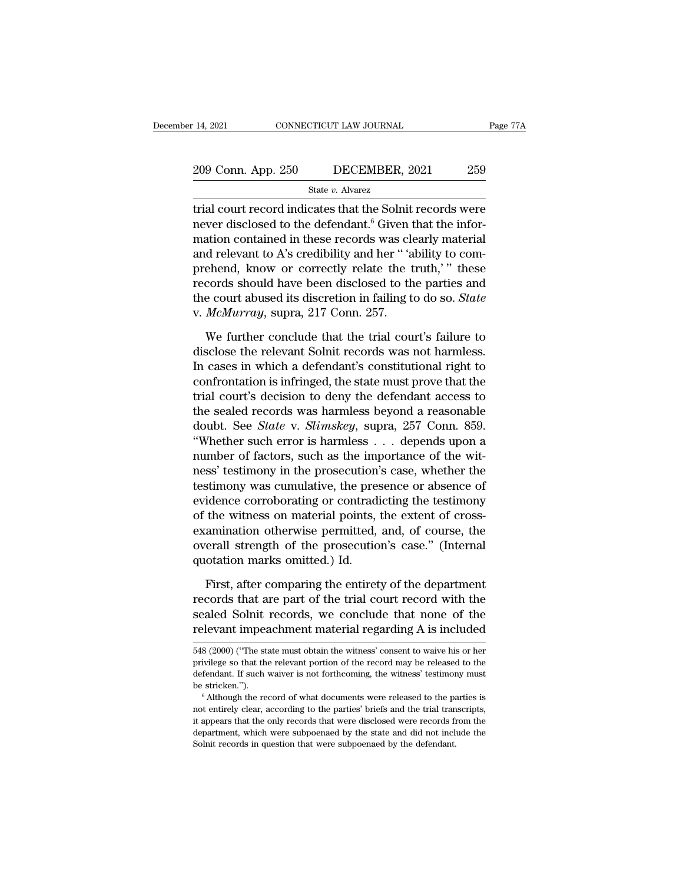trial court record indicates that the Solnit records were never disclosed to the defendant.[6] Given that the information contained in these records was clearly material and relevant to A's credibility and her " 'ability to comprehend, know or correctly relate the truth,' " these records should have been disclosed to the parties and the court abused its discretion in failing to do so. *State* v. *McMurray*, supra, 217 Conn. 257.

We further conclude that the trial court's failure to disclose the relevant Solnit records was not harmless. In cases in which a defendant's constitutional right to confrontation is infringed, the state must prove that the trial court's decision to deny the defendant access to the sealed records was harmless beyond a reasonable doubt. See *State* v. *Slimskey*, supra, 257 Conn. 859. "Whether such error is harmless . . . depends upon a number of factors, such as the importance of the witness' testimony in the prosecution's case, whether the testimony was cumulative, the presence or absence of evidence corroborating or contradicting the testimony of the witness on material points, the extent of cross-examination otherwise permitted, and, of course, the overall strength of the prosecution's case." (Internal quotation marks omitted.) Id.

First, after comparing the entirety of the department records that are part of the trial court record with the sealed Solnit records, we conclude that none of the relevant impeachment material regarding A is included

---

548 (2000) ("The state must obtain the witness' consent to waive his or her privilege so that the relevant portion of the record may be released to the defendant. If such waiver is not forthcoming, the witness' testimony must be stricken.").

[6] Although the record of what documents were released to the parties is not entirely clear, according to the parties' briefs and the trial transcripts, it appears that the only records that were disclosed were records from the department, which were subpoenaed by the state and did not include the Solnit records in question that were subpoenaed by the defendant.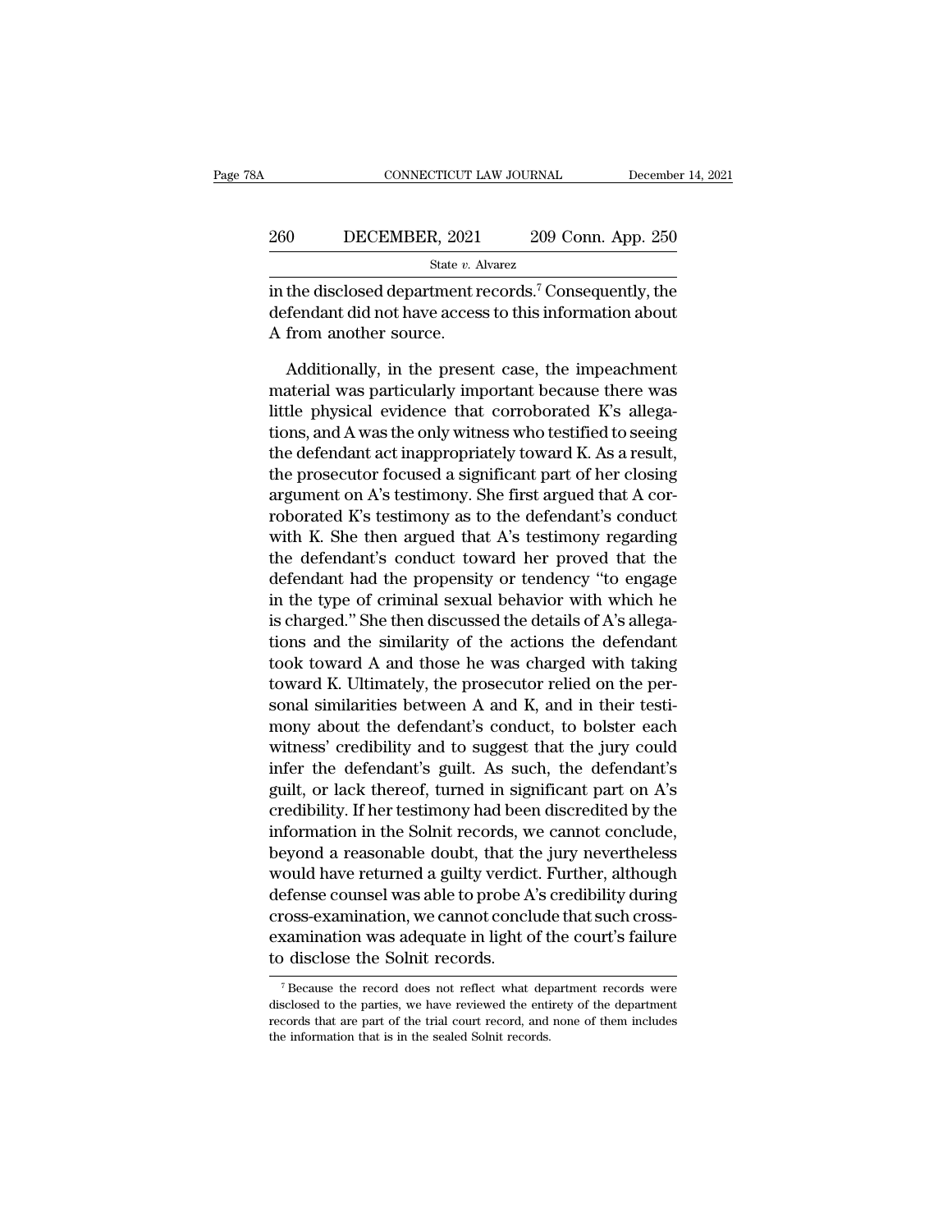in the disclosed department records.[7] Consequently, the defendant did not have access to this information about A from another source.

Additionally, in the present case, the impeachment material was particularly important because there was little physical evidence that corroborated K's allegations, and A was the only witness who testified to seeing the defendant act inappropriately toward K. As a result, the prosecutor focused a significant part of her closing argument on A's testimony. She first argued that A corroborated K's testimony as to the defendant's conduct with K. She then argued that A's testimony regarding the defendant's conduct toward her proved that the defendant had the propensity or tendency "to engage in the type of criminal sexual behavior with which he is charged." She then discussed the details of A's allegations and the similarity of the actions the defendant took toward A and those he was charged with taking toward K. Ultimately, the prosecutor relied on the personal similarities between A and K, and in their testimony about the defendant's conduct, to bolster each witness' credibility and to suggest that the jury could infer the defendant's guilt. As such, the defendant's guilt, or lack thereof, turned in significant part on A's credibility. If her testimony had been discredited by the information in the Solnit records, we cannot conclude, beyond a reasonable doubt, that the jury nevertheless would have returned a guilty verdict. Further, although defense counsel was able to probe A's credibility during cross-examination, we cannot conclude that such cross-examination was adequate in light of the court's failure to disclose the Solnit records.

[7] Because the record does not reflect what department records were disclosed to the parties, we have reviewed the entirety of the department records that are part of the trial court record, and none of them includes the information that is in the sealed Solnit records.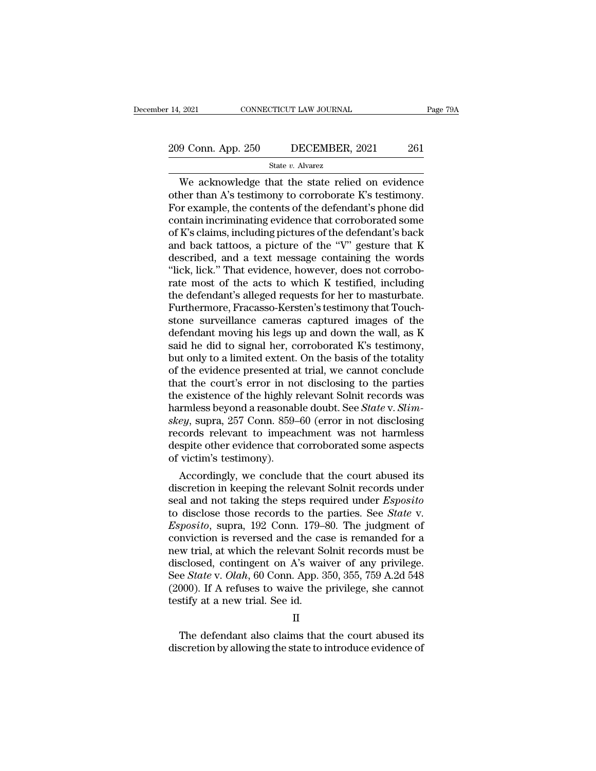We acknowledge that the state relied on evidence other than A's testimony to corroborate K's testimony. For example, the contents of the defendant's phone did contain incriminating evidence that corroborated some of K's claims, including pictures of the defendant's back and back tattoos, a picture of the "V" gesture that K described, and a text message containing the words "lick, lick." That evidence, however, does not corroborate most of the acts to which K testified, including the defendant's alleged requests for her to masturbate. Furthermore, Fracasso-Kersten's testimony that Touchstone surveillance cameras captured images of the defendant moving his legs up and down the wall, as K said he did to signal her, corroborated K's testimony, but only to a limited extent. On the basis of the totality of the evidence presented at trial, we cannot conclude that the court's error in not disclosing to the parties the existence of the highly relevant Solnit records was harmless beyond a reasonable doubt. See *State* v. *Slimskey*, supra, 257 Conn. 859–60 (error in not disclosing records relevant to impeachment was not harmless despite other evidence that corroborated some aspects of victim's testimony).

Accordingly, we conclude that the court abused its discretion in keeping the relevant Solnit records under seal and not taking the steps required under *Esposito* to disclose those records to the parties. See *State* v. *Esposito*, supra, 192 Conn. 179–80. The judgment of conviction is reversed and the case is remanded for a new trial, at which the relevant Solnit records must be disclosed, contingent on A's waiver of any privilege. See *State* v. *Olah*, 60 Conn. App. 350, 355, 759 A.2d 548 (2000). If A refuses to waive the privilege, she cannot testify at a new trial. See id.

## II

The defendant also claims that the court abused its discretion by allowing the state to introduce evidence of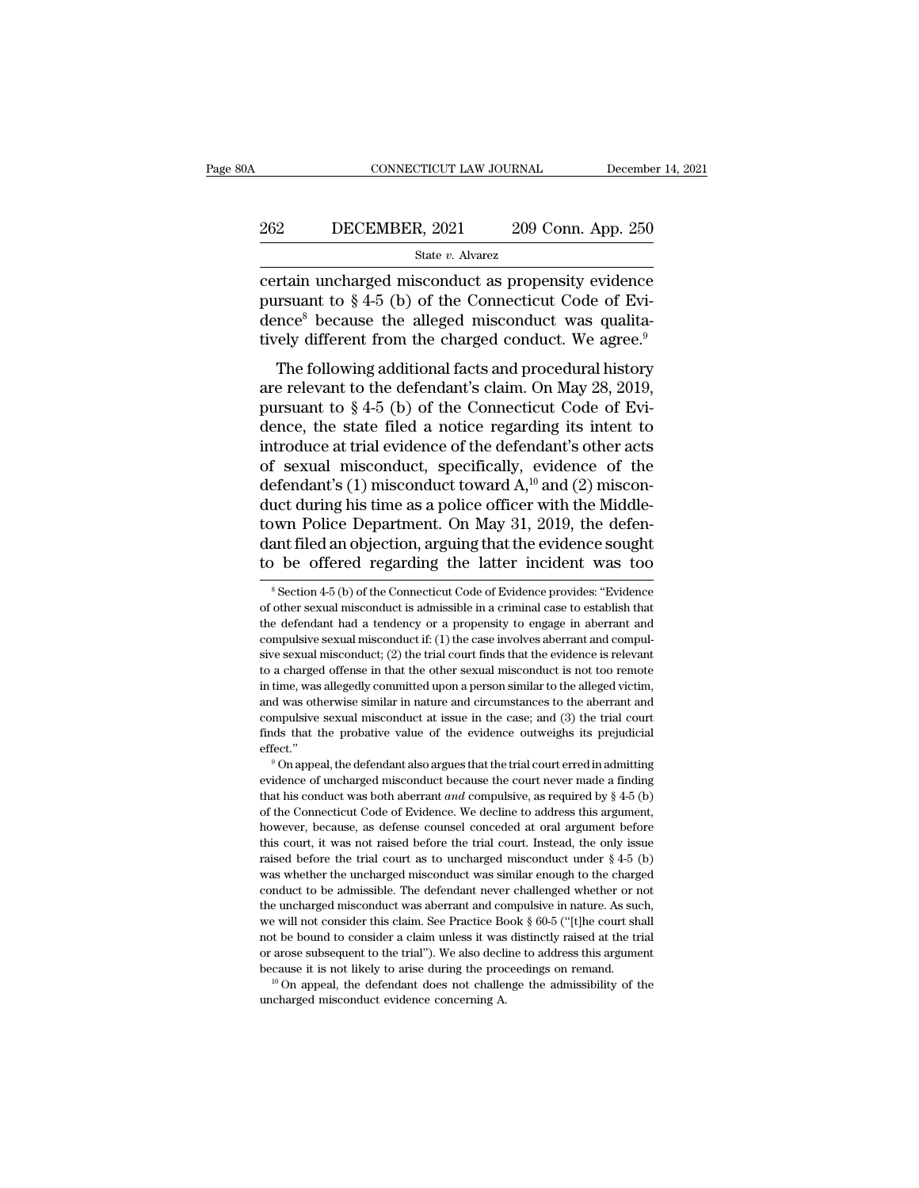certain uncharged misconduct as propensity evidence pursuant to § 4-5 (b) of the Connecticut Code of Evidence[8] because the alleged misconduct was qualitatively different from the charged conduct. We agree.[9]

The following additional facts and procedural history are relevant to the defendant's claim. On May 28, 2019, pursuant to § 4-5 (b) of the Connecticut Code of Evidence, the state filed a notice regarding its intent to introduce at trial evidence of the defendant's other acts of sexual misconduct, specifically, evidence of the defendant's (1) misconduct toward A,[10] and (2) misconduct during his time as a police officer with the Middletown Police Department. On May 31, 2019, the defendant filed an objection, arguing that the evidence sought to be offered regarding the latter incident was too

---

[8] Section 4-5 (b) of the Connecticut Code of Evidence provides: "Evidence of other sexual misconduct is admissible in a criminal case to establish that the defendant had a tendency or a propensity to engage in aberrant and compulsive sexual misconduct if: (1) the case involves aberrant and compulsive sexual misconduct; (2) the trial court finds that the evidence is relevant to a charged offense in that the other sexual misconduct is not too remote in time, was allegedly committed upon a person similar to the alleged victim, and was otherwise similar in nature and circumstances to the aberrant and compulsive sexual misconduct at issue in the case; and (3) the trial court finds that the probative value of the evidence outweighs its prejudicial effect."

[9] On appeal, the defendant also argues that the trial court erred in admitting evidence of uncharged misconduct because the court never made a finding that his conduct was both aberrant *and* compulsive, as required by § 4-5 (b) of the Connecticut Code of Evidence. We decline to address this argument, however, because, as defense counsel conceded at oral argument before this court, it was not raised before the trial court. Instead, the only issue raised before the trial court as to uncharged misconduct under § 4-5 (b) was whether the uncharged misconduct was similar enough to the charged conduct to be admissible. The defendant never challenged whether or not the uncharged misconduct was aberrant and compulsive in nature. As such, we will not consider this claim. See Practice Book § 60-5 ("[t]he court shall not be bound to consider a claim unless it was distinctly raised at the trial or arose subsequent to the trial"). We also decline to address this argument because it is not likely to arise during the proceedings on remand.

[10] On appeal, the defendant does not challenge the admissibility of the uncharged misconduct evidence concerning A.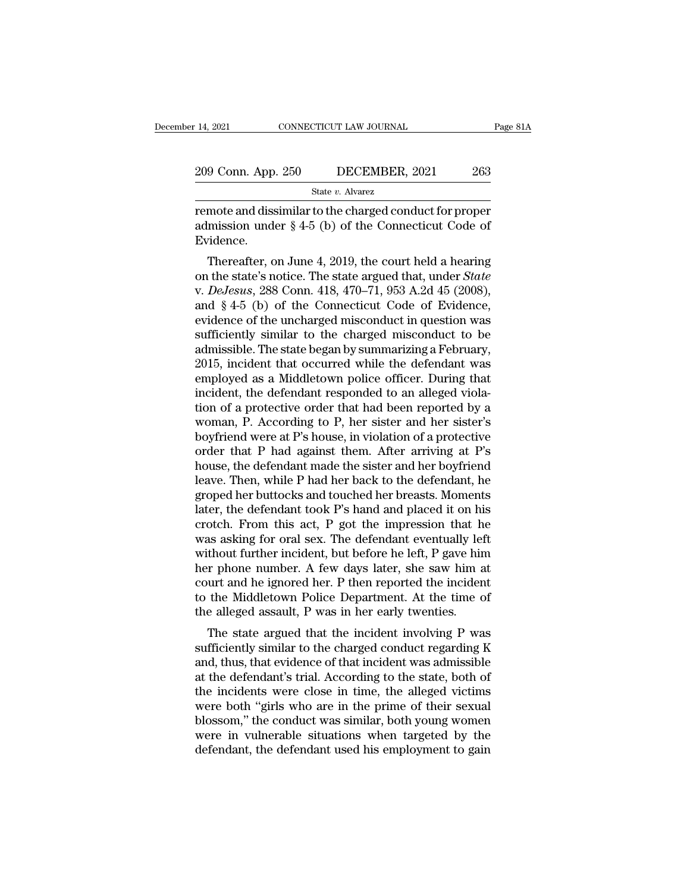remote and dissimilar to the charged conduct for proper admission under § 4-5 (b) of the Connecticut Code of Evidence.

Thereafter, on June 4, 2019, the court held a hearing on the state's notice. The state argued that, under *State* v. *DeJesus*, 288 Conn. 418, 470–71, 953 A.2d 45 (2008), and § 4-5 (b) of the Connecticut Code of Evidence, evidence of the uncharged misconduct in question was sufficiently similar to the charged misconduct to be admissible. The state began by summarizing a February, 2015, incident that occurred while the defendant was employed as a Middletown police officer. During that incident, the defendant responded to an alleged violation of a protective order that had been reported by a woman, P. According to P, her sister and her sister's boyfriend were at P's house, in violation of a protective order that P had against them. After arriving at P's house, the defendant made the sister and her boyfriend leave. Then, while P had her back to the defendant, he groped her buttocks and touched her breasts. Moments later, the defendant took P's hand and placed it on his crotch. From this act, P got the impression that he was asking for oral sex. The defendant eventually left without further incident, but before he left, P gave him her phone number. A few days later, she saw him at court and he ignored her. P then reported the incident to the Middletown Police Department. At the time of the alleged assault, P was in her early twenties.

The state argued that the incident involving P was sufficiently similar to the charged conduct regarding K and, thus, that evidence of that incident was admissible at the defendant's trial. According to the state, both of the incidents were close in time, the alleged victims were both "girls who are in the prime of their sexual blossom," the conduct was similar, both young women were in vulnerable situations when targeted by the defendant, the defendant used his employment to gain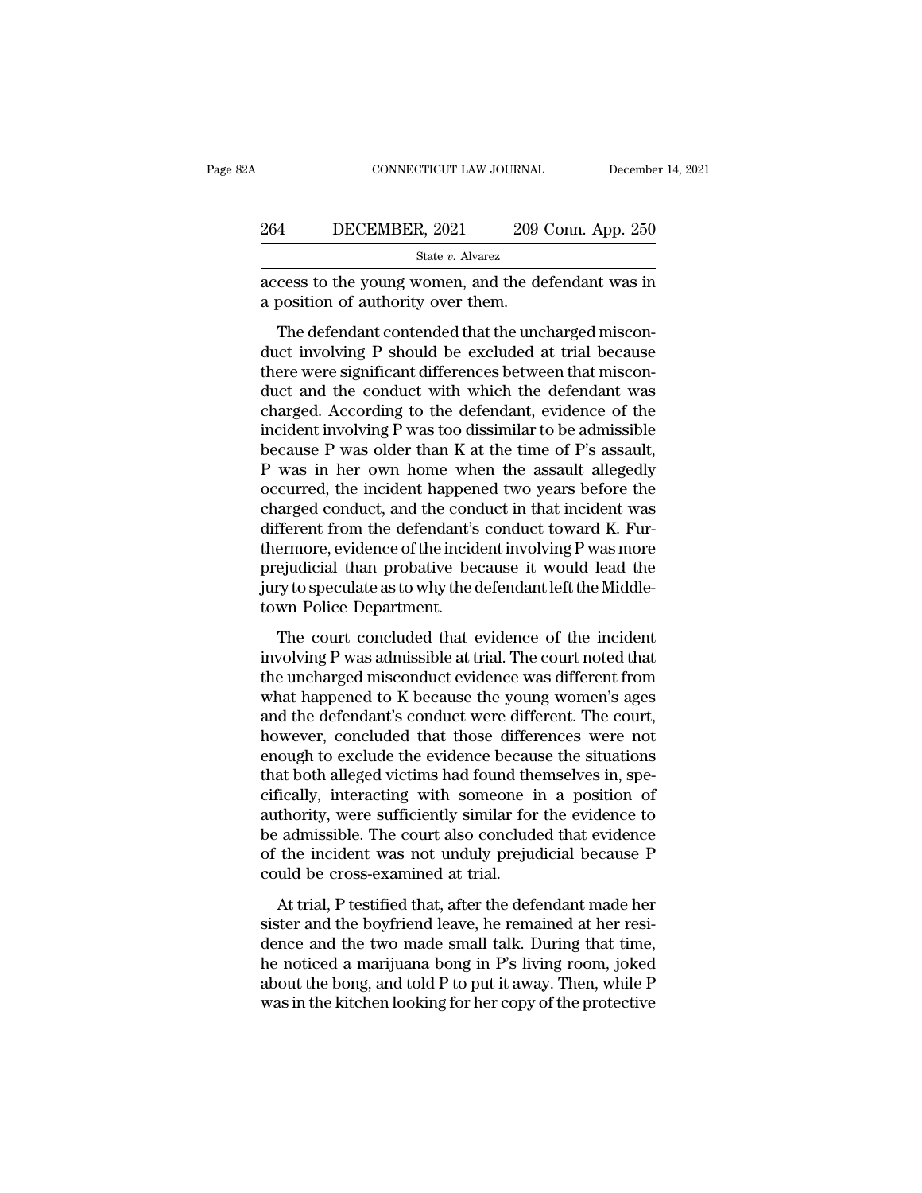access to the young women, and the defendant was in a position of authority over them.

The defendant contended that the uncharged misconduct involving P should be excluded at trial because there were significant differences between that misconduct and the conduct with which the defendant was charged. According to the defendant, evidence of the incident involving P was too dissimilar to be admissible because P was older than K at the time of P's assault, P was in her own home when the assault allegedly occurred, the incident happened two years before the charged conduct, and the conduct in that incident was different from the defendant's conduct toward K. Furthermore, evidence of the incident involving P was more prejudicial than probative because it would lead the jury to speculate as to why the defendant left the Middletown Police Department.

The court concluded that evidence of the incident involving P was admissible at trial. The court noted that the uncharged misconduct evidence was different from what happened to K because the young women's ages and the defendant's conduct were different. The court, however, concluded that those differences were not enough to exclude the evidence because the situations that both alleged victims had found themselves in, specifically, interacting with someone in a position of authority, were sufficiently similar for the evidence to be admissible. The court also concluded that evidence of the incident was not unduly prejudicial because P could be cross-examined at trial.

At trial, P testified that, after the defendant made her sister and the boyfriend leave, he remained at her residence and the two made small talk. During that time, he noticed a marijuana bong in P's living room, joked about the bong, and told P to put it away. Then, while P was in the kitchen looking for her copy of the protective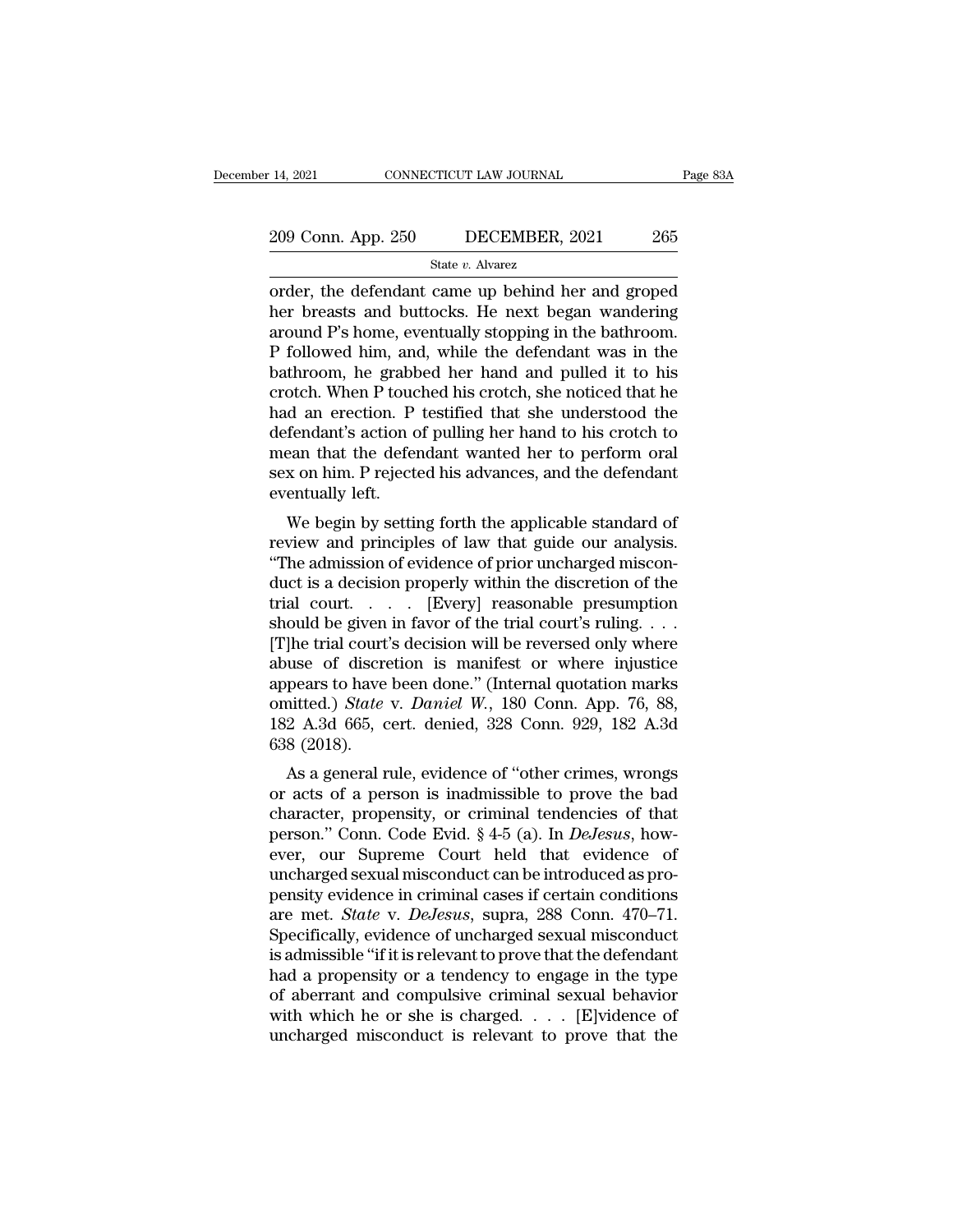order, the defendant came up behind her and groped her breasts and buttocks. He next began wandering around P's home, eventually stopping in the bathroom. P followed him, and, while the defendant was in the bathroom, he grabbed her hand and pulled it to his crotch. When P touched his crotch, she noticed that he had an erection. P testified that she understood the defendant's action of pulling her hand to his crotch to mean that the defendant wanted her to perform oral sex on him. P rejected his advances, and the defendant eventually left.

We begin by setting forth the applicable standard of review and principles of law that guide our analysis. "The admission of evidence of prior uncharged misconduct is a decision properly within the discretion of the trial court. . . . [Every] reasonable presumption should be given in favor of the trial court's ruling. . . . [T]he trial court's decision will be reversed only where abuse of discretion is manifest or where injustice appears to have been done." (Internal quotation marks omitted.) *State* v. *Daniel W.*, 180 Conn. App. 76, 88, 182 A.3d 665, cert. denied, 328 Conn. 929, 182 A.3d 638 (2018).

As a general rule, evidence of "other crimes, wrongs or acts of a person is inadmissible to prove the bad character, propensity, or criminal tendencies of that person." Conn. Code Evid. § 4-5 (a). In *DeJesus*, however, our Supreme Court held that evidence of uncharged sexual misconduct can be introduced as propensity evidence in criminal cases if certain conditions are met. *State* v. *DeJesus*, supra, 288 Conn. 470–71. Specifically, evidence of uncharged sexual misconduct is admissible "if it is relevant to prove that the defendant had a propensity or a tendency to engage in the type of aberrant and compulsive criminal sexual behavior with which he or she is charged. . . . [E]vidence of uncharged misconduct is relevant to prove that the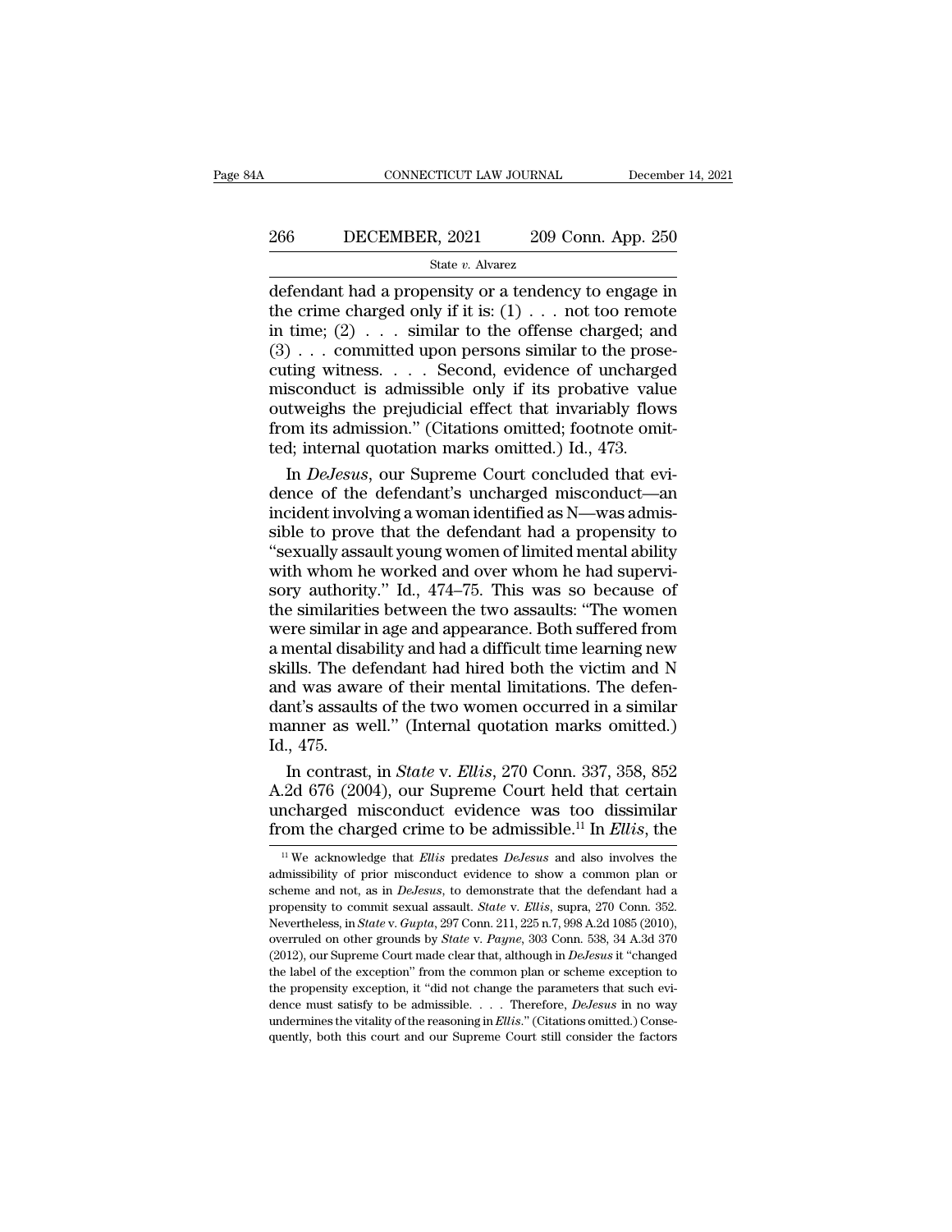defendant had a propensity or a tendency to engage in the crime charged only if it is: (1) . . . not too remote in time; (2) . . . similar to the offense charged; and (3) . . . committed upon persons similar to the prosecuting witness. . . . Second, evidence of uncharged misconduct is admissible only if its probative value outweighs the prejudicial effect that invariably flows from its admission." (Citations omitted; footnote omitted; internal quotation marks omitted.) Id., 473.

In *DeJesus*, our Supreme Court concluded that evidence of the defendant's uncharged misconduct—an incident involving a woman identified as N—was admissible to prove that the defendant had a propensity to "sexually assault young women of limited mental ability with whom he worked and over whom he had supervisory authority." Id., 474–75. This was so because of the similarities between the two assaults: "The women were similar in age and appearance. Both suffered from a mental disability and had a difficult time learning new skills. The defendant had hired both the victim and N and was aware of their mental limitations. The defendant's assaults of the two women occurred in a similar manner as well." (Internal quotation marks omitted.) Id., 475.

In contrast, in *State* v. *Ellis*, 270 Conn. 337, 358, 852 A.2d 676 (2004), our Supreme Court held that certain uncharged misconduct evidence was too dissimilar from the charged crime to be admissible.[11] In *Ellis*, the

[11] We acknowledge that *Ellis* predates *DeJesus* and also involves the admissibility of prior misconduct evidence to show a common plan or scheme and not, as in *DeJesus*, to demonstrate that the defendant had a propensity to commit sexual assault. *State* v. *Ellis*, supra, 270 Conn. 352. Nevertheless, in *State* v. *Gupta*, 297 Conn. 211, 225 n.7, 998 A.2d 1085 (2010), overruled on other grounds by *State* v. *Payne*, 303 Conn. 538, 34 A.3d 370 (2012), our Supreme Court made clear that, although in *DeJesus* it "changed the label of the exception" from the common plan or scheme exception to the propensity exception, it "did not change the parameters that such evidence must satisfy to be admissible. . . . Therefore, *DeJesus* in no way undermines the vitality of the reasoning in *Ellis*." (Citations omitted.) Consequently, both this court and our Supreme Court still consider the factors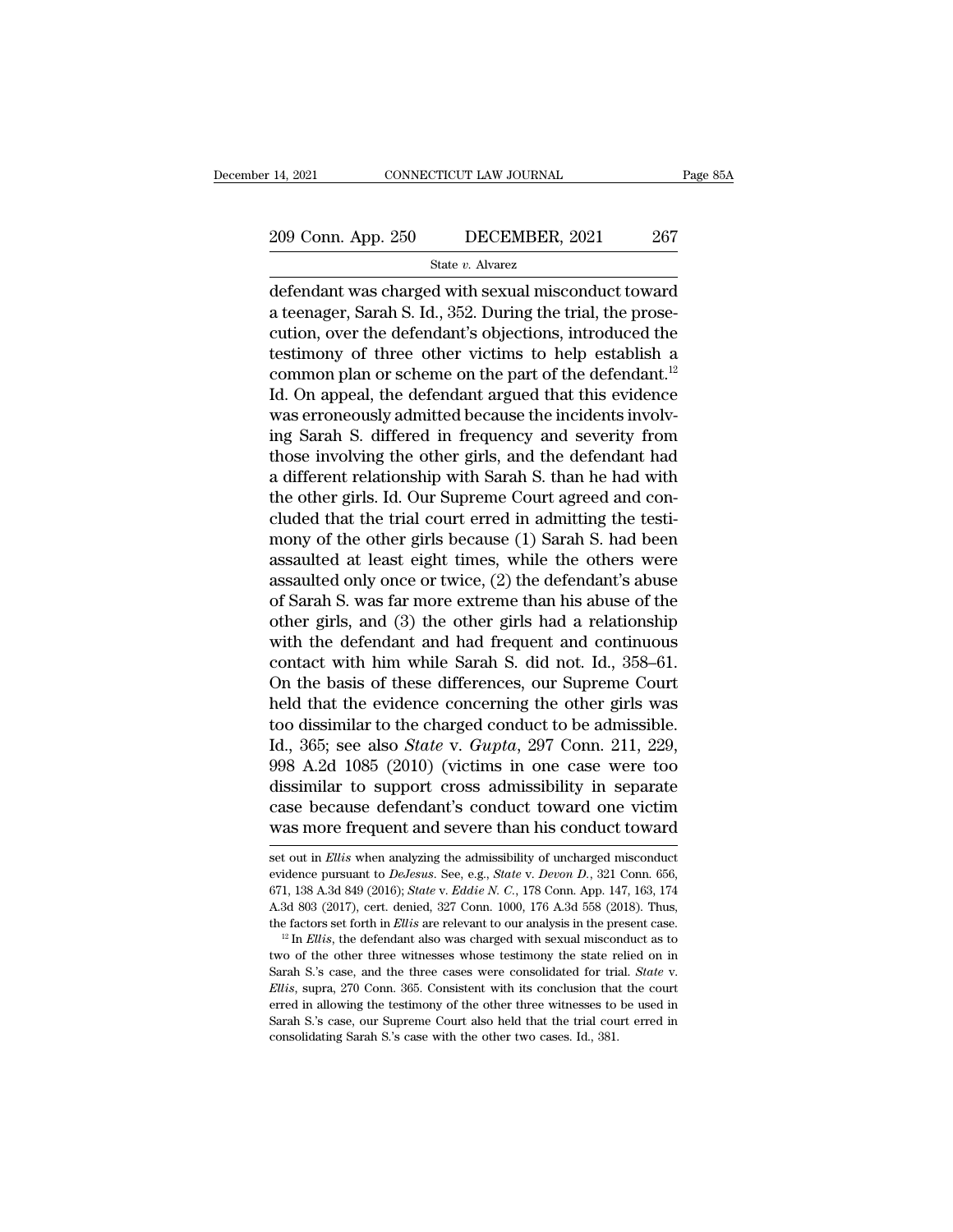defendant was charged with sexual misconduct toward a teenager, Sarah S. Id., 352. During the trial, the prosecution, over the defendant's objections, introduced the testimony of three other victims to help establish a common plan or scheme on the part of the defendant.[12] Id. On appeal, the defendant argued that this evidence was erroneously admitted because the incidents involving Sarah S. differed in frequency and severity from those involving the other girls, and the defendant had a different relationship with Sarah S. than he had with the other girls. Id. Our Supreme Court agreed and concluded that the trial court erred in admitting the testimony of the other girls because (1) Sarah S. had been assaulted at least eight times, while the others were assaulted only once or twice, (2) the defendant's abuse of Sarah S. was far more extreme than his abuse of the other girls, and (3) the other girls had a relationship with the defendant and had frequent and continuous contact with him while Sarah S. did not. Id., 358–61. On the basis of these differences, our Supreme Court held that the evidence concerning the other girls was too dissimilar to the charged conduct to be admissible. Id., 365; see also *State* v. *Gupta*, 297 Conn. 211, 229, 998 A.2d 1085 (2010) (victims in one case were too dissimilar to support cross admissibility in separate case because defendant's conduct toward one victim was more frequent and severe than his conduct toward

set out in *Ellis* when analyzing the admissibility of uncharged misconduct evidence pursuant to *DeJesus*. See, e.g., *State* v. *Devon D.*, 321 Conn. 656, 671, 138 A.3d 849 (2016); *State* v. *Eddie N. C.*, 178 Conn. App. 147, 163, 174 A.3d 803 (2017), cert. denied, 327 Conn. 1000, 176 A.3d 558 (2018). Thus, the factors set forth in *Ellis* are relevant to our analysis in the present case.

[12] In *Ellis*, the defendant also was charged with sexual misconduct as to two of the other three witnesses whose testimony the state relied on in Sarah S.'s case, and the three cases were consolidated for trial. *State* v. *Ellis*, supra, 270 Conn. 365. Consistent with its conclusion that the court erred in allowing the testimony of the other three witnesses to be used in Sarah S.'s case, our Supreme Court also held that the trial court erred in consolidating Sarah S.'s case with the other two cases. Id., 381.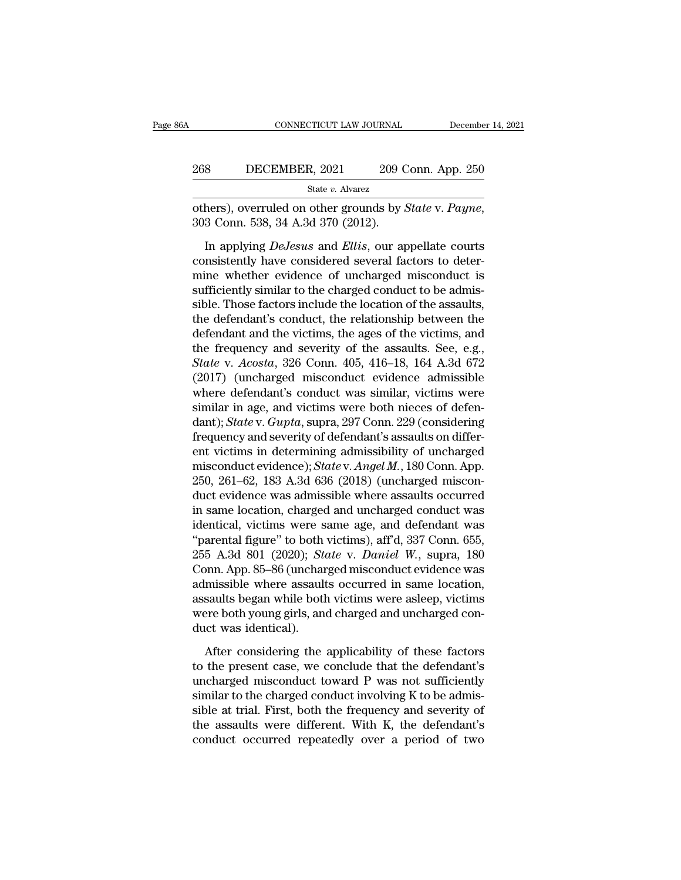others), overruled on other grounds by *State* v. *Payne*, 303 Conn. 538, 34 A.3d 370 (2012).

In applying *DeJesus* and *Ellis*, our appellate courts consistently have considered several factors to determine whether evidence of uncharged misconduct is sufficiently similar to the charged conduct to be admissible. Those factors include the location of the assaults, the defendant's conduct, the relationship between the defendant and the victims, the ages of the victims, and the frequency and severity of the assaults. See, e.g., *State* v. *Acosta*, 326 Conn. 405, 416–18, 164 A.3d 672 (2017) (uncharged misconduct evidence admissible where defendant's conduct was similar, victims were similar in age, and victims were both nieces of defendant); *State* v. *Gupta*, supra, 297 Conn. 229 (considering frequency and severity of defendant's assaults on different victims in determining admissibility of uncharged misconduct evidence); *State* v. *Angel M.*, 180 Conn. App. 250, 261–62, 183 A.3d 636 (2018) (uncharged misconduct evidence was admissible where assaults occurred in same location, charged and uncharged conduct was identical, victims were same age, and defendant was "parental figure" to both victims), aff'd, 337 Conn. 655, 255 A.3d 801 (2020); *State* v. *Daniel W.*, supra, 180 Conn. App. 85–86 (uncharged misconduct evidence was admissible where assaults occurred in same location, assaults began while both victims were asleep, victims were both young girls, and charged and uncharged conduct was identical).

After considering the applicability of these factors to the present case, we conclude that the defendant's uncharged misconduct toward P was not sufficiently similar to the charged conduct involving K to be admissible at trial. First, both the frequency and severity of the assaults were different. With K, the defendant's conduct occurred repeatedly over a period of two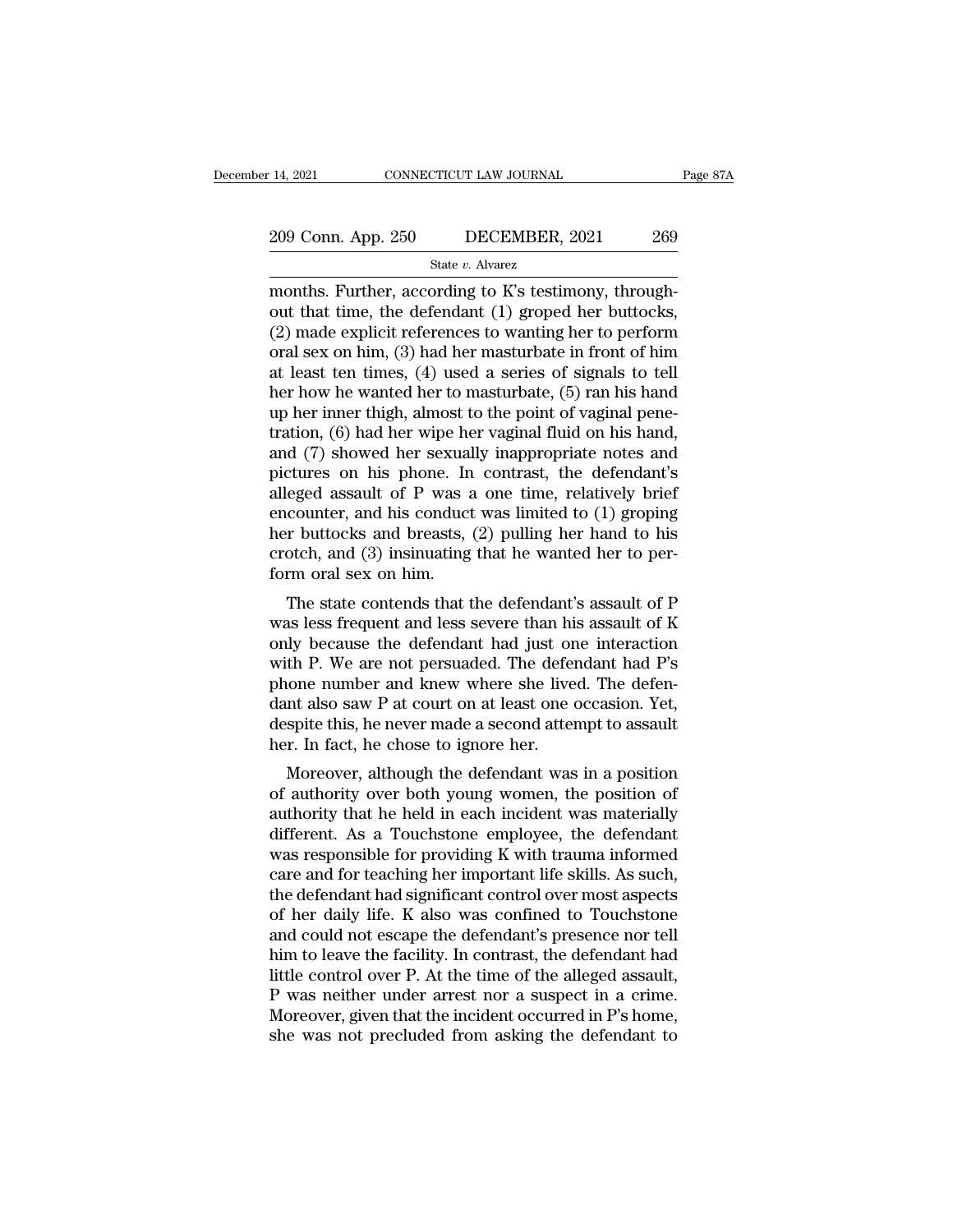months. Further, according to K's testimony, throughout that time, the defendant (1) groped her buttocks, (2) made explicit references to wanting her to perform oral sex on him, (3) had her masturbate in front of him at least ten times, (4) used a series of signals to tell her how he wanted her to masturbate, (5) ran his hand up her inner thigh, almost to the point of vaginal penetration, (6) had her wipe her vaginal fluid on his hand, and (7) showed her sexually inappropriate notes and pictures on his phone. In contrast, the defendant's alleged assault of P was a one time, relatively brief encounter, and his conduct was limited to (1) groping her buttocks and breasts, (2) pulling her hand to his crotch, and (3) insinuating that he wanted her to perform oral sex on him.

The state contends that the defendant's assault of P was less frequent and less severe than his assault of K only because the defendant had just one interaction with P. We are not persuaded. The defendant had P's phone number and knew where she lived. The defendant also saw P at court on at least one occasion. Yet, despite this, he never made a second attempt to assault her. In fact, he chose to ignore her.

Moreover, although the defendant was in a position of authority over both young women, the position of authority that he held in each incident was materially different. As a Touchstone employee, the defendant was responsible for providing K with trauma informed care and for teaching her important life skills. As such, the defendant had significant control over most aspects of her daily life. K also was confined to Touchstone and could not escape the defendant's presence nor tell him to leave the facility. In contrast, the defendant had little control over P. At the time of the alleged assault, P was neither under arrest nor a suspect in a crime. Moreover, given that the incident occurred in P's home, she was not precluded from asking the defendant to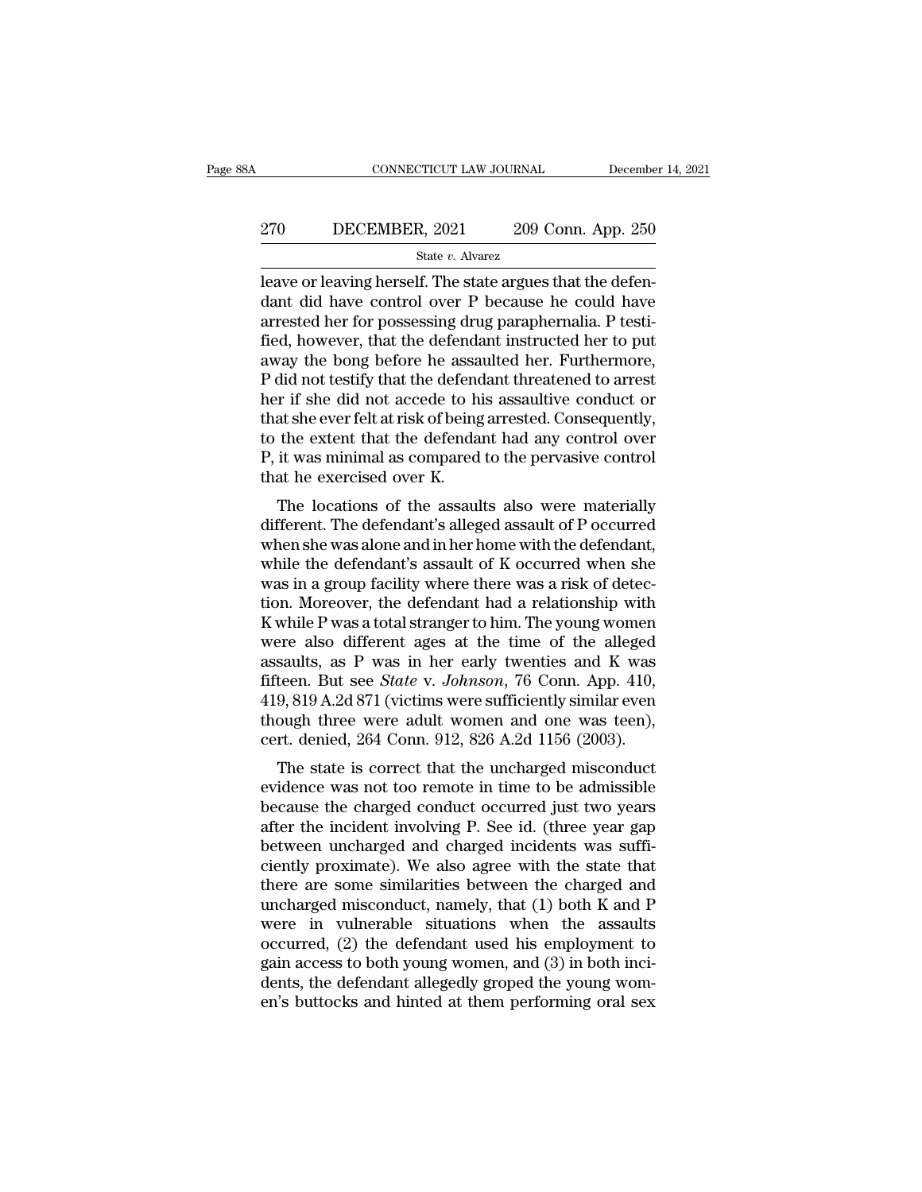leave or leaving herself. The state argues that the defendant did have control over P because he could have arrested her for possessing drug paraphernalia. P testified, however, that the defendant instructed her to put away the bong before he assaulted her. Furthermore, P did not testify that the defendant threatened to arrest her if she did not accede to his assaultive conduct or that she ever felt at risk of being arrested. Consequently, to the extent that the defendant had any control over P, it was minimal as compared to the pervasive control that he exercised over K.

The locations of the assaults also were materially different. The defendant's alleged assault of P occurred when she was alone and in her home with the defendant, while the defendant's assault of K occurred when she was in a group facility where there was a risk of detection. Moreover, the defendant had a relationship with K while P was a total stranger to him. The young women were also different ages at the time of the alleged assaults, as P was in her early twenties and K was fifteen. But see *State* v. *Johnson*, 76 Conn. App. 410, 419, 819 A.2d 871 (victims were sufficiently similar even though three were adult women and one was teen), cert. denied, 264 Conn. 912, 826 A.2d 1156 (2003).

The state is correct that the uncharged misconduct evidence was not too remote in time to be admissible because the charged conduct occurred just two years after the incident involving P. See id. (three year gap between uncharged and charged incidents was sufficiently proximate). We also agree with the state that there are some similarities between the charged and uncharged misconduct, namely, that (1) both K and P were in vulnerable situations when the assaults occurred, (2) the defendant used his employment to gain access to both young women, and (3) in both incidents, the defendant allegedly groped the young women's buttocks and hinted at them performing oral sex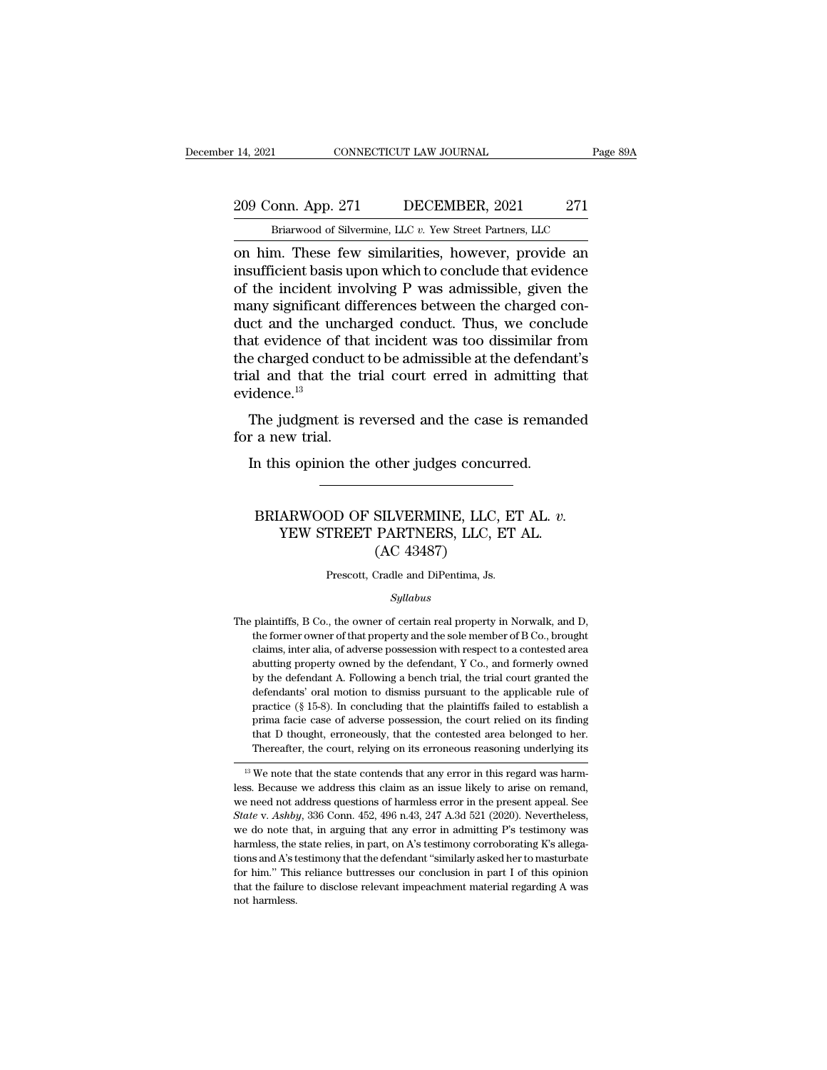on him. These few similarities, however, provide an insufficient basis upon which to conclude that evidence of the incident involving P was admissible, given the many significant differences between the charged conduct and the uncharged conduct. Thus, we conclude that evidence of that incident was too dissimilar from the charged conduct to be admissible at the defendant's trial and that the trial court erred in admitting that evidence.[13]

The judgment is reversed and the case is remanded for a new trial.

In this opinion the other judges concurred.

---

# BRIARWOOD OF SILVERMINE, LLC, ET AL. *v.* YEW STREET PARTNERS, LLC, ET AL.
## (AC 43487)

Prescott, Cradle and DiPentima, Js.

*Syllabus*

The plaintiffs, B Co., the owner of certain real property in Norwalk, and D, the former owner of that property and the sole member of B Co., brought claims, inter alia, of adverse possession with respect to a contested area abutting property owned by the defendant, Y Co., and formerly owned by the defendant A. Following a bench trial, the trial court granted the defendants' oral motion to dismiss pursuant to the applicable rule of practice (§ 15-8). In concluding that the plaintiffs failed to establish a prima facie case of adverse possession, the court relied on its finding that D thought, erroneously, that the contested area belonged to her. Thereafter, the court, relying on its erroneous reasoning underlying its

---

[13] We note that the state contends that any error in this regard was harmless. Because we address this claim as an issue likely to arise on remand, we need not address questions of harmless error in the present appeal. See *State* v. *Ashby*, 336 Conn. 452, 496 n.43, 247 A.3d 521 (2020). Nevertheless, we do note that, in arguing that any error in admitting P's testimony was harmless, the state relies, in part, on A's testimony corroborating K's allegations and A's testimony that the defendant "similarly asked her to masturbate for him." This reliance buttresses our conclusion in part I of this opinion that the failure to disclose relevant impeachment material regarding A was not harmless.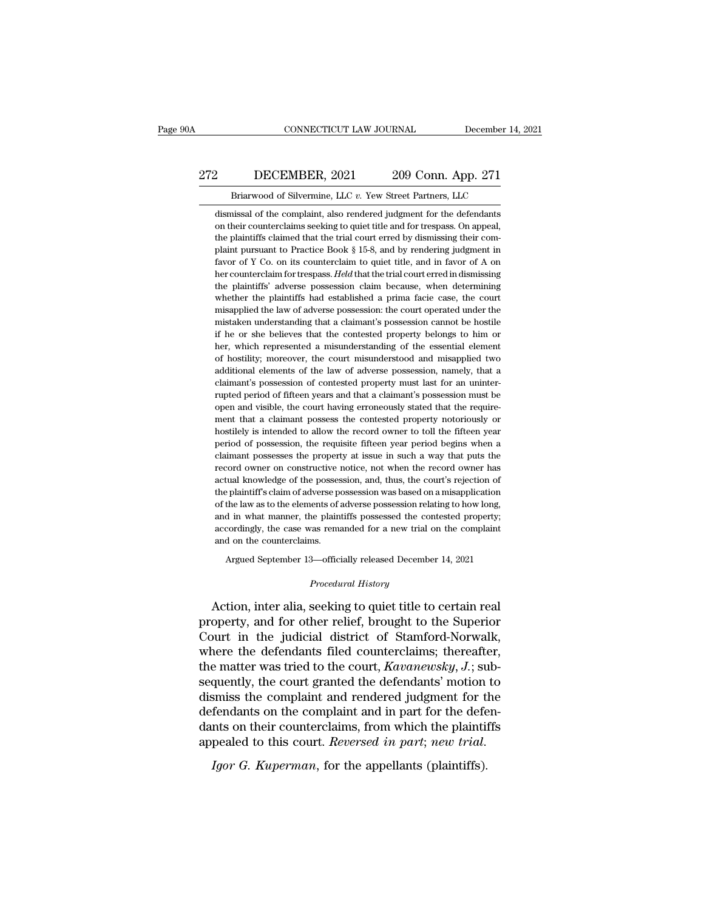dismissal of the complaint, also rendered judgment for the defendants on their counterclaims seeking to quiet title and for trespass. On appeal, the plaintiffs claimed that the trial court erred by dismissing their complaint pursuant to Practice Book § 15-8, and by rendering judgment in favor of Y Co. on its counterclaim to quiet title, and in favor of A on her counterclaim for trespass. *Held* that the trial court erred in dismissing the plaintiffs' adverse possession claim because, when determining whether the plaintiffs had established a prima facie case, the court misapplied the law of adverse possession: the court operated under the mistaken understanding that a claimant's possession cannot be hostile if he or she believes that the contested property belongs to him or her, which represented a misunderstanding of the essential element of hostility; moreover, the court misunderstood and misapplied two additional elements of the law of adverse possession, namely, that a claimant's possession of contested property must last for an uninterrupted period of fifteen years and that a claimant's possession must be open and visible, the court having erroneously stated that the requirement that a claimant possess the contested property notoriously or hostilely is intended to allow the record owner to toll the fifteen year period of possession, the requisite fifteen year period begins when a claimant possesses the property at issue in such a way that puts the record owner on constructive notice, not when the record owner has actual knowledge of the possession, and, thus, the court's rejection of the plaintiff's claim of adverse possession was based on a misapplication of the law as to the elements of adverse possession relating to how long, and in what manner, the plaintiffs possessed the contested property; accordingly, the case was remanded for a new trial on the complaint and on the counterclaims.

Argued September 13—officially released December 14, 2021

*Procedural History*

Action, inter alia, seeking to quiet title to certain real property, and for other relief, brought to the Superior Court in the judicial district of Stamford-Norwalk, where the defendants filed counterclaims; thereafter, the matter was tried to the court, *Kavanewsky, J.*; subsequently, the court granted the defendants' motion to dismiss the complaint and rendered judgment for the defendants on the complaint and in part for the defendants on their counterclaims, from which the plaintiffs appealed to this court. *Reversed in part*; *new trial.*

*Igor G. Kuperman*, for the appellants (plaintiffs).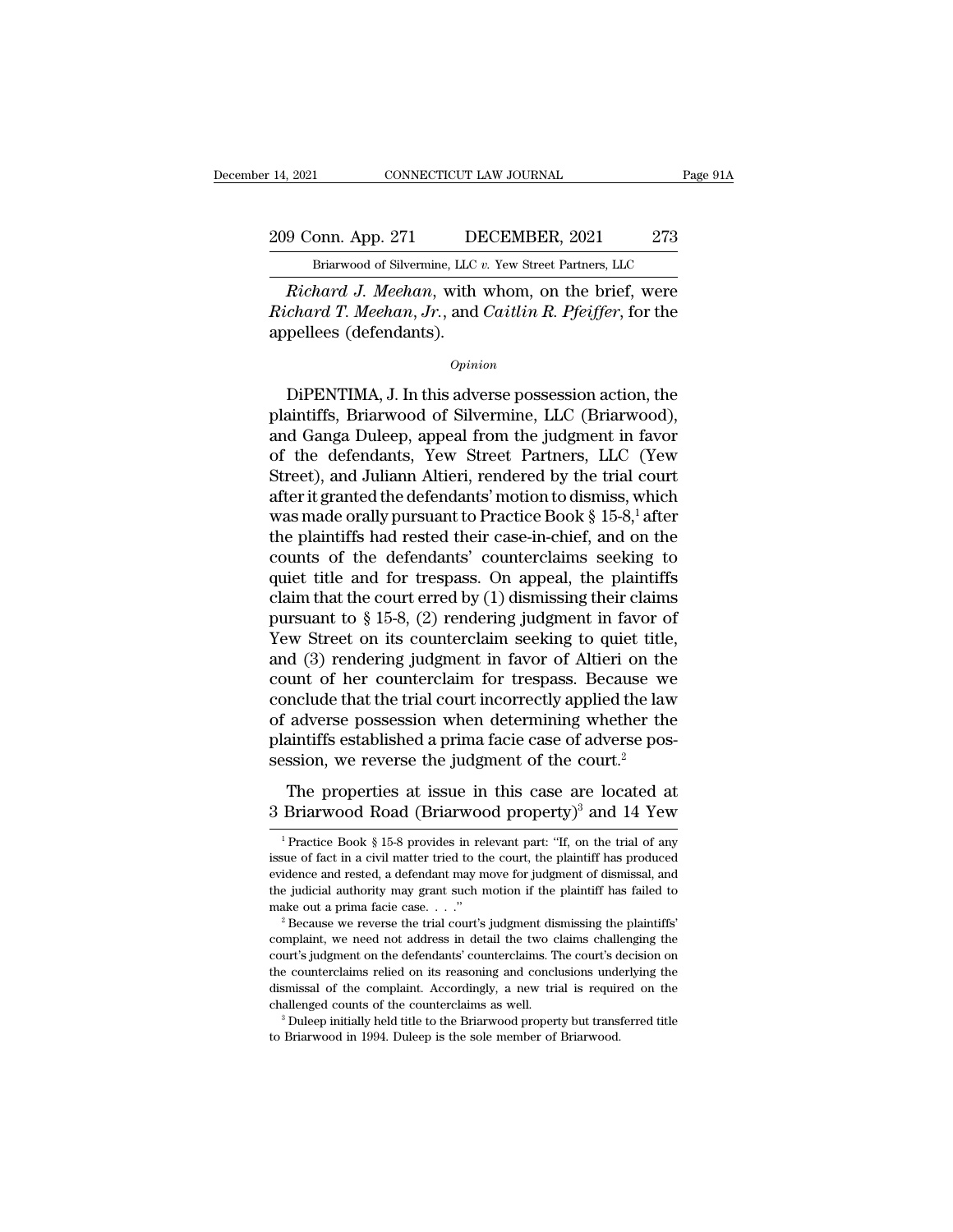*Richard J. Meehan*, with whom, on the brief, were *Richard T. Meehan, Jr.*, and *Caitlin R. Pfeiffer*, for the appellees (defendants).

*Opinion*

DiPENTIMA, J. In this adverse possession action, the plaintiffs, Briarwood of Silvermine, LLC (Briarwood), and Ganga Duleep, appeal from the judgment in favor of the defendants, Yew Street Partners, LLC (Yew Street), and Juliann Altieri, rendered by the trial court after it granted the defendants' motion to dismiss, which was made orally pursuant to Practice Book § 15-8,[1] after the plaintiffs had rested their case-in-chief, and on the counts of the defendants' counterclaims seeking to quiet title and for trespass. On appeal, the plaintiffs claim that the court erred by (1) dismissing their claims pursuant to § 15-8, (2) rendering judgment in favor of Yew Street on its counterclaim seeking to quiet title, and (3) rendering judgment in favor of Altieri on the count of her counterclaim for trespass. Because we conclude that the trial court incorrectly applied the law of adverse possession when determining whether the plaintiffs established a prima facie case of adverse possession, we reverse the judgment of the court.[2]

The properties at issue in this case are located at 3 Briarwood Road (Briarwood property)[3] and 14 Yew

[1] Practice Book § 15-8 provides in relevant part: "If, on the trial of any issue of fact in a civil matter tried to the court, the plaintiff has produced evidence and rested, a defendant may move for judgment of dismissal, and the judicial authority may grant such motion if the plaintiff has failed to make out a prima facie case. . . ."

[2] Because we reverse the trial court's judgment dismissing the plaintiffs' complaint, we need not address in detail the two claims challenging the court's judgment on the defendants' counterclaims. The court's decision on the counterclaims relied on its reasoning and conclusions underlying the dismissal of the complaint. Accordingly, a new trial is required on the challenged counts of the counterclaims as well.

[3] Duleep initially held title to the Briarwood property but transferred title to Briarwood in 1994. Duleep is the sole member of Briarwood.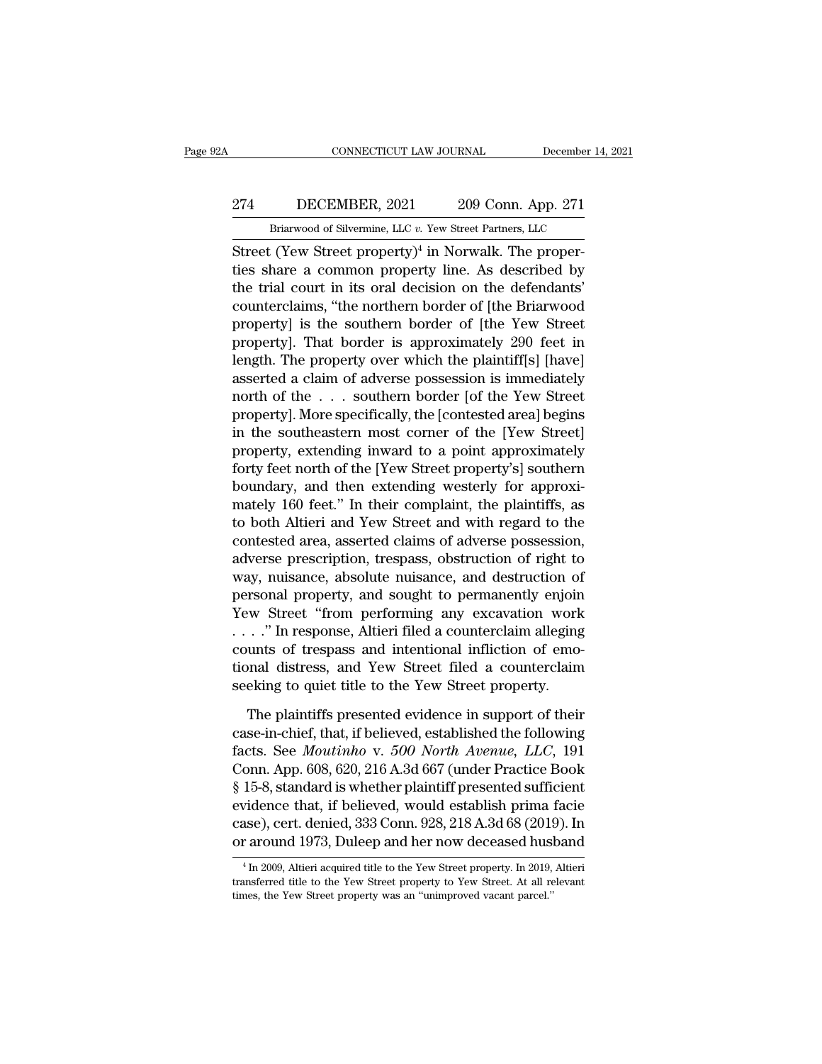Street (Yew Street property)[4] in Norwalk. The properties share a common property line. As described by the trial court in its oral decision on the defendants' counterclaims, "the northern border of [the Briarwood property] is the southern border of [the Yew Street property]. That border is approximately 290 feet in length. The property over which the plaintiff[s] [have] asserted a claim of adverse possession is immediately north of the . . . southern border [of the Yew Street property]. More specifically, the [contested area] begins in the southeastern most corner of the [Yew Street] property, extending inward to a point approximately forty feet north of the [Yew Street property's] southern boundary, and then extending westerly for approximately 160 feet." In their complaint, the plaintiffs, as to both Altieri and Yew Street and with regard to the contested area, asserted claims of adverse possession, adverse prescription, trespass, obstruction of right to way, nuisance, absolute nuisance, and destruction of personal property, and sought to permanently enjoin Yew Street "from performing any excavation work . . . ." In response, Altieri filed a counterclaim alleging counts of trespass and intentional infliction of emotional distress, and Yew Street filed a counterclaim seeking to quiet title to the Yew Street property.

The plaintiffs presented evidence in support of their case-in-chief, that, if believed, established the following facts. See *Moutinho* v. *500 North Avenue, LLC*, 191 Conn. App. 608, 620, 216 A.3d 667 (under Practice Book § 15-8, standard is whether plaintiff presented sufficient evidence that, if believed, would establish prima facie case), cert. denied, 333 Conn. 928, 218 A.3d 68 (2019). In or around 1973, Duleep and her now deceased husband

[4] In 2009, Altieri acquired title to the Yew Street property. In 2019, Altieri transferred title to the Yew Street property to Yew Street. At all relevant times, the Yew Street property was an "unimproved vacant parcel."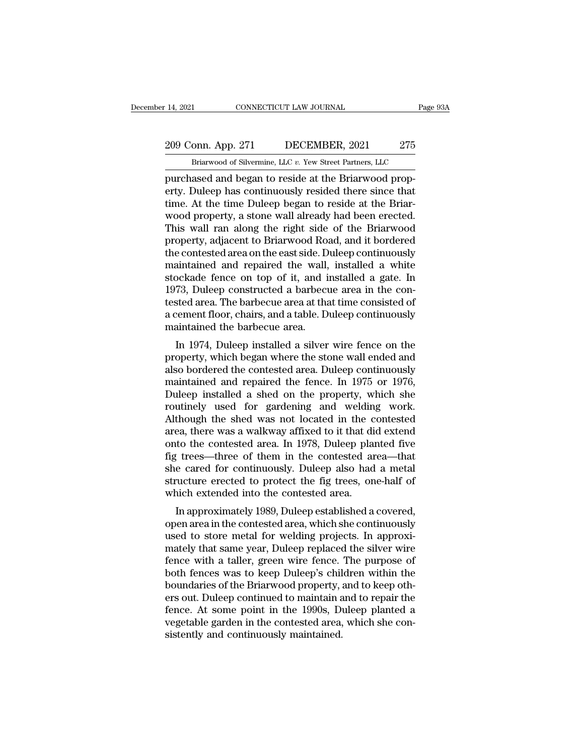purchased and began to reside at the Briarwood property. Duleep has continuously resided there since that time. At the time Duleep began to reside at the Briarwood property, a stone wall already had been erected. This wall ran along the right side of the Briarwood property, adjacent to Briarwood Road, and it bordered the contested area on the east side. Duleep continuously maintained and repaired the wall, installed a white stockade fence on top of it, and installed a gate. In 1973, Duleep constructed a barbecue area in the contested area. The barbecue area at that time consisted of a cement floor, chairs, and a table. Duleep continuously maintained the barbecue area.

In 1974, Duleep installed a silver wire fence on the property, which began where the stone wall ended and also bordered the contested area. Duleep continuously maintained and repaired the fence. In 1975 or 1976, Duleep installed a shed on the property, which she routinely used for gardening and welding work. Although the shed was not located in the contested area, there was a walkway affixed to it that did extend onto the contested area. In 1978, Duleep planted five fig trees—three of them in the contested area—that she cared for continuously. Duleep also had a metal structure erected to protect the fig trees, one-half of which extended into the contested area.

In approximately 1989, Duleep established a covered, open area in the contested area, which she continuously used to store metal for welding projects. In approximately that same year, Duleep replaced the silver wire fence with a taller, green wire fence. The purpose of both fences was to keep Duleep's children within the boundaries of the Briarwood property, and to keep others out. Duleep continued to maintain and to repair the fence. At some point in the 1990s, Duleep planted a vegetable garden in the contested area, which she consistently and continuously maintained.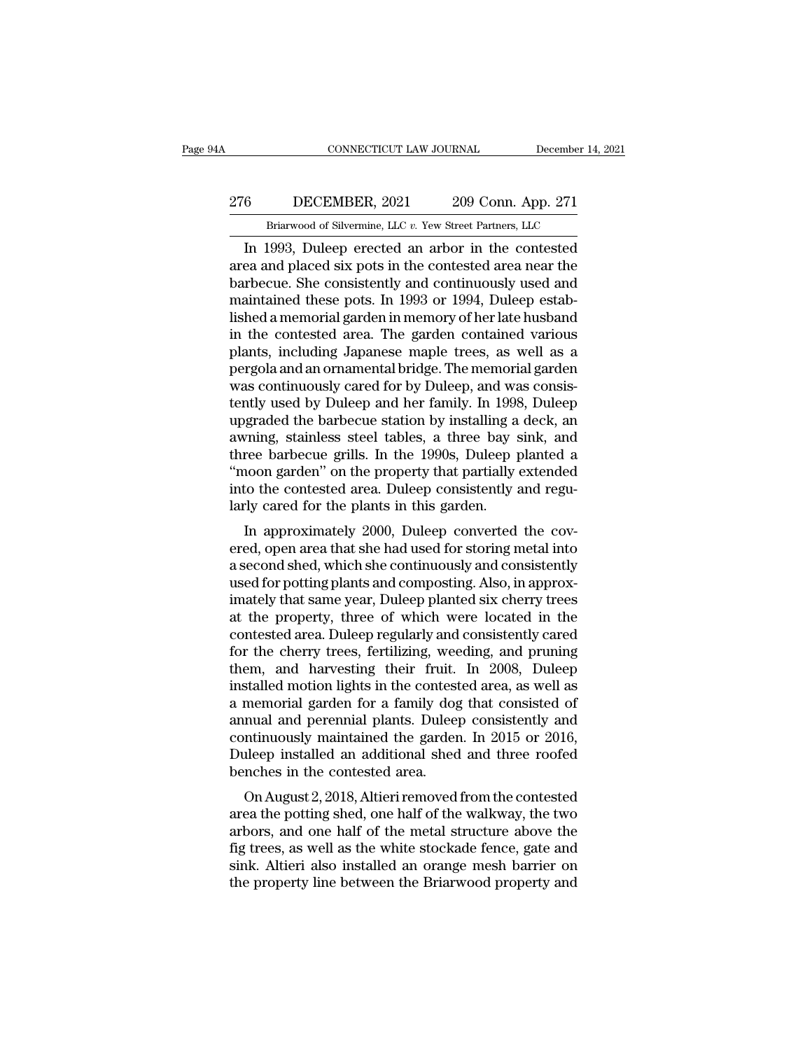In 1993, Duleep erected an arbor in the contested area and placed six pots in the contested area near the barbecue. She consistently and continuously used and maintained these pots. In 1993 or 1994, Duleep established a memorial garden in memory of her late husband in the contested area. The garden contained various plants, including Japanese maple trees, as well as a pergola and an ornamental bridge. The memorial garden was continuously cared for by Duleep, and was consistently used by Duleep and her family. In 1998, Duleep upgraded the barbecue station by installing a deck, an awning, stainless steel tables, a three bay sink, and three barbecue grills. In the 1990s, Duleep planted a "moon garden" on the property that partially extended into the contested area. Duleep consistently and regularly cared for the plants in this garden.

In approximately 2000, Duleep converted the covered, open area that she had used for storing metal into a second shed, which she continuously and consistently used for potting plants and composting. Also, in approximately that same year, Duleep planted six cherry trees at the property, three of which were located in the contested area. Duleep regularly and consistently cared for the cherry trees, fertilizing, weeding, and pruning them, and harvesting their fruit. In 2008, Duleep installed motion lights in the contested area, as well as a memorial garden for a family dog that consisted of annual and perennial plants. Duleep consistently and continuously maintained the garden. In 2015 or 2016, Duleep installed an additional shed and three roofed benches in the contested area.

On August 2, 2018, Altieri removed from the contested area the potting shed, one half of the walkway, the two arbors, and one half of the metal structure above the fig trees, as well as the white stockade fence, gate and sink. Altieri also installed an orange mesh barrier on the property line between the Briarwood property and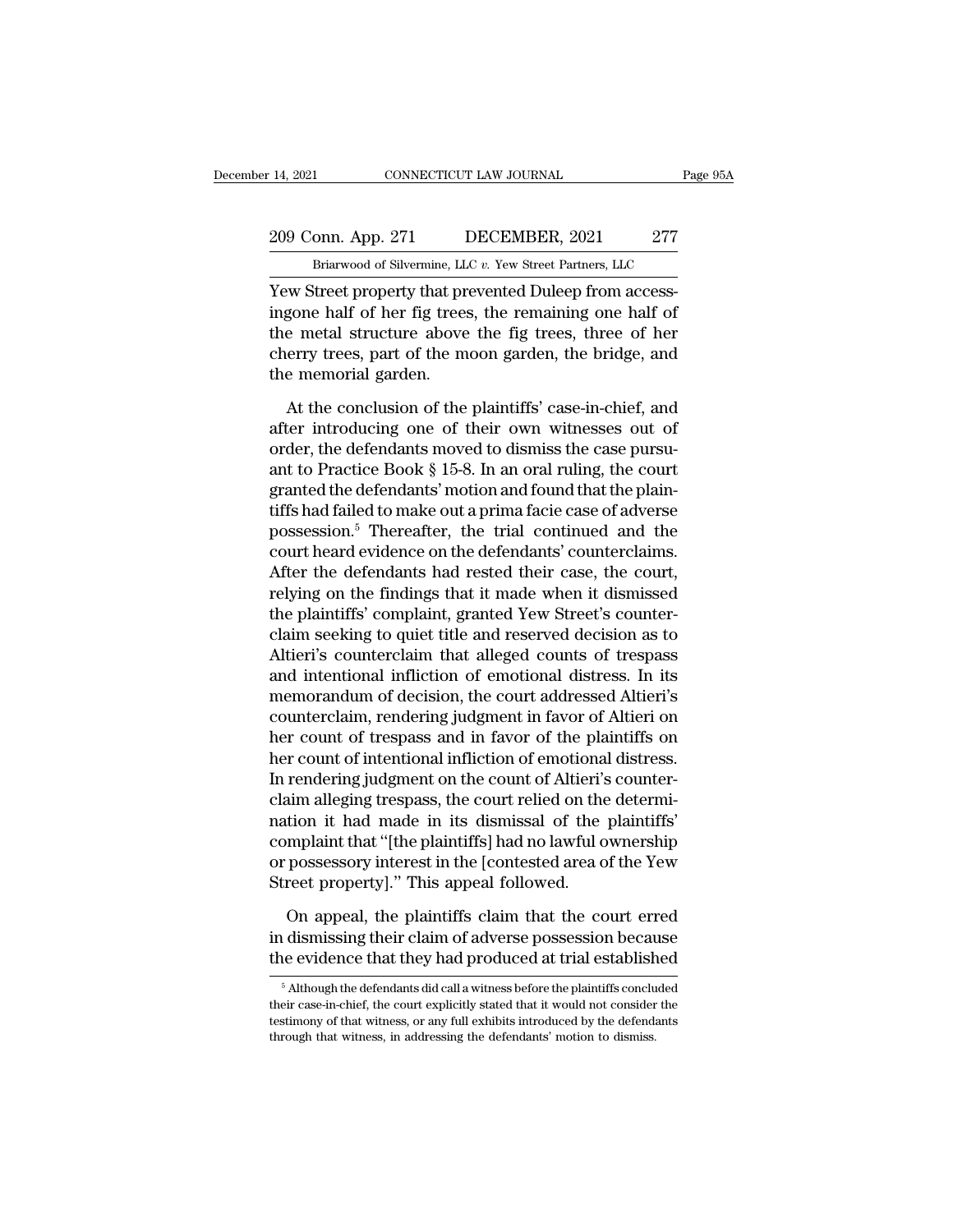Yew Street property that prevented Duleep from accessingone half of her fig trees, the remaining one half of the metal structure above the fig trees, three of her cherry trees, part of the moon garden, the bridge, and the memorial garden.

At the conclusion of the plaintiffs' case-in-chief, and after introducing one of their own witnesses out of order, the defendants moved to dismiss the case pursuant to Practice Book § 15-8. In an oral ruling, the court granted the defendants' motion and found that the plaintiffs had failed to make out a prima facie case of adverse possession.[5] Thereafter, the trial continued and the court heard evidence on the defendants' counterclaims. After the defendants had rested their case, the court, relying on the findings that it made when it dismissed the plaintiffs' complaint, granted Yew Street's counterclaim seeking to quiet title and reserved decision as to Altieri's counterclaim that alleged counts of trespass and intentional infliction of emotional distress. In its memorandum of decision, the court addressed Altieri's counterclaim, rendering judgment in favor of Altieri on her count of trespass and in favor of the plaintiffs on her count of intentional infliction of emotional distress. In rendering judgment on the count of Altieri's counterclaim alleging trespass, the court relied on the determination it had made in its dismissal of the plaintiffs' complaint that "[the plaintiffs] had no lawful ownership or possessory interest in the [contested area of the Yew Street property]." This appeal followed.

On appeal, the plaintiffs claim that the court erred in dismissing their claim of adverse possession because the evidence that they had produced at trial established

[5] Although the defendants did call a witness before the plaintiffs concluded their case-in-chief, the court explicitly stated that it would not consider the testimony of that witness, or any full exhibits introduced by the defendants through that witness, in addressing the defendants' motion to dismiss.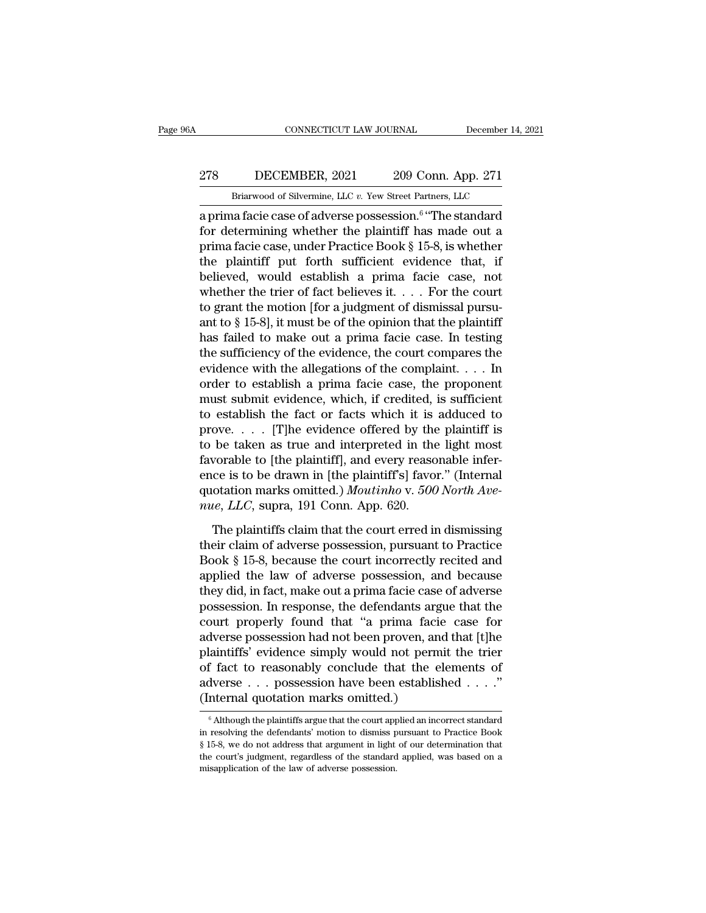a prima facie case of adverse possession.[6] "The standard for determining whether the plaintiff has made out a prima facie case, under Practice Book § 15-8, is whether the plaintiff put forth sufficient evidence that, if believed, would establish a prima facie case, not whether the trier of fact believes it. . . . For the court to grant the motion [for a judgment of dismissal pursuant to § 15-8], it must be of the opinion that the plaintiff has failed to make out a prima facie case. In testing the sufficiency of the evidence, the court compares the evidence with the allegations of the complaint. . . . In order to establish a prima facie case, the proponent must submit evidence, which, if credited, is sufficient to establish the fact or facts which it is adduced to prove. . . . [T]he evidence offered by the plaintiff is to be taken as true and interpreted in the light most favorable to [the plaintiff], and every reasonable inference is to be drawn in [the plaintiff's] favor." (Internal quotation marks omitted.) *Moutinho* v. *500 North Avenue, LLC*, supra, 191 Conn. App. 620.

The plaintiffs claim that the court erred in dismissing their claim of adverse possession, pursuant to Practice Book § 15-8, because the court incorrectly recited and applied the law of adverse possession, and because they did, in fact, make out a prima facie case of adverse possession. In response, the defendants argue that the court properly found that "a prima facie case for adverse possession had not been proven, and that [t]he plaintiffs' evidence simply would not permit the trier of fact to reasonably conclude that the elements of adverse . . . possession have been established . . . ." (Internal quotation marks omitted.)

[6] Although the plaintiffs argue that the court applied an incorrect standard in resolving the defendants' motion to dismiss pursuant to Practice Book § 15-8, we do not address that argument in light of our determination that the court's judgment, regardless of the standard applied, was based on a misapplication of the law of adverse possession.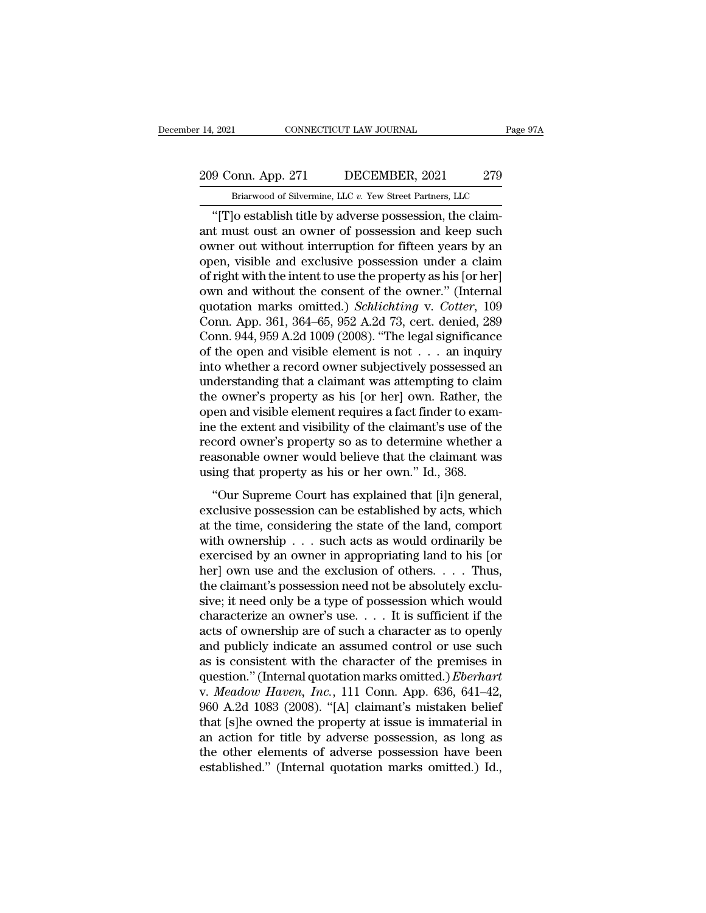"[T]o establish title by adverse possession, the claimant must oust an owner of possession and keep such owner out without interruption for fifteen years by an open, visible and exclusive possession under a claim of right with the intent to use the property as his [or her] own and without the consent of the owner." (Internal quotation marks omitted.) *Schlichting* v. *Cotter*, 109 Conn. App. 361, 364–65, 952 A.2d 73, cert. denied, 289 Conn. 944, 959 A.2d 1009 (2008). "The legal significance of the open and visible element is not . . . an inquiry into whether a record owner subjectively possessed an understanding that a claimant was attempting to claim the owner's property as his [or her] own. Rather, the open and visible element requires a fact finder to examine the extent and visibility of the claimant's use of the record owner's property so as to determine whether a reasonable owner would believe that the claimant was using that property as his or her own." Id., 368.

"Our Supreme Court has explained that [i]n general, exclusive possession can be established by acts, which at the time, considering the state of the land, comport with ownership . . . such acts as would ordinarily be exercised by an owner in appropriating land to his [or her] own use and the exclusion of others. . . . Thus, the claimant's possession need not be absolutely exclusive; it need only be a type of possession which would characterize an owner's use. . . . It is sufficient if the acts of ownership are of such a character as to openly and publicly indicate an assumed control or use such as is consistent with the character of the premises in question." (Internal quotation marks omitted.) *Eberhart* v. *Meadow Haven, Inc.*, 111 Conn. App. 636, 641–42, 960 A.2d 1083 (2008). "[A] claimant's mistaken belief that [s]he owned the property at issue is immaterial in an action for title by adverse possession, as long as the other elements of adverse possession have been established." (Internal quotation marks omitted.) Id.,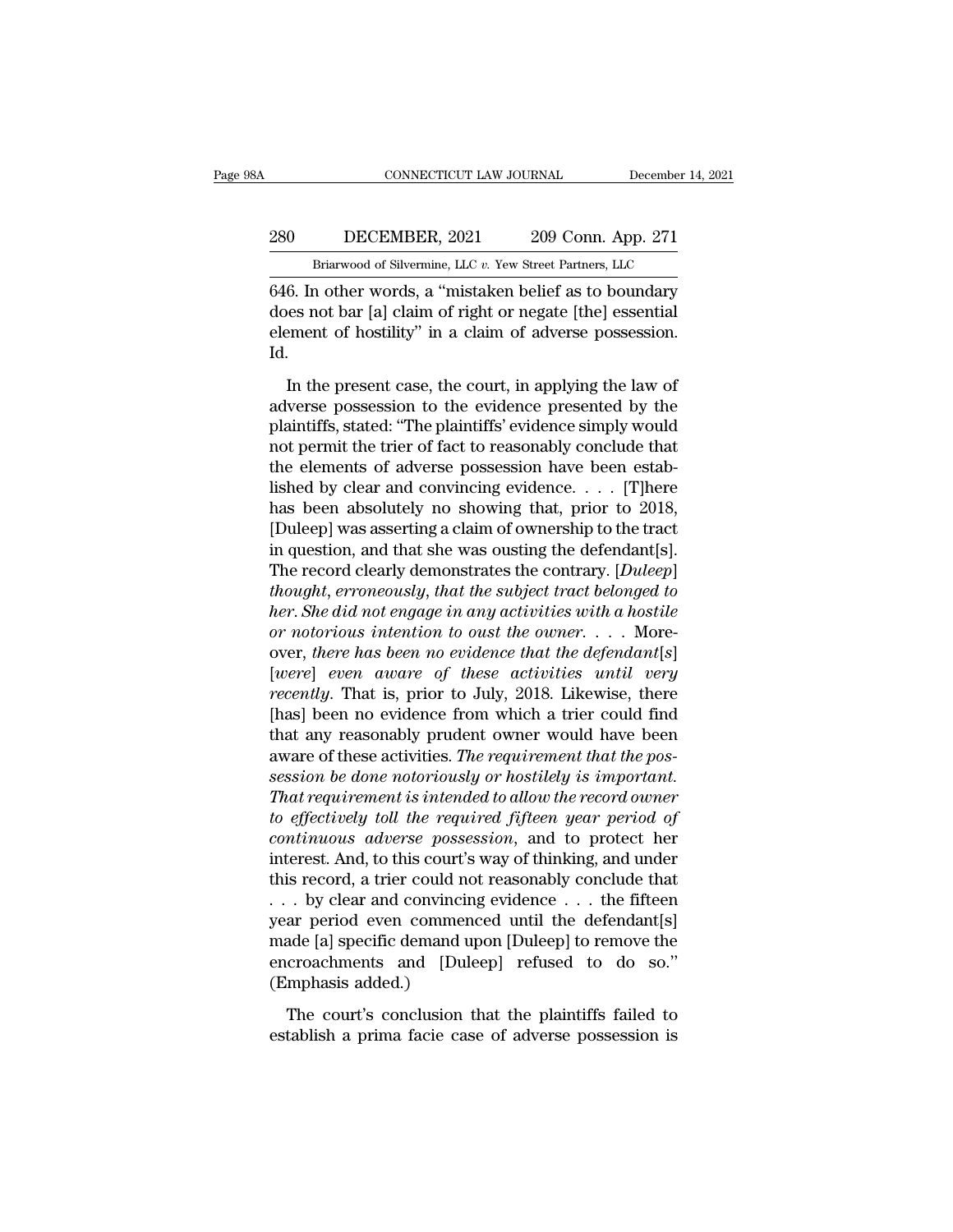646. In other words, a "mistaken belief as to boundary does not bar [a] claim of right or negate [the] essential element of hostility" in a claim of adverse possession. Id.

In the present case, the court, in applying the law of adverse possession to the evidence presented by the plaintiffs, stated: "The plaintiffs' evidence simply would not permit the trier of fact to reasonably conclude that the elements of adverse possession have been established by clear and convincing evidence. . . . [T]here has been absolutely no showing that, prior to 2018, [Duleep] was asserting a claim of ownership to the tract in question, and that she was ousting the defendant[s]. The record clearly demonstrates the contrary. [*Duleep*] *thought, erroneously, that the subject tract belonged to her. She did not engage in any activities with a hostile or notorious intention to oust the owner*. . . . Moreover, *there has been no evidence that the defendant[s] [were] even aware of these activities until very recently*. That is, prior to July, 2018. Likewise, there [has] been no evidence from which a trier could find that any reasonably prudent owner would have been aware of these activities. *The requirement that the possession be done notoriously or hostilely is important. That requirement is intended to allow the record owner to effectively toll the required fifteen year period of continuous adverse possession*, and to protect her interest. And, to this court's way of thinking, and under this record, a trier could not reasonably conclude that . . . by clear and convincing evidence . . . the fifteen year period even commenced until the defendant[s] made [a] specific demand upon [Duleep] to remove the encroachments and [Duleep] refused to do so." (Emphasis added.)

The court's conclusion that the plaintiffs failed to establish a prima facie case of adverse possession is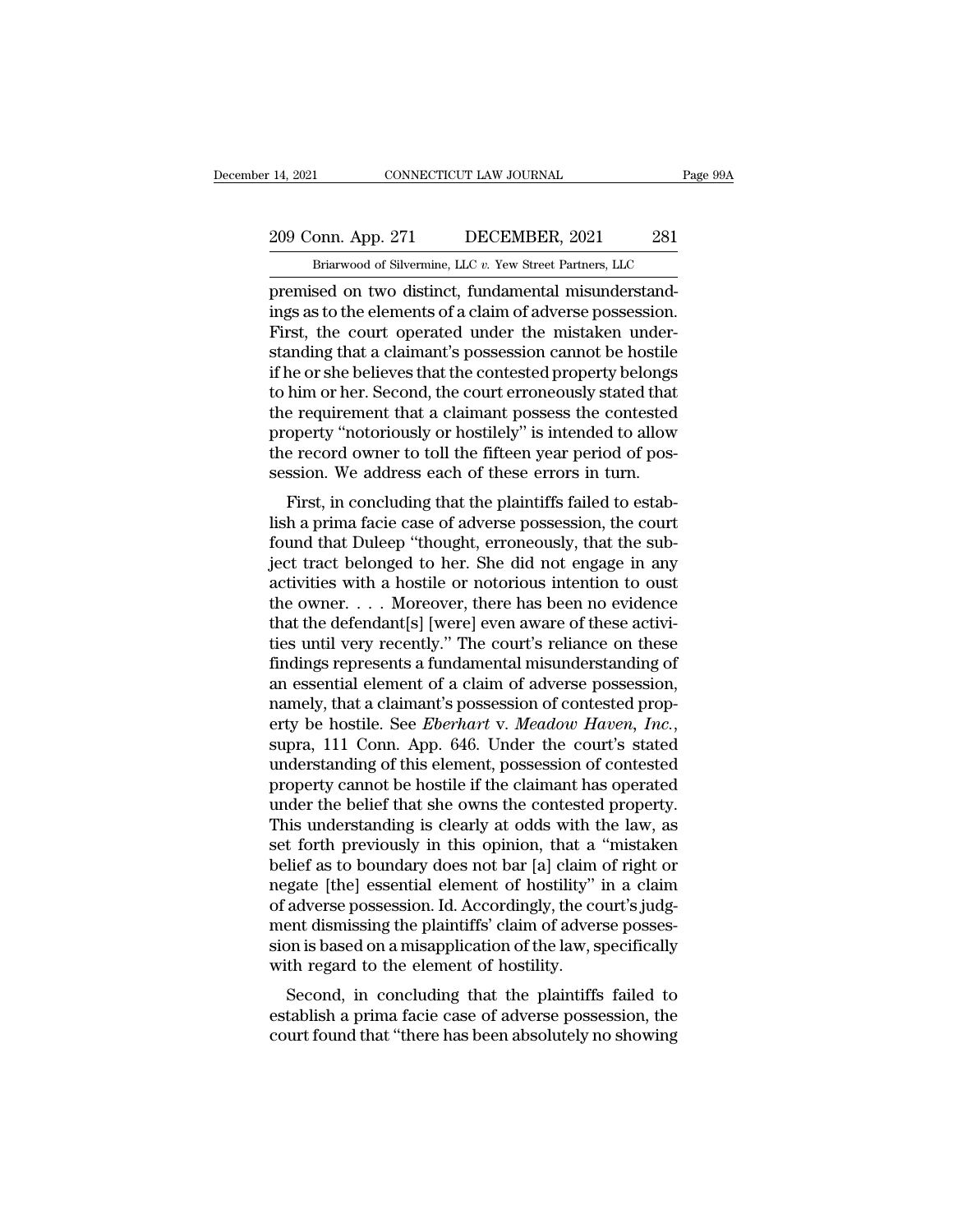premised on two distinct, fundamental misunderstandings as to the elements of a claim of adverse possession. First, the court operated under the mistaken understanding that a claimant's possession cannot be hostile if he or she believes that the contested property belongs to him or her. Second, the court erroneously stated that the requirement that a claimant possess the contested property "notoriously or hostilely" is intended to allow the record owner to toll the fifteen year period of possession. We address each of these errors in turn.

First, in concluding that the plaintiffs failed to establish a prima facie case of adverse possession, the court found that Duleep "thought, erroneously, that the subject tract belonged to her. She did not engage in any activities with a hostile or notorious intention to oust the owner. . . . Moreover, there has been no evidence that the defendant[s] [were] even aware of these activities until very recently." The court's reliance on these findings represents a fundamental misunderstanding of an essential element of a claim of adverse possession, namely, that a claimant's possession of contested property be hostile. See *Eberhart* v. *Meadow Haven, Inc.*, supra, 111 Conn. App. 646. Under the court's stated understanding of this element, possession of contested property cannot be hostile if the claimant has operated under the belief that she owns the contested property. This understanding is clearly at odds with the law, as set forth previously in this opinion, that a "mistaken belief as to boundary does not bar [a] claim of right or negate [the] essential element of hostility" in a claim of adverse possession. Id. Accordingly, the court's judgment dismissing the plaintiffs' claim of adverse possession is based on a misapplication of the law, specifically with regard to the element of hostility.

Second, in concluding that the plaintiffs failed to establish a prima facie case of adverse possession, the court found that "there has been absolutely no showing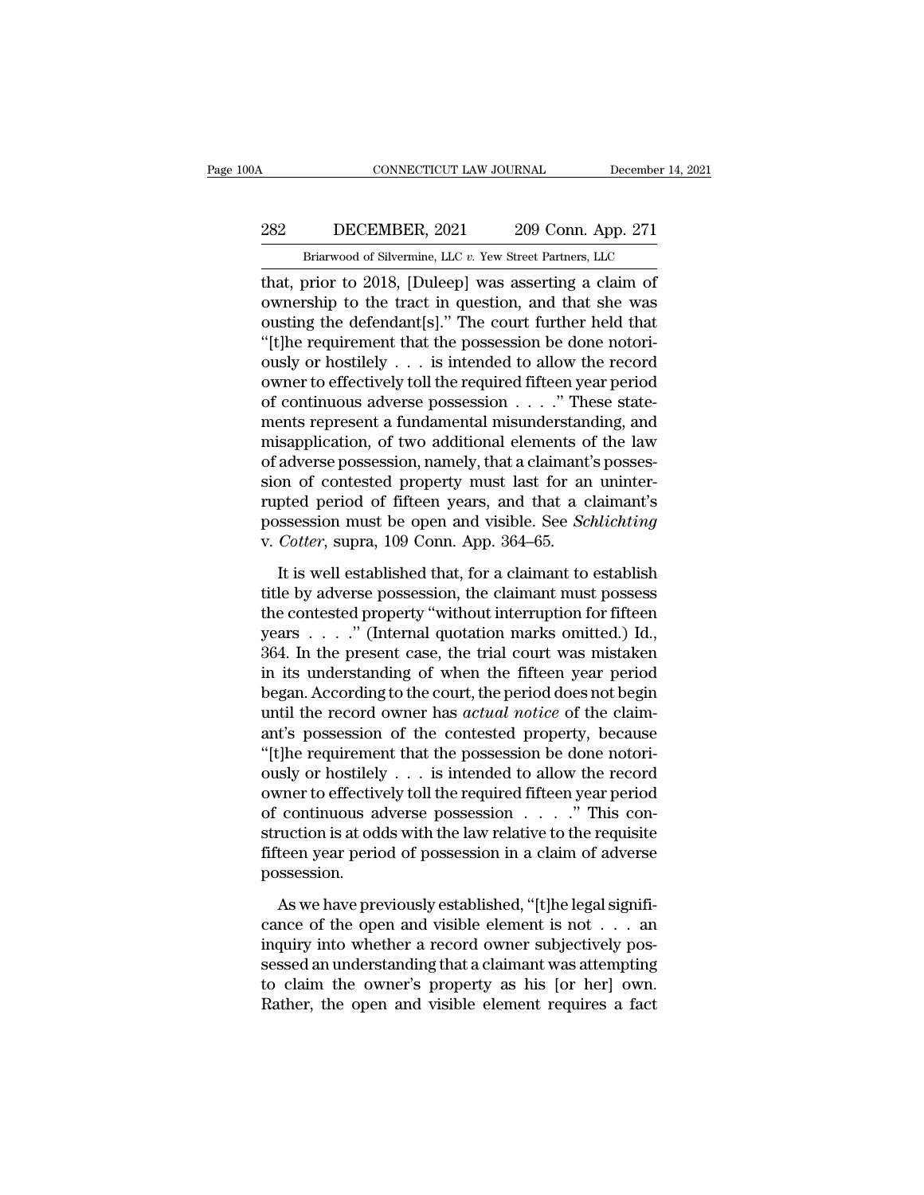that, prior to 2018, [Duleep] was asserting a claim of ownership to the tract in question, and that she was ousting the defendant[s]." The court further held that "[t]he requirement that the possession be done notoriously or hostilely . . . is intended to allow the record owner to effectively toll the required fifteen year period of continuous adverse possession . . . ." These statements represent a fundamental misunderstanding, and misapplication, of two additional elements of the law of adverse possession, namely, that a claimant's possession of contested property must last for an uninterrupted period of fifteen years, and that a claimant's possession must be open and visible. See *Schlichting* v. *Cotter*, supra, 109 Conn. App. 364–65.

It is well established that, for a claimant to establish title by adverse possession, the claimant must possess the contested property "without interruption for fifteen years . . . ." (Internal quotation marks omitted.) Id., 364. In the present case, the trial court was mistaken in its understanding of when the fifteen year period began. According to the court, the period does not begin until the record owner has *actual notice* of the claimant's possession of the contested property, because "[t]he requirement that the possession be done notoriously or hostilely . . . is intended to allow the record owner to effectively toll the required fifteen year period of continuous adverse possession . . . ." This construction is at odds with the law relative to the requisite fifteen year period of possession in a claim of adverse possession.

As we have previously established, "[t]he legal significance of the open and visible element is not . . . an inquiry into whether a record owner subjectively possessed an understanding that a claimant was attempting to claim the owner's property as his [or her] own. Rather, the open and visible element requires a fact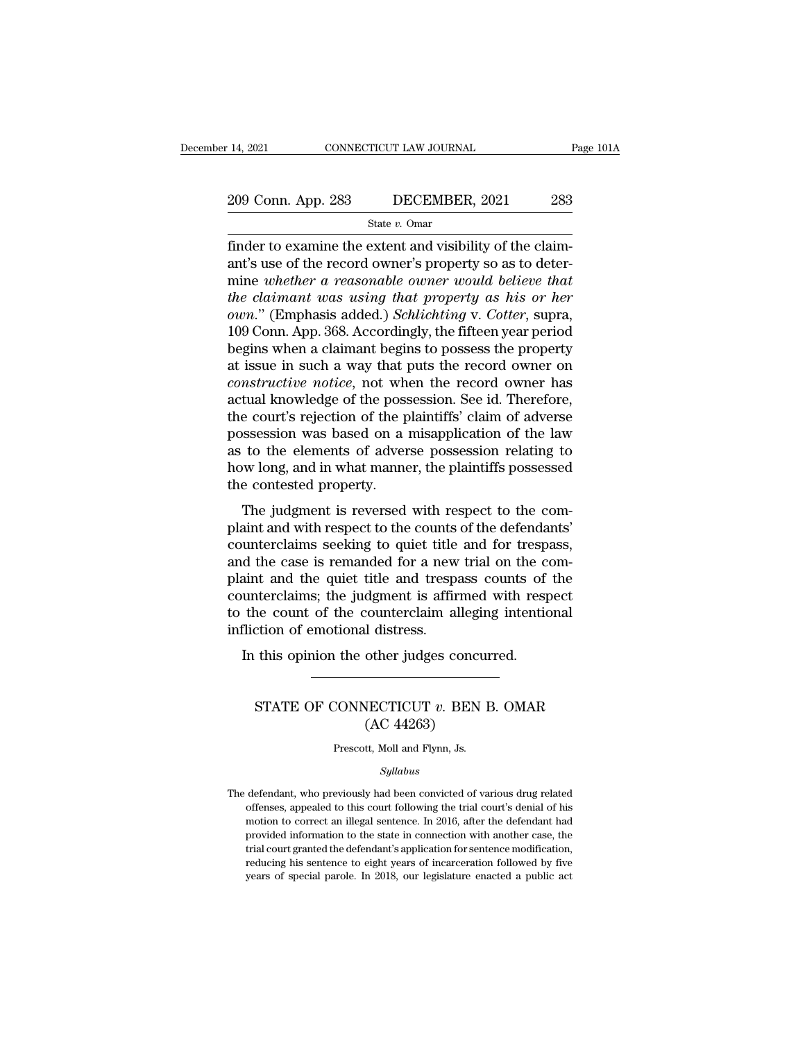finder to examine the extent and visibility of the claimant's use of the record owner's property so as to determine *whether a reasonable owner would believe that the claimant was using that property as his or her own*." (Emphasis added.) *Schlichting* v. *Cotter*, supra, 109 Conn. App. 368. Accordingly, the fifteen year period begins when a claimant begins to possess the property at issue in such a way that puts the record owner on *constructive notice*, not when the record owner has actual knowledge of the possession. See id. Therefore, the court's rejection of the plaintiffs' claim of adverse possession was based on a misapplication of the law as to the elements of adverse possession relating to how long, and in what manner, the plaintiffs possessed the contested property.

The judgment is reversed with respect to the complaint and with respect to the counts of the defendants' counterclaims seeking to quiet title and for trespass, and the case is remanded for a new trial on the complaint and the quiet title and trespass counts of the counterclaims; the judgment is affirmed with respect to the count of the counterclaim alleging intentional infliction of emotional distress.

In this opinion the other judges concurred.

---

# STATE OF CONNECTICUT *v.* BEN B. OMAR
## (AC 44263)

Prescott, Moll and Flynn, Js.

*Syllabus*

The defendant, who previously had been convicted of various drug related offenses, appealed to this court following the trial court's denial of his motion to correct an illegal sentence. In 2016, after the defendant had provided information to the state in connection with another case, the trial court granted the defendant's application for sentence modification, reducing his sentence to eight years of incarceration followed by five years of special parole. In 2018, our legislature enacted a public act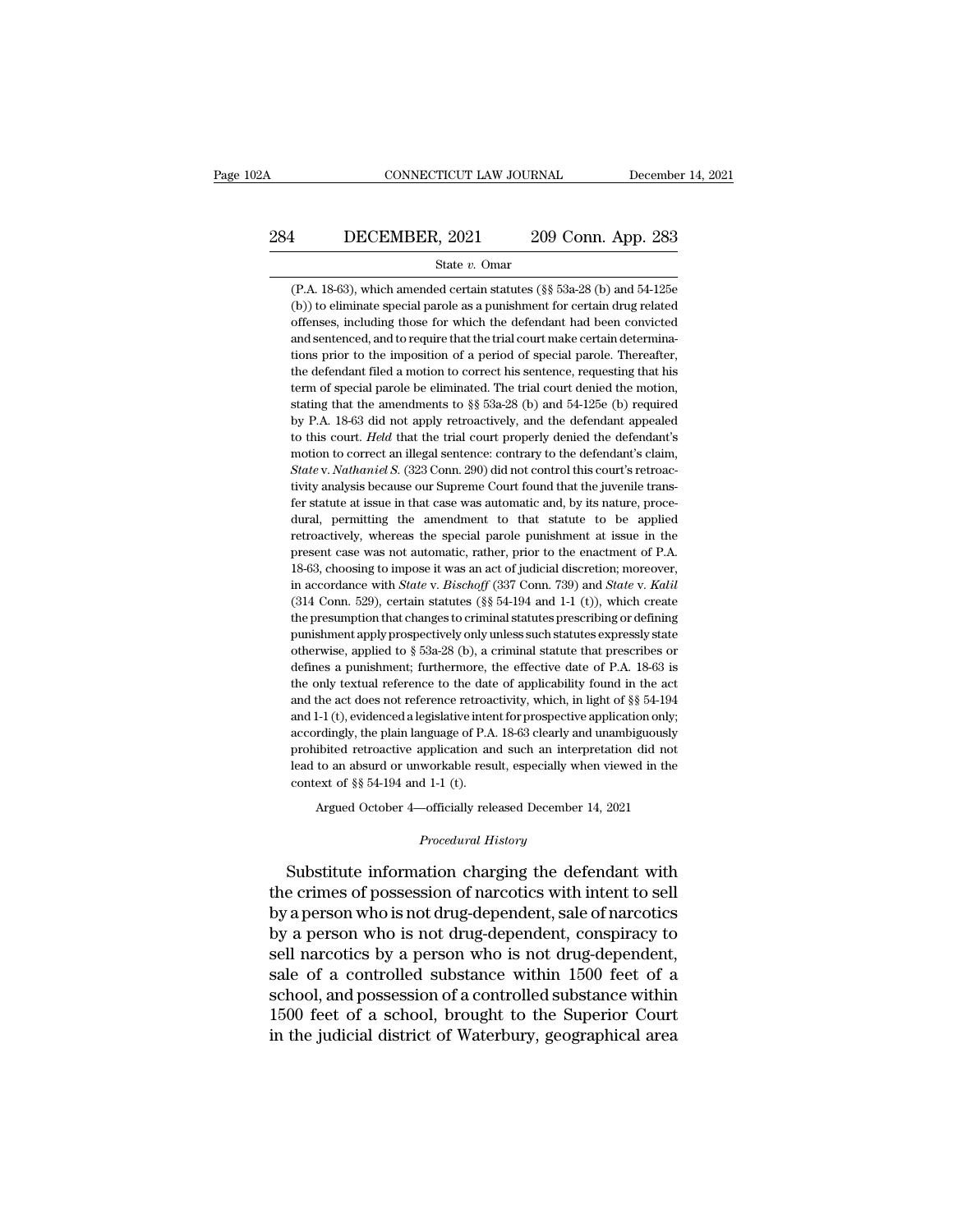(P.A. 18-63), which amended certain statutes (§§ 53a-28 (b) and 54-125e (b)) to eliminate special parole as a punishment for certain drug related offenses, including those for which the defendant had been convicted and sentenced, and to require that the trial court make certain determinations prior to the imposition of a period of special parole. Thereafter, the defendant filed a motion to correct his sentence, requesting that his term of special parole be eliminated. The trial court denied the motion, stating that the amendments to §§ 53a-28 (b) and 54-125e (b) required by P.A. 18-63 did not apply retroactively, and the defendant appealed to this court. *Held* that the trial court properly denied the defendant's motion to correct an illegal sentence: contrary to the defendant's claim, *State* v. *Nathaniel S.* (323 Conn. 290) did not control this court's retroactivity analysis because our Supreme Court found that the juvenile transfer statute at issue in that case was automatic and, by its nature, procedural, permitting the amendment to that statute to be applied retroactively, whereas the special parole punishment at issue in the present case was not automatic, rather, prior to the enactment of P.A. 18-63, choosing to impose it was an act of judicial discretion; moreover, in accordance with *State* v. *Bischoff* (337 Conn. 739) and *State* v. *Kalil* (314 Conn. 529), certain statutes (§§ 54-194 and 1-1 (t)), which create the presumption that changes to criminal statutes prescribing or defining punishment apply prospectively only unless such statutes expressly state otherwise, applied to § 53a-28 (b), a criminal statute that prescribes or defines a punishment; furthermore, the effective date of P.A. 18-63 is the only textual reference to the date of applicability found in the act and the act does not reference retroactivity, which, in light of §§ 54-194 and 1-1 (t), evidenced a legislative intent for prospective application only; accordingly, the plain language of P.A. 18-63 clearly and unambiguously prohibited retroactive application and such an interpretation did not lead to an absurd or unworkable result, especially when viewed in the context of §§ 54-194 and 1-1 (t).

Argued October 4—officially released December 14, 2021

*Procedural History*

Substitute information charging the defendant with the crimes of possession of narcotics with intent to sell by a person who is not drug-dependent, sale of narcotics by a person who is not drug-dependent, conspiracy to sell narcotics by a person who is not drug-dependent, sale of a controlled substance within 1500 feet of a school, and possession of a controlled substance within 1500 feet of a school, brought to the Superior Court in the judicial district of Waterbury, geographical area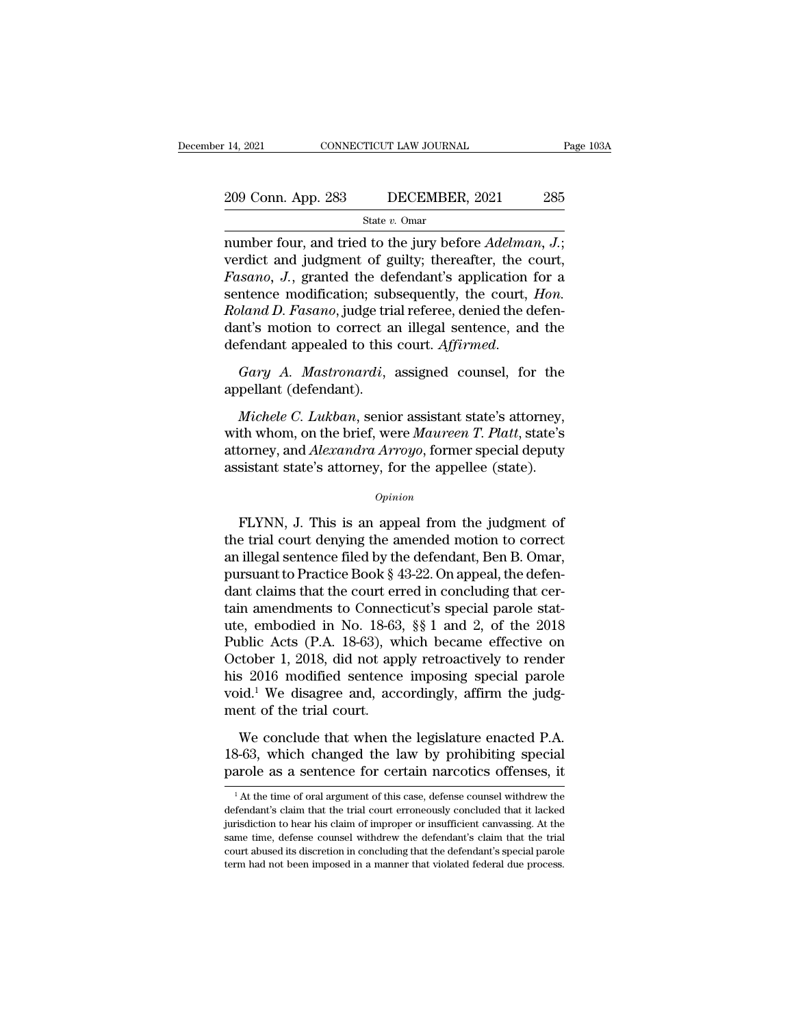number four, and tried to the jury before *Adelman, J.*; verdict and judgment of guilty; thereafter, the court, *Fasano, J.*, granted the defendant's application for a sentence modification; subsequently, the court, *Hon. Roland D. Fasano*, judge trial referee, denied the defendant's motion to correct an illegal sentence, and the defendant appealed to this court. *Affirmed.*

*Gary A. Mastronardi*, assigned counsel, for the appellant (defendant).

*Michele C. Lukban*, senior assistant state's attorney, with whom, on the brief, were *Maureen T. Platt*, state's attorney, and *Alexandra Arroyo*, former special deputy assistant state's attorney, for the appellee (state).

*Opinion*

FLYNN, J. This is an appeal from the judgment of the trial court denying the amended motion to correct an illegal sentence filed by the defendant, Ben B. Omar, pursuant to Practice Book § 43-22. On appeal, the defendant claims that the court erred in concluding that certain amendments to Connecticut's special parole statute, embodied in No. 18-63, §§ 1 and 2, of the 2018 Public Acts (P.A. 18-63), which became effective on October 1, 2018, did not apply retroactively to render his 2016 modified sentence imposing special parole void.[1] We disagree and, accordingly, affirm the judgment of the trial court.

We conclude that when the legislature enacted P.A. 18-63, which changed the law by prohibiting special parole as a sentence for certain narcotics offenses, it

[1] At the time of oral argument of this case, defense counsel withdrew the defendant's claim that the trial court erroneously concluded that it lacked jurisdiction to hear his claim of improper or insufficient canvassing. At the same time, defense counsel withdrew the defendant's claim that the trial court abused its discretion in concluding that the defendant's special parole term had not been imposed in a manner that violated federal due process.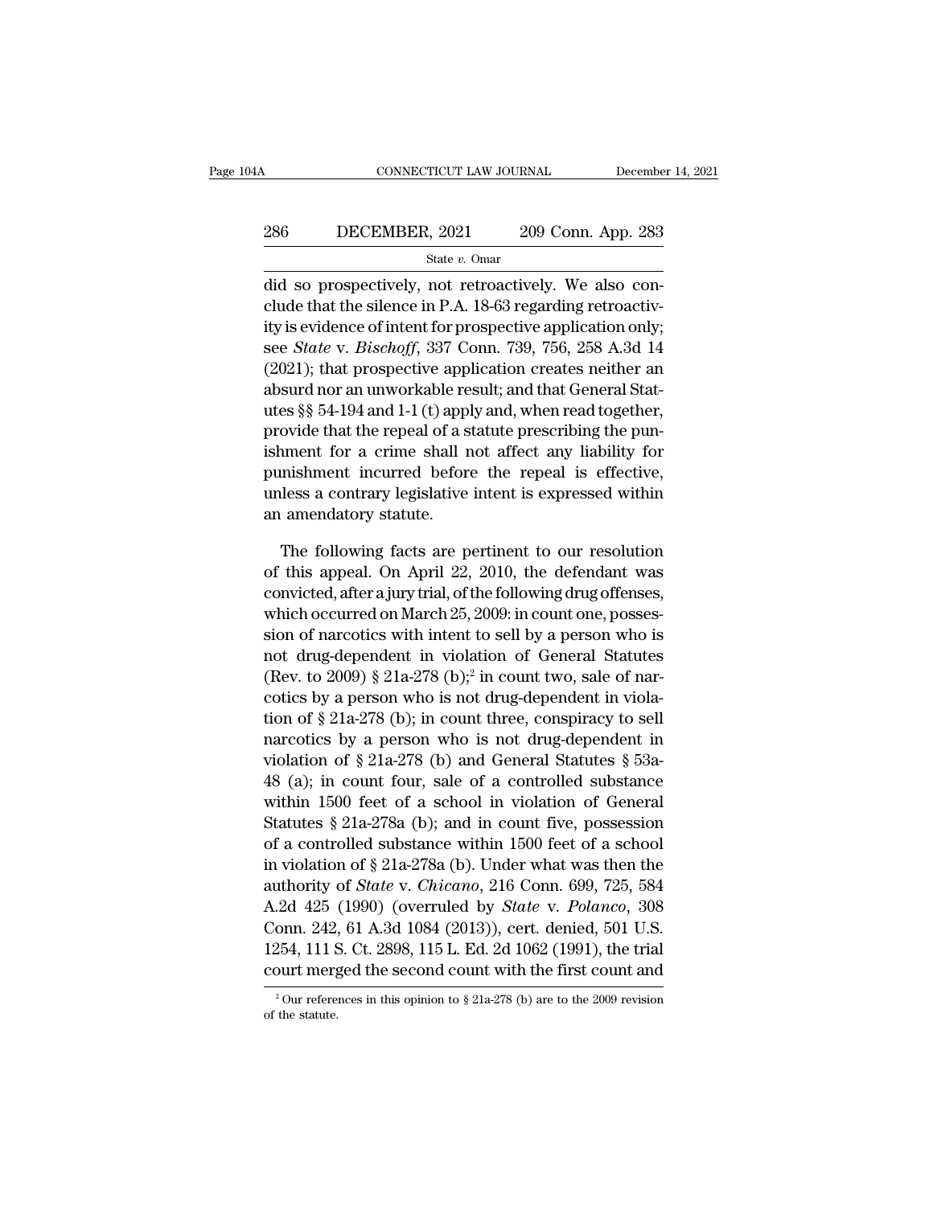did so prospectively, not retroactively. We also conclude that the silence in P.A. 18-63 regarding retroactivity is evidence of intent for prospective application only; see *State* v. *Bischoff*, 337 Conn. 739, 756, 258 A.3d 14 (2021); that prospective application creates neither an absurd nor an unworkable result; and that General Statutes §§ 54-194 and 1-1 (t) apply and, when read together, provide that the repeal of a statute prescribing the punishment for a crime shall not affect any liability for punishment incurred before the repeal is effective, unless a contrary legislative intent is expressed within an amendatory statute.

The following facts are pertinent to our resolution of this appeal. On April 22, 2010, the defendant was convicted, after a jury trial, of the following drug offenses, which occurred on March 25, 2009: in count one, possession of narcotics with intent to sell by a person who is not drug-dependent in violation of General Statutes (Rev. to 2009) § 21a-278 (b);[2] in count two, sale of narcotics by a person who is not drug-dependent in violation of § 21a-278 (b); in count three, conspiracy to sell narcotics by a person who is not drug-dependent in violation of § 21a-278 (b) and General Statutes § 53a-48 (a); in count four, sale of a controlled substance within 1500 feet of a school in violation of General Statutes § 21a-278a (b); and in count five, possession of a controlled substance within 1500 feet of a school in violation of § 21a-278a (b). Under what was then the authority of *State* v. *Chicano*, 216 Conn. 699, 725, 584 A.2d 425 (1990) (overruled by *State* v. *Polanco*, 308 Conn. 242, 61 A.3d 1084 (2013)), cert. denied, 501 U.S. 1254, 111 S. Ct. 2898, 115 L. Ed. 2d 1062 (1991), the trial court merged the second count with the first count and

[2] Our references in this opinion to § 21a-278 (b) are to the 2009 revision of the statute.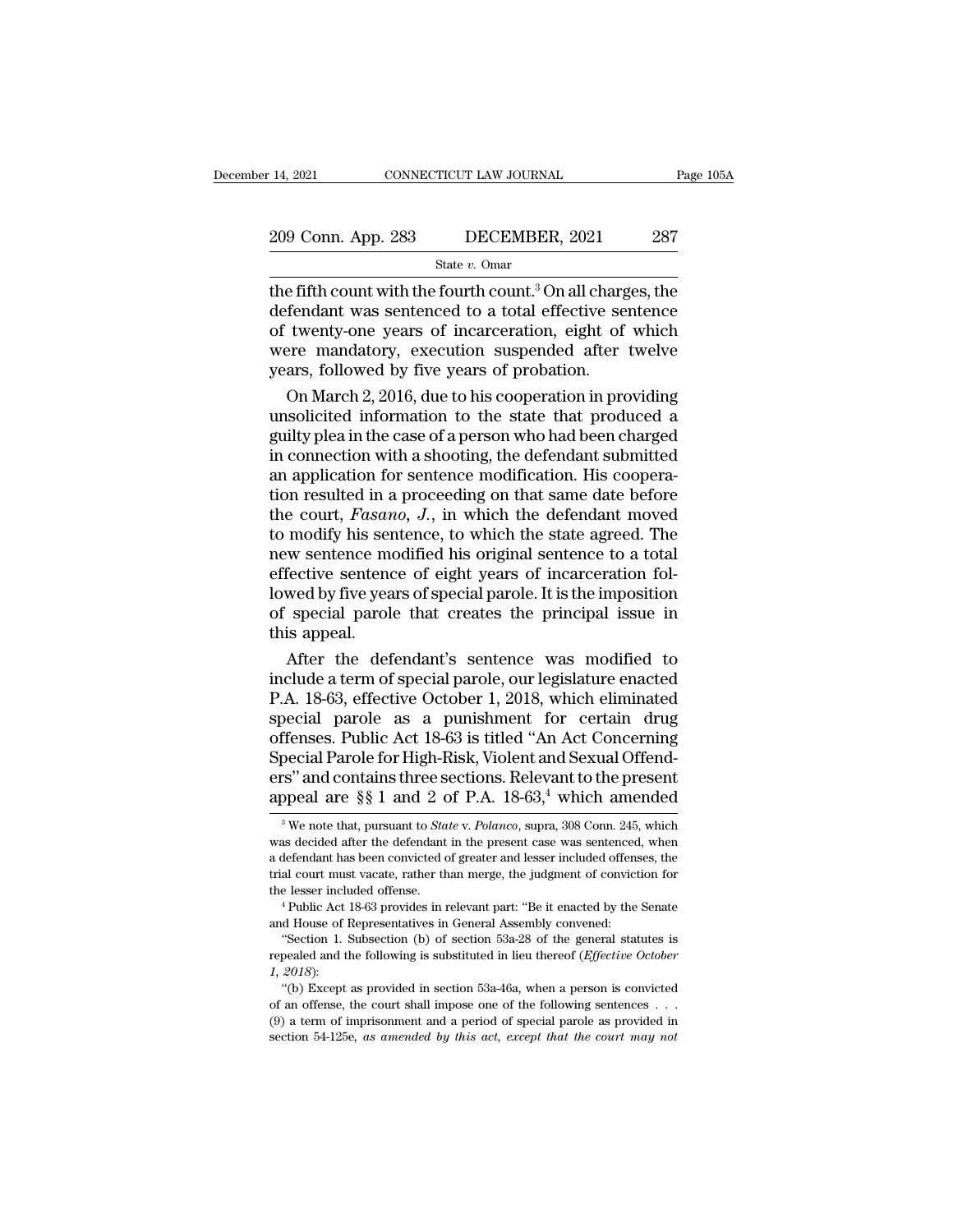the fifth count with the fourth count.[3] On all charges, the defendant was sentenced to a total effective sentence of twenty-one years of incarceration, eight of which were mandatory, execution suspended after twelve years, followed by five years of probation.

On March 2, 2016, due to his cooperation in providing unsolicited information to the state that produced a guilty plea in the case of a person who had been charged in connection with a shooting, the defendant submitted an application for sentence modification. His cooperation resulted in a proceeding on that same date before the court, *Fasano, J.*, in which the defendant moved to modify his sentence, to which the state agreed. The new sentence modified his original sentence to a total effective sentence of eight years of incarceration followed by five years of special parole. It is the imposition of special parole that creates the principal issue in this appeal.

After the defendant's sentence was modified to include a term of special parole, our legislature enacted P.A. 18-63, effective October 1, 2018, which eliminated special parole as a punishment for certain drug offenses. Public Act 18-63 is titled "An Act Concerning Special Parole for High-Risk, Violent and Sexual Offenders" and contains three sections. Relevant to the present appeal are §§ 1 and 2 of P.A. 18-63,[4] which amended

---

[3] We note that, pursuant to *State* v. *Polanco*, supra, 308 Conn. 245, which was decided after the defendant in the present case was sentenced, when a defendant has been convicted of greater and lesser included offenses, the trial court must vacate, rather than merge, the judgment of conviction for the lesser included offense.

[4] Public Act 18-63 provides in relevant part: "Be it enacted by the Senate and House of Representatives in General Assembly convened:

"Section 1. Subsection (b) of section 53a-28 of the general statutes is repealed and the following is substituted in lieu thereof (*Effective October 1, 2018*):

"(b) Except as provided in section 53a-46a, when a person is convicted of an offense, the court shall impose one of the following sentences . . . (9) a term of imprisonment and a period of special parole as provided in section 54-125e, *as amended by this act, except that the court may not*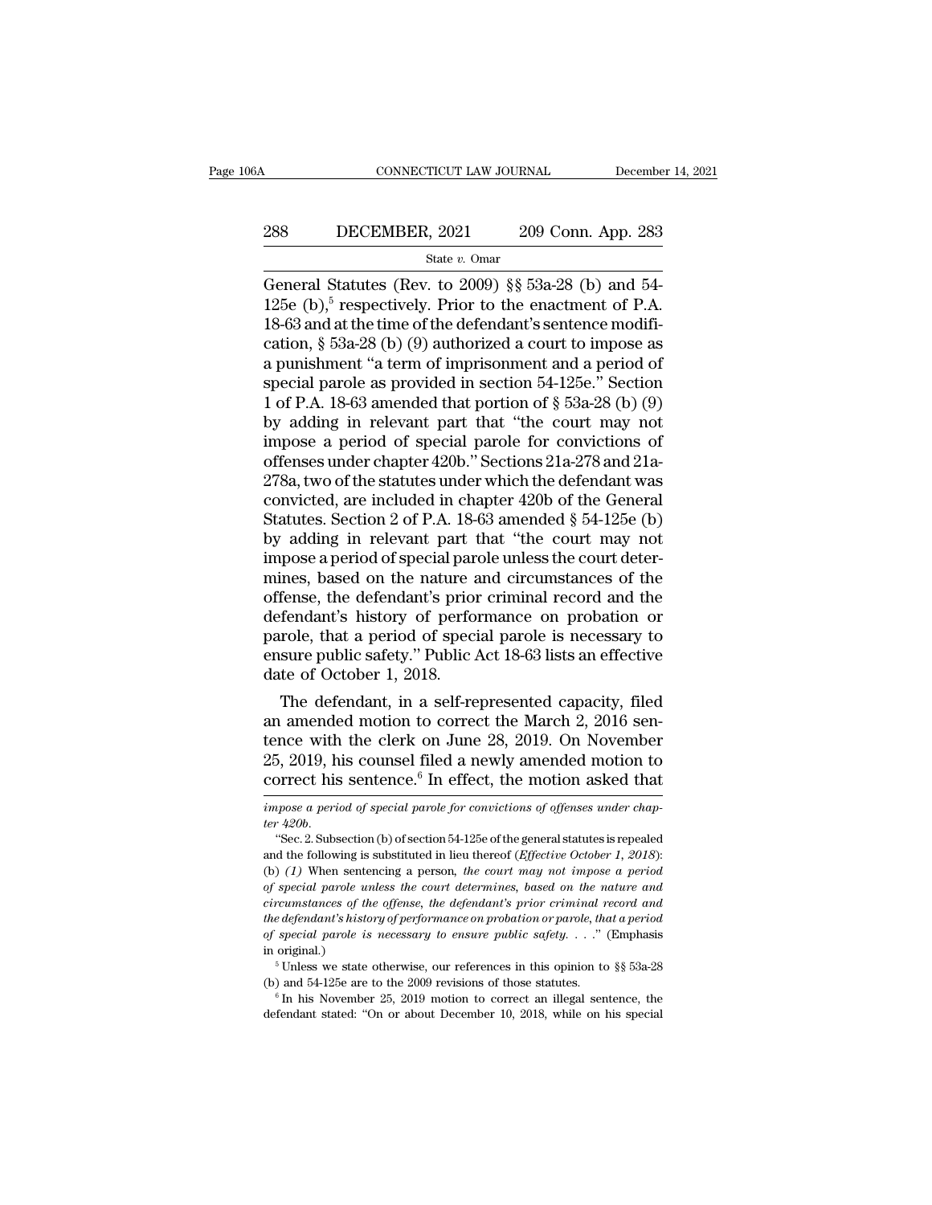General Statutes (Rev. to 2009) §§ 53a-28 (b) and 54-125e (b),[5] respectively. Prior to the enactment of P.A. 18-63 and at the time of the defendant's sentence modification, § 53a-28 (b) (9) authorized a court to impose as a punishment "a term of imprisonment and a period of special parole as provided in section 54-125e." Section 1 of P.A. 18-63 amended that portion of § 53a-28 (b) (9) by adding in relevant part that "the court may not impose a period of special parole for convictions of offenses under chapter 420b." Sections 21a-278 and 21a-278a, two of the statutes under which the defendant was convicted, are included in chapter 420b of the General Statutes. Section 2 of P.A. 18-63 amended § 54-125e (b) by adding in relevant part that "the court may not impose a period of special parole unless the court determines, based on the nature and circumstances of the offense, the defendant's prior criminal record and the defendant's history of performance on probation or parole, that a period of special parole is necessary to ensure public safety." Public Act 18-63 lists an effective date of October 1, 2018.

The defendant, in a self-represented capacity, filed an amended motion to correct the March 2, 2016 sentence with the clerk on June 28, 2019. On November 25, 2019, his counsel filed a newly amended motion to correct his sentence.[6] In effect, the motion asked that

---

*impose a period of special parole for convictions of offenses under chapter 420b.*

"Sec. 2. Subsection (b) of section 54-125e of the general statutes is repealed and the following is substituted in lieu thereof (*Effective October 1, 2018*): (b) *(1)* When sentencing a person, *the court may not impose a period of special parole unless the court determines, based on the nature and circumstances of the offense, the defendant's prior criminal record and the defendant's history of performance on probation or parole, that a period of special parole is necessary to ensure public safety.* . . . ." (Emphasis in original.)

[5] Unless we state otherwise, our references in this opinion to §§ 53a-28 (b) and 54-125e are to the 2009 revisions of those statutes.

[6] In his November 25, 2019 motion to correct an illegal sentence, the defendant stated: "On or about December 10, 2018, while on his special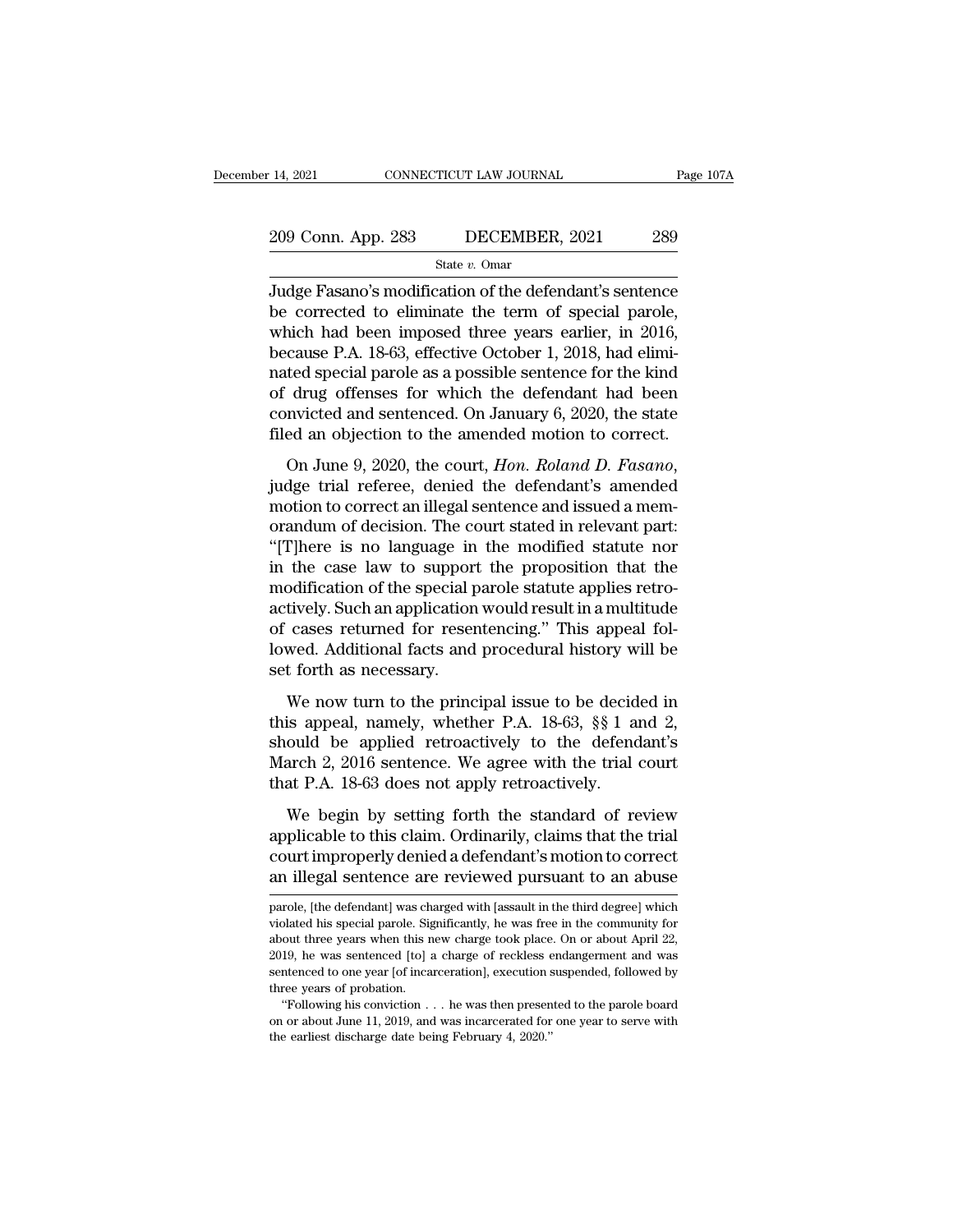Judge Fasano's modification of the defendant's sentence be corrected to eliminate the term of special parole, which had been imposed three years earlier, in 2016, because P.A. 18-63, effective October 1, 2018, had eliminated special parole as a possible sentence for the kind of drug offenses for which the defendant had been convicted and sentenced. On January 6, 2020, the state filed an objection to the amended motion to correct.

On June 9, 2020, the court, *Hon. Roland D. Fasano*, judge trial referee, denied the defendant's amended motion to correct an illegal sentence and issued a memorandum of decision. The court stated in relevant part: "[T]here is no language in the modified statute nor in the case law to support the proposition that the modification of the special parole statute applies retroactively. Such an application would result in a multitude of cases returned for resentencing." This appeal followed. Additional facts and procedural history will be set forth as necessary.

We now turn to the principal issue to be decided in this appeal, namely, whether P.A. 18-63, §§ 1 and 2, should be applied retroactively to the defendant's March 2, 2016 sentence. We agree with the trial court that P.A. 18-63 does not apply retroactively.

We begin by setting forth the standard of review applicable to this claim. Ordinarily, claims that the trial court improperly denied a defendant's motion to correct an illegal sentence are reviewed pursuant to an abuse

parole, [the defendant] was charged with [assault in the third degree] which violated his special parole. Significantly, he was free in the community for about three years when this new charge took place. On or about April 22, 2019, he was sentenced [to] a charge of reckless endangerment and was sentenced to one year [of incarceration], execution suspended, followed by three years of probation.

"Following his conviction . . . he was then presented to the parole board on or about June 11, 2019, and was incarcerated for one year to serve with the earliest discharge date being February 4, 2020."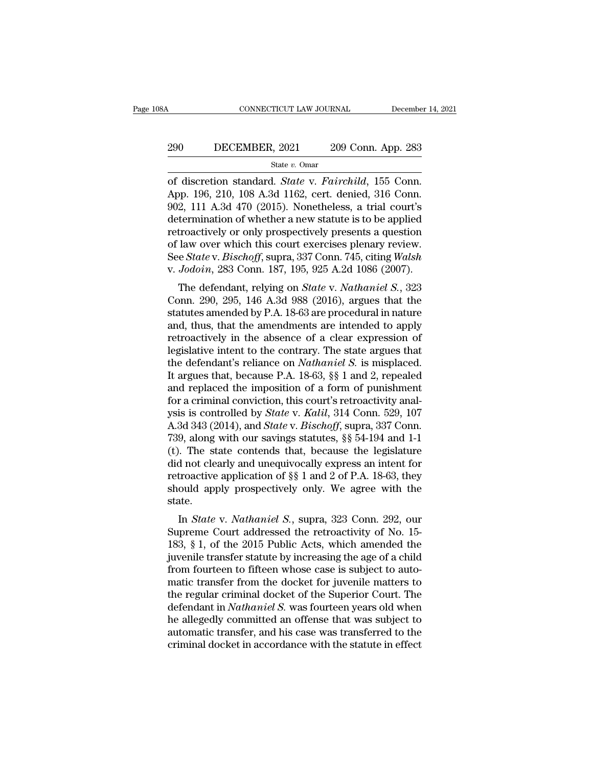of discretion standard. *State* v. *Fairchild*, 155 Conn. App. 196, 210, 108 A.3d 1162, cert. denied, 316 Conn. 902, 111 A.3d 470 (2015). Nonetheless, a trial court's determination of whether a new statute is to be applied retroactively or only prospectively presents a question of law over which this court exercises plenary review. See *State* v. *Bischoff*, supra, 337 Conn. 745, citing *Walsh* v. *Jodoin*, 283 Conn. 187, 195, 925 A.2d 1086 (2007).

The defendant, relying on *State* v. *Nathaniel S.*, 323 Conn. 290, 295, 146 A.3d 988 (2016), argues that the statutes amended by P.A. 18-63 are procedural in nature and, thus, that the amendments are intended to apply retroactively in the absence of a clear expression of legislative intent to the contrary. The state argues that the defendant's reliance on *Nathaniel S.* is misplaced. It argues that, because P.A. 18-63, §§ 1 and 2, repealed and replaced the imposition of a form of punishment for a criminal conviction, this court's retroactivity analysis is controlled by *State* v. *Kalil*, 314 Conn. 529, 107 A.3d 343 (2014), and *State* v. *Bischoff*, supra, 337 Conn. 739, along with our savings statutes, §§ 54-194 and 1-1 (t). The state contends that, because the legislature did not clearly and unequivocally express an intent for retroactive application of §§ 1 and 2 of P.A. 18-63, they should apply prospectively only. We agree with the state.

In *State* v. *Nathaniel S.*, supra, 323 Conn. 292, our Supreme Court addressed the retroactivity of No. 15-183, § 1, of the 2015 Public Acts, which amended the juvenile transfer statute by increasing the age of a child from fourteen to fifteen whose case is subject to automatic transfer from the docket for juvenile matters to the regular criminal docket of the Superior Court. The defendant in *Nathaniel S.* was fourteen years old when he allegedly committed an offense that was subject to automatic transfer, and his case was transferred to the criminal docket in accordance with the statute in effect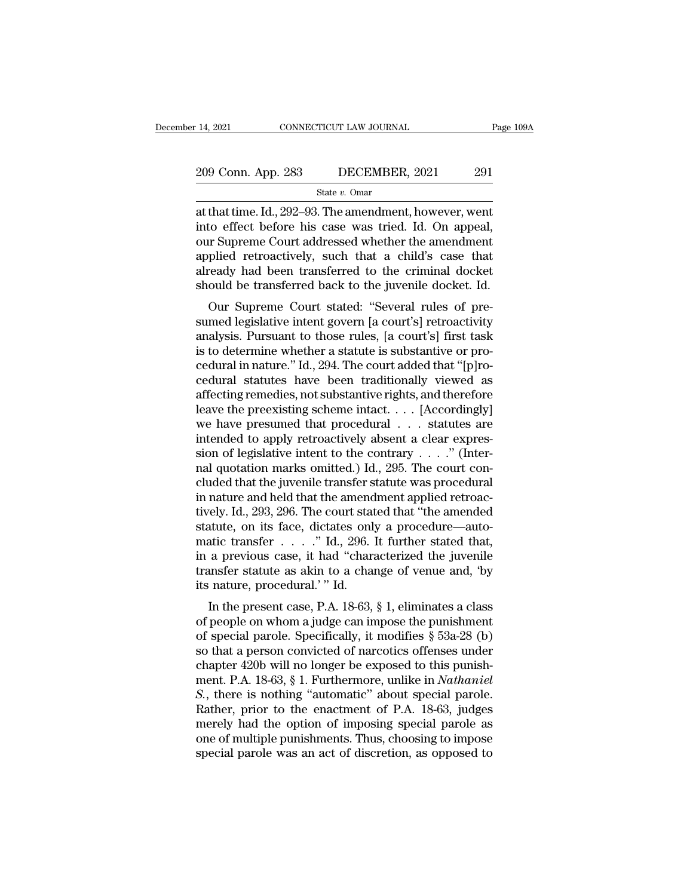at that time. Id., 292–93. The amendment, however, went into effect before his case was tried. Id. On appeal, our Supreme Court addressed whether the amendment applied retroactively, such that a child's case that already had been transferred to the criminal docket should be transferred back to the juvenile docket. Id.

Our Supreme Court stated: "Several rules of presumed legislative intent govern [a court's] retroactivity analysis. Pursuant to those rules, [a court's] first task is to determine whether a statute is substantive or procedural in nature." Id., 294. The court added that "[p]rocedural statutes have been traditionally viewed as affecting remedies, not substantive rights, and therefore leave the preexisting scheme intact. . . . [Accordingly] we have presumed that procedural . . . statutes are intended to apply retroactively absent a clear expression of legislative intent to the contrary . . . ." (Internal quotation marks omitted.) Id., 295. The court concluded that the juvenile transfer statute was procedural in nature and held that the amendment applied retroactively. Id., 293, 296. The court stated that "the amended statute, on its face, dictates only a procedure—automatic transfer . . . ." Id., 296. It further stated that, in a previous case, it had "characterized the juvenile transfer statute as akin to a change of venue and, 'by its nature, procedural.' " Id.

In the present case, P.A. 18-63, § 1, eliminates a class of people on whom a judge can impose the punishment of special parole. Specifically, it modifies § 53a-28 (b) so that a person convicted of narcotics offenses under chapter 420b will no longer be exposed to this punishment. P.A. 18-63, § 1. Furthermore, unlike in *Nathaniel S.*, there is nothing "automatic" about special parole. Rather, prior to the enactment of P.A. 18-63, judges merely had the option of imposing special parole as one of multiple punishments. Thus, choosing to impose special parole was an act of discretion, as opposed to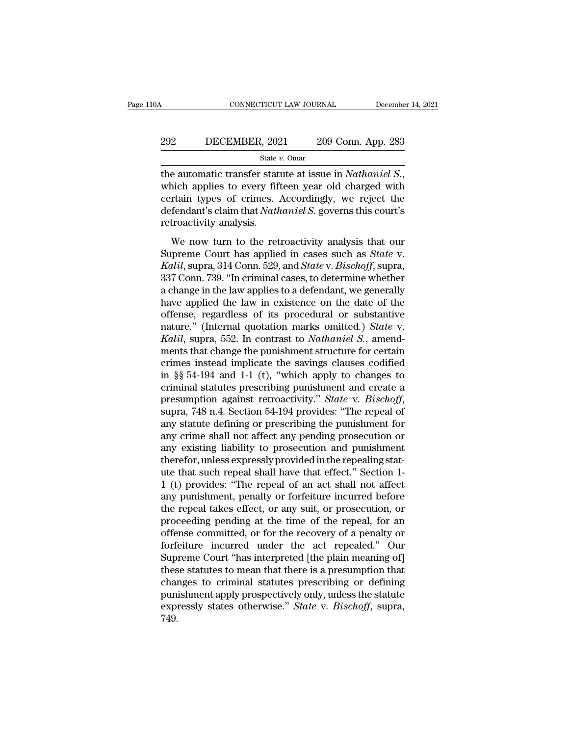the automatic transfer statute at issue in *Nathaniel S.*, which applies to every fifteen year old charged with certain types of crimes. Accordingly, we reject the defendant's claim that *Nathaniel S.* governs this court's retroactivity analysis.

We now turn to the retroactivity analysis that our Supreme Court has applied in cases such as *State* v. *Kalil*, supra, 314 Conn. 529, and *State* v. *Bischoff*, supra, 337 Conn. 739. "In criminal cases, to determine whether a change in the law applies to a defendant, we generally have applied the law in existence on the date of the offense, regardless of its procedural or substantive nature." (Internal quotation marks omitted.) *State* v. *Kalil*, supra, 552. In contrast to *Nathaniel S.*, amendments that change the punishment structure for certain crimes instead implicate the savings clauses codified in §§ 54-194 and 1-1 (t), "which apply to changes to criminal statutes prescribing punishment and create a presumption against retroactivity." *State* v. *Bischoff*, supra, 748 n.4. Section 54-194 provides: "The repeal of any statute defining or prescribing the punishment for any crime shall not affect any pending prosecution or any existing liability to prosecution and punishment therefor, unless expressly provided in the repealing statute that such repeal shall have that effect." Section 1-1 (t) provides: "The repeal of an act shall not affect any punishment, penalty or forfeiture incurred before the repeal takes effect, or any suit, or prosecution, or proceeding pending at the time of the repeal, for an offense committed, or for the recovery of a penalty or forfeiture incurred under the act repealed." Our Supreme Court "has interpreted [the plain meaning of] these statutes to mean that there is a presumption that changes to criminal statutes prescribing or defining punishment apply prospectively only, unless the statute expressly states otherwise." *State* v. *Bischoff*, supra, 749.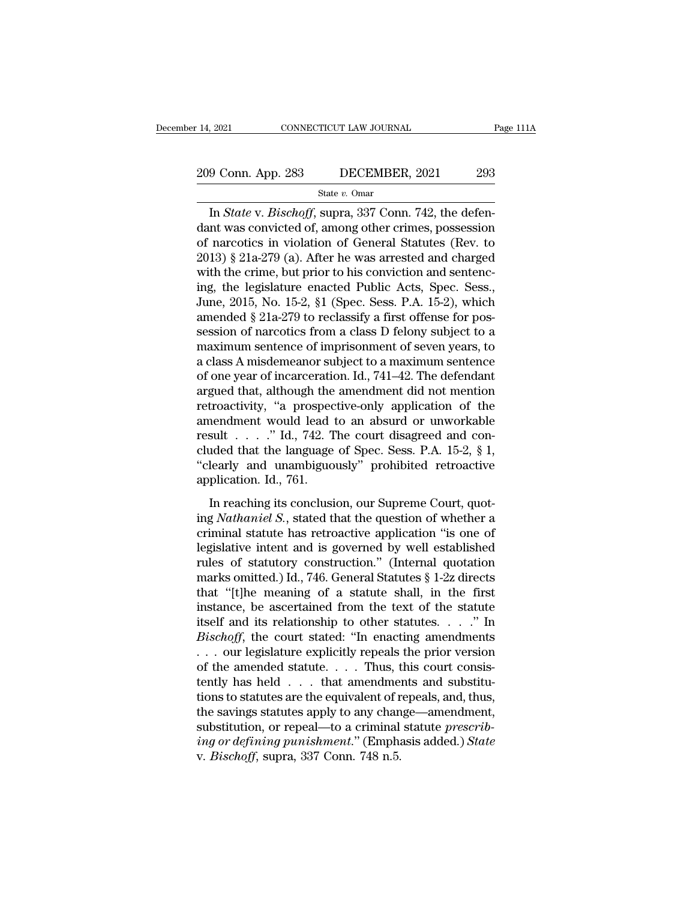In *State* v. *Bischoff*, supra, 337 Conn. 742, the defendant was convicted of, among other crimes, possession of narcotics in violation of General Statutes (Rev. to 2013) § 21a-279 (a). After he was arrested and charged with the crime, but prior to his conviction and sentencing, the legislature enacted Public Acts, Spec. Sess., June, 2015, No. 15-2, §1 (Spec. Sess. P.A. 15-2), which amended § 21a-279 to reclassify a first offense for possession of narcotics from a class D felony subject to a maximum sentence of imprisonment of seven years, to a class A misdemeanor subject to a maximum sentence of one year of incarceration. Id., 741–42. The defendant argued that, although the amendment did not mention retroactivity, "a prospective-only application of the amendment would lead to an absurd or unworkable result . . . ." Id., 742. The court disagreed and concluded that the language of Spec. Sess. P.A. 15-2, § 1, "clearly and unambiguously" prohibited retroactive application. Id., 761.

In reaching its conclusion, our Supreme Court, quoting *Nathaniel S.*, stated that the question of whether a criminal statute has retroactive application "is one of legislative intent and is governed by well established rules of statutory construction." (Internal quotation marks omitted.) Id., 746. General Statutes § 1-2z directs that "[t]he meaning of a statute shall, in the first instance, be ascertained from the text of the statute itself and its relationship to other statutes. . . ." In *Bischoff*, the court stated: "In enacting amendments . . . our legislature explicitly repeals the prior version of the amended statute. . . . Thus, this court consistently has held . . . that amendments and substitutions to statutes are the equivalent of repeals, and, thus, the savings statutes apply to any change—amendment, substitution, or repeal—to a criminal statute *prescribing or defining punishment*." (Emphasis added.) *State* v. *Bischoff*, supra, 337 Conn. 748 n.5.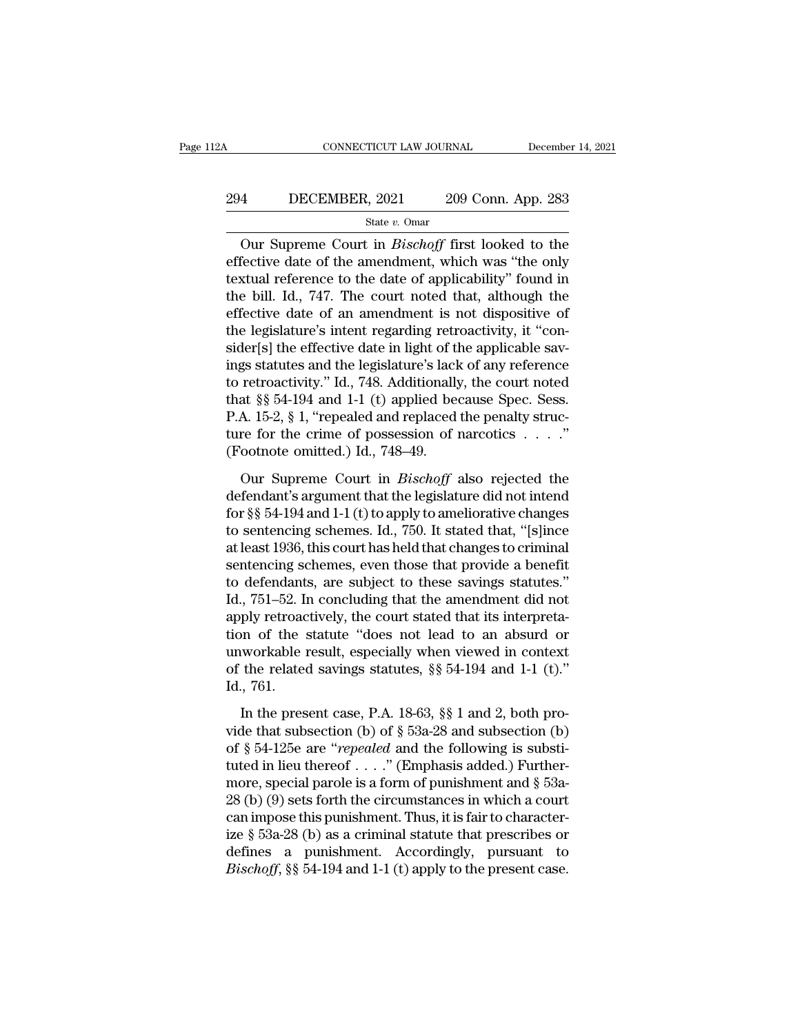Our Supreme Court in *Bischoff* first looked to the effective date of the amendment, which was "the only textual reference to the date of applicability" found in the bill. Id., 747. The court noted that, although the effective date of an amendment is not dispositive of the legislature's intent regarding retroactivity, it "consider[s] the effective date in light of the applicable savings statutes and the legislature's lack of any reference to retroactivity." Id., 748. Additionally, the court noted that §§ 54-194 and 1-1 (t) applied because Spec. Sess. P.A. 15-2, § 1, "repealed and replaced the penalty structure for the crime of possession of narcotics . . . ." (Footnote omitted.) Id., 748–49.

Our Supreme Court in *Bischoff* also rejected the defendant's argument that the legislature did not intend for §§ 54-194 and 1-1 (t) to apply to ameliorative changes to sentencing schemes. Id., 750. It stated that, "[s]ince at least 1936, this court has held that changes to criminal sentencing schemes, even those that provide a benefit to defendants, are subject to these savings statutes." Id., 751–52. In concluding that the amendment did not apply retroactively, the court stated that its interpretation of the statute "does not lead to an absurd or unworkable result, especially when viewed in context of the related savings statutes, §§ 54-194 and 1-1 (t)." Id., 761.

In the present case, P.A. 18-63, §§ 1 and 2, both provide that subsection (b) of § 53a-28 and subsection (b) of § 54-125e are "*repealed* and the following is substituted in lieu thereof . . . ." (Emphasis added.) Furthermore, special parole is a form of punishment and § 53a-28 (b) (9) sets forth the circumstances in which a court can impose this punishment. Thus, it is fair to characterize § 53a-28 (b) as a criminal statute that prescribes or defines a punishment. Accordingly, pursuant to *Bischoff*, §§ 54-194 and 1-1 (t) apply to the present case.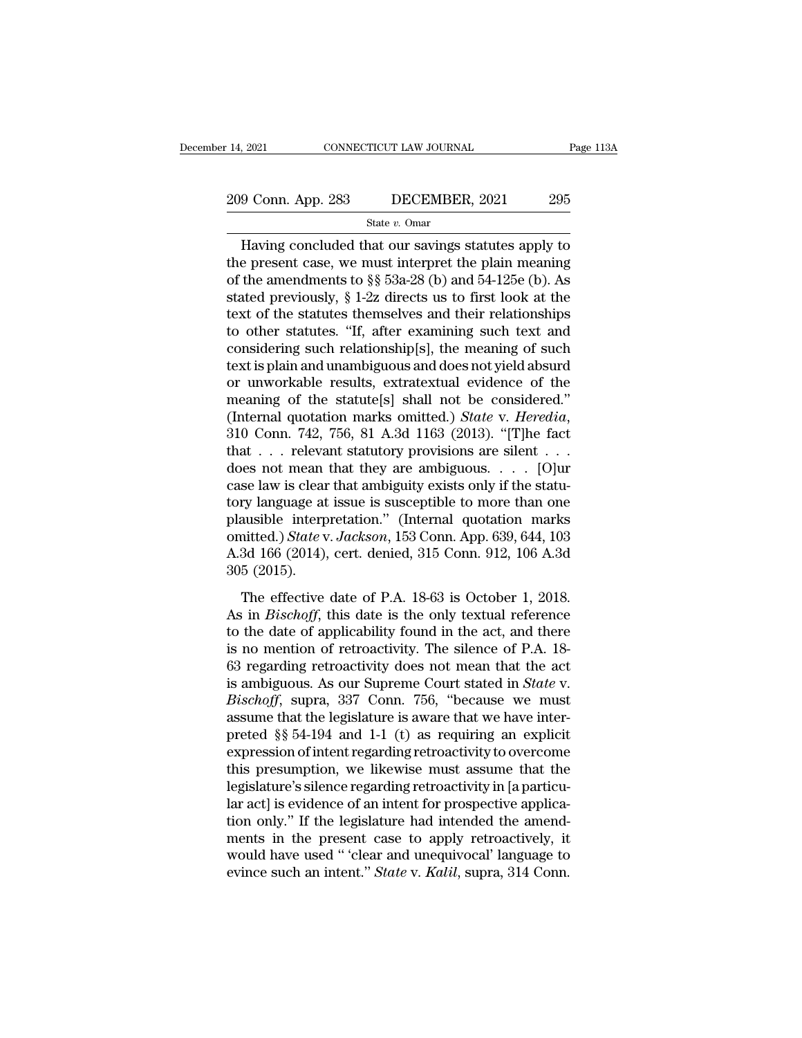Having concluded that our savings statutes apply to the present case, we must interpret the plain meaning of the amendments to §§ 53a-28 (b) and 54-125e (b). As stated previously, § 1-2z directs us to first look at the text of the statutes themselves and their relationships to other statutes. "If, after examining such text and considering such relationship[s], the meaning of such text is plain and unambiguous and does not yield absurd or unworkable results, extratextual evidence of the meaning of the statute[s] shall not be considered." (Internal quotation marks omitted.) *State* v. *Heredia*, 310 Conn. 742, 756, 81 A.3d 1163 (2013). "[T]he fact that . . . relevant statutory provisions are silent . . . does not mean that they are ambiguous. . . . [O]ur case law is clear that ambiguity exists only if the statutory language at issue is susceptible to more than one plausible interpretation." (Internal quotation marks omitted.) *State* v. *Jackson*, 153 Conn. App. 639, 644, 103 A.3d 166 (2014), cert. denied, 315 Conn. 912, 106 A.3d 305 (2015).

The effective date of P.A. 18-63 is October 1, 2018. As in *Bischoff*, this date is the only textual reference to the date of applicability found in the act, and there is no mention of retroactivity. The silence of P.A. 18-63 regarding retroactivity does not mean that the act is ambiguous. As our Supreme Court stated in *State* v. *Bischoff*, supra, 337 Conn. 756, "because we must assume that the legislature is aware that we have interpreted §§ 54-194 and 1-1 (t) as requiring an explicit expression of intent regarding retroactivity to overcome this presumption, we likewise must assume that the legislature's silence regarding retroactivity in [a particular act] is evidence of an intent for prospective application only." If the legislature had intended the amendments in the present case to apply retroactively, it would have used " 'clear and unequivocal' language to evince such an intent." *State* v. *Kalil*, supra, 314 Conn.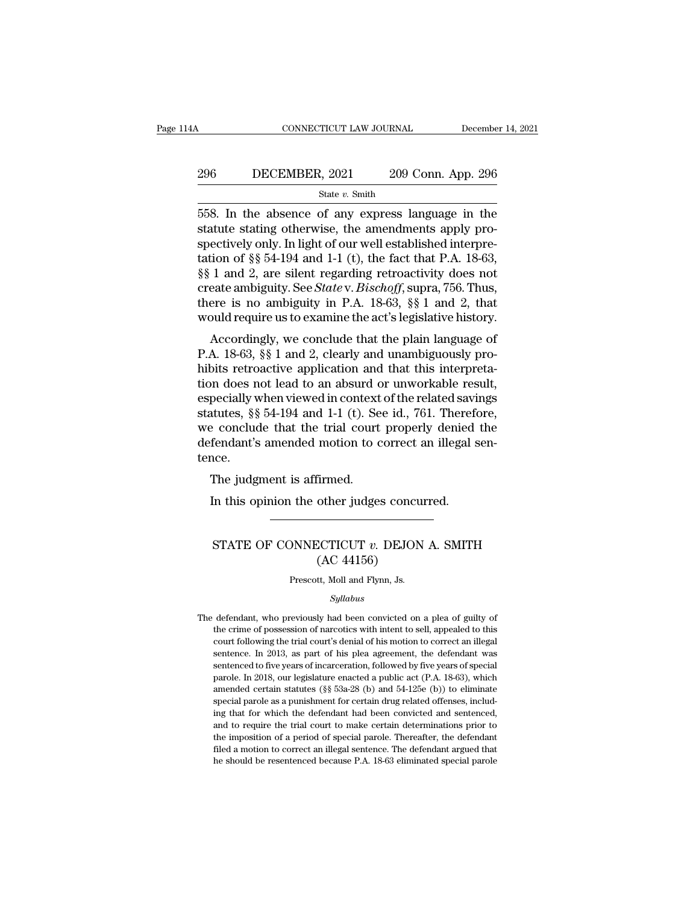558. In the absence of any express language in the statute stating otherwise, the amendments apply prospectively only. In light of our well established interpretation of §§ 54-194 and 1-1 (t), the fact that P.A. 18-63, §§ 1 and 2, are silent regarding retroactivity does not create ambiguity. See *State* v. *Bischoff*, supra, 756. Thus, there is no ambiguity in P.A. 18-63, §§ 1 and 2, that would require us to examine the act's legislative history.

Accordingly, we conclude that the plain language of P.A. 18-63, §§ 1 and 2, clearly and unambiguously prohibits retroactive application and that this interpretation does not lead to an absurd or unworkable result, especially when viewed in context of the related savings statutes, §§ 54-194 and 1-1 (t). See id., 761. Therefore, we conclude that the trial court properly denied the defendant's amended motion to correct an illegal sentence.

The judgment is affirmed.

In this opinion the other judges concurred.

---

## STATE OF CONNECTICUT *v.* DEJON A. SMITH (AC 44156)

Prescott, Moll and Flynn, Js.

*Syllabus*

The defendant, who previously had been convicted on a plea of guilty of the crime of possession of narcotics with intent to sell, appealed to this court following the trial court's denial of his motion to correct an illegal sentence. In 2013, as part of his plea agreement, the defendant was sentenced to five years of incarceration, followed by five years of special parole. In 2018, our legislature enacted a public act (P.A. 18-63), which amended certain statutes (§§ 53a-28 (b) and 54-125e (b)) to eliminate special parole as a punishment for certain drug related offenses, including that for which the defendant had been convicted and sentenced, and to require the trial court to make certain determinations prior to the imposition of a period of special parole. Thereafter, the defendant filed a motion to correct an illegal sentence. The defendant argued that he should be resentenced because P.A. 18-63 eliminated special parole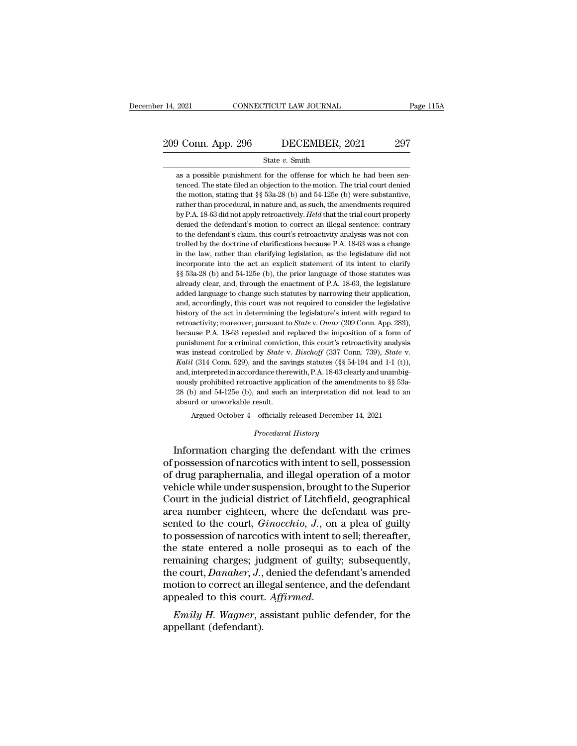as a possible punishment for the offense for which he had been sentenced. The state filed an objection to the motion. The trial court denied the motion, stating that §§ 53a-28 (b) and 54-125e (b) were substantive, rather than procedural, in nature and, as such, the amendments required by P.A. 18-63 did not apply retroactively. *Held* that the trial court properly denied the defendant's motion to correct an illegal sentence: contrary to the defendant's claim, this court's retroactivity analysis was not controlled by the doctrine of clarifications because P.A. 18-63 was a change in the law, rather than clarifying legislation, as the legislature did not incorporate into the act an explicit statement of its intent to clarify §§ 53a-28 (b) and 54-125e (b), the prior language of those statutes was already clear, and, through the enactment of P.A. 18-63, the legislature added language to change such statutes by narrowing their application, and, accordingly, this court was not required to consider the legislative history of the act in determining the legislature's intent with regard to retroactivity; moreover, pursuant to *State* v. *Omar* (209 Conn. App. 283), because P.A. 18-63 repealed and replaced the imposition of a form of punishment for a criminal conviction, this court's retroactivity analysis was instead controlled by *State* v. *Bischoff* (337 Conn. 739), *State* v. *Kalil* (314 Conn. 529), and the savings statutes (§§ 54-194 and 1-1 (t)), and, interpreted in accordance therewith, P.A. 18-63 clearly and unambiguously prohibited retroactive application of the amendments to §§ 53a-28 (b) and 54-125e (b), and such an interpretation did not lead to an absurd or unworkable result.

Argued October 4—officially released December 14, 2021

*Procedural History*

Information charging the defendant with the crimes of possession of narcotics with intent to sell, possession of drug paraphernalia, and illegal operation of a motor vehicle while under suspension, brought to the Superior Court in the judicial district of Litchfield, geographical area number eighteen, where the defendant was presented to the court, *Ginocchio, J.*, on a plea of guilty to possession of narcotics with intent to sell; thereafter, the state entered a nolle prosequi as to each of the remaining charges; judgment of guilty; subsequently, the court, *Danaher, J.*, denied the defendant's amended motion to correct an illegal sentence, and the defendant appealed to this court. *Affirmed.*

*Emily H. Wagner*, assistant public defender, for the appellant (defendant).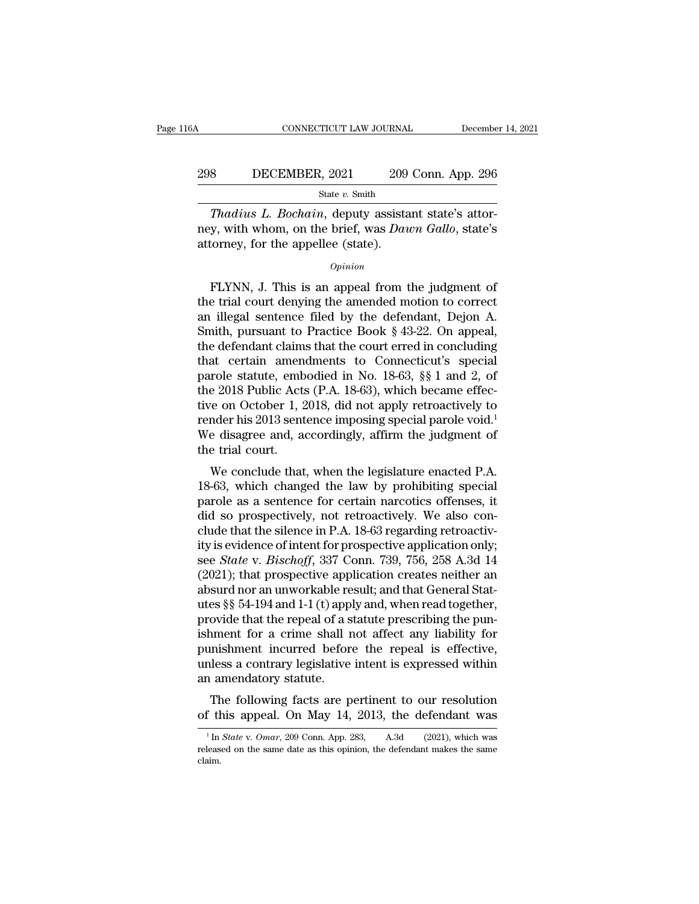*Thadius L. Bochain*, deputy assistant state's attorney, with whom, on the brief, was *Dawn Gallo*, state's attorney, for the appellee (state).

*Opinion*

FLYNN, J. This is an appeal from the judgment of the trial court denying the amended motion to correct an illegal sentence filed by the defendant, Dejon A. Smith, pursuant to Practice Book § 43-22. On appeal, the defendant claims that the court erred in concluding that certain amendments to Connecticut's special parole statute, embodied in No. 18-63, §§ 1 and 2, of the 2018 Public Acts (P.A. 18-63), which became effective on October 1, 2018, did not apply retroactively to render his 2013 sentence imposing special parole void.[1] We disagree and, accordingly, affirm the judgment of the trial court.

We conclude that, when the legislature enacted P.A. 18-63, which changed the law by prohibiting special parole as a sentence for certain narcotics offenses, it did so prospectively, not retroactively. We also conclude that the silence in P.A. 18-63 regarding retroactivity is evidence of intent for prospective application only; see *State* v. *Bischoff*, 337 Conn. 739, 756, 258 A.3d 14 (2021); that prospective application creates neither an absurd nor an unworkable result; and that General Statutes §§ 54-194 and 1-1 (t) apply and, when read together, provide that the repeal of a statute prescribing the punishment for a crime shall not affect any liability for punishment incurred before the repeal is effective, unless a contrary legislative intent is expressed within an amendatory statute.

The following facts are pertinent to our resolution of this appeal. On May 14, 2013, the defendant was

[1] In *State* v. *Omar*, 209 Conn. App. 283, A.3d (2021), which was released on the same date as this opinion, the defendant makes the same claim.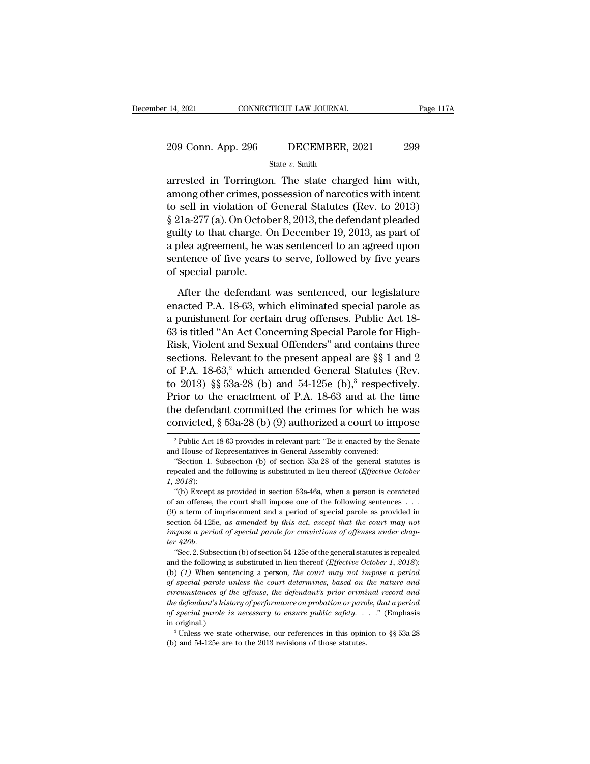arrested in Torrington. The state charged him with, among other crimes, possession of narcotics with intent to sell in violation of General Statutes (Rev. to 2013) § 21a-277 (a). On October 8, 2013, the defendant pleaded guilty to that charge. On December 19, 2013, as part of a plea agreement, he was sentenced to an agreed upon sentence of five years to serve, followed by five years of special parole.

After the defendant was sentenced, our legislature enacted P.A. 18-63, which eliminated special parole as a punishment for certain drug offenses. Public Act 18-63 is titled "An Act Concerning Special Parole for High-Risk, Violent and Sexual Offenders" and contains three sections. Relevant to the present appeal are §§ 1 and 2 of P.A. 18-63,[2] which amended General Statutes (Rev. to 2013) §§ 53a-28 (b) and 54-125e (b),[3] respectively. Prior to the enactment of P.A. 18-63 and at the time the defendant committed the crimes for which he was convicted, § 53a-28 (b) (9) authorized a court to impose

---

[2] Public Act 18-63 provides in relevant part: "Be it enacted by the Senate and House of Representatives in General Assembly convened:

"Section 1. Subsection (b) of section 53a-28 of the general statutes is repealed and the following is substituted in lieu thereof (*Effective October 1, 2018*):

"(b) Except as provided in section 53a-46a, when a person is convicted of an offense, the court shall impose one of the following sentences . . . (9) a term of imprisonment and a period of special parole as provided in section 54-125e, *as amended by this act, except that the court may not impose a period of special parole for convictions of offenses under chapter 420b*.

"Sec. 2. Subsection (b) of section 54-125e of the general statutes is repealed and the following is substituted in lieu thereof (*Effective October 1, 2018*): (b) *(1)* When sentencing a person, *the court may not impose a period of special parole unless the court determines, based on the nature and circumstances of the offense, the defendant's prior criminal record and the defendant's history of performance on probation or parole, that a period of special parole is necessary to ensure public safety*. . . ." (Emphasis in original.)

[3] Unless we state otherwise, our references in this opinion to §§ 53a-28 (b) and 54-125e are to the 2013 revisions of those statutes.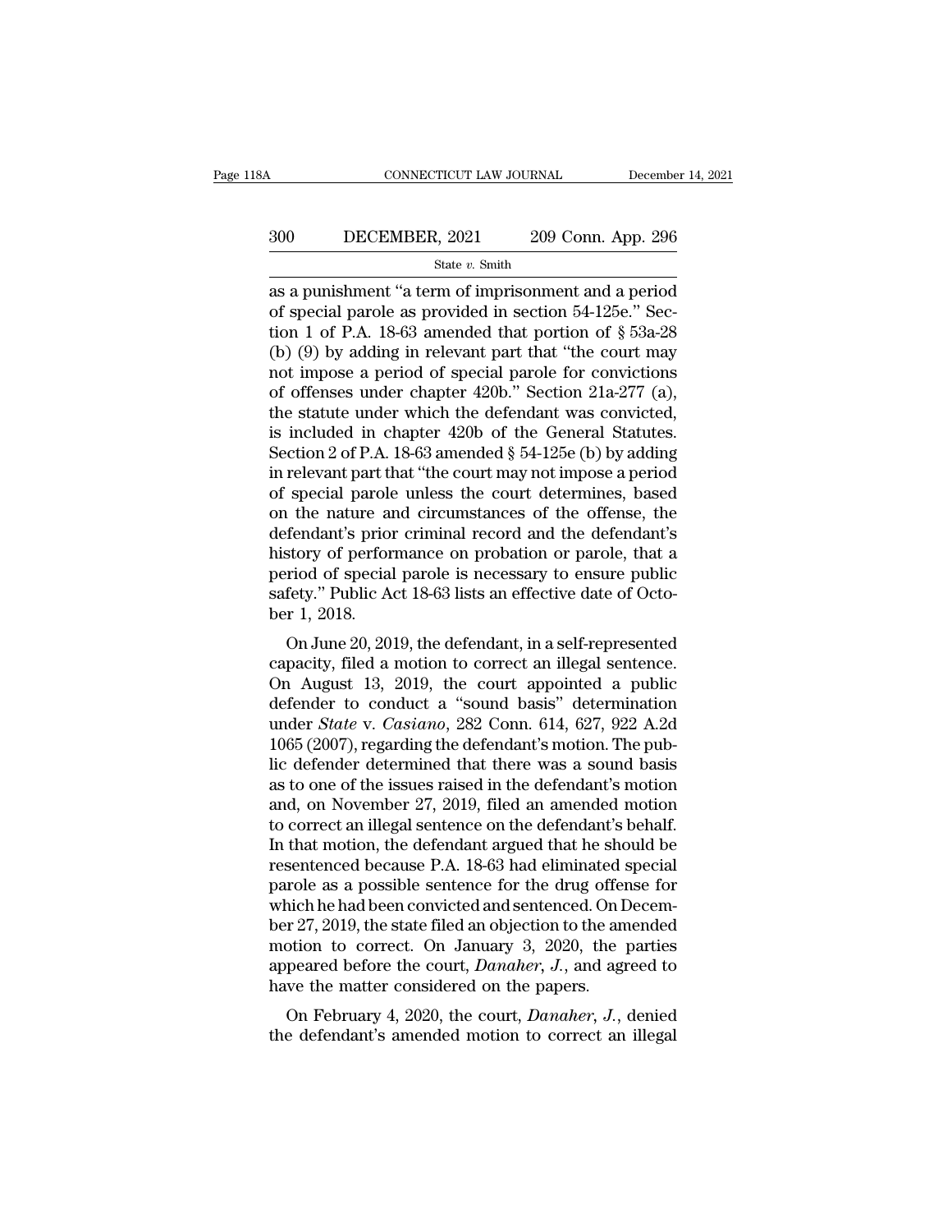as a punishment "a term of imprisonment and a period of special parole as provided in section 54-125e." Section 1 of P.A. 18-63 amended that portion of § 53a-28 (b) (9) by adding in relevant part that "the court may not impose a period of special parole for convictions of offenses under chapter 420b." Section 21a-277 (a), the statute under which the defendant was convicted, is included in chapter 420b of the General Statutes. Section 2 of P.A. 18-63 amended § 54-125e (b) by adding in relevant part that "the court may not impose a period of special parole unless the court determines, based on the nature and circumstances of the offense, the defendant's prior criminal record and the defendant's history of performance on probation or parole, that a period of special parole is necessary to ensure public safety." Public Act 18-63 lists an effective date of October 1, 2018.

On June 20, 2019, the defendant, in a self-represented capacity, filed a motion to correct an illegal sentence. On August 13, 2019, the court appointed a public defender to conduct a "sound basis" determination under *State* v. *Casiano*, 282 Conn. 614, 627, 922 A.2d 1065 (2007), regarding the defendant's motion. The public defender determined that there was a sound basis as to one of the issues raised in the defendant's motion and, on November 27, 2019, filed an amended motion to correct an illegal sentence on the defendant's behalf. In that motion, the defendant argued that he should be resentenced because P.A. 18-63 had eliminated special parole as a possible sentence for the drug offense for which he had been convicted and sentenced. On December 27, 2019, the state filed an objection to the amended motion to correct. On January 3, 2020, the parties appeared before the court, *Danaher, J.*, and agreed to have the matter considered on the papers.

On February 4, 2020, the court, *Danaher, J.*, denied the defendant's amended motion to correct an illegal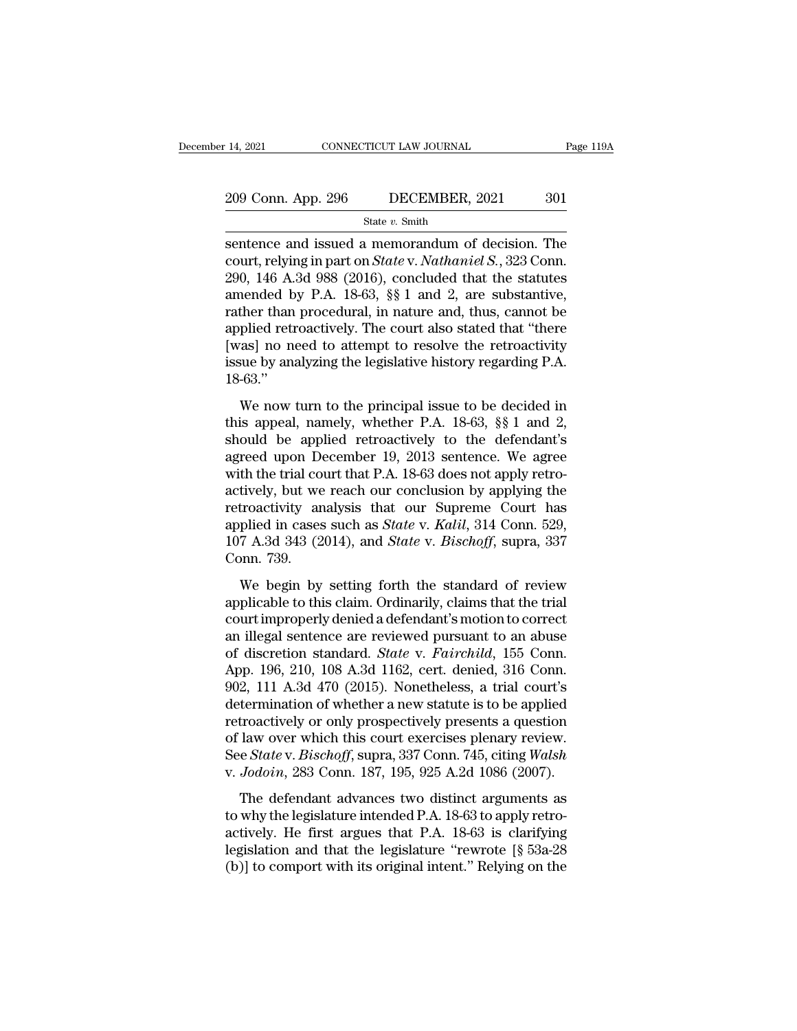sentence and issued a memorandum of decision. The court, relying in part on *State* v. *Nathaniel S.*, 323 Conn. 290, 146 A.3d 988 (2016), concluded that the statutes amended by P.A. 18-63, §§ 1 and 2, are substantive, rather than procedural, in nature and, thus, cannot be applied retroactively. The court also stated that "there [was] no need to attempt to resolve the retroactivity issue by analyzing the legislative history regarding P.A. 18-63."

We now turn to the principal issue to be decided in this appeal, namely, whether P.A. 18-63, §§ 1 and 2, should be applied retroactively to the defendant's agreed upon December 19, 2013 sentence. We agree with the trial court that P.A. 18-63 does not apply retroactively, but we reach our conclusion by applying the retroactivity analysis that our Supreme Court has applied in cases such as *State* v. *Kalil*, 314 Conn. 529, 107 A.3d 343 (2014), and *State* v. *Bischoff*, supra, 337 Conn. 739.

We begin by setting forth the standard of review applicable to this claim. Ordinarily, claims that the trial court improperly denied a defendant's motion to correct an illegal sentence are reviewed pursuant to an abuse of discretion standard. *State* v. *Fairchild*, 155 Conn. App. 196, 210, 108 A.3d 1162, cert. denied, 316 Conn. 902, 111 A.3d 470 (2015). Nonetheless, a trial court's determination of whether a new statute is to be applied retroactively or only prospectively presents a question of law over which this court exercises plenary review. See *State* v. *Bischoff*, supra, 337 Conn. 745, citing *Walsh* v. *Jodoin*, 283 Conn. 187, 195, 925 A.2d 1086 (2007).

The defendant advances two distinct arguments as to why the legislature intended P.A. 18-63 to apply retroactively. He first argues that P.A. 18-63 is clarifying legislation and that the legislature "rewrote [§ 53a-28 (b)] to comport with its original intent." Relying on the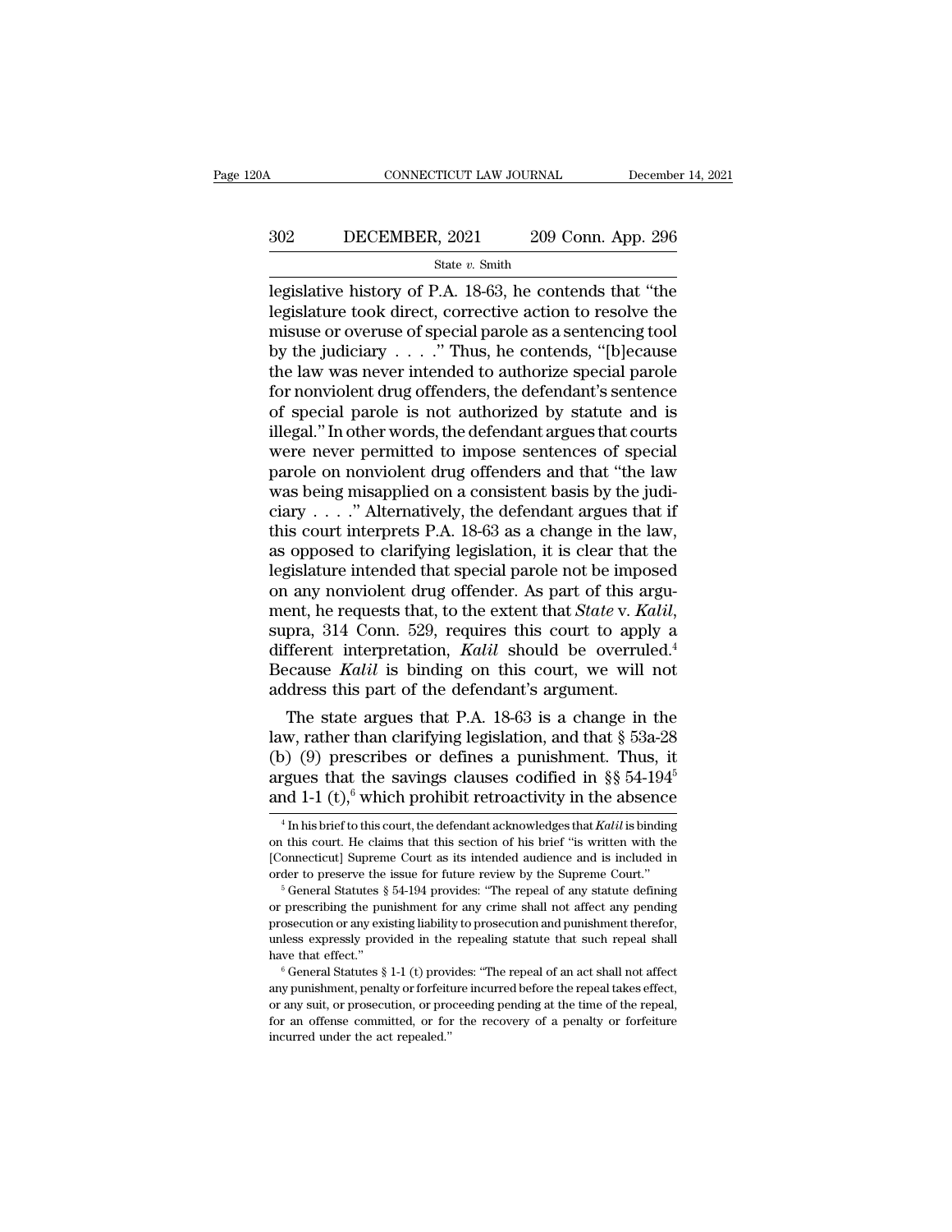legislative history of P.A. 18-63, he contends that "the legislature took direct, corrective action to resolve the misuse or overuse of special parole as a sentencing tool by the judiciary . . . ." Thus, he contends, "[b]ecause the law was never intended to authorize special parole for nonviolent drug offenders, the defendant's sentence of special parole is not authorized by statute and is illegal." In other words, the defendant argues that courts were never permitted to impose sentences of special parole on nonviolent drug offenders and that "the law was being misapplied on a consistent basis by the judiciary . . . ." Alternatively, the defendant argues that if this court interprets P.A. 18-63 as a change in the law, as opposed to clarifying legislation, it is clear that the legislature intended that special parole not be imposed on any nonviolent drug offender. As part of this argument, he requests that, to the extent that *State* v. *Kalil*, supra, 314 Conn. 529, requires this court to apply a different interpretation, *Kalil* should be overruled.[4] Because *Kalil* is binding on this court, we will not address this part of the defendant's argument.

The state argues that P.A. 18-63 is a change in the law, rather than clarifying legislation, and that § 53a-28 (b) (9) prescribes or defines a punishment. Thus, it argues that the savings clauses codified in §§ 54-194[5] and 1-1 (t),[6] which prohibit retroactivity in the absence

[4] In his brief to this court, the defendant acknowledges that *Kalil* is binding on this court. He claims that this section of his brief "is written with the [Connecticut] Supreme Court as its intended audience and is included in order to preserve the issue for future review by the Supreme Court."

[5] General Statutes § 54-194 provides: "The repeal of any statute defining or prescribing the punishment for any crime shall not affect any pending prosecution or any existing liability to prosecution and punishment therefor, unless expressly provided in the repealing statute that such repeal shall have that effect."

[6] General Statutes § 1-1 (t) provides: "The repeal of an act shall not affect any punishment, penalty or forfeiture incurred before the repeal takes effect, or any suit, or prosecution, or proceeding pending at the time of the repeal, for an offense committed, or for the recovery of a penalty or forfeiture incurred under the act repealed."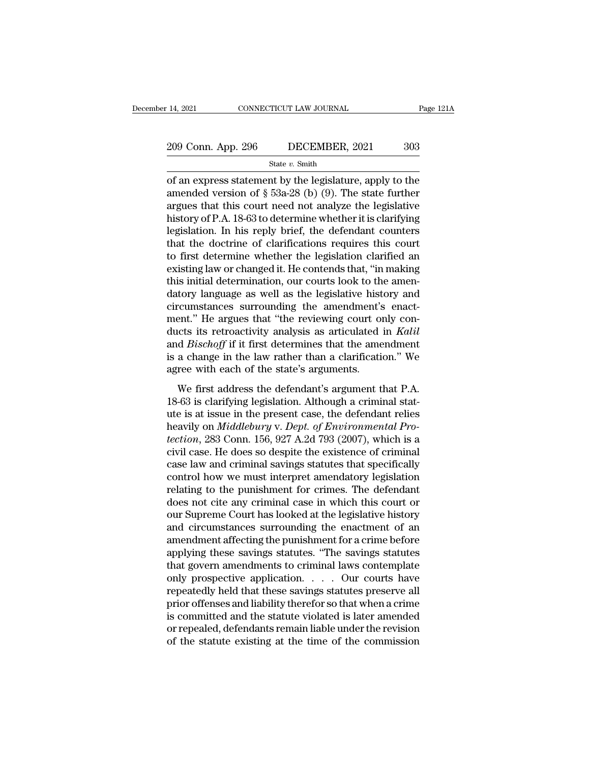of an express statement by the legislature, apply to the amended version of § 53a-28 (b) (9). The state further argues that this court need not analyze the legislative history of P.A. 18-63 to determine whether it is clarifying legislation. In his reply brief, the defendant counters that the doctrine of clarifications requires this court to first determine whether the legislation clarified an existing law or changed it. He contends that, "in making this initial determination, our courts look to the amendatory language as well as the legislative history and circumstances surrounding the amendment's enactment." He argues that "the reviewing court only conducts its retroactivity analysis as articulated in *Kalil* and *Bischoff* if it first determines that the amendment is a change in the law rather than a clarification." We agree with each of the state's arguments.

We first address the defendant's argument that P.A. 18-63 is clarifying legislation. Although a criminal statute is at issue in the present case, the defendant relies heavily on *Middlebury* v. *Dept. of Environmental Protection*, 283 Conn. 156, 927 A.2d 793 (2007), which is a civil case. He does so despite the existence of criminal case law and criminal savings statutes that specifically control how we must interpret amendatory legislation relating to the punishment for crimes. The defendant does not cite any criminal case in which this court or our Supreme Court has looked at the legislative history and circumstances surrounding the enactment of an amendment affecting the punishment for a crime before applying these savings statutes. "The savings statutes that govern amendments to criminal laws contemplate only prospective application. . . . Our courts have repeatedly held that these savings statutes preserve all prior offenses and liability therefor so that when a crime is committed and the statute violated is later amended or repealed, defendants remain liable under the revision of the statute existing at the time of the commission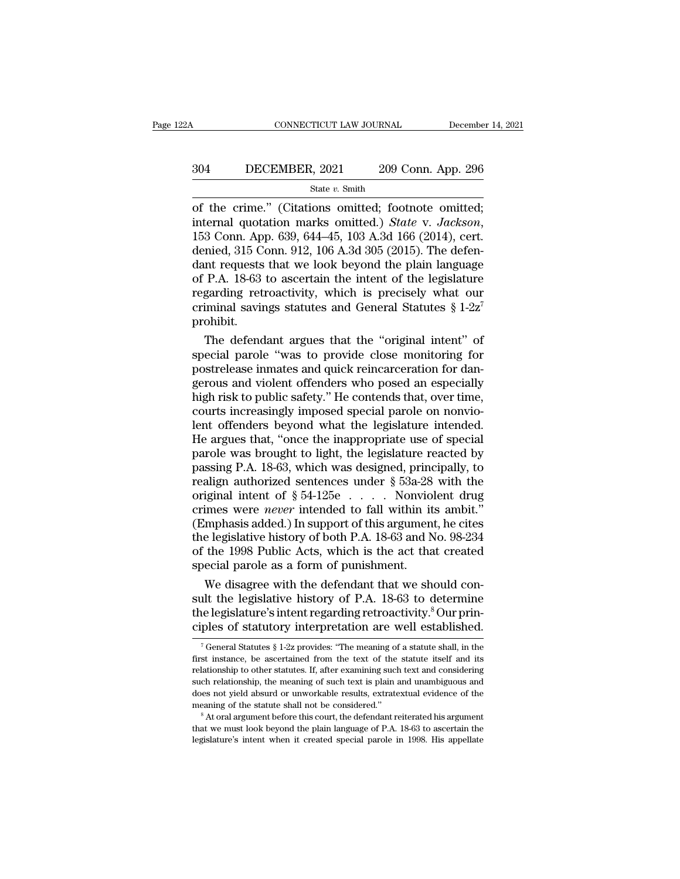of the crime." (Citations omitted; footnote omitted; internal quotation marks omitted.) *State* v. *Jackson*, 153 Conn. App. 639, 644–45, 103 A.3d 166 (2014), cert. denied, 315 Conn. 912, 106 A.3d 305 (2015). The defendant requests that we look beyond the plain language of P.A. 18-63 to ascertain the intent of the legislature regarding retroactivity, which is precisely what our criminal savings statutes and General Statutes § 1-2z[7] prohibit.

The defendant argues that the "original intent" of special parole "was to provide close monitoring for postrelease inmates and quick reincarceration for dangerous and violent offenders who posed an especially high risk to public safety." He contends that, over time, courts increasingly imposed special parole on nonviolent offenders beyond what the legislature intended. He argues that, "once the inappropriate use of special parole was brought to light, the legislature reacted by passing P.A. 18-63, which was designed, principally, to realign authorized sentences under § 53a-28 with the original intent of § 54-125e . . . . Nonviolent drug crimes were *never* intended to fall within its ambit." (Emphasis added.) In support of this argument, he cites the legislative history of both P.A. 18-63 and No. 98-234 of the 1998 Public Acts, which is the act that created special parole as a form of punishment.

We disagree with the defendant that we should consult the legislative history of P.A. 18-63 to determine the legislature's intent regarding retroactivity.[8] Our principles of statutory interpretation are well established.

[7] General Statutes § 1-2z provides: "The meaning of a statute shall, in the first instance, be ascertained from the text of the statute itself and its relationship to other statutes. If, after examining such text and considering such relationship, the meaning of such text is plain and unambiguous and does not yield absurd or unworkable results, extratextual evidence of the meaning of the statute shall not be considered."

[8] At oral argument before this court, the defendant reiterated his argument that we must look beyond the plain language of P.A. 18-63 to ascertain the legislature's intent when it created special parole in 1998. His appellate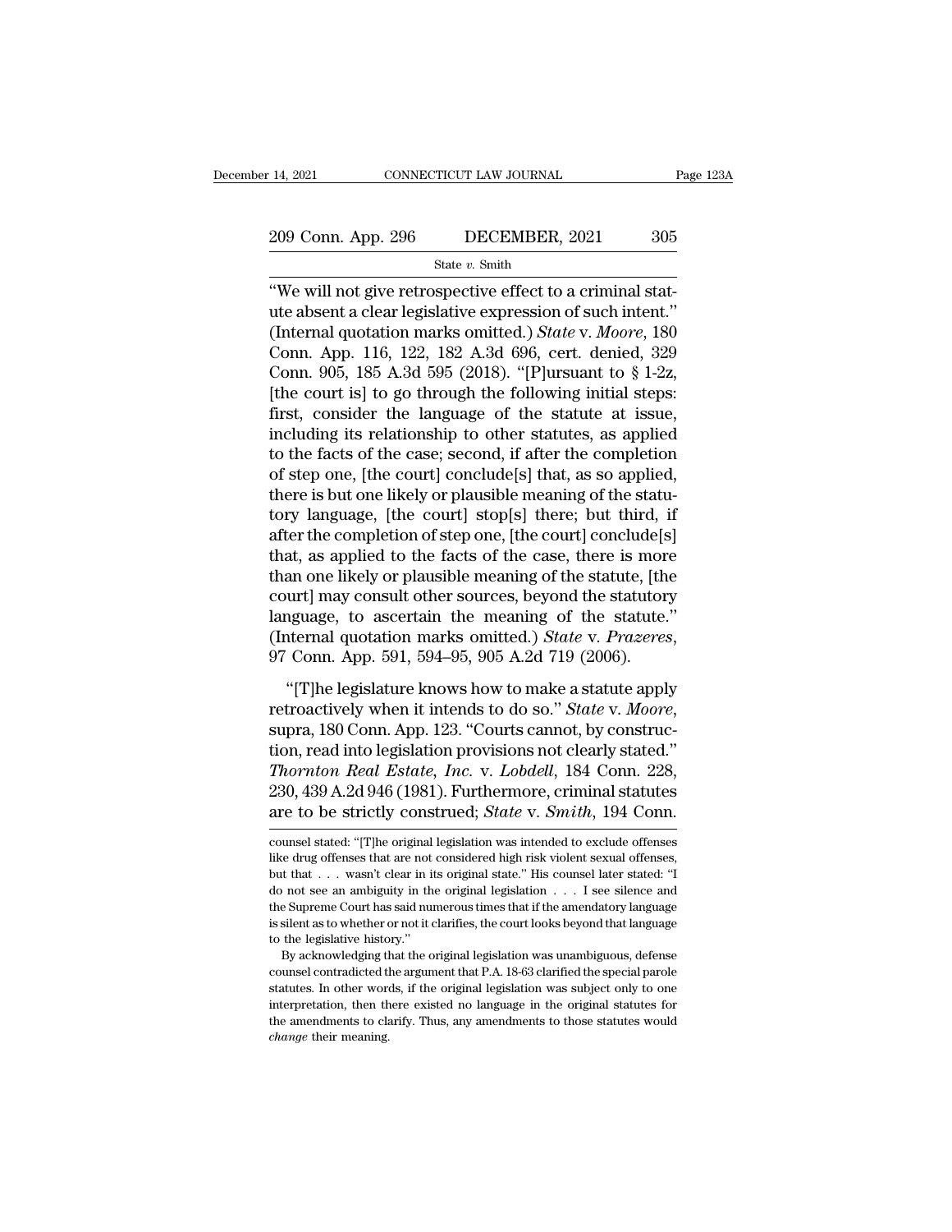"We will not give retrospective effect to a criminal statute absent a clear legislative expression of such intent." (Internal quotation marks omitted.) *State* v. *Moore*, 180 Conn. App. 116, 122, 182 A.3d 696, cert. denied, 329 Conn. 905, 185 A.3d 595 (2018). "[P]ursuant to § 1-2z, [the court is] to go through the following initial steps: first, consider the language of the statute at issue, including its relationship to other statutes, as applied to the facts of the case; second, if after the completion of step one, [the court] conclude[s] that, as so applied, there is but one likely or plausible meaning of the statutory language, [the court] stop[s] there; but third, if after the completion of step one, [the court] conclude[s] that, as applied to the facts of the case, there is more than one likely or plausible meaning of the statute, [the court] may consult other sources, beyond the statutory language, to ascertain the meaning of the statute." (Internal quotation marks omitted.) *State* v. *Prazeres*, 97 Conn. App. 591, 594–95, 905 A.2d 719 (2006).

"[T]he legislature knows how to make a statute apply retroactively when it intends to do so." *State* v. *Moore*, supra, 180 Conn. App. 123. "Courts cannot, by construction, read into legislation provisions not clearly stated." *Thornton Real Estate, Inc.* v. *Lobdell*, 184 Conn. 228, 230, 439 A.2d 946 (1981). Furthermore, criminal statutes are to be strictly construed; *State* v. *Smith*, 194 Conn.

counsel stated: "[T]he original legislation was intended to exclude offenses like drug offenses that are not considered high risk violent sexual offenses, but that . . . wasn't clear in its original state." His counsel later stated: "I do not see an ambiguity in the original legislation . . . I see silence and the Supreme Court has said numerous times that if the amendatory language is silent as to whether or not it clarifies, the court looks beyond that language to the legislative history."

By acknowledging that the original legislation was unambiguous, defense counsel contradicted the argument that P.A. 18-63 clarified the special parole statutes. In other words, if the original legislation was subject only to one interpretation, then there existed no language in the original statutes for the amendments to clarify. Thus, any amendments to those statutes would *change* their meaning.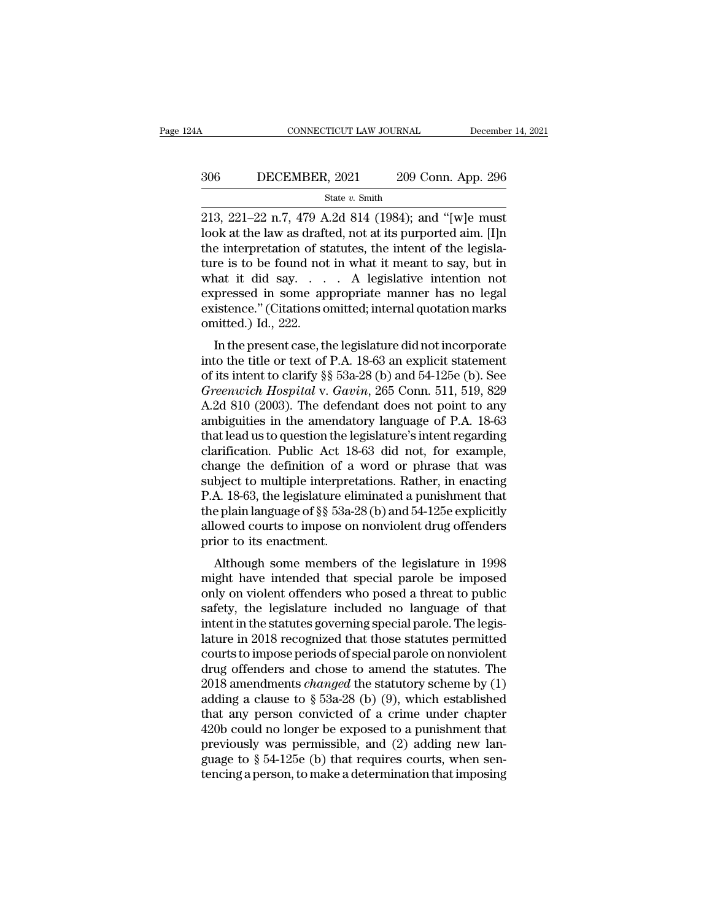213, 221–22 n.7, 479 A.2d 814 (1984); and "[w]e must look at the law as drafted, not at its purported aim. [I]n the interpretation of statutes, the intent of the legislature is to be found not in what it meant to say, but in what it did say. . . . A legislative intention not expressed in some appropriate manner has no legal existence." (Citations omitted; internal quotation marks omitted.) Id., 222.

In the present case, the legislature did not incorporate into the title or text of P.A. 18-63 an explicit statement of its intent to clarify §§ 53a-28 (b) and 54-125e (b). See *Greenwich Hospital* v. *Gavin*, 265 Conn. 511, 519, 829 A.2d 810 (2003). The defendant does not point to any ambiguities in the amendatory language of P.A. 18-63 that lead us to question the legislature's intent regarding clarification. Public Act 18-63 did not, for example, change the definition of a word or phrase that was subject to multiple interpretations. Rather, in enacting P.A. 18-63, the legislature eliminated a punishment that the plain language of §§ 53a-28 (b) and 54-125e explicitly allowed courts to impose on nonviolent drug offenders prior to its enactment.

Although some members of the legislature in 1998 might have intended that special parole be imposed only on violent offenders who posed a threat to public safety, the legislature included no language of that intent in the statutes governing special parole. The legislature in 2018 recognized that those statutes permitted courts to impose periods of special parole on nonviolent drug offenders and chose to amend the statutes. The 2018 amendments *changed* the statutory scheme by (1) adding a clause to § 53a-28 (b) (9), which established that any person convicted of a crime under chapter 420b could no longer be exposed to a punishment that previously was permissible, and (2) adding new language to § 54-125e (b) that requires courts, when sentencing a person, to make a determination that imposing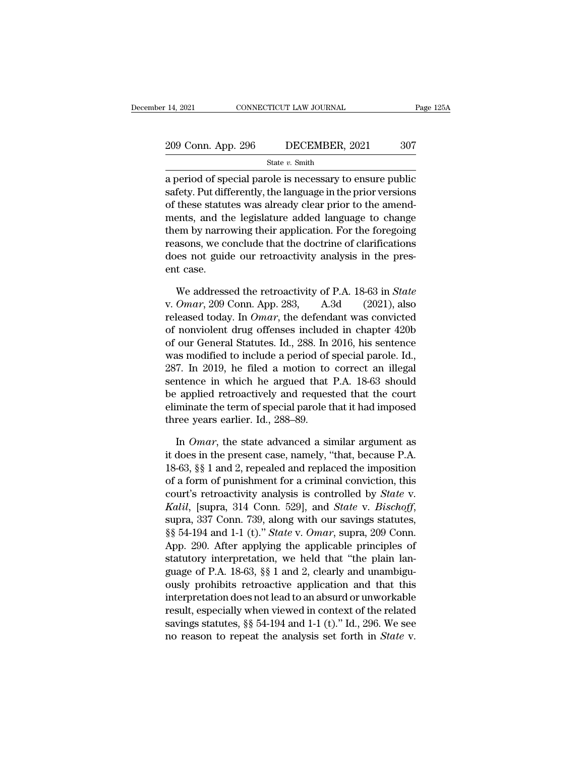a period of special parole is necessary to ensure public safety. Put differently, the language in the prior versions of these statutes was already clear prior to the amendments, and the legislature added language to change them by narrowing their application. For the foregoing reasons, we conclude that the doctrine of clarifications does not guide our retroactivity analysis in the present case.

We addressed the retroactivity of P.A. 18-63 in *State* v. *Omar*, 209 Conn. App. 283, A.3d (2021), also released today. In *Omar*, the defendant was convicted of nonviolent drug offenses included in chapter 420b of our General Statutes. Id., 288. In 2016, his sentence was modified to include a period of special parole. Id., 287. In 2019, he filed a motion to correct an illegal sentence in which he argued that P.A. 18-63 should be applied retroactively and requested that the court eliminate the term of special parole that it had imposed three years earlier. Id., 288–89.

In *Omar*, the state advanced a similar argument as it does in the present case, namely, "that, because P.A. 18-63, §§ 1 and 2, repealed and replaced the imposition of a form of punishment for a criminal conviction, this court's retroactivity analysis is controlled by *State* v. *Kalil*, [supra, 314 Conn. 529], and *State* v. *Bischoff*, supra, 337 Conn. 739, along with our savings statutes, §§ 54-194 and 1-1 (t)." *State* v. *Omar*, supra, 209 Conn. App. 290. After applying the applicable principles of statutory interpretation, we held that "the plain language of P.A. 18-63, §§ 1 and 2, clearly and unambiguously prohibits retroactive application and that this interpretation does not lead to an absurd or unworkable result, especially when viewed in context of the related savings statutes, §§ 54-194 and 1-1 (t)." Id., 296. We see no reason to repeat the analysis set forth in *State* v.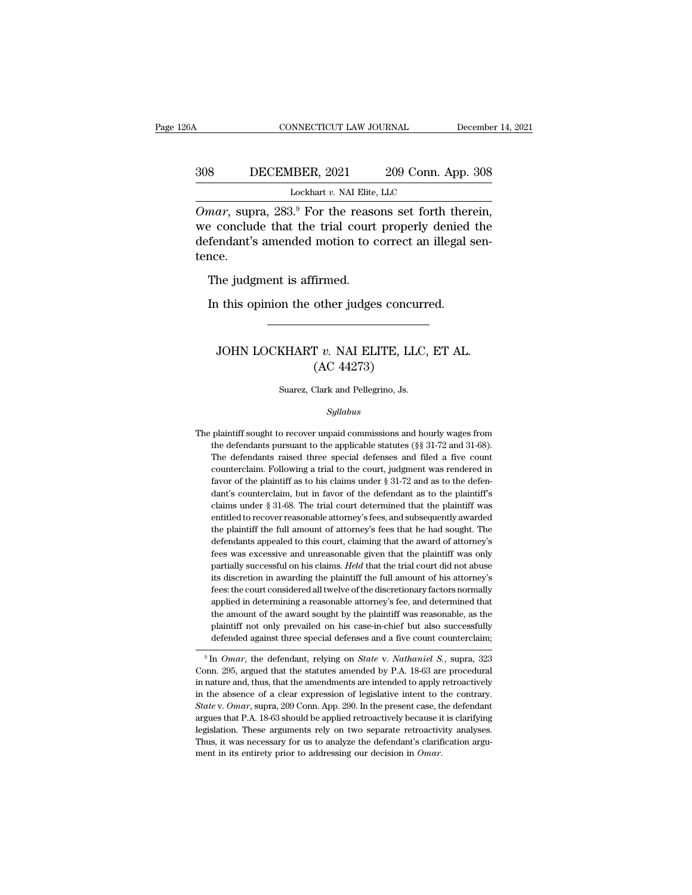*Omar*, supra, 283.[9] For the reasons set forth therein, we conclude that the trial court properly denied the defendant's amended motion to correct an illegal sentence.

The judgment is affirmed.

In this opinion the other judges concurred.

---

# JOHN LOCKHART *v.* NAI ELITE, LLC, ET AL. (AC 44273)

Suarez, Clark and Pellegrino, Js.

*Syllabus*

The plaintiff sought to recover unpaid commissions and hourly wages from the defendants pursuant to the applicable statutes (§§ 31-72 and 31-68). The defendants raised three special defenses and filed a five count counterclaim. Following a trial to the court, judgment was rendered in favor of the plaintiff as to his claims under § 31-72 and as to the defendant's counterclaim, but in favor of the defendant as to the plaintiff's claims under § 31-68. The trial court determined that the plaintiff was entitled to recover reasonable attorney's fees, and subsequently awarded the plaintiff the full amount of attorney's fees that he had sought. The defendants appealed to this court, claiming that the award of attorney's fees was excessive and unreasonable given that the plaintiff was only partially successful on his claims. *Held* that the trial court did not abuse its discretion in awarding the plaintiff the full amount of his attorney's fees: the court considered all twelve of the discretionary factors normally applied in determining a reasonable attorney's fee, and determined that the amount of the award sought by the plaintiff was reasonable, as the plaintiff not only prevailed on his case-in-chief but also successfully defended against three special defenses and a five count counterclaim;

---

[9] In *Omar*, the defendant, relying on *State* v. *Nathaniel S.*, supra, 323 Conn. 295, argued that the statutes amended by P.A. 18-63 are procedural in nature and, thus, that the amendments are intended to apply retroactively in the absence of a clear expression of legislative intent to the contrary. *State* v. *Omar*, supra, 209 Conn. App. 290. In the present case, the defendant argues that P.A. 18-63 should be applied retroactively because it is clarifying legislation. These arguments rely on two separate retroactivity analyses. Thus, it was necessary for us to analyze the defendant's clarification argument in its entirety prior to addressing our decision in *Omar*.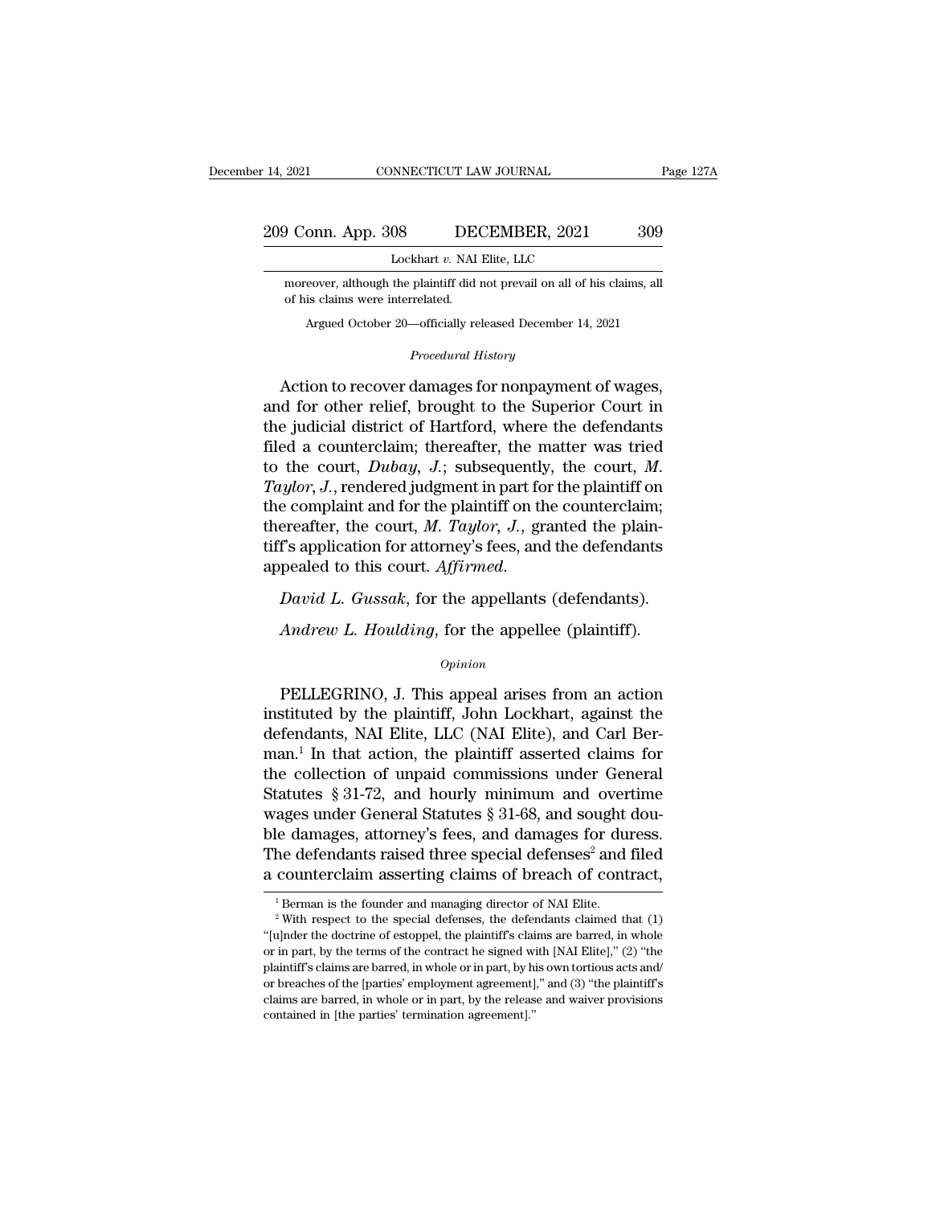moreover, although the plaintiff did not prevail on all of his claims, all of his claims were interrelated.

Argued October 20—officially released December 14, 2021

*Procedural History*

Action to recover damages for nonpayment of wages, and for other relief, brought to the Superior Court in the judicial district of Hartford, where the defendants filed a counterclaim; thereafter, the matter was tried to the court, *Dubay, J.*; subsequently, the court, *M. Taylor, J.*, rendered judgment in part for the plaintiff on the complaint and for the plaintiff on the counterclaim; thereafter, the court, *M. Taylor, J.*, granted the plaintiff's application for attorney's fees, and the defendants appealed to this court. *Affirmed.*

*David L. Gussak*, for the appellants (defendants).

*Andrew L. Houlding*, for the appellee (plaintiff).

*Opinion*

PELLEGRINO, J. This appeal arises from an action instituted by the plaintiff, John Lockhart, against the defendants, NAI Elite, LLC (NAI Elite), and Carl Berman.[1] In that action, the plaintiff asserted claims for the collection of unpaid commissions under General Statutes § 31-72, and hourly minimum and overtime wages under General Statutes § 31-68, and sought double damages, attorney's fees, and damages for duress. The defendants raised three special defenses[2] and filed a counterclaim asserting claims of breach of contract,

[1] Berman is the founder and managing director of NAI Elite.

[2] With respect to the special defenses, the defendants claimed that (1) "[u]nder the doctrine of estoppel, the plaintiff's claims are barred, in whole or in part, by the terms of the contract he signed with [NAI Elite]," (2) "the plaintiff's claims are barred, in whole or in part, by his own tortious acts and/or breaches of the [parties' employment agreement]," and (3) "the plaintiff's claims are barred, in whole or in part, by the release and waiver provisions contained in [the parties' termination agreement]."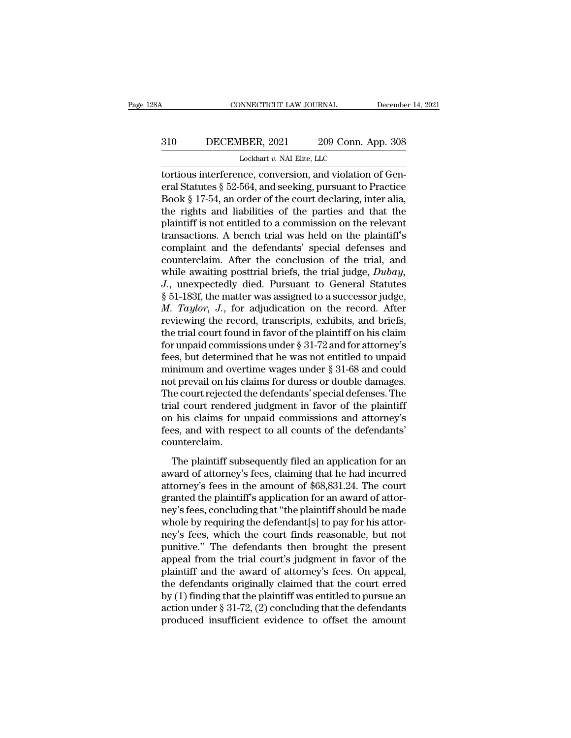tortious interference, conversion, and violation of General Statutes § 52-564, and seeking, pursuant to Practice Book § 17-54, an order of the court declaring, inter alia, the rights and liabilities of the parties and that the plaintiff is not entitled to a commission on the relevant transactions. A bench trial was held on the plaintiff's complaint and the defendants' special defenses and counterclaim. After the conclusion of the trial, and while awaiting posttrial briefs, the trial judge, *Dubay*, *J.*, unexpectedly died. Pursuant to General Statutes § 51-183f, the matter was assigned to a successor judge, *M. Taylor*, *J.*, for adjudication on the record. After reviewing the record, transcripts, exhibits, and briefs, the trial court found in favor of the plaintiff on his claim for unpaid commissions under § 31-72 and for attorney's fees, but determined that he was not entitled to unpaid minimum and overtime wages under § 31-68 and could not prevail on his claims for duress or double damages. The court rejected the defendants' special defenses. The trial court rendered judgment in favor of the plaintiff on his claims for unpaid commissions and attorney's fees, and with respect to all counts of the defendants' counterclaim.

The plaintiff subsequently filed an application for an award of attorney's fees, claiming that he had incurred attorney's fees in the amount of $68,831.24. The court granted the plaintiff's application for an award of attorney's fees, concluding that "the plaintiff should be made whole by requiring the defendant[s] to pay for his attorney's fees, which the court finds reasonable, but not punitive." The defendants then brought the present appeal from the trial court's judgment in favor of the plaintiff and the award of attorney's fees. On appeal, the defendants originally claimed that the court erred by (1) finding that the plaintiff was entitled to pursue an action under § 31-72, (2) concluding that the defendants produced insufficient evidence to offset the amount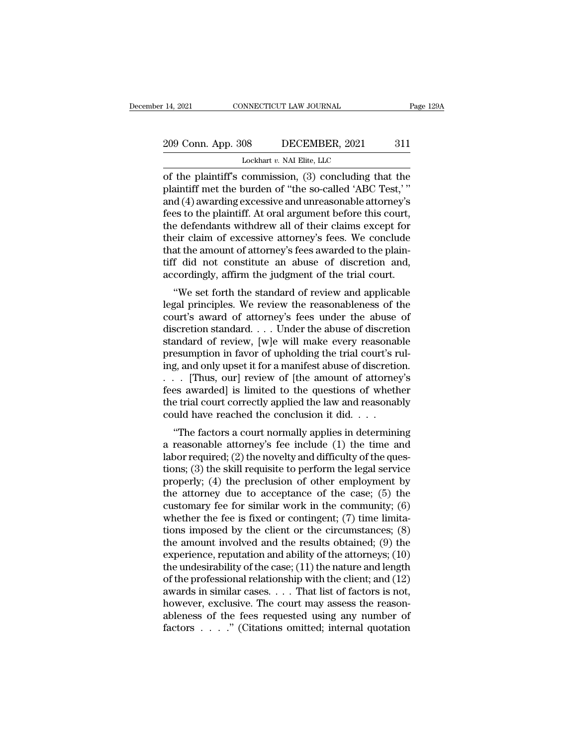of the plaintiff's commission, (3) concluding that the plaintiff met the burden of "the so-called 'ABC Test,' " and (4) awarding excessive and unreasonable attorney's fees to the plaintiff. At oral argument before this court, the defendants withdrew all of their claims except for their claim of excessive attorney's fees. We conclude that the amount of attorney's fees awarded to the plaintiff did not constitute an abuse of discretion and, accordingly, affirm the judgment of the trial court.

"We set forth the standard of review and applicable legal principles. We review the reasonableness of the court's award of attorney's fees under the abuse of discretion standard. . . . Under the abuse of discretion standard of review, [w]e will make every reasonable presumption in favor of upholding the trial court's ruling, and only upset it for a manifest abuse of discretion. . . . [Thus, our] review of [the amount of attorney's fees awarded] is limited to the questions of whether the trial court correctly applied the law and reasonably could have reached the conclusion it did. . . .

"The factors a court normally applies in determining a reasonable attorney's fee include (1) the time and labor required; (2) the novelty and difficulty of the questions; (3) the skill requisite to perform the legal service properly; (4) the preclusion of other employment by the attorney due to acceptance of the case; (5) the customary fee for similar work in the community; (6) whether the fee is fixed or contingent; (7) time limitations imposed by the client or the circumstances; (8) the amount involved and the results obtained; (9) the experience, reputation and ability of the attorneys; (10) the undesirability of the case; (11) the nature and length of the professional relationship with the client; and (12) awards in similar cases. . . . That list of factors is not, however, exclusive. The court may assess the reasonableness of the fees requested using any number of factors . . . ." (Citations omitted; internal quotation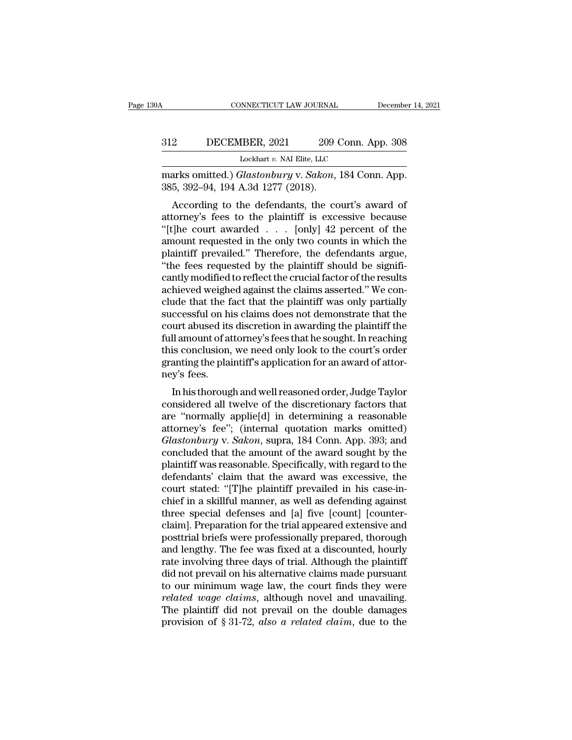marks omitted.) *Glastonbury* v. *Sakon*, 184 Conn. App. 385, 392–94, 194 A.3d 1277 (2018).

According to the defendants, the court's award of attorney's fees to the plaintiff is excessive because "[t]he court awarded . . . [only] 42 percent of the amount requested in the only two counts in which the plaintiff prevailed." Therefore, the defendants argue, "the fees requested by the plaintiff should be significantly modified to reflect the crucial factor of the results achieved weighed against the claims asserted." We conclude that the fact that the plaintiff was only partially successful on his claims does not demonstrate that the court abused its discretion in awarding the plaintiff the full amount of attorney's fees that he sought. In reaching this conclusion, we need only look to the court's order granting the plaintiff's application for an award of attorney's fees.

In his thorough and well reasoned order, Judge Taylor considered all twelve of the discretionary factors that are "normally applie[d] in determining a reasonable attorney's fee"; (internal quotation marks omitted) *Glastonbury* v. *Sakon*, supra, 184 Conn. App. 393; and concluded that the amount of the award sought by the plaintiff was reasonable. Specifically, with regard to the defendants' claim that the award was excessive, the court stated: "[T]he plaintiff prevailed in his case-in-chief in a skillful manner, as well as defending against three special defenses and [a] five [count] [counterclaim]. Preparation for the trial appeared extensive and posttrial briefs were professionally prepared, thorough and lengthy. The fee was fixed at a discounted, hourly rate involving three days of trial. Although the plaintiff did not prevail on his alternative claims made pursuant to our minimum wage law, the court finds they were *related wage claims*, although novel and unavailing. The plaintiff did not prevail on the double damages provision of § 31-72, *also a related claim*, due to the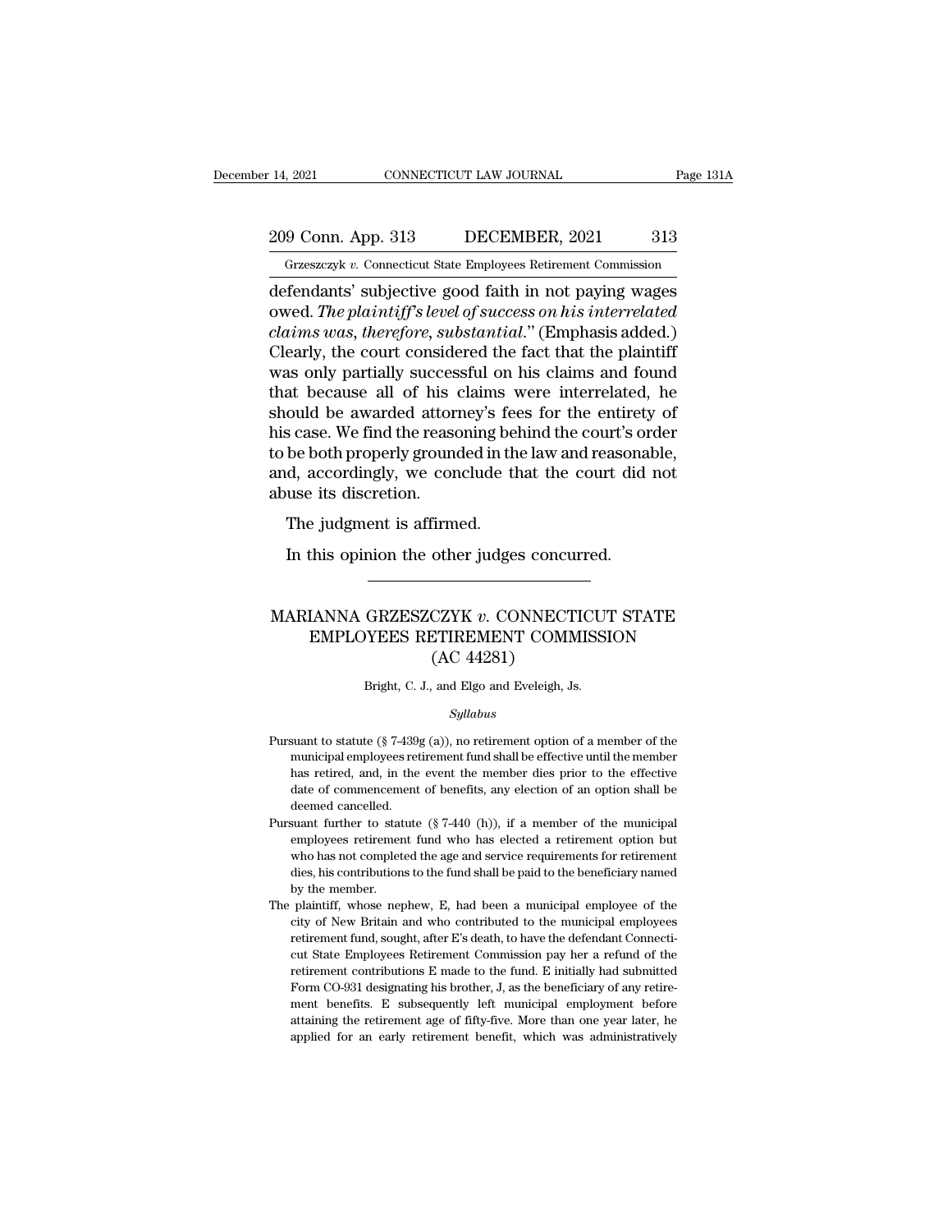defendants' subjective good faith in not paying wages owed. *The plaintiff's level of success on his interrelated claims was, therefore, substantial.*" (Emphasis added.) Clearly, the court considered the fact that the plaintiff was only partially successful on his claims and found that because all of his claims were interrelated, he should be awarded attorney's fees for the entirety of his case. We find the reasoning behind the court's order to be both properly grounded in the law and reasonable, and, accordingly, we conclude that the court did not abuse its discretion.

The judgment is affirmed.

In this opinion the other judges concurred.

---

# MARIANNA GRZESZCZYK *v.* CONNECTICUT STATE EMPLOYEES RETIREMENT COMMISSION (AC 44281)

Bright, C. J., and Elgo and Eveleigh, Js.

*Syllabus*

Pursuant to statute (§ 7-439g (a)), no retirement option of a member of the municipal employees retirement fund shall be effective until the member has retired, and, in the event the member dies prior to the effective date of commencement of benefits, any election of an option shall be deemed cancelled.

Pursuant further to statute (§ 7-440 (h)), if a member of the municipal employees retirement fund who has elected a retirement option but who has not completed the age and service requirements for retirement dies, his contributions to the fund shall be paid to the beneficiary named by the member.

The plaintiff, whose nephew, E, had been a municipal employee of the city of New Britain and who contributed to the municipal employees retirement fund, sought, after E's death, to have the defendant Connecticut State Employees Retirement Commission pay her a refund of the retirement contributions E made to the fund. E initially had submitted Form CO-931 designating his brother, J, as the beneficiary of any retirement benefits. E subsequently left municipal employment before attaining the retirement age of fifty-five. More than one year later, he applied for an early retirement benefit, which was administratively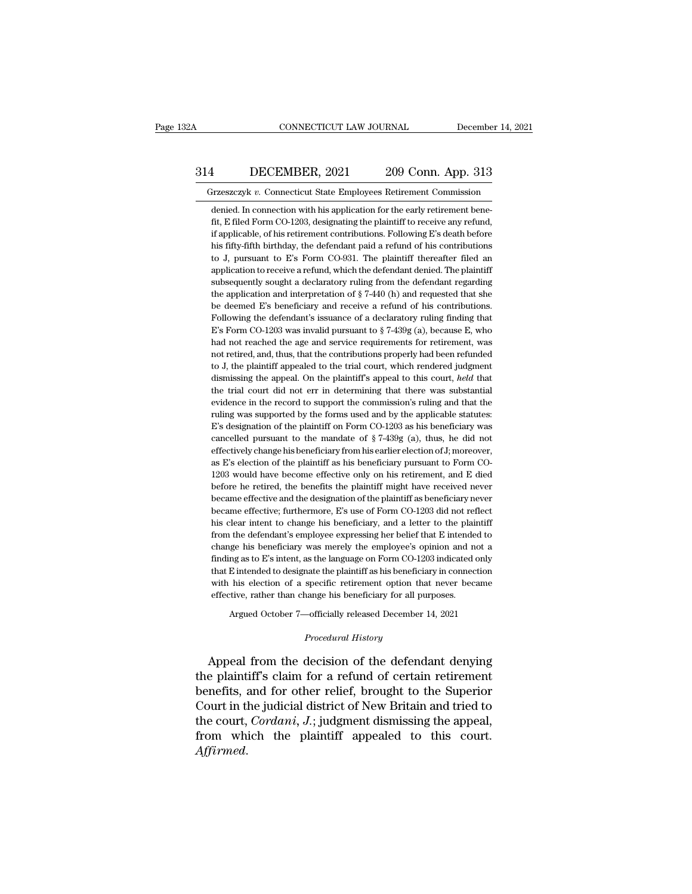denied. In connection with his application for the early retirement benefit, E filed Form CO-1203, designating the plaintiff to receive any refund, if applicable, of his retirement contributions. Following E's death before his fifty-fifth birthday, the defendant paid a refund of his contributions to J, pursuant to E's Form CO-931. The plaintiff thereafter filed an application to receive a refund, which the defendant denied. The plaintiff subsequently sought a declaratory ruling from the defendant regarding the application and interpretation of § 7-440 (h) and requested that she be deemed E's beneficiary and receive a refund of his contributions. Following the defendant's issuance of a declaratory ruling finding that E's Form CO-1203 was invalid pursuant to § 7-439g (a), because E, who had not reached the age and service requirements for retirement, was not retired, and, thus, that the contributions properly had been refunded to J, the plaintiff appealed to the trial court, which rendered judgment dismissing the appeal. On the plaintiff's appeal to this court, *held* that the trial court did not err in determining that there was substantial evidence in the record to support the commission's ruling and that the ruling was supported by the forms used and by the applicable statutes: E's designation of the plaintiff on Form CO-1203 as his beneficiary was cancelled pursuant to the mandate of § 7-439g (a), thus, he did not effectively change his beneficiary from his earlier election of J; moreover, as E's election of the plaintiff as his beneficiary pursuant to Form CO-1203 would have become effective only on his retirement, and E died before he retired, the benefits the plaintiff might have received never became effective and the designation of the plaintiff as beneficiary never became effective; furthermore, E's use of Form CO-1203 did not reflect his clear intent to change his beneficiary, and a letter to the plaintiff from the defendant's employee expressing her belief that E intended to change his beneficiary was merely the employee's opinion and not a finding as to E's intent, as the language on Form CO-1203 indicated only that E intended to designate the plaintiff as his beneficiary in connection with his election of a specific retirement option that never became effective, rather than change his beneficiary for all purposes.

Argued October 7—officially released December 14, 2021

*Procedural History*

Appeal from the decision of the defendant denying the plaintiff's claim for a refund of certain retirement benefits, and for other relief, brought to the Superior Court in the judicial district of New Britain and tried to the court, *Cordani*, *J.*; judgment dismissing the appeal, from which the plaintiff appealed to this court. *Affirmed*.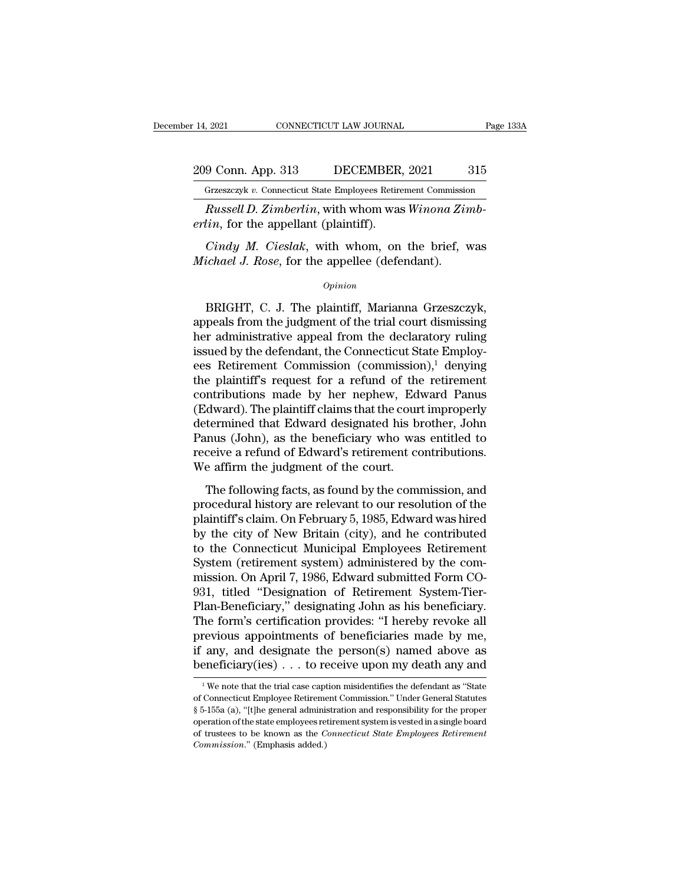*Russell D. Zimberlin*, with whom was *Winona Zimberlin*, for the appellant (plaintiff).

*Cindy M. Cieslak*, with whom, on the brief, was *Michael J. Rose*, for the appellee (defendant).

*Opinion*

BRIGHT, C. J. The plaintiff, Marianna Grzeszczyk, appeals from the judgment of the trial court dismissing her administrative appeal from the declaratory ruling issued by the defendant, the Connecticut State Employees Retirement Commission (commission),[1] denying the plaintiff's request for a refund of the retirement contributions made by her nephew, Edward Panus (Edward). The plaintiff claims that the court improperly determined that Edward designated his brother, John Panus (John), as the beneficiary who was entitled to receive a refund of Edward's retirement contributions. We affirm the judgment of the court.

The following facts, as found by the commission, and procedural history are relevant to our resolution of the plaintiff's claim. On February 5, 1985, Edward was hired by the city of New Britain (city), and he contributed to the Connecticut Municipal Employees Retirement System (retirement system) administered by the commission. On April 7, 1986, Edward submitted Form CO-931, titled "Designation of Retirement System-Tier-Plan-Beneficiary," designating John as his beneficiary. The form's certification provides: "I hereby revoke all previous appointments of beneficiaries made by me, if any, and designate the person(s) named above as beneficiary(ies) . . . to receive upon my death any and

---

[1] We note that the trial case caption misidentifies the defendant as "State of Connecticut Employee Retirement Commission." Under General Statutes § 5-155a (a), "[t]he general administration and responsibility for the proper operation of the state employees retirement system is vested in a single board of trustees to be known as the *Connecticut State Employees Retirement Commission*." (Emphasis added.)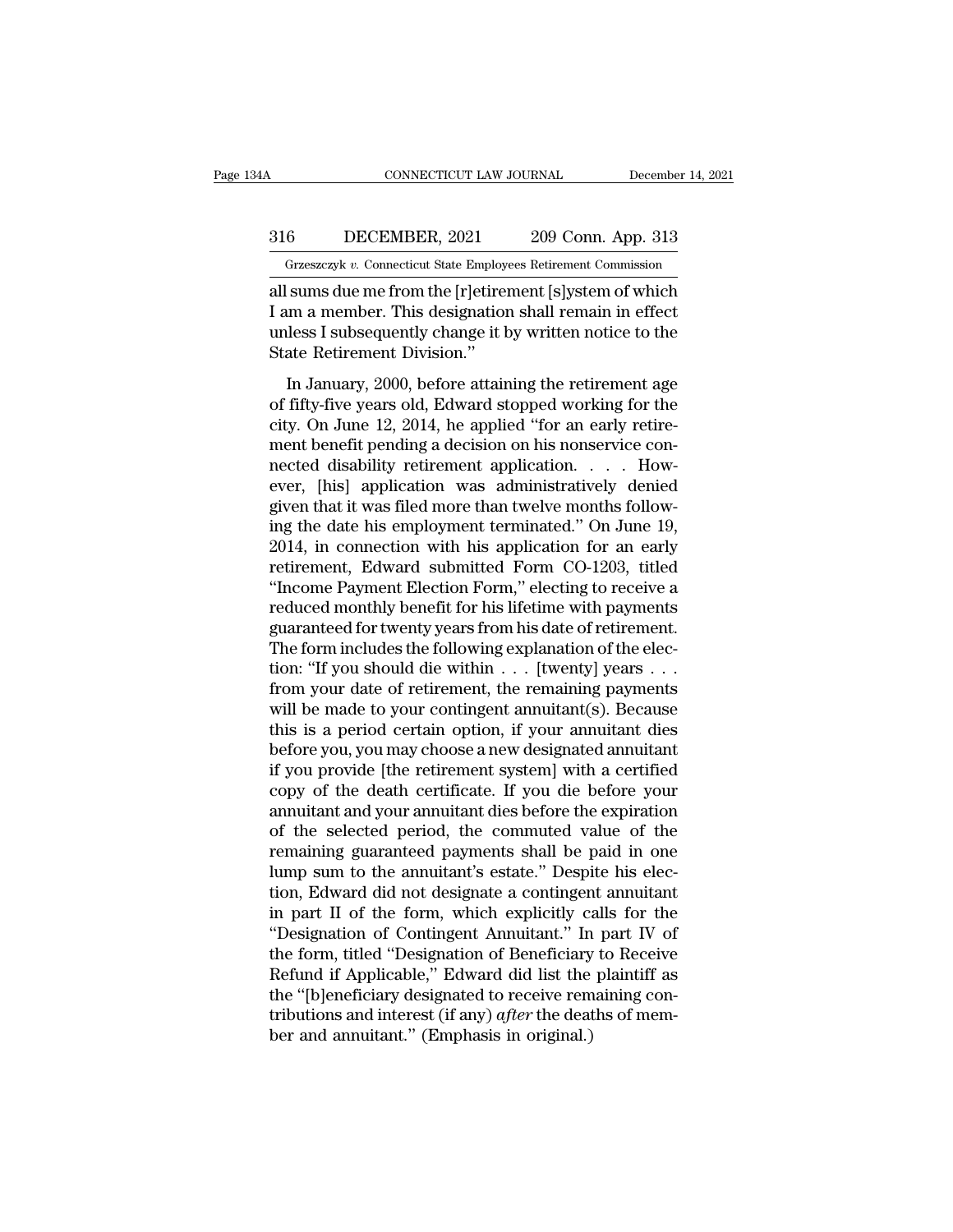all sums due me from the [r]etirement [s]ystem of which I am a member. This designation shall remain in effect unless I subsequently change it by written notice to the State Retirement Division."

In January, 2000, before attaining the retirement age of fifty-five years old, Edward stopped working for the city. On June 12, 2014, he applied "for an early retirement benefit pending a decision on his nonservice connected disability retirement application. . . . However, [his] application was administratively denied given that it was filed more than twelve months following the date his employment terminated." On June 19, 2014, in connection with his application for an early retirement, Edward submitted Form CO-1203, titled "Income Payment Election Form," electing to receive a reduced monthly benefit for his lifetime with payments guaranteed for twenty years from his date of retirement. The form includes the following explanation of the election: "If you should die within . . . [twenty] years . . . from your date of retirement, the remaining payments will be made to your contingent annuitant(s). Because this is a period certain option, if your annuitant dies before you, you may choose a new designated annuitant if you provide [the retirement system] with a certified copy of the death certificate. If you die before your annuitant and your annuitant dies before the expiration of the selected period, the commuted value of the remaining guaranteed payments shall be paid in one lump sum to the annuitant's estate." Despite his election, Edward did not designate a contingent annuitant in part II of the form, which explicitly calls for the "Designation of Contingent Annuitant." In part IV of the form, titled "Designation of Beneficiary to Receive Refund if Applicable," Edward did list the plaintiff as the "[b]eneficiary designated to receive remaining contributions and interest (if any) *after* the deaths of member and annuitant." (Emphasis in original.)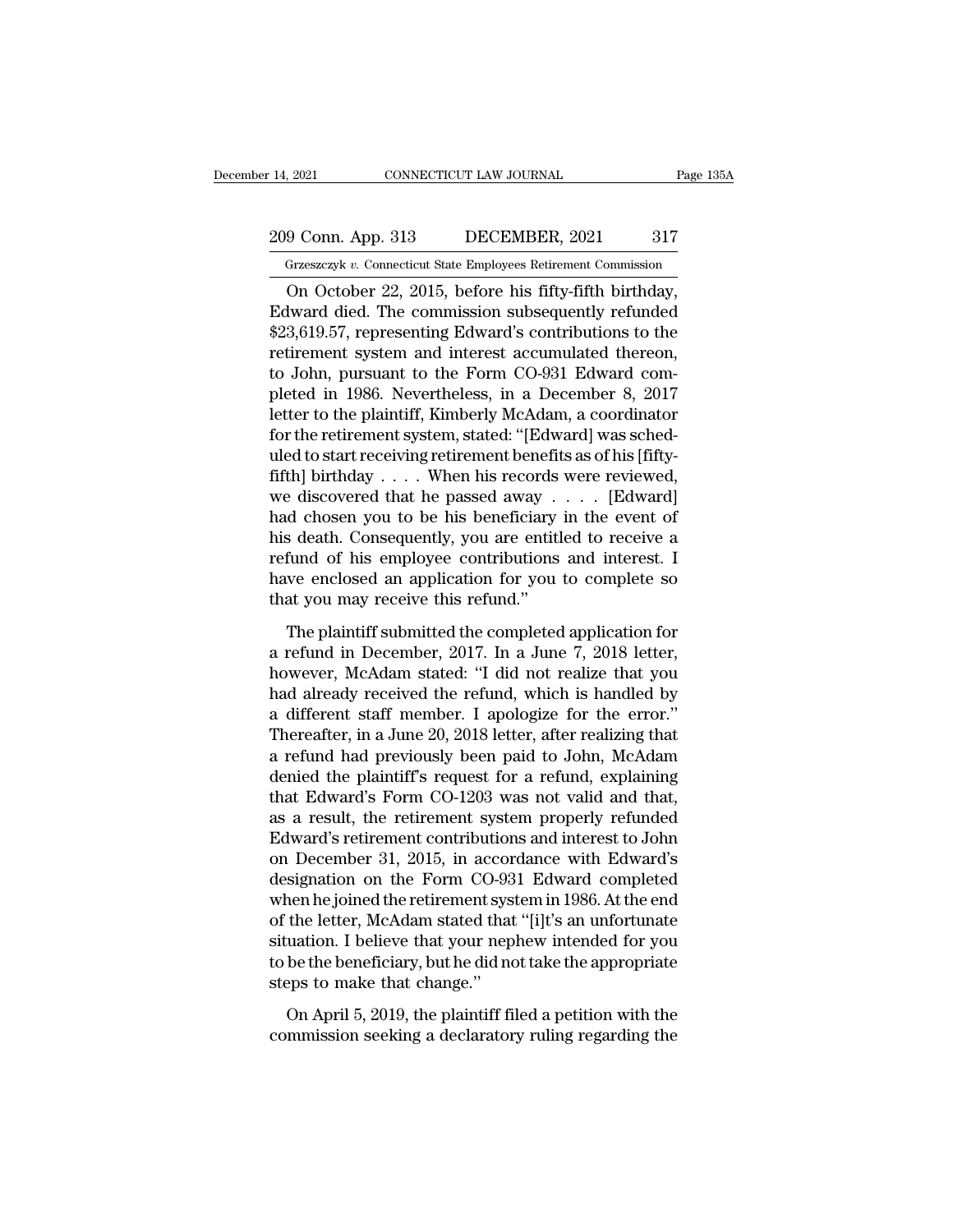On October 22, 2015, before his fifty-fifth birthday, Edward died. The commission subsequently refunded $23,619.57, representing Edward's contributions to the retirement system and interest accumulated thereon, to John, pursuant to the Form CO-931 Edward completed in 1986. Nevertheless, in a December 8, 2017 letter to the plaintiff, Kimberly McAdam, a coordinator for the retirement system, stated: "[Edward] was scheduled to start receiving retirement benefits as of his [fifty-fifth] birthday . . . . When his records were reviewed, we discovered that he passed away . . . . [Edward] had chosen you to be his beneficiary in the event of his death. Consequently, you are entitled to receive a refund of his employee contributions and interest. I have enclosed an application for you to complete so that you may receive this refund."

The plaintiff submitted the completed application for a refund in December, 2017. In a June 7, 2018 letter, however, McAdam stated: "I did not realize that you had already received the refund, which is handled by a different staff member. I apologize for the error." Thereafter, in a June 20, 2018 letter, after realizing that a refund had previously been paid to John, McAdam denied the plaintiff's request for a refund, explaining that Edward's Form CO-1203 was not valid and that, as a result, the retirement system properly refunded Edward's retirement contributions and interest to John on December 31, 2015, in accordance with Edward's designation on the Form CO-931 Edward completed when he joined the retirement system in 1986. At the end of the letter, McAdam stated that "[i]t's an unfortunate situation. I believe that your nephew intended for you to be the beneficiary, but he did not take the appropriate steps to make that change."

On April 5, 2019, the plaintiff filed a petition with the commission seeking a declaratory ruling regarding the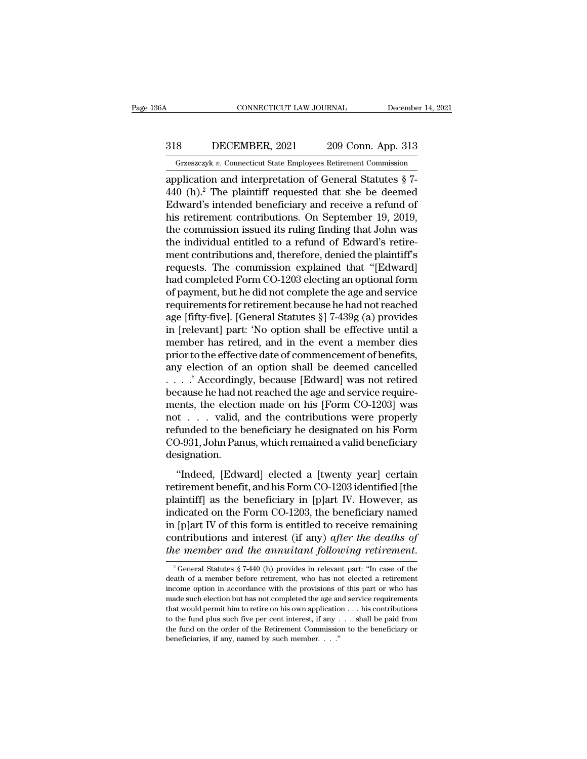application and interpretation of General Statutes § 7-440 (h).[2] The plaintiff requested that she be deemed Edward's intended beneficiary and receive a refund of his retirement contributions. On September 19, 2019, the commission issued its ruling finding that John was the individual entitled to a refund of Edward's retirement contributions and, therefore, denied the plaintiff's requests. The commission explained that "[Edward] had completed Form CO-1203 electing an optional form of payment, but he did not complete the age and service requirements for retirement because he had not reached age [fifty-five]. [General Statutes §] 7-439g (a) provides in [relevant] part: 'No option shall be effective until a member has retired, and in the event a member dies prior to the effective date of commencement of benefits, any election of an option shall be deemed cancelled . . . .' Accordingly, because [Edward] was not retired because he had not reached the age and service requirements, the election made on his [Form CO-1203] was not . . . valid, and the contributions were properly refunded to the beneficiary he designated on his Form CO-931, John Panus, which remained a valid beneficiary designation.

"Indeed, [Edward] elected a [twenty year] certain retirement benefit, and his Form CO-1203 identified [the plaintiff] as the beneficiary in [p]art IV. However, as indicated on the Form CO-1203, the beneficiary named in [p]art IV of this form is entitled to receive remaining contributions and interest (if any) *after the deaths of the member and the annuitant following retirement.*

[2] General Statutes § 7-440 (h) provides in relevant part: "In case of the death of a member before retirement, who has not elected a retirement income option in accordance with the provisions of this part or who has made such election but has not completed the age and service requirements that would permit him to retire on his own application . . . his contributions to the fund plus such five per cent interest, if any . . . shall be paid from the fund on the order of the Retirement Commission to the beneficiary or beneficiaries, if any, named by such member. . . ."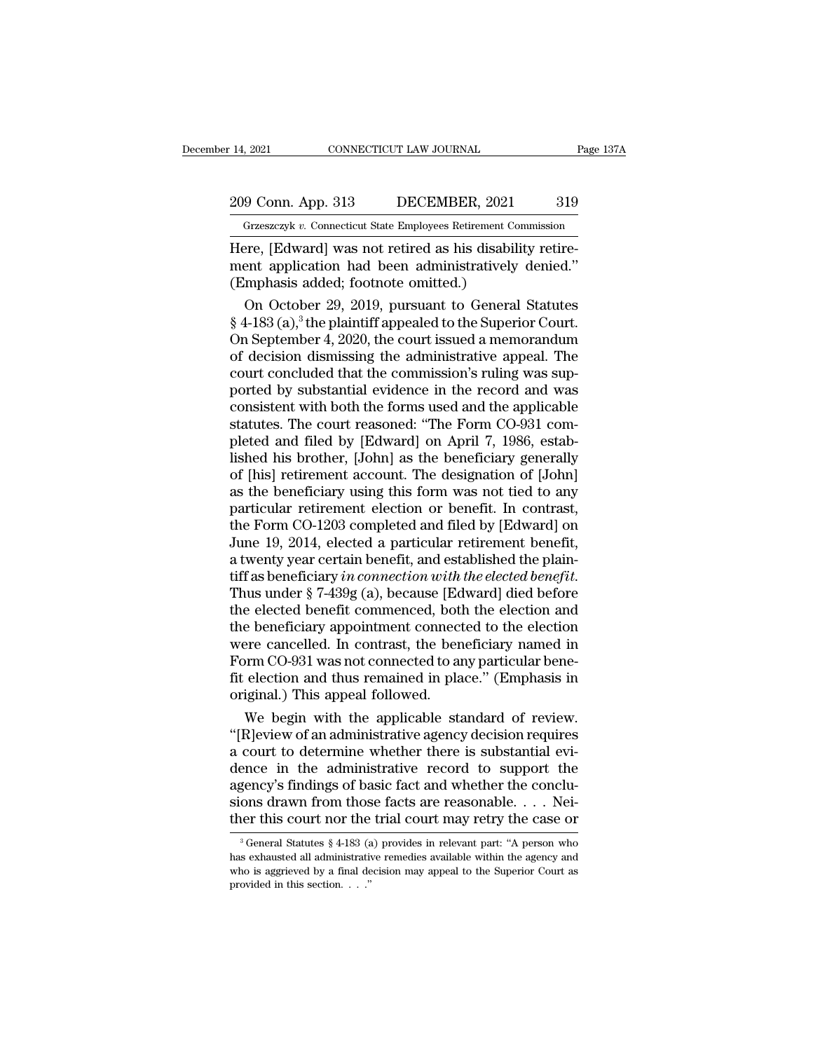Here, [Edward] was not retired as his disability retirement application had been administratively denied." (Emphasis added; footnote omitted.)

On October 29, 2019, pursuant to General Statutes § 4-183 (a),[3] the plaintiff appealed to the Superior Court. On September 4, 2020, the court issued a memorandum of decision dismissing the administrative appeal. The court concluded that the commission's ruling was supported by substantial evidence in the record and was consistent with both the forms used and the applicable statutes. The court reasoned: "The Form CO-931 completed and filed by [Edward] on April 7, 1986, established his brother, [John] as the beneficiary generally of [his] retirement account. The designation of [John] as the beneficiary using this form was not tied to any particular retirement election or benefit. In contrast, the Form CO-1203 completed and filed by [Edward] on June 19, 2014, elected a particular retirement benefit, a twenty year certain benefit, and established the plaintiff as beneficiary *in connection with the elected benefit*. Thus under § 7-439g (a), because [Edward] died before the elected benefit commenced, both the election and the beneficiary appointment connected to the election were cancelled. In contrast, the beneficiary named in Form CO-931 was not connected to any particular benefit election and thus remained in place." (Emphasis in original.) This appeal followed.

We begin with the applicable standard of review. "[R]eview of an administrative agency decision requires a court to determine whether there is substantial evidence in the administrative record to support the agency's findings of basic fact and whether the conclusions drawn from those facts are reasonable. . . . Neither this court nor the trial court may retry the case or

[3] General Statutes § 4-183 (a) provides in relevant part: "A person who has exhausted all administrative remedies available within the agency and who is aggrieved by a final decision may appeal to the Superior Court as provided in this section. . . ."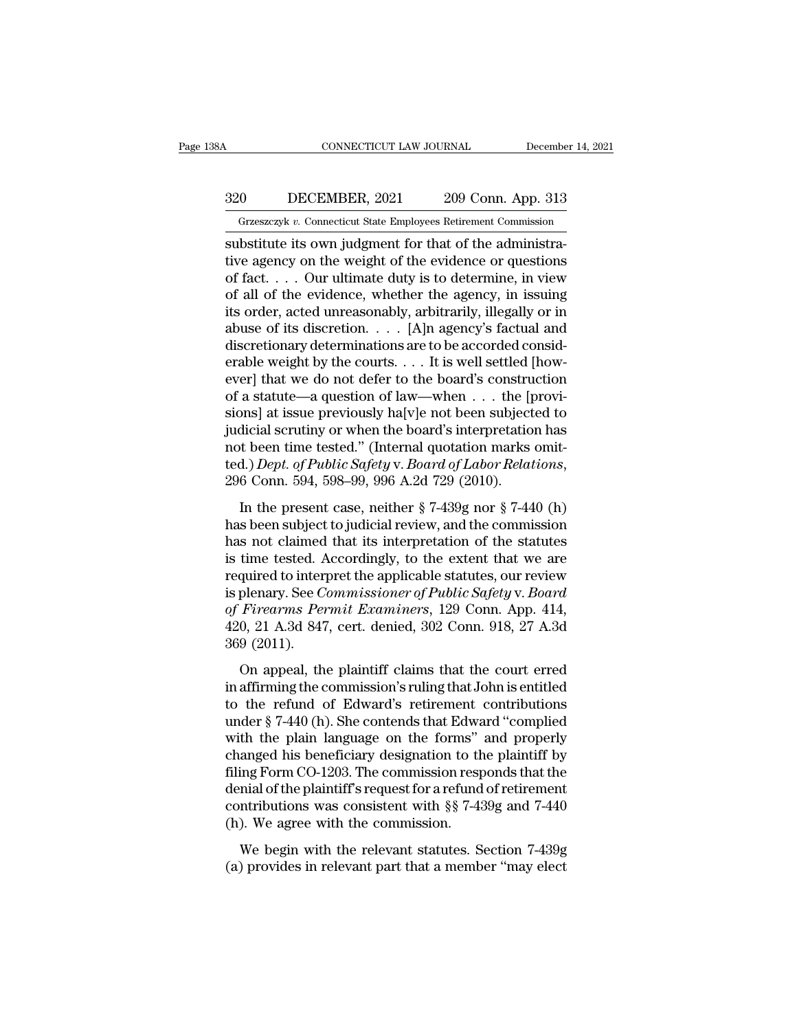substitute its own judgment for that of the administrative agency on the weight of the evidence or questions of fact. . . . Our ultimate duty is to determine, in view of all of the evidence, whether the agency, in issuing its order, acted unreasonably, arbitrarily, illegally or in abuse of its discretion. . . . [A]n agency's factual and discretionary determinations are to be accorded considerable weight by the courts. . . . It is well settled [however] that we do not defer to the board's construction of a statute—a question of law—when . . . the [provisions] at issue previously ha[v]e not been subjected to judicial scrutiny or when the board's interpretation has not been time tested." (Internal quotation marks omitted.) *Dept. of Public Safety* v. *Board of Labor Relations*, 296 Conn. 594, 598–99, 996 A.2d 729 (2010).

In the present case, neither § 7-439g nor § 7-440 (h) has been subject to judicial review, and the commission has not claimed that its interpretation of the statutes is time tested. Accordingly, to the extent that we are required to interpret the applicable statutes, our review is plenary. See *Commissioner of Public Safety* v. *Board of Firearms Permit Examiners*, 129 Conn. App. 414, 420, 21 A.3d 847, cert. denied, 302 Conn. 918, 27 A.3d 369 (2011).

On appeal, the plaintiff claims that the court erred in affirming the commission's ruling that John is entitled to the refund of Edward's retirement contributions under § 7-440 (h). She contends that Edward "complied with the plain language on the forms" and properly changed his beneficiary designation to the plaintiff by filing Form CO-1203. The commission responds that the denial of the plaintiff's request for a refund of retirement contributions was consistent with §§ 7-439g and 7-440 (h). We agree with the commission.

We begin with the relevant statutes. Section 7-439g (a) provides in relevant part that a member "may elect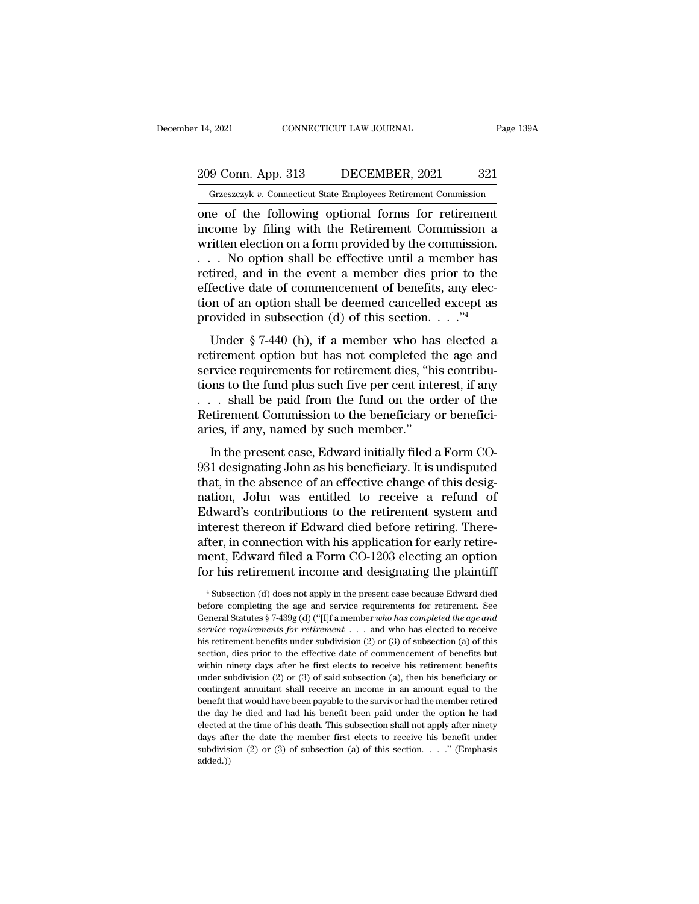one of the following optional forms for retirement income by filing with the Retirement Commission a written election on a form provided by the commission. . . . No option shall be effective until a member has retired, and in the event a member dies prior to the effective date of commencement of benefits, any election of an option shall be deemed cancelled except as provided in subsection (d) of this section. . . ."[4]

Under § 7-440 (h), if a member who has elected a retirement option but has not completed the age and service requirements for retirement dies, "his contributions to the fund plus such five per cent interest, if any . . . shall be paid from the fund on the order of the Retirement Commission to the beneficiary or beneficiaries, if any, named by such member."

In the present case, Edward initially filed a Form CO-931 designating John as his beneficiary. It is undisputed that, in the absence of an effective change of this designation, John was entitled to receive a refund of Edward's contributions to the retirement system and interest thereon if Edward died before retiring. Thereafter, in connection with his application for early retirement, Edward filed a Form CO-1203 electing an option for his retirement income and designating the plaintiff

---

[4] Subsection (d) does not apply in the present case because Edward died before completing the age and service requirements for retirement. See General Statutes § 7-439g (d) ("[I]f a member *who has completed the age and service requirements for retirement* . . . and who has elected to receive his retirement benefits under subdivision (2) or (3) of subsection (a) of this section, dies prior to the effective date of commencement of benefits but within ninety days after he first elects to receive his retirement benefits under subdivision (2) or (3) of said subsection (a), then his beneficiary or contingent annuitant shall receive an income in an amount equal to the benefit that would have been payable to the survivor had the member retired the day he died and had his benefit been paid under the option he had elected at the time of his death. This subsection shall not apply after ninety days after the date the member first elects to receive his benefit under subdivision (2) or (3) of subsection (a) of this section. . . ." (Emphasis added.))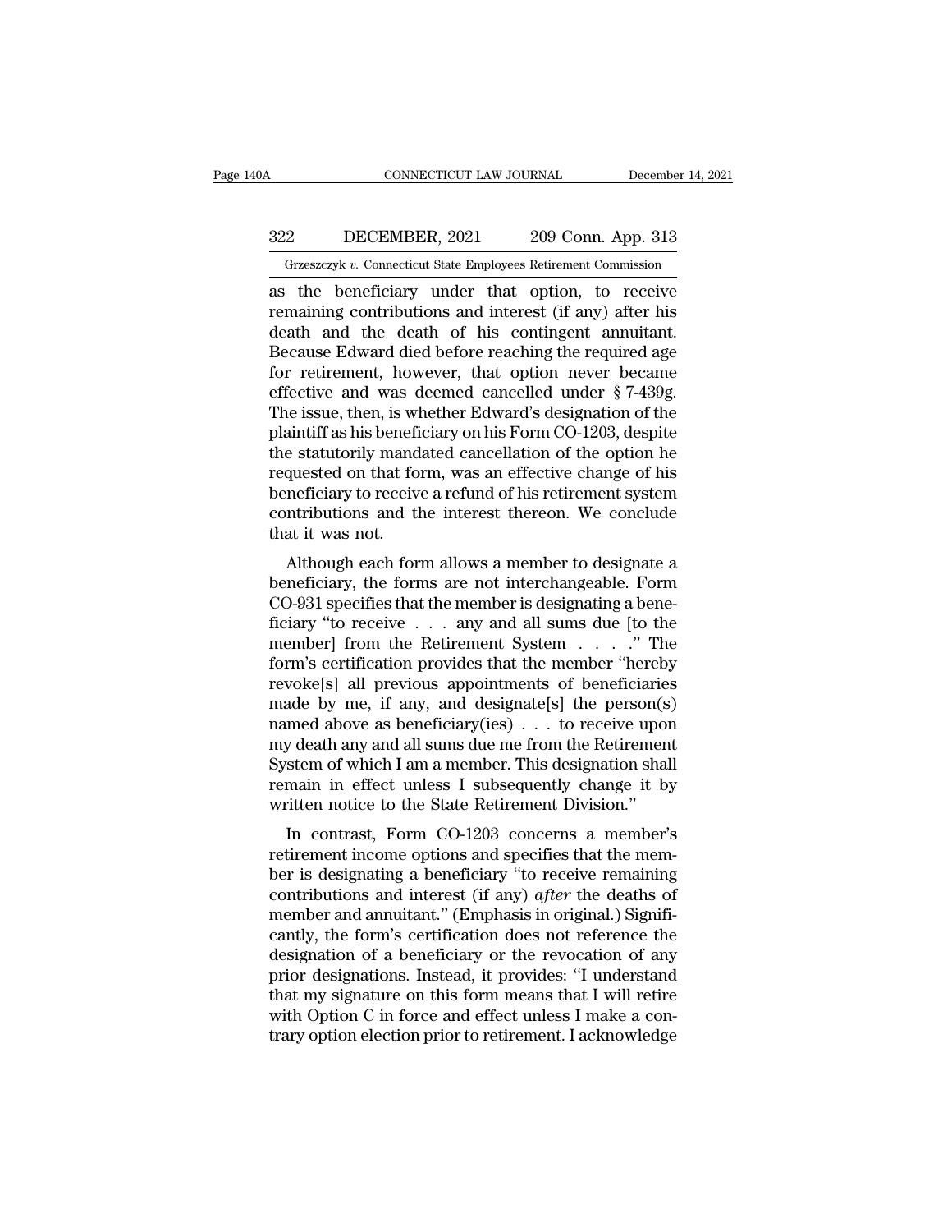as the beneficiary under that option, to receive remaining contributions and interest (if any) after his death and the death of his contingent annuitant. Because Edward died before reaching the required age for retirement, however, that option never became effective and was deemed cancelled under § 7-439g. The issue, then, is whether Edward's designation of the plaintiff as his beneficiary on his Form CO-1203, despite the statutorily mandated cancellation of the option he requested on that form, was an effective change of his beneficiary to receive a refund of his retirement system contributions and the interest thereon. We conclude that it was not.

Although each form allows a member to designate a beneficiary, the forms are not interchangeable. Form CO-931 specifies that the member is designating a beneficiary "to receive . . . any and all sums due [to the member] from the Retirement System . . . ." The form's certification provides that the member "hereby revoke[s] all previous appointments of beneficiaries made by me, if any, and designate[s] the person(s) named above as beneficiary(ies) . . . to receive upon my death any and all sums due me from the Retirement System of which I am a member. This designation shall remain in effect unless I subsequently change it by written notice to the State Retirement Division."

In contrast, Form CO-1203 concerns a member's retirement income options and specifies that the member is designating a beneficiary "to receive remaining contributions and interest (if any) *after* the deaths of member and annuitant." (Emphasis in original.) Significantly, the form's certification does not reference the designation of a beneficiary or the revocation of any prior designations. Instead, it provides: "I understand that my signature on this form means that I will retire with Option C in force and effect unless I make a contrary option election prior to retirement. I acknowledge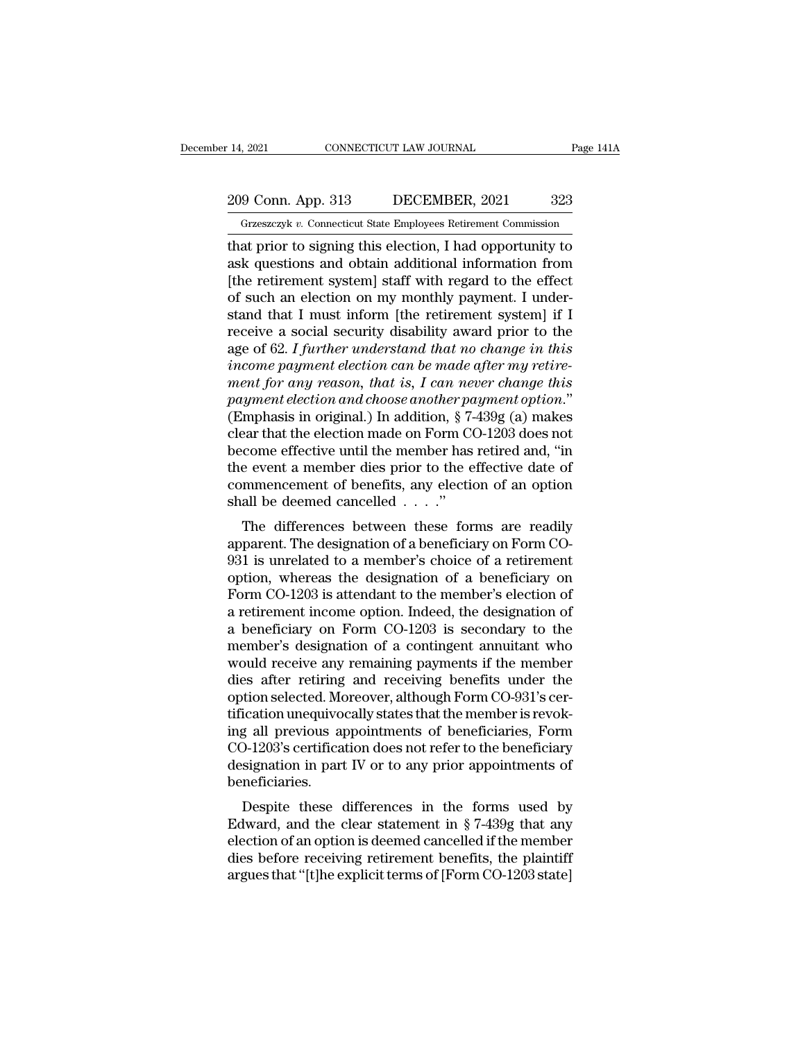that prior to signing this election, I had opportunity to ask questions and obtain additional information from [the retirement system] staff with regard to the effect of such an election on my monthly payment. I understand that I must inform [the retirement system] if I receive a social security disability award prior to the age of 62. *I further understand that no change in this income payment election can be made after my retirement for any reason, that is, I can never change this payment election and choose another payment option.*" (Emphasis in original.) In addition, § 7-439g (a) makes clear that the election made on Form CO-1203 does not become effective until the member has retired and, "in the event a member dies prior to the effective date of commencement of benefits, any election of an option shall be deemed cancelled . . . ."

The differences between these forms are readily apparent. The designation of a beneficiary on Form CO-931 is unrelated to a member's choice of a retirement option, whereas the designation of a beneficiary on Form CO-1203 is attendant to the member's election of a retirement income option. Indeed, the designation of a beneficiary on Form CO-1203 is secondary to the member's designation of a contingent annuitant who would receive any remaining payments if the member dies after retiring and receiving benefits under the option selected. Moreover, although Form CO-931's certification unequivocally states that the member is revoking all previous appointments of beneficiaries, Form CO-1203's certification does not refer to the beneficiary designation in part IV or to any prior appointments of beneficiaries.

Despite these differences in the forms used by Edward, and the clear statement in § 7-439g that any election of an option is deemed cancelled if the member dies before receiving retirement benefits, the plaintiff argues that "[t]he explicit terms of [Form CO-1203 state]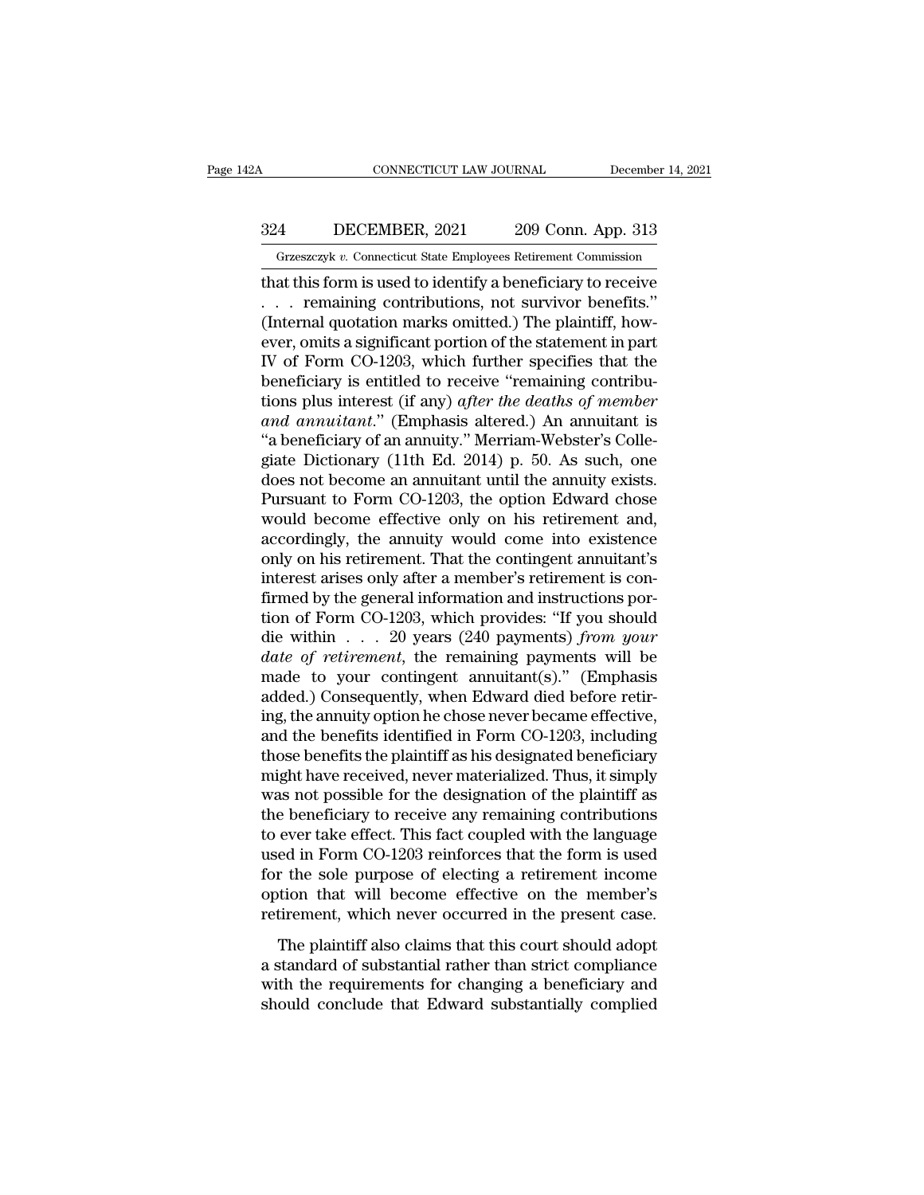that this form is used to identify a beneficiary to receive . . . remaining contributions, not survivor benefits." (Internal quotation marks omitted.) The plaintiff, however, omits a significant portion of the statement in part IV of Form CO-1203, which further specifies that the beneficiary is entitled to receive "remaining contributions plus interest (if any) *after the deaths of member and annuitant*." (Emphasis altered.) An annuitant is "a beneficiary of an annuity." Merriam-Webster's Collegiate Dictionary (11th Ed. 2014) p. 50. As such, one does not become an annuitant until the annuity exists. Pursuant to Form CO-1203, the option Edward chose would become effective only on his retirement and, accordingly, the annuity would come into existence only on his retirement. That the contingent annuitant's interest arises only after a member's retirement is confirmed by the general information and instructions portion of Form CO-1203, which provides: "If you should die within . . . 20 years (240 payments) *from your date of retirement*, the remaining payments will be made to your contingent annuitant(s)." (Emphasis added.) Consequently, when Edward died before retiring, the annuity option he chose never became effective, and the benefits identified in Form CO-1203, including those benefits the plaintiff as his designated beneficiary might have received, never materialized. Thus, it simply was not possible for the designation of the plaintiff as the beneficiary to receive any remaining contributions to ever take effect. This fact coupled with the language used in Form CO-1203 reinforces that the form is used for the sole purpose of electing a retirement income option that will become effective on the member's retirement, which never occurred in the present case.

The plaintiff also claims that this court should adopt a standard of substantial rather than strict compliance with the requirements for changing a beneficiary and should conclude that Edward substantially complied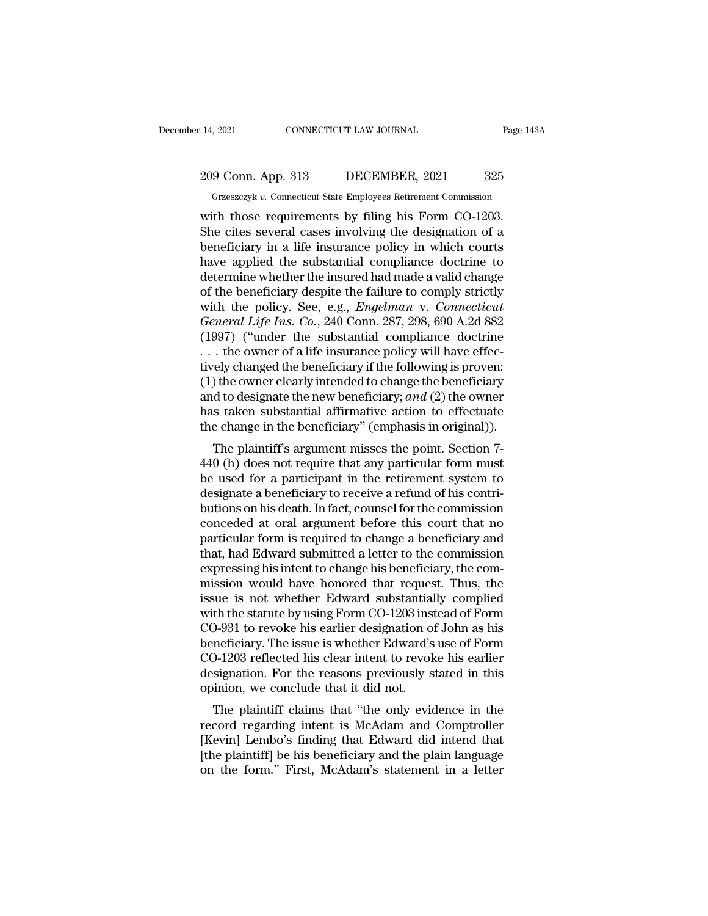with those requirements by filing his Form CO-1203. She cites several cases involving the designation of a beneficiary in a life insurance policy in which courts have applied the substantial compliance doctrine to determine whether the insured had made a valid change of the beneficiary despite the failure to comply strictly with the policy. See, e.g., *Engelman* v. *Connecticut General Life Ins. Co.*, 240 Conn. 287, 298, 690 A.2d 882 (1997) ("under the substantial compliance doctrine . . . the owner of a life insurance policy will have effectively changed the beneficiary if the following is proven: (1) the owner clearly intended to change the beneficiary and to designate the new beneficiary; *and* (2) the owner has taken substantial affirmative action to effectuate the change in the beneficiary" (emphasis in original)).

The plaintiff's argument misses the point. Section 7-440 (h) does not require that any particular form must be used for a participant in the retirement system to designate a beneficiary to receive a refund of his contributions on his death. In fact, counsel for the commission conceded at oral argument before this court that no particular form is required to change a beneficiary and that, had Edward submitted a letter to the commission expressing his intent to change his beneficiary, the commission would have honored that request. Thus, the issue is not whether Edward substantially complied with the statute by using Form CO-1203 instead of Form CO-931 to revoke his earlier designation of John as his beneficiary. The issue is whether Edward's use of Form CO-1203 reflected his clear intent to revoke his earlier designation. For the reasons previously stated in this opinion, we conclude that it did not.

The plaintiff claims that "the only evidence in the record regarding intent is McAdam and Comptroller [Kevin] Lembo's finding that Edward did intend that [the plaintiff] be his beneficiary and the plain language on the form." First, McAdam's statement in a letter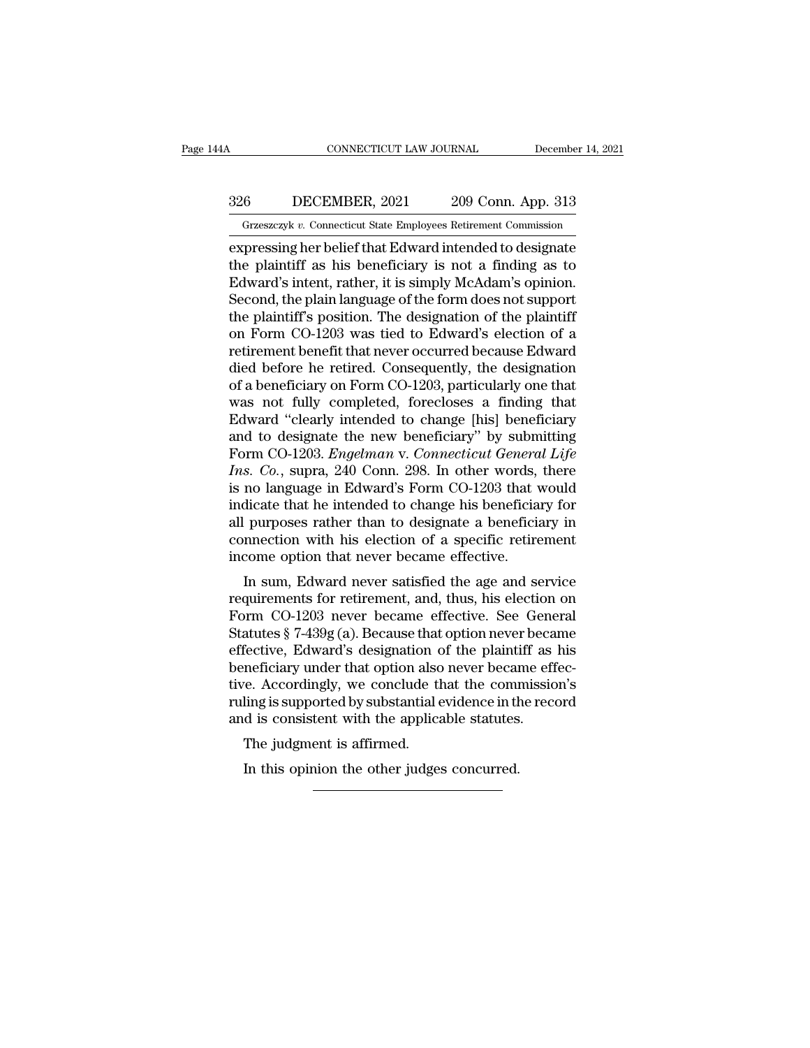expressing her belief that Edward intended to designate the plaintiff as his beneficiary is not a finding as to Edward's intent, rather, it is simply McAdam's opinion. Second, the plain language of the form does not support the plaintiff's position. The designation of the plaintiff on Form CO-1203 was tied to Edward's election of a retirement benefit that never occurred because Edward died before he retired. Consequently, the designation of a beneficiary on Form CO-1203, particularly one that was not fully completed, forecloses a finding that Edward "clearly intended to change [his] beneficiary and to designate the new beneficiary" by submitting Form CO-1203. *Engelman* v. *Connecticut General Life Ins. Co.*, supra, 240 Conn. 298. In other words, there is no language in Edward's Form CO-1203 that would indicate that he intended to change his beneficiary for all purposes rather than to designate a beneficiary in connection with his election of a specific retirement income option that never became effective.

In sum, Edward never satisfied the age and service requirements for retirement, and, thus, his election on Form CO-1203 never became effective. See General Statutes § 7-439g (a). Because that option never became effective, Edward's designation of the plaintiff as his beneficiary under that option also never became effective. Accordingly, we conclude that the commission's ruling is supported by substantial evidence in the record and is consistent with the applicable statutes.

The judgment is affirmed.

In this opinion the other judges concurred.